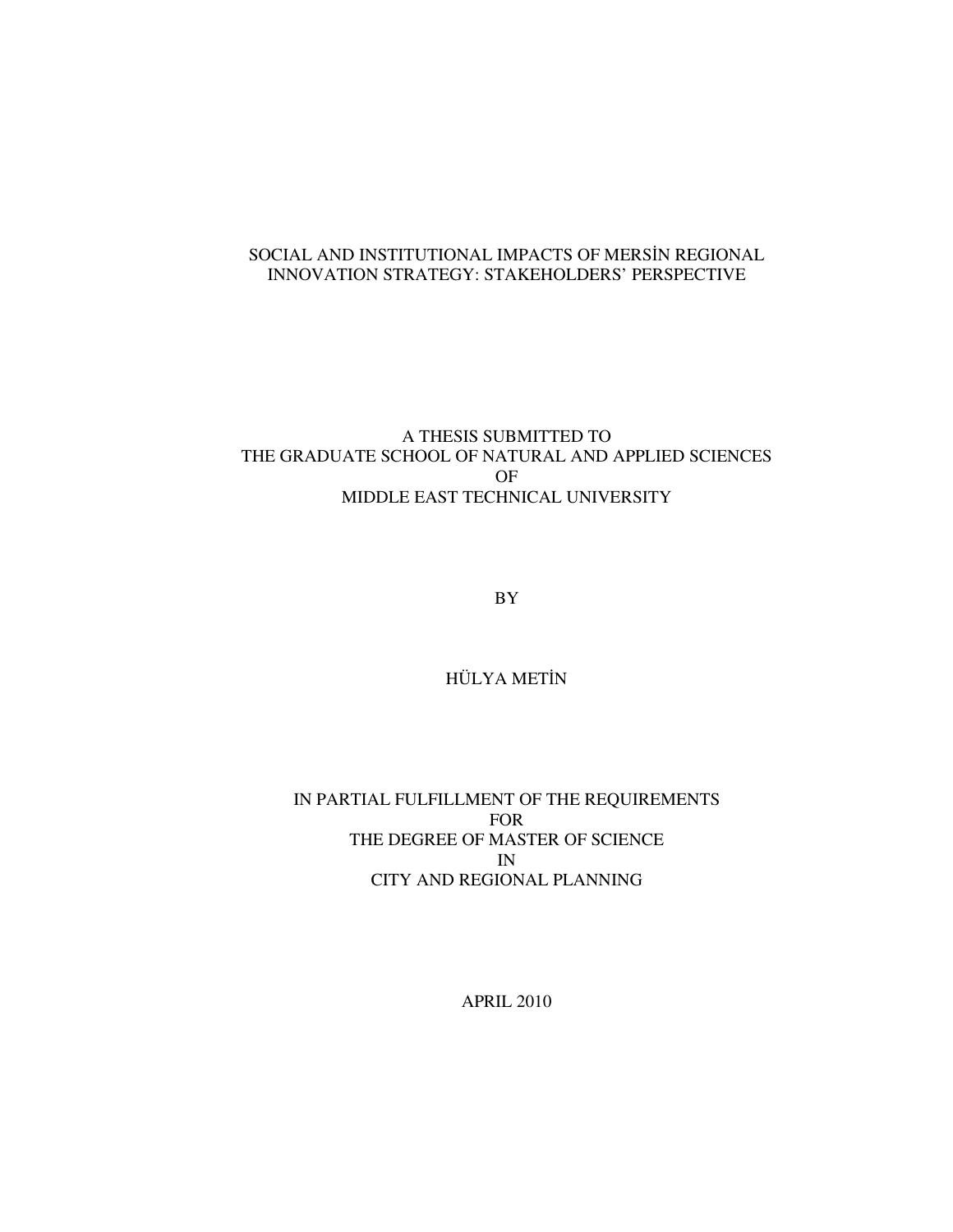# SOCIAL AND INSTITUTIONAL IMPACTS OF MERSİN REGIONAL INNOVATION STRATEGY: STAKEHOLDERS' PERSPECTIVE

A THESIS SUBMITTED TO
THE GRADUATE SCHOOL OF NATURAL AND APPLIED SCIENCES
OF
MIDDLE EAST TECHNICAL UNIVERSITY

BY

HÜLYA METİN

IN PARTIAL FULFILLMENT OF THE REQUIREMENTS
FOR
THE DEGREE OF MASTER OF SCIENCE
IN
CITY AND REGIONAL PLANNING

APRIL 2010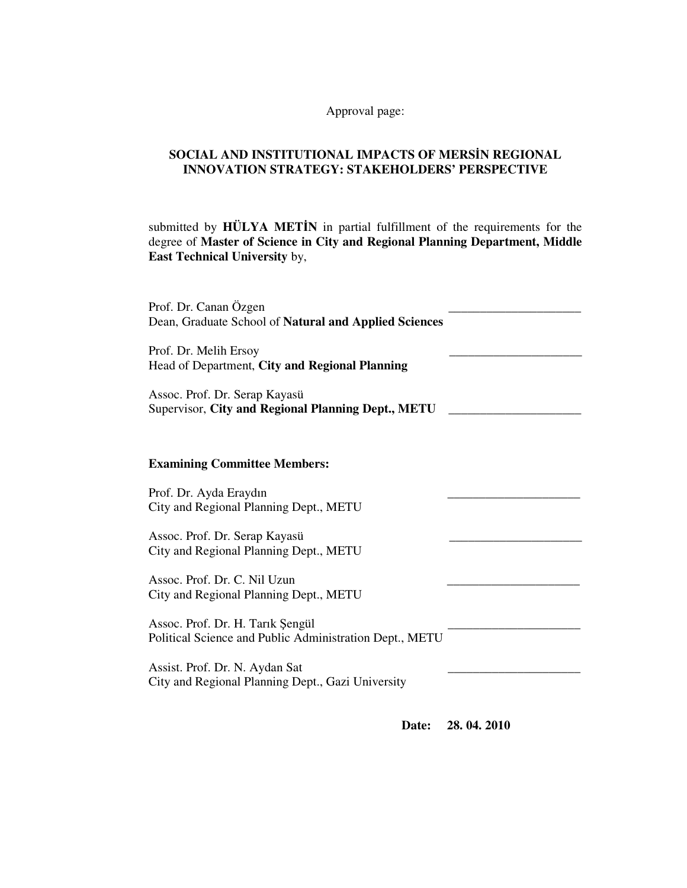Approval page:

**SOCIAL AND INSTITUTIONAL IMPACTS OF MERSİN REGIONAL INNOVATION STRATEGY: STAKEHOLDERS' PERSPECTIVE**

submitted by **HÜLYA METİN** in partial fulfillment of the requirements for the degree of **Master of Science in City and Regional Planning Department, Middle East Technical University** by,

Prof. Dr. Canan Özgen _____________________
Dean, Graduate School of **Natural and Applied Sciences**

Prof. Dr. Melih Ersoy _____________________
Head of Department, **City and Regional Planning**

Assoc. Prof. Dr. Serap Kayasü
Supervisor, **City and Regional Planning Dept., METU** _____________________

**Examining Committee Members:**

Prof. Dr. Ayda Eraydın _____________________
City and Regional Planning Dept., METU

Assoc. Prof. Dr. Serap Kayasü _____________________
City and Regional Planning Dept., METU

Assoc. Prof. Dr. C. Nil Uzun _____________________
City and Regional Planning Dept., METU

Assoc. Prof. Dr. H. Tarık Şengül _____________________
Political Science and Public Administration Dept., METU

Assist. Prof. Dr. N. Aydan Sat _____________________
City and Regional Planning Dept., Gazi University

**Date: 28. 04. 2010**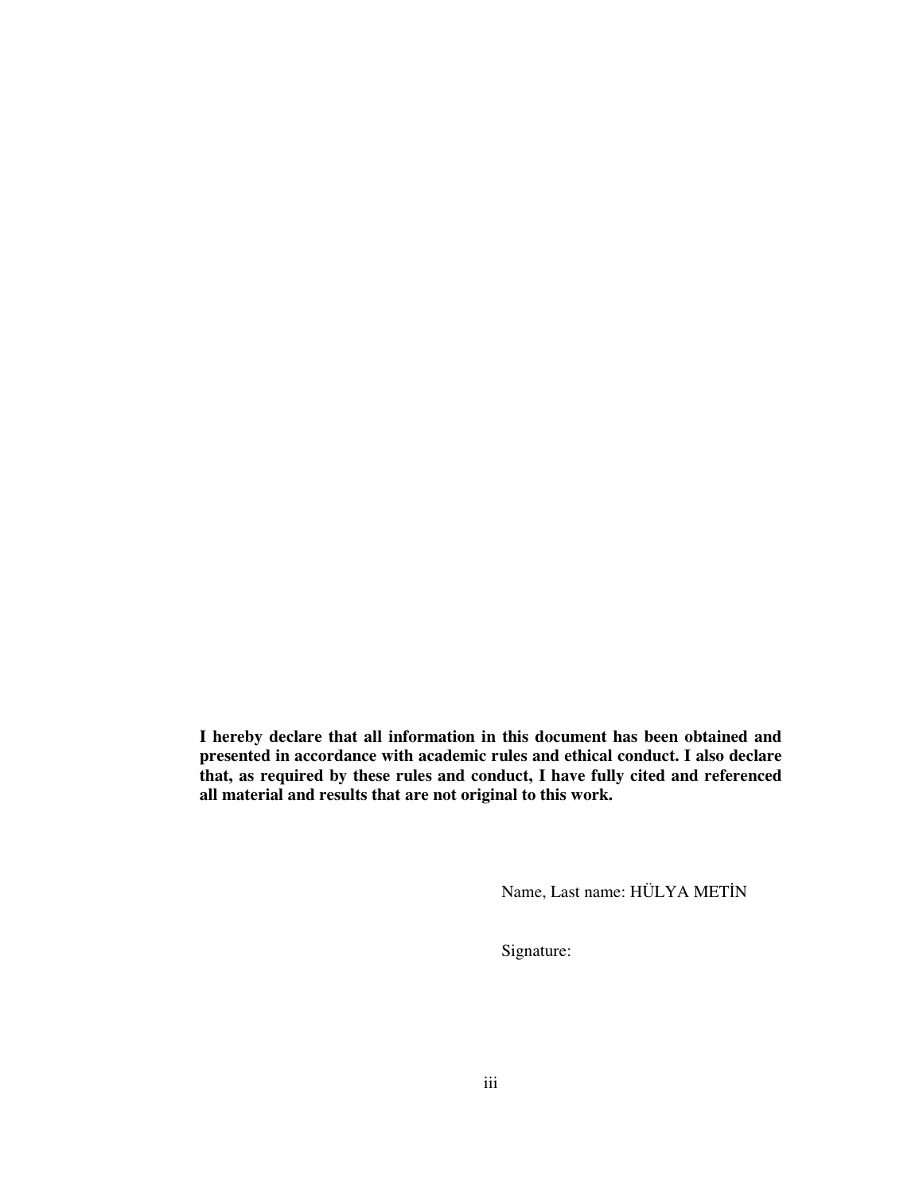**I hereby declare that all information in this document has been obtained and presented in accordance with academic rules and ethical conduct. I also declare that, as required by these rules and conduct, I have fully cited and referenced all material and results that are not original to this work.**

Name, Last name: HÜLYA METİN

Signature: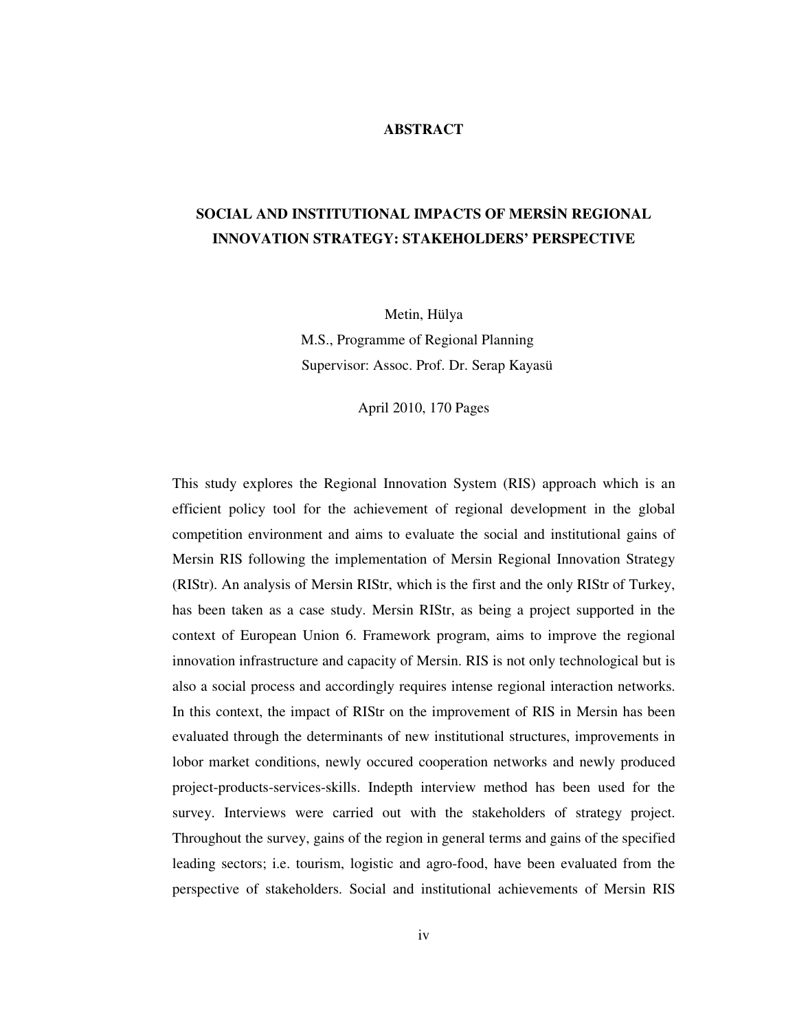# ABSTRACT

## SOCIAL AND INSTITUTIONAL IMPACTS OF MERSİN REGIONAL INNOVATION STRATEGY: STAKEHOLDERS' PERSPECTIVE

Metin, Hülya
M.S., Programme of Regional Planning
Supervisor: Assoc. Prof. Dr. Serap Kayasü

April 2010, 170 Pages

This study explores the Regional Innovation System (RIS) approach which is an efficient policy tool for the achievement of regional development in the global competition environment and aims to evaluate the social and institutional gains of Mersin RIS following the implementation of Mersin Regional Innovation Strategy (RIStr). An analysis of Mersin RIStr, which is the first and the only RIStr of Turkey, has been taken as a case study. Mersin RIStr, as being a project supported in the context of European Union 6. Framework program, aims to improve the regional innovation infrastructure and capacity of Mersin. RIS is not only technological but is also a social process and accordingly requires intense regional interaction networks. In this context, the impact of RIStr on the improvement of RIS in Mersin has been evaluated through the determinants of new institutional structures, improvements in lobor market conditions, newly occured cooperation networks and newly produced project-products-services-skills. Indepth interview method has been used for the survey. Interviews were carried out with the stakeholders of strategy project. Throughout the survey, gains of the region in general terms and gains of the specified leading sectors; i.e. tourism, logistic and agro-food, have been evaluated from the perspective of stakeholders. Social and institutional achievements of Mersin RIS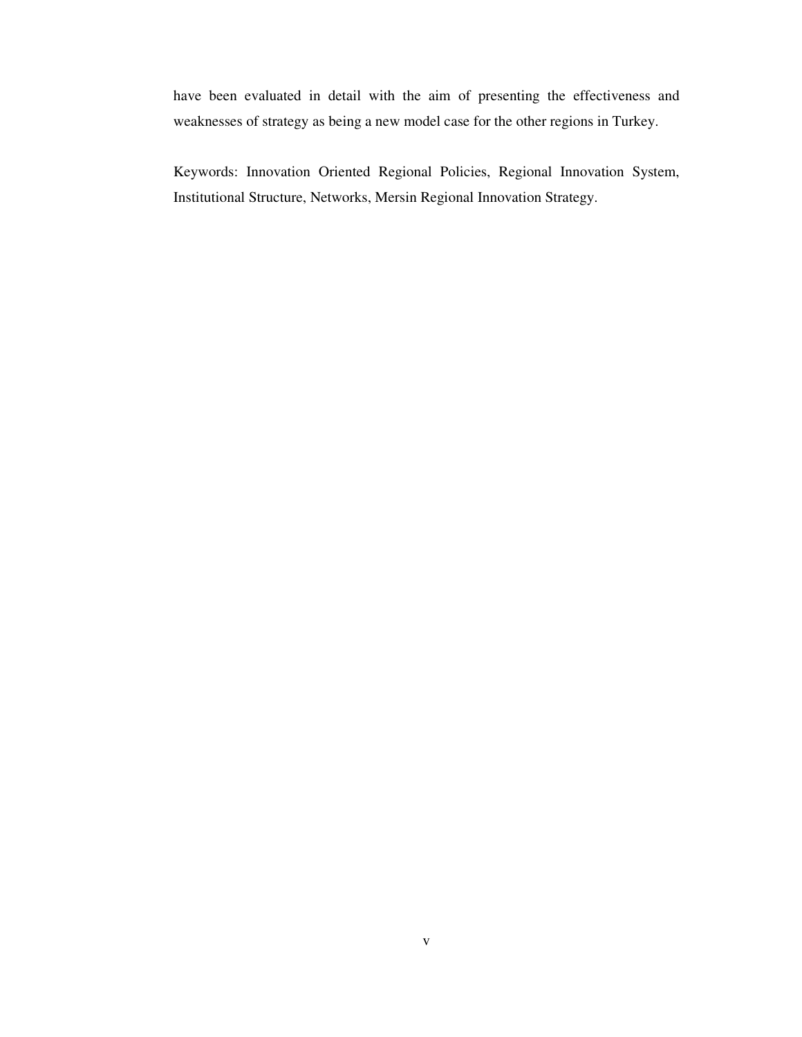have been evaluated in detail with the aim of presenting the effectiveness and weaknesses of strategy as being a new model case for the other regions in Turkey.

Keywords: Innovation Oriented Regional Policies, Regional Innovation System, Institutional Structure, Networks, Mersin Regional Innovation Strategy.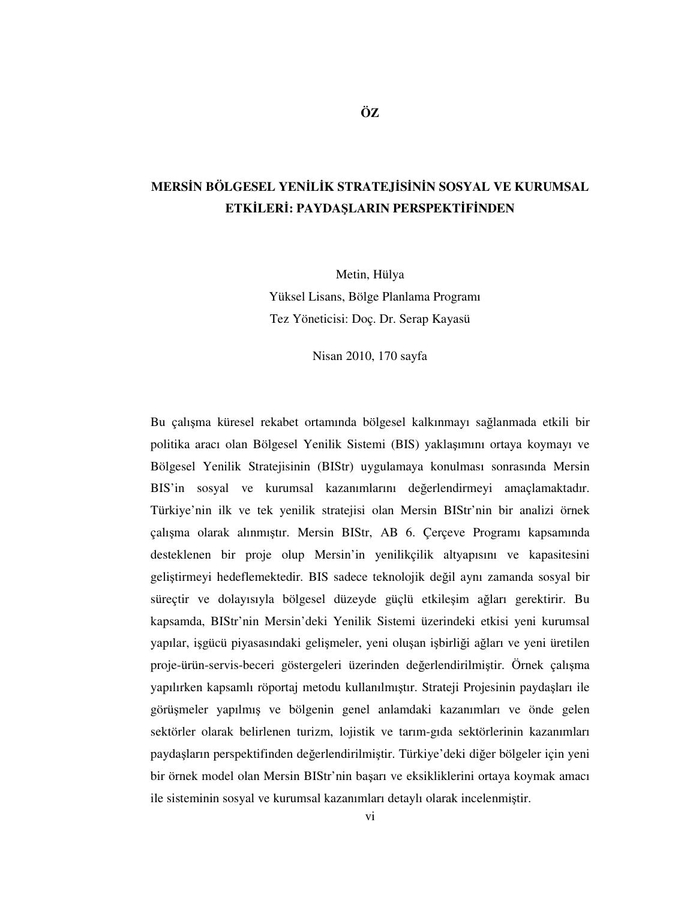# ÖZ

## MERSİN BÖLGESEL YENİLİK STRATEJİSİNİN SOSYAL VE KURUMSAL ETKİLERİ: PAYDAŞLARIN PERSPEKTİFİNDEN

Metin, Hülya
Yüksel Lisans, Bölge Planlama Programı
Tez Yöneticisi: Doç. Dr. Serap Kayasü

Nisan 2010, 170 sayfa

Bu çalışma küresel rekabet ortamında bölgesel kalkınmayı sağlanmada etkili bir politika aracı olan Bölgesel Yenilik Sistemi (BIS) yaklaşımını ortaya koymayı ve Bölgesel Yenilik Stratejisinin (BIStr) uygulamaya konulması sonrasında Mersin BIS'in sosyal ve kurumsal kazanımlarını değerlendirmeyi amaçlamaktadır. Türkiye'nin ilk ve tek yenilik stratejisi olan Mersin BIStr'nin bir analizi örnek çalışma olarak alınmıştır. Mersin BIStr, AB 6. Çerçeve Programı kapsamında desteklenen bir proje olup Mersin'in yenilikçilik altyapısını ve kapasitesini geliştirmeyi hedeflemektedir. BIS sadece teknolojik değil aynı zamanda sosyal bir süreçtir ve dolayısıyla bölgesel düzeyde güçlü etkileşim ağları gerektirir. Bu kapsamda, BIStr'nin Mersin'deki Yenilik Sistemi üzerindeki etkisi yeni kurumsal yapılar, işgücü piyasasındaki gelişmeler, yeni oluşan işbirliği ağları ve yeni üretilen proje-ürün-servis-beceri göstergeleri üzerinden değerlendirilmiştir. Örnek çalışma yapılırken kapsamlı röportaj metodu kullanılmıştır. Strateji Projesinin paydaşları ile görüşmeler yapılmış ve bölgenin genel anlamdaki kazanımları ve önde gelen sektörler olarak belirlenen turizm, lojistik ve tarım-gıda sektörlerinin kazanımları paydaşların perspektifinden değerlendirilmiştir. Türkiye'deki diğer bölgeler için yeni bir örnek model olan Mersin BIStr'nin başarı ve eksikliklerini ortaya koymak amacı ile sisteminin sosyal ve kurumsal kazanımları detaylı olarak incelenmiştir.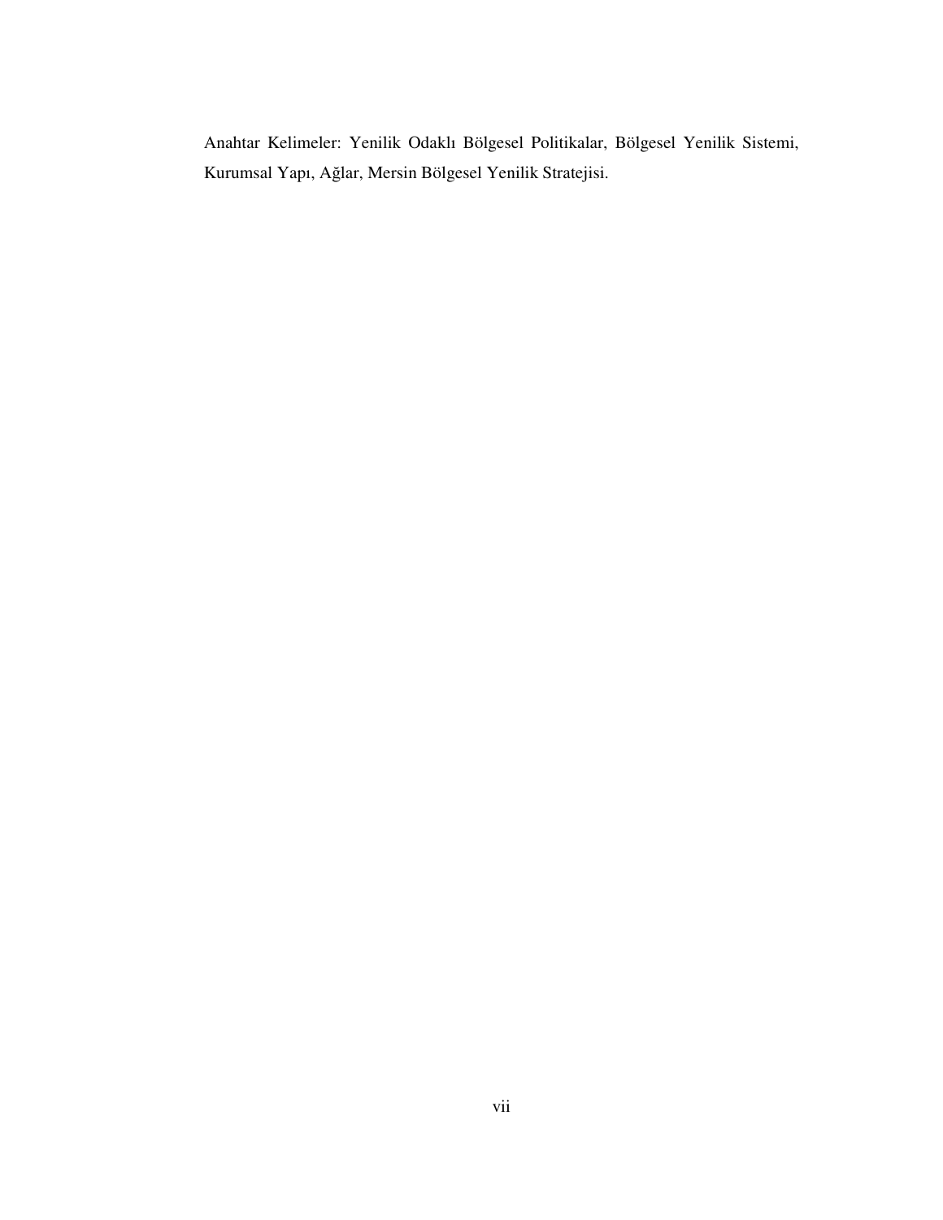Anahtar Kelimeler: Yenilik Odaklı Bölgesel Politikalar, Bölgesel Yenilik Sistemi, Kurumsal Yapı, Ağlar, Mersin Bölgesel Yenilik Stratejisi.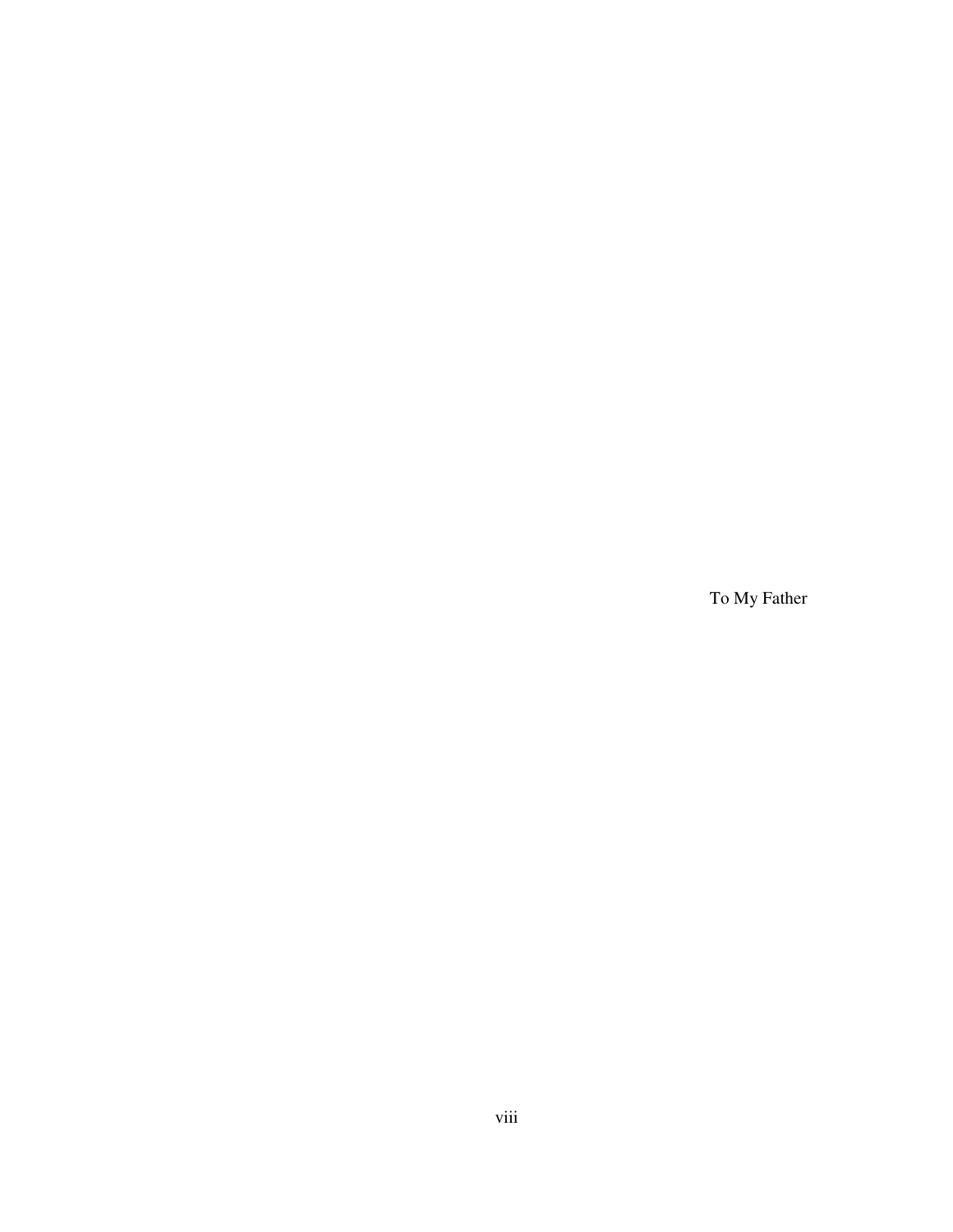To My Father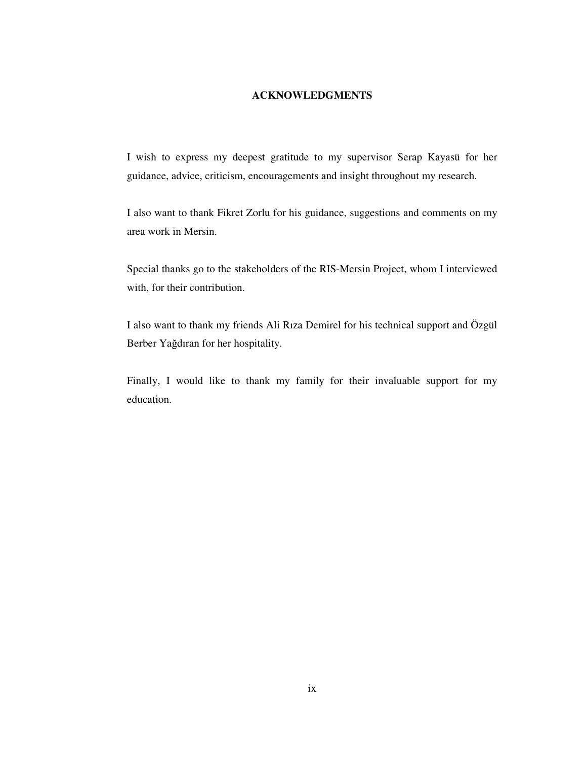## ACKNOWLEDGMENTS

I wish to express my deepest gratitude to my supervisor Serap Kayasü for her guidance, advice, criticism, encouragements and insight throughout my research.

I also want to thank Fikret Zorlu for his guidance, suggestions and comments on my area work in Mersin.

Special thanks go to the stakeholders of the RIS-Mersin Project, whom I interviewed with, for their contribution.

I also want to thank my friends Ali Rıza Demirel for his technical support and Özgül Berber Yağdıran for her hospitality.

Finally, I would like to thank my family for their invaluable support for my education.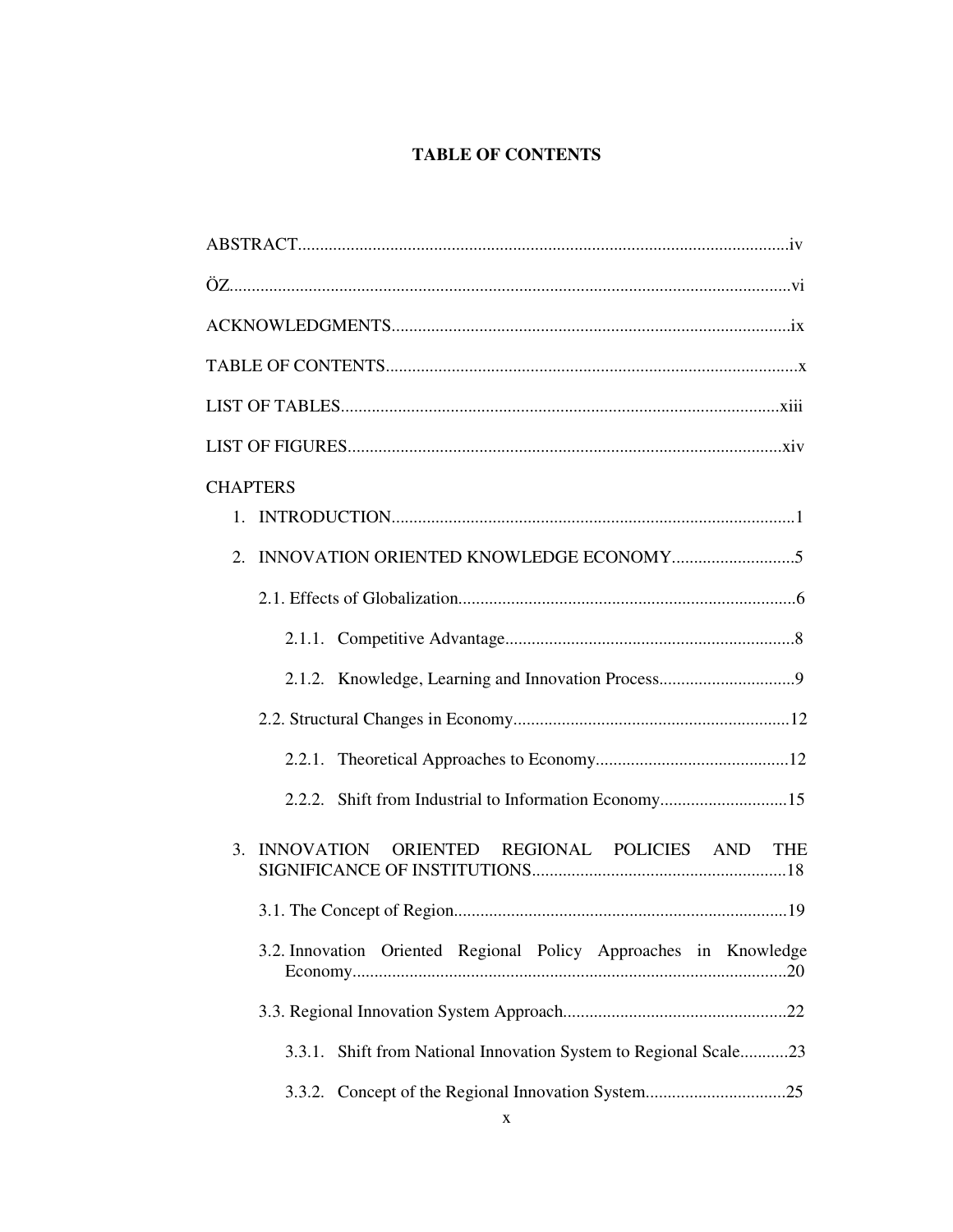# TABLE OF CONTENTS

ABSTRACT....................................................................................................................iv

ÖZ...............................................................................................................................vi

ACKNOWLEDGMENTS..........................................................................................ix

TABLE OF CONTENTS.............................................................................................x

LIST OF TABLES...................................................................................................xiii

LIST OF FIGURES..................................................................................................xiv

CHAPTERS

1. INTRODUCTION...........................................................................................1
2. INNOVATION ORIENTED KNOWLEDGE ECONOMY............................5
    - 2.1. Effects of Globalization.............................................................................6
        - 2.1.1. Competitive Advantage..................................................................8
        - 2.1.2. Knowledge, Learning and Innovation Process...............................9
    - 2.2. Structural Changes in Economy...............................................................12
        - 2.2.1. Theoretical Approaches to Economy............................................12
        - 2.2.2. Shift from Industrial to Information Economy.............................15
3. INNOVATION ORIENTED REGIONAL POLICIES AND THE SIGNIFICANCE OF INSTITUTIONS..........................................................18
    - 3.1. The Concept of Region...........................................................................19
    - 3.2. Innovation Oriented Regional Policy Approaches in Knowledge Economy..................................................................................................20
    - 3.3. Regional Innovation System Approach...................................................22
        - 3.3.1. Shift from National Innovation System to Regional Scale...........23
        - 3.3.2. Concept of the Regional Innovation System................................25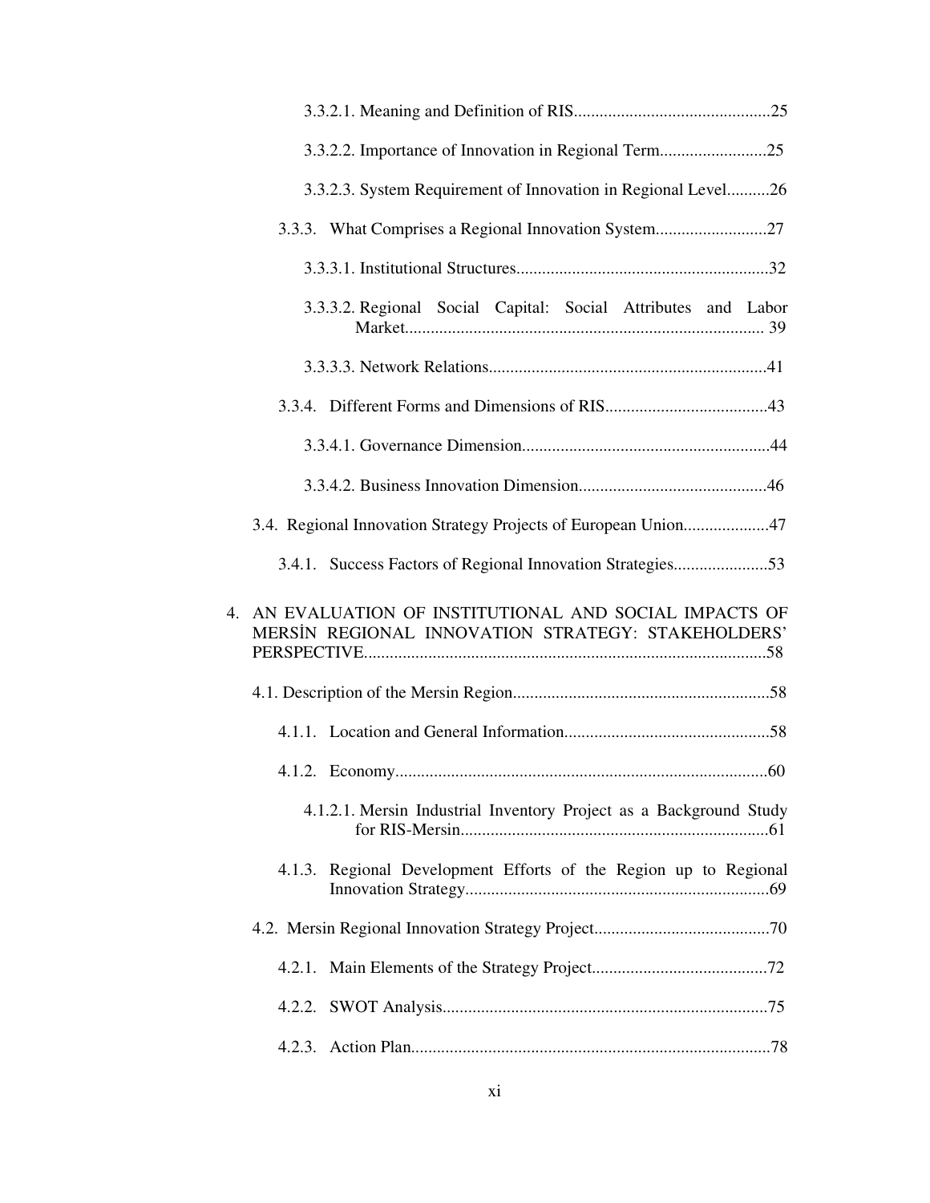3.3.2.1. Meaning and Definition of RIS..............................................25

3.3.2.2. Importance of Innovation in Regional Term.........................25

3.3.2.3. System Requirement of Innovation in Regional Level..........26

3.3.3. What Comprises a Regional Innovation System..........................27

3.3.3.1. Institutional Structures...........................................................32

3.3.3.2. Regional Social Capital: Social Attributes and Labor Market................................................................................... 39

3.3.3.3. Network Relations.................................................................41

3.3.4. Different Forms and Dimensions of RIS......................................43

3.3.4.1. Governance Dimension..........................................................44

3.3.4.2. Business Innovation Dimension............................................46

3.4. Regional Innovation Strategy Projects of European Union....................47

3.4.1. Success Factors of Regional Innovation Strategies......................53

4. AN EVALUATION OF INSTITUTIONAL AND SOCIAL IMPACTS OF MERSİN REGIONAL INNOVATION STRATEGY: STAKEHOLDERS' PERSPECTIVE.............................................................................................58

4.1. Description of the Mersin Region............................................................58

4.1.1. Location and General Information................................................58

4.1.2. Economy.......................................................................................60

4.1.2.1. Mersin Industrial Inventory Project as a Background Study for RIS-Mersin........................................................................61

4.1.3. Regional Development Efforts of the Region up to Regional Innovation Strategy.......................................................................69

4.2. Mersin Regional Innovation Strategy Project.........................................70

4.2.1. Main Elements of the Strategy Project.........................................72

4.2.2. SWOT Analysis............................................................................75

4.2.3. Action Plan....................................................................................78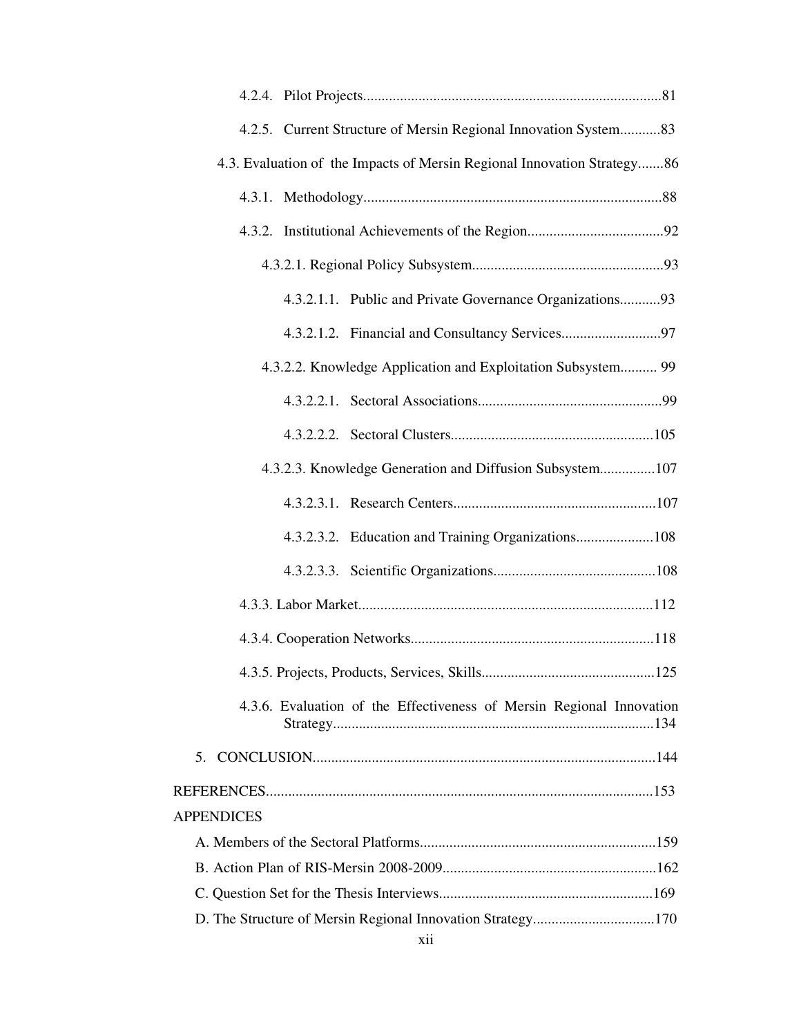4.2.4. Pilot Projects................................................................................81

4.2.5. Current Structure of Mersin Regional Innovation System...........83

4.3. Evaluation of the Impacts of Mersin Regional Innovation Strategy.......86

4.3.1. Methodology................................................................................88

4.3.2. Institutional Achievements of the Region....................................92

4.3.2.1. Regional Policy Subsystem....................................................93

4.3.2.1.1. Public and Private Governance Organizations...........93

4.3.2.1.2. Financial and Consultancy Services..........................97

4.3.2.2. Knowledge Application and Exploitation Subsystem.......... 99

4.3.2.2.1. Sectoral Associations.................................................99

4.3.2.2.2. Sectoral Clusters.......................................................105

4.3.2.3. Knowledge Generation and Diffusion Subsystem...............107

4.3.2.3.1. Research Centers.......................................................107

4.3.2.3.2. Education and Training Organizations....................108

4.3.2.3.3. Scientific Organizations............................................108

4.3.3. Labor Market...............................................................................112

4.3.4. Cooperation Networks.................................................................118

4.3.5. Projects, Products, Services, Skills..............................................125

4.3.6. Evaluation of the Effectiveness of Mersin Regional Innovation Strategy......................................................................................134

5. CONCLUSION............................................................................................144

REFERENCES.................................................................................................153

APPENDICES

A. Members of the Sectoral Platforms................................................................159

B. Action Plan of RIS-Mersin 2008-2009..........................................................162

C. Question Set for the Thesis Interviews..........................................................169

D. The Structure of Mersin Regional Innovation Strategy.................................170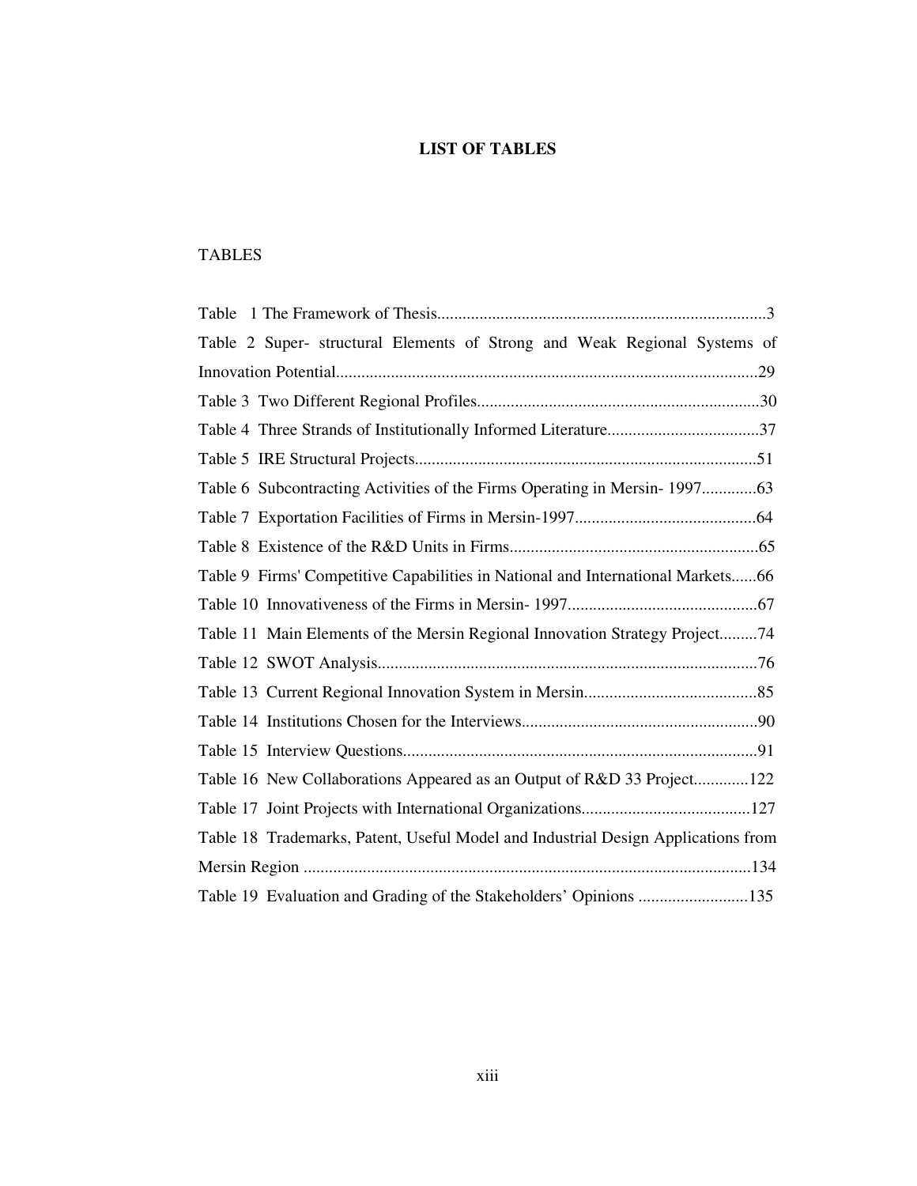# LIST OF TABLES

## TABLES

Table 1 The Framework of Thesis.............................................................................3

Table 2 Super- structural Elements of Strong and Weak Regional Systems of Innovation Potential...................................................................................................29

Table 3 Two Different Regional Profiles...................................................................30

Table 4 Three Strands of Institutionally Informed Literature....................................37

Table 5 IRE Structural Projects.................................................................................51

Table 6 Subcontracting Activities of the Firms Operating in Mersin- 1997.............63

Table 7 Exportation Facilities of Firms in Mersin-1997...........................................64

Table 8 Existence of the R&D Units in Firms...........................................................65

Table 9 Firms' Competitive Capabilities in National and International Markets......66

Table 10 Innovativeness of the Firms in Mersin- 1997.............................................67

Table 11 Main Elements of the Mersin Regional Innovation Strategy Project.........74

Table 12 SWOT Analysis..........................................................................................76

Table 13 Current Regional Innovation System in Mersin.........................................85

Table 14 Institutions Chosen for the Interviews........................................................90

Table 15 Interview Questions....................................................................................91

Table 16 New Collaborations Appeared as an Output of R&D 33 Project.............122

Table 17 Joint Projects with International Organizations........................................127

Table 18 Trademarks, Patent, Useful Model and Industrial Design Applications from Mersin Region ..........................................................................................................134

Table 19 Evaluation and Grading of the Stakeholders' Opinions ..........................135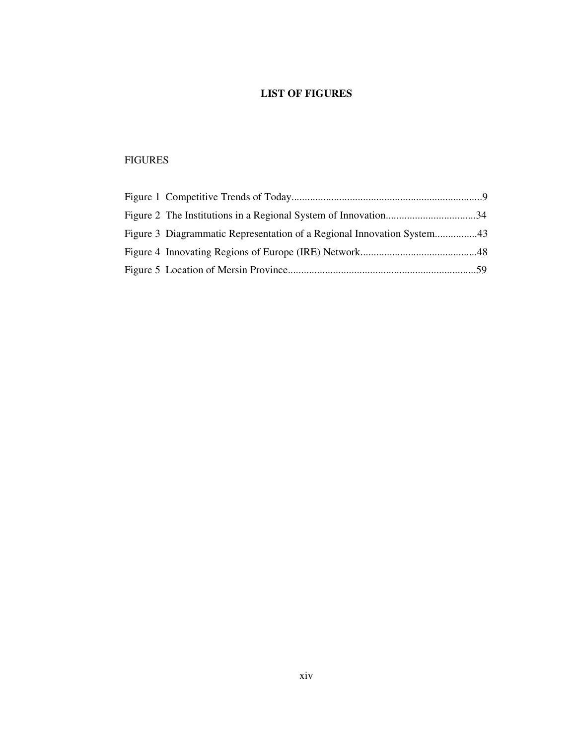# LIST OF FIGURES

FIGURES

Figure 1 Competitive Trends of Today........................................................................9
Figure 2 The Institutions in a Regional System of Innovation..................................34
Figure 3 Diagrammatic Representation of a Regional Innovation System................43
Figure 4 Innovating Regions of Europe (IRE) Network............................................48
Figure 5 Location of Mersin Province.......................................................................59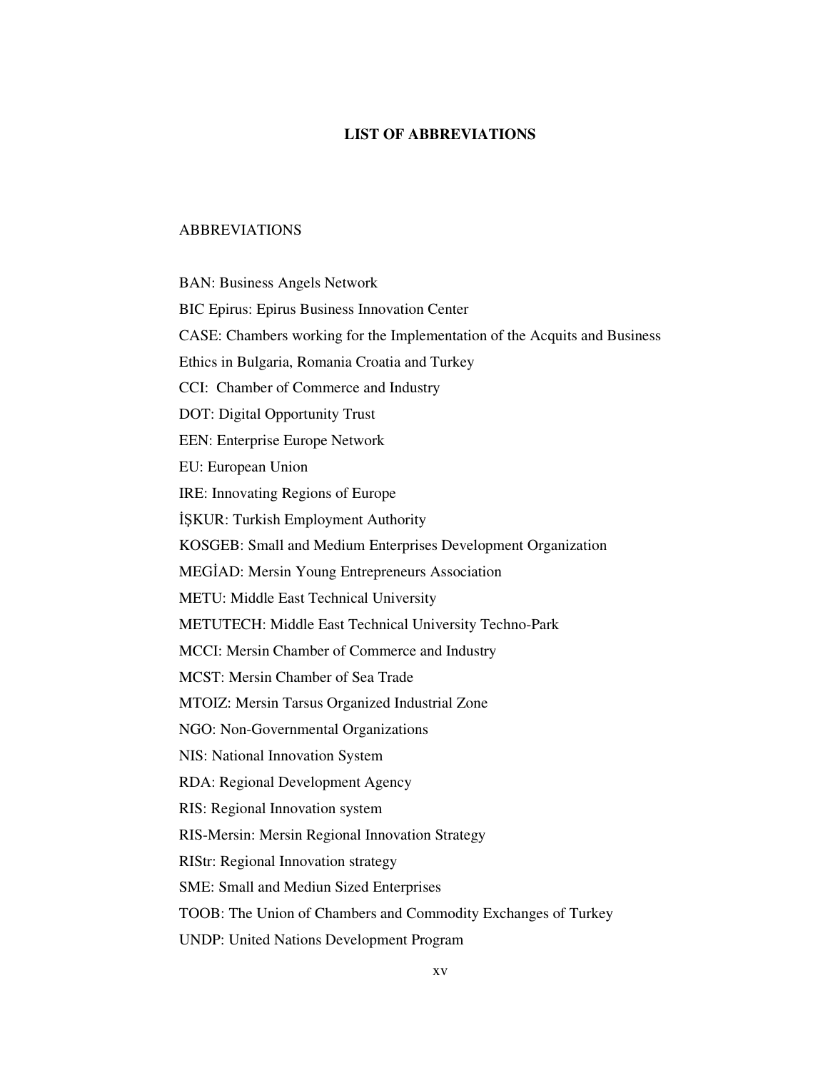# LIST OF ABBREVIATIONS

ABBREVIATIONS

BAN: Business Angels Network

BIC Epirus: Epirus Business Innovation Center

CASE: Chambers working for the Implementation of the Acquits and Business Ethics in Bulgaria, Romania Croatia and Turkey

CCI: Chamber of Commerce and Industry

DOT: Digital Opportunity Trust

EEN: Enterprise Europe Network

EU: European Union

IRE: Innovating Regions of Europe

İŞKUR: Turkish Employment Authority

KOSGEB: Small and Medium Enterprises Development Organization

MEGİAD: Mersin Young Entrepreneurs Association

METU: Middle East Technical University

METUTECH: Middle East Technical University Techno-Park

MCCI: Mersin Chamber of Commerce and Industry

MCST: Mersin Chamber of Sea Trade

MTOIZ: Mersin Tarsus Organized Industrial Zone

NGO: Non-Governmental Organizations

NIS: National Innovation System

RDA: Regional Development Agency

RIS: Regional Innovation system

RIS-Mersin: Mersin Regional Innovation Strategy

RIStr: Regional Innovation strategy

SME: Small and Mediun Sized Enterprises

TOOB: The Union of Chambers and Commodity Exchanges of Turkey

UNDP: United Nations Development Program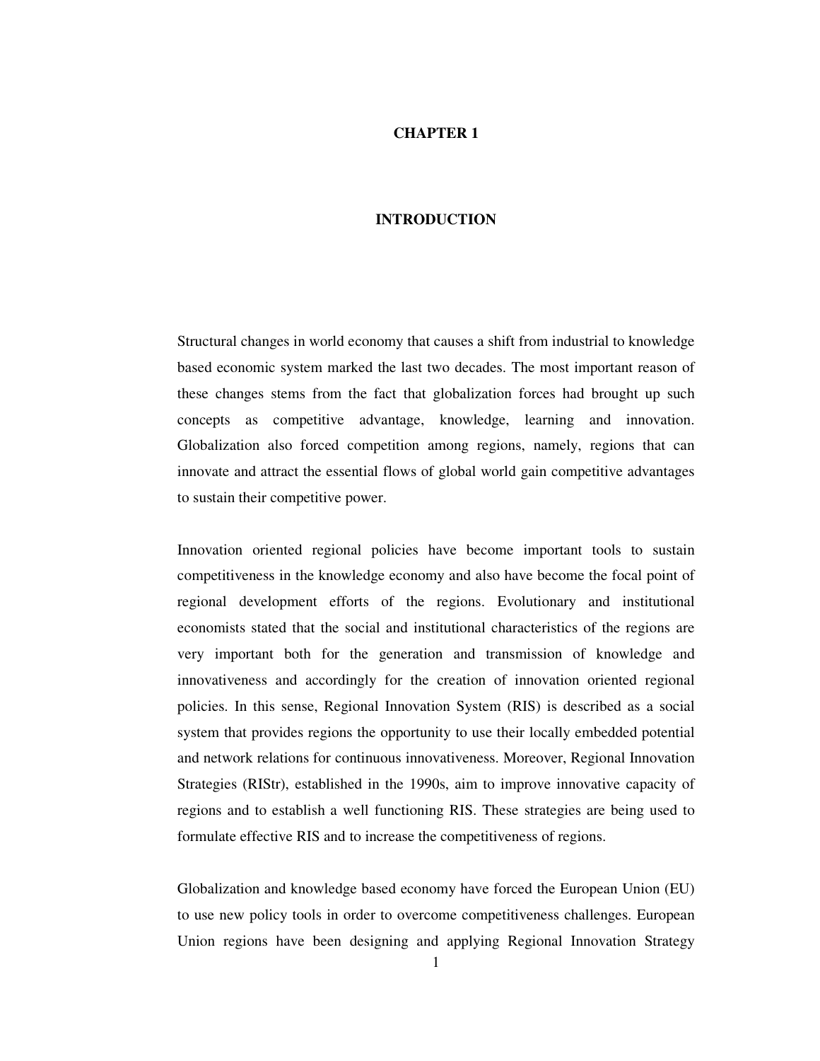# CHAPTER 1

# INTRODUCTION

Structural changes in world economy that causes a shift from industrial to knowledge based economic system marked the last two decades. The most important reason of these changes stems from the fact that globalization forces had brought up such concepts as competitive advantage, knowledge, learning and innovation. Globalization also forced competition among regions, namely, regions that can innovate and attract the essential flows of global world gain competitive advantages to sustain their competitive power.

Innovation oriented regional policies have become important tools to sustain competitiveness in the knowledge economy and also have become the focal point of regional development efforts of the regions. Evolutionary and institutional economists stated that the social and institutional characteristics of the regions are very important both for the generation and transmission of knowledge and innovativeness and accordingly for the creation of innovation oriented regional policies. In this sense, Regional Innovation System (RIS) is described as a social system that provides regions the opportunity to use their locally embedded potential and network relations for continuous innovativeness. Moreover, Regional Innovation Strategies (RIStr), established in the 1990s, aim to improve innovative capacity of regions and to establish a well functioning RIS. These strategies are being used to formulate effective RIS and to increase the competitiveness of regions.

Globalization and knowledge based economy have forced the European Union (EU) to use new policy tools in order to overcome competitiveness challenges. European Union regions have been designing and applying Regional Innovation Strategy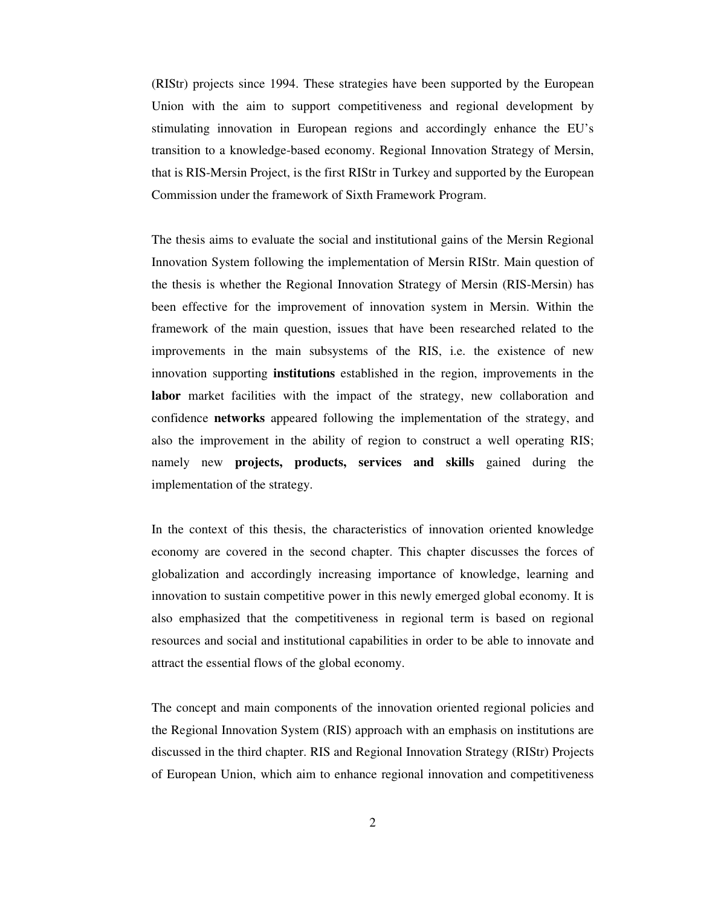(RIStr) projects since 1994. These strategies have been supported by the European Union with the aim to support competitiveness and regional development by stimulating innovation in European regions and accordingly enhance the EU's transition to a knowledge-based economy. Regional Innovation Strategy of Mersin, that is RIS-Mersin Project, is the first RIStr in Turkey and supported by the European Commission under the framework of Sixth Framework Program.

The thesis aims to evaluate the social and institutional gains of the Mersin Regional Innovation System following the implementation of Mersin RIStr. Main question of the thesis is whether the Regional Innovation Strategy of Mersin (RIS-Mersin) has been effective for the improvement of innovation system in Mersin. Within the framework of the main question, issues that have been researched related to the improvements in the main subsystems of the RIS, i.e. the existence of new innovation supporting **institutions** established in the region, improvements in the **labor** market facilities with the impact of the strategy, new collaboration and confidence **networks** appeared following the implementation of the strategy, and also the improvement in the ability of region to construct a well operating RIS; namely new **projects, products, services and skills** gained during the implementation of the strategy.

In the context of this thesis, the characteristics of innovation oriented knowledge economy are covered in the second chapter. This chapter discusses the forces of globalization and accordingly increasing importance of knowledge, learning and innovation to sustain competitive power in this newly emerged global economy. It is also emphasized that the competitiveness in regional term is based on regional resources and social and institutional capabilities in order to be able to innovate and attract the essential flows of the global economy.

The concept and main components of the innovation oriented regional policies and the Regional Innovation System (RIS) approach with an emphasis on institutions are discussed in the third chapter. RIS and Regional Innovation Strategy (RIStr) Projects of European Union, which aim to enhance regional innovation and competitiveness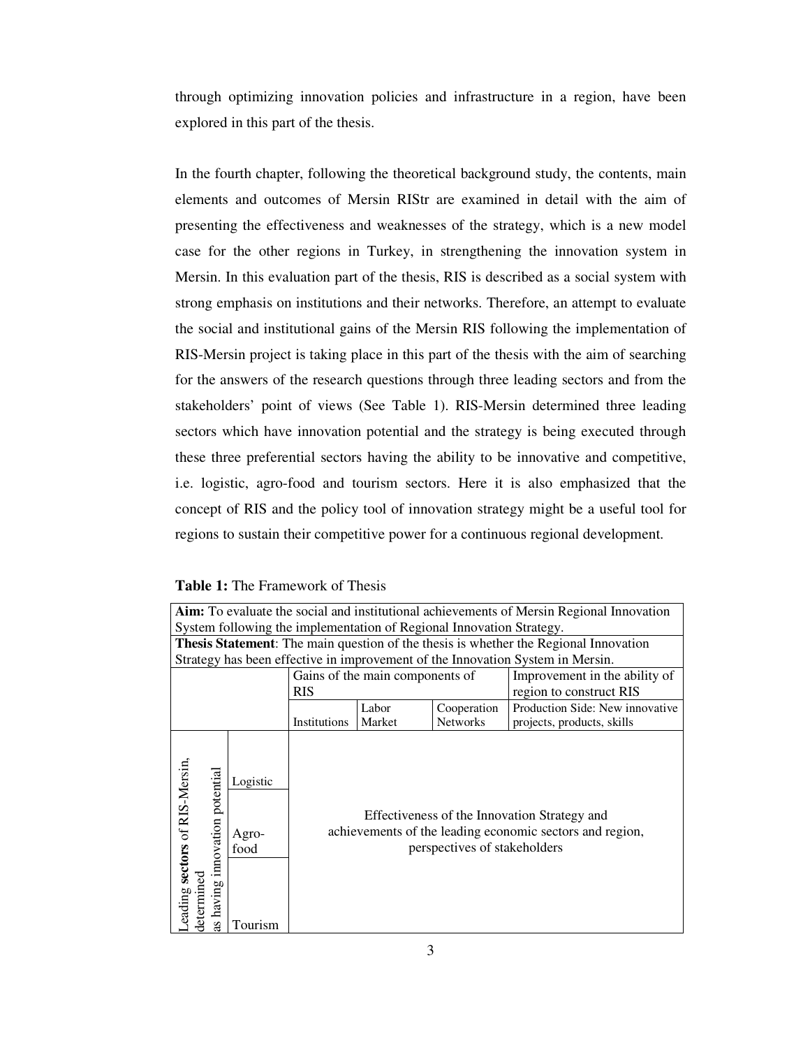through optimizing innovation policies and infrastructure in a region, have been explored in this part of the thesis.

In the fourth chapter, following the theoretical background study, the contents, main elements and outcomes of Mersin RIStr are examined in detail with the aim of presenting the effectiveness and weaknesses of the strategy, which is a new model case for the other regions in Turkey, in strengthening the innovation system in Mersin. In this evaluation part of the thesis, RIS is described as a social system with strong emphasis on institutions and their networks. Therefore, an attempt to evaluate the social and institutional gains of the Mersin RIS following the implementation of RIS-Mersin project is taking place in this part of the thesis with the aim of searching for the answers of the research questions through three leading sectors and from the stakeholders' point of views (See Table 1). RIS-Mersin determined three leading sectors which have innovation potential and the strategy is being executed through these three preferential sectors having the ability to be innovative and competitive, i.e. logistic, agro-food and tourism sectors. Here it is also emphasized that the concept of RIS and the policy tool of innovation strategy might be a useful tool for regions to sustain their competitive power for a continuous regional development.

**Table 1:** The Framework of Thesis

| **Aim:** To evaluate the social and institutional achievements of Mersin Regional Innovation System following the implementation of Regional Innovation Strategy. | | | | | |
|---|---|---|---|---|---|
| **Thesis Statement**: The main question of the thesis is whether the Regional Innovation Strategy has been effective in improvement of the Innovation System in Mersin. | | | | | |
| | | Gains of the main components of RIS | | | Improvement in the ability of region to construct RIS |
| | | Institutions | Labor Market | Cooperation Networks | Production Side: New innovative projects, products, skills |
| Leading **sectors** of RIS-Mersin, determined as having innovation potential | Logistic | Effectiveness of the Innovation Strategy and achievements of the leading economic sectors and region, perspectives of stakeholders | | | |
| | Agro-food | | | | |
| | Tourism | | | | |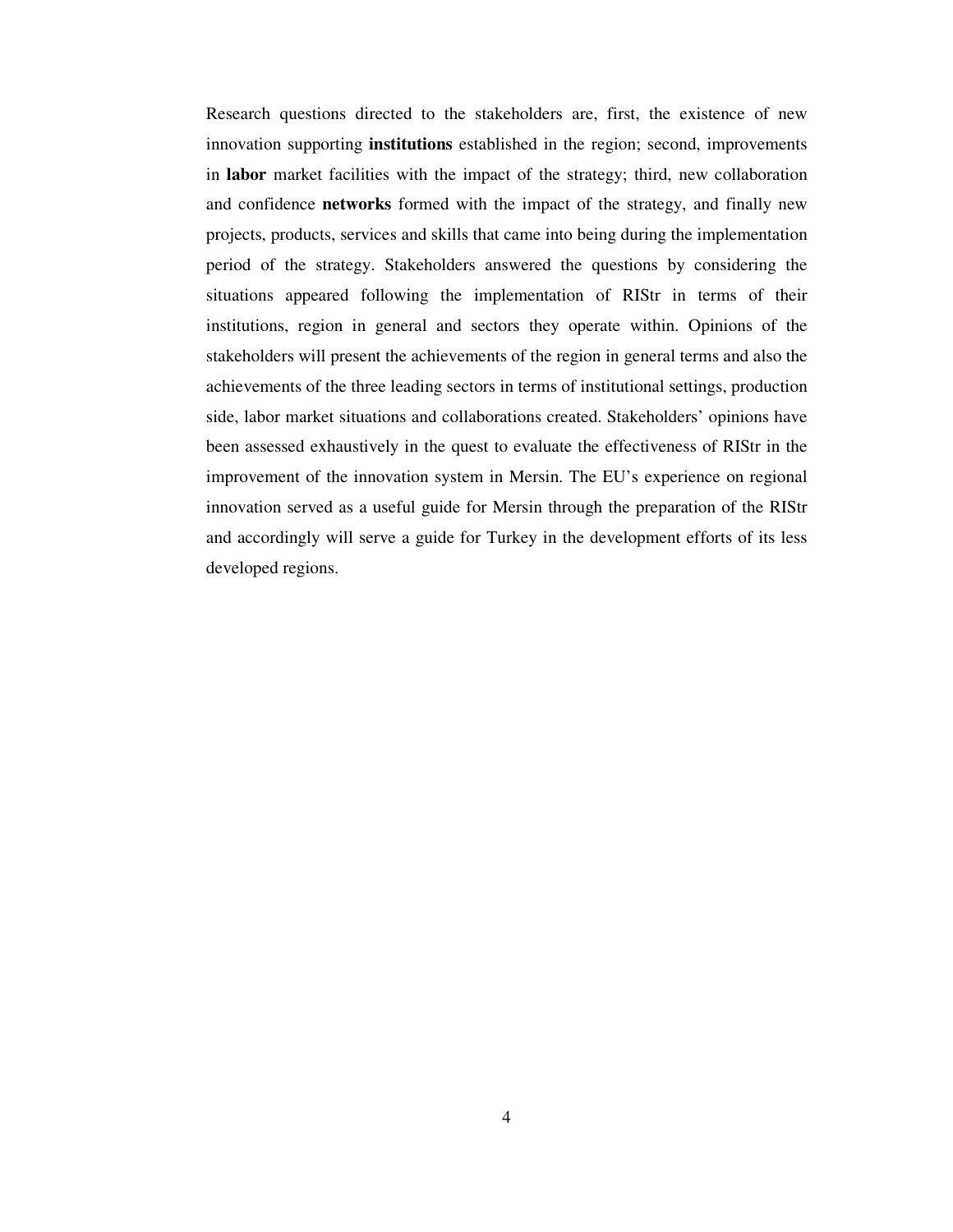Research questions directed to the stakeholders are, first, the existence of new innovation supporting **institutions** established in the region; second, improvements in **labor** market facilities with the impact of the strategy; third, new collaboration and confidence **networks** formed with the impact of the strategy, and finally new projects, products, services and skills that came into being during the implementation period of the strategy. Stakeholders answered the questions by considering the situations appeared following the implementation of RIStr in terms of their institutions, region in general and sectors they operate within. Opinions of the stakeholders will present the achievements of the region in general terms and also the achievements of the three leading sectors in terms of institutional settings, production side, labor market situations and collaborations created. Stakeholders' opinions have been assessed exhaustively in the quest to evaluate the effectiveness of RIStr in the improvement of the innovation system in Mersin. The EU's experience on regional innovation served as a useful guide for Mersin through the preparation of the RIStr and accordingly will serve a guide for Turkey in the development efforts of its less developed regions.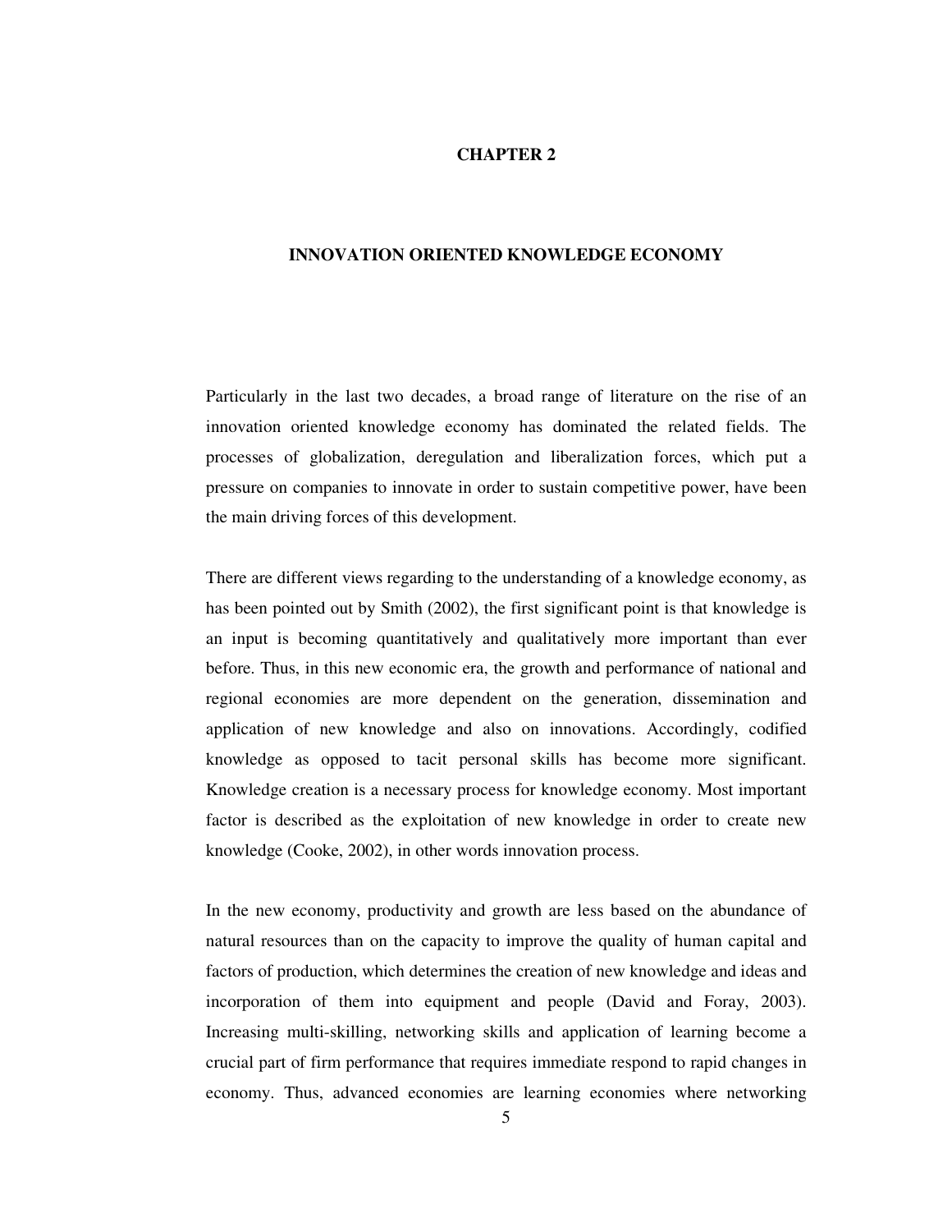# CHAPTER 2

# INNOVATION ORIENTED KNOWLEDGE ECONOMY

Particularly in the last two decades, a broad range of literature on the rise of an innovation oriented knowledge economy has dominated the related fields. The processes of globalization, deregulation and liberalization forces, which put a pressure on companies to innovate in order to sustain competitive power, have been the main driving forces of this development.

There are different views regarding to the understanding of a knowledge economy, as has been pointed out by Smith (2002), the first significant point is that knowledge is an input is becoming quantitatively and qualitatively more important than ever before. Thus, in this new economic era, the growth and performance of national and regional economies are more dependent on the generation, dissemination and application of new knowledge and also on innovations. Accordingly, codified knowledge as opposed to tacit personal skills has become more significant. Knowledge creation is a necessary process for knowledge economy. Most important factor is described as the exploitation of new knowledge in order to create new knowledge (Cooke, 2002), in other words innovation process.

In the new economy, productivity and growth are less based on the abundance of natural resources than on the capacity to improve the quality of human capital and factors of production, which determines the creation of new knowledge and ideas and incorporation of them into equipment and people (David and Foray, 2003). Increasing multi-skilling, networking skills and application of learning become a crucial part of firm performance that requires immediate respond to rapid changes in economy. Thus, advanced economies are learning economies where networking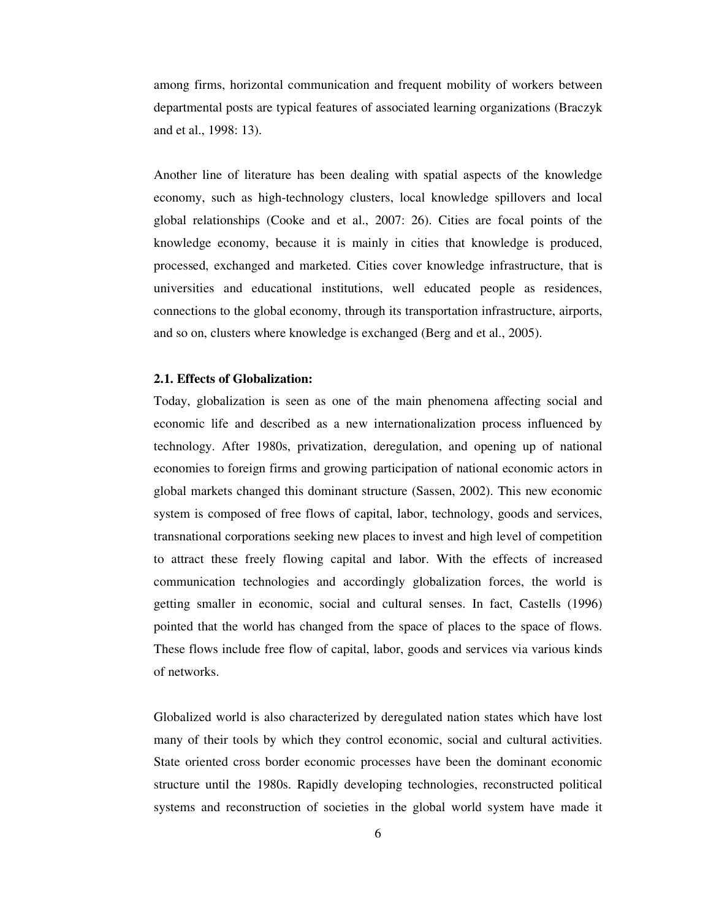among firms, horizontal communication and frequent mobility of workers between departmental posts are typical features of associated learning organizations (Braczyk and et al., 1998: 13).

Another line of literature has been dealing with spatial aspects of the knowledge economy, such as high-technology clusters, local knowledge spillovers and local global relationships (Cooke and et al., 2007: 26). Cities are focal points of the knowledge economy, because it is mainly in cities that knowledge is produced, processed, exchanged and marketed. Cities cover knowledge infrastructure, that is universities and educational institutions, well educated people as residences, connections to the global economy, through its transportation infrastructure, airports, and so on, clusters where knowledge is exchanged (Berg and et al., 2005).

**2.1. Effects of Globalization:**

Today, globalization is seen as one of the main phenomena affecting social and economic life and described as a new internationalization process influenced by technology. After 1980s, privatization, deregulation, and opening up of national economies to foreign firms and growing participation of national economic actors in global markets changed this dominant structure (Sassen, 2002). This new economic system is composed of free flows of capital, labor, technology, goods and services, transnational corporations seeking new places to invest and high level of competition to attract these freely flowing capital and labor. With the effects of increased communication technologies and accordingly globalization forces, the world is getting smaller in economic, social and cultural senses. In fact, Castells (1996) pointed that the world has changed from the space of places to the space of flows. These flows include free flow of capital, labor, goods and services via various kinds of networks.

Globalized world is also characterized by deregulated nation states which have lost many of their tools by which they control economic, social and cultural activities. State oriented cross border economic processes have been the dominant economic structure until the 1980s. Rapidly developing technologies, reconstructed political systems and reconstruction of societies in the global world system have made it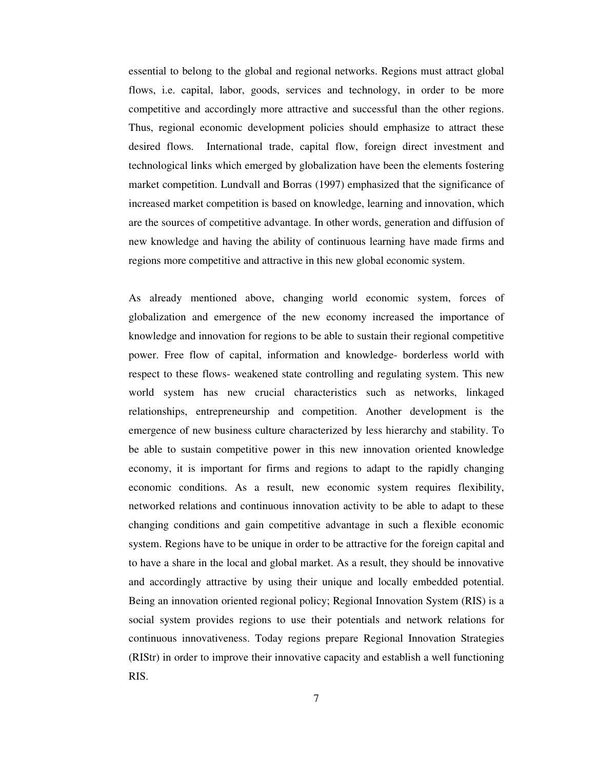essential to belong to the global and regional networks. Regions must attract global flows, i.e. capital, labor, goods, services and technology, in order to be more competitive and accordingly more attractive and successful than the other regions. Thus, regional economic development policies should emphasize to attract these desired flows. International trade, capital flow, foreign direct investment and technological links which emerged by globalization have been the elements fostering market competition. Lundvall and Borras (1997) emphasized that the significance of increased market competition is based on knowledge, learning and innovation, which are the sources of competitive advantage. In other words, generation and diffusion of new knowledge and having the ability of continuous learning have made firms and regions more competitive and attractive in this new global economic system.

As already mentioned above, changing world economic system, forces of globalization and emergence of the new economy increased the importance of knowledge and innovation for regions to be able to sustain their regional competitive power. Free flow of capital, information and knowledge- borderless world with respect to these flows- weakened state controlling and regulating system. This new world system has new crucial characteristics such as networks, linkaged relationships, entrepreneurship and competition. Another development is the emergence of new business culture characterized by less hierarchy and stability. To be able to sustain competitive power in this new innovation oriented knowledge economy, it is important for firms and regions to adapt to the rapidly changing economic conditions. As a result, new economic system requires flexibility, networked relations and continuous innovation activity to be able to adapt to these changing conditions and gain competitive advantage in such a flexible economic system. Regions have to be unique in order to be attractive for the foreign capital and to have a share in the local and global market. As a result, they should be innovative and accordingly attractive by using their unique and locally embedded potential. Being an innovation oriented regional policy; Regional Innovation System (RIS) is a social system provides regions to use their potentials and network relations for continuous innovativeness. Today regions prepare Regional Innovation Strategies (RIStr) in order to improve their innovative capacity and establish a well functioning RIS.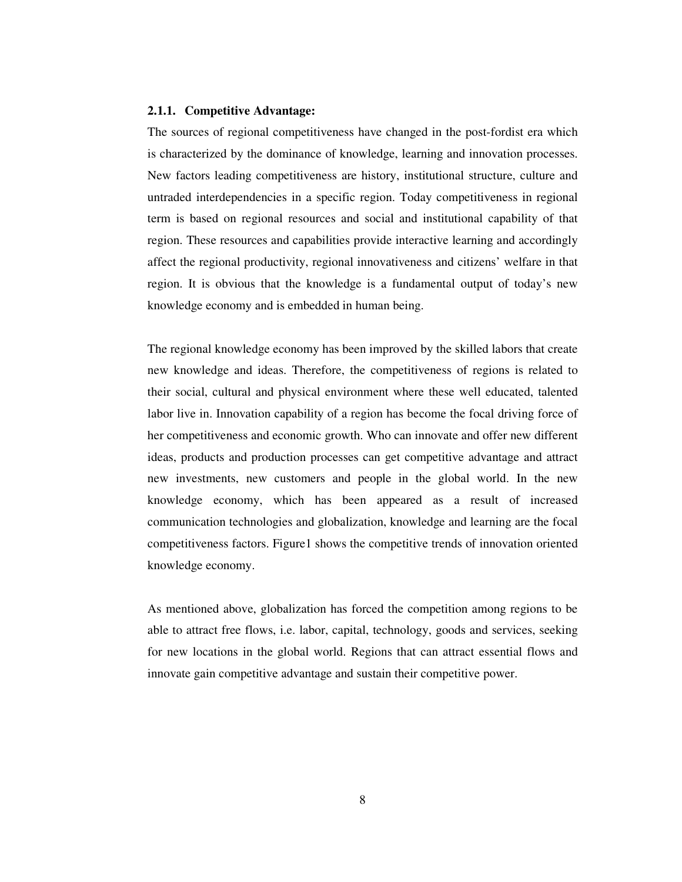### 2.1.1. Competitive Advantage:

The sources of regional competitiveness have changed in the post-fordist era which is characterized by the dominance of knowledge, learning and innovation processes. New factors leading competitiveness are history, institutional structure, culture and untraded interdependencies in a specific region. Today competitiveness in regional term is based on regional resources and social and institutional capability of that region. These resources and capabilities provide interactive learning and accordingly affect the regional productivity, regional innovativeness and citizens' welfare in that region. It is obvious that the knowledge is a fundamental output of today's new knowledge economy and is embedded in human being.

The regional knowledge economy has been improved by the skilled labors that create new knowledge and ideas. Therefore, the competitiveness of regions is related to their social, cultural and physical environment where these well educated, talented labor live in. Innovation capability of a region has become the focal driving force of her competitiveness and economic growth. Who can innovate and offer new different ideas, products and production processes can get competitive advantage and attract new investments, new customers and people in the global world. In the new knowledge economy, which has been appeared as a result of increased communication technologies and globalization, knowledge and learning are the focal competitiveness factors. Figure1 shows the competitive trends of innovation oriented knowledge economy.

As mentioned above, globalization has forced the competition among regions to be able to attract free flows, i.e. labor, capital, technology, goods and services, seeking for new locations in the global world. Regions that can attract essential flows and innovate gain competitive advantage and sustain their competitive power.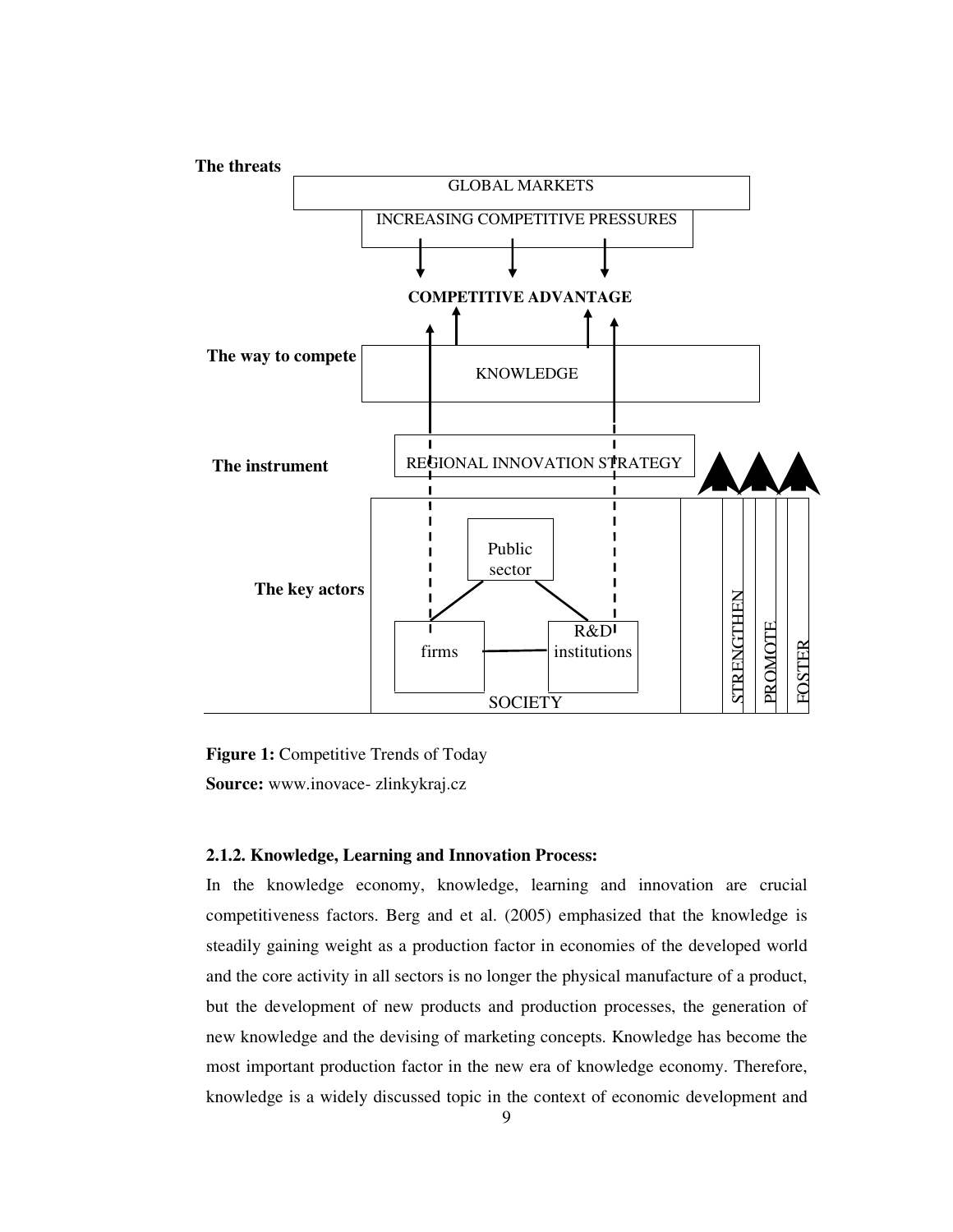The threats

GLOBAL MARKETS

INCREASING COMPETITIVE PRESSURES

**COMPETITIVE ADVANTAGE**

The way to compete — KNOWLEDGE

The instrument — REGIONAL INNOVATION STRATEGY

The key actors — Public sector, firms, R&D institutions, SOCIETY

STRENGTHEN, PROMOTE, FOSTER

**Figure 1:** Competitive Trends of Today

**Source:** www.inovace- zlinkykraj.cz

### 2.1.2. Knowledge, Learning and Innovation Process:

In the knowledge economy, knowledge, learning and innovation are crucial competitiveness factors. Berg and et al. (2005) emphasized that the knowledge is steadily gaining weight as a production factor in economies of the developed world and the core activity in all sectors is no longer the physical manufacture of a product, but the development of new products and production processes, the generation of new knowledge and the devising of marketing concepts. Knowledge has become the most important production factor in the new era of knowledge economy. Therefore, knowledge is a widely discussed topic in the context of economic development and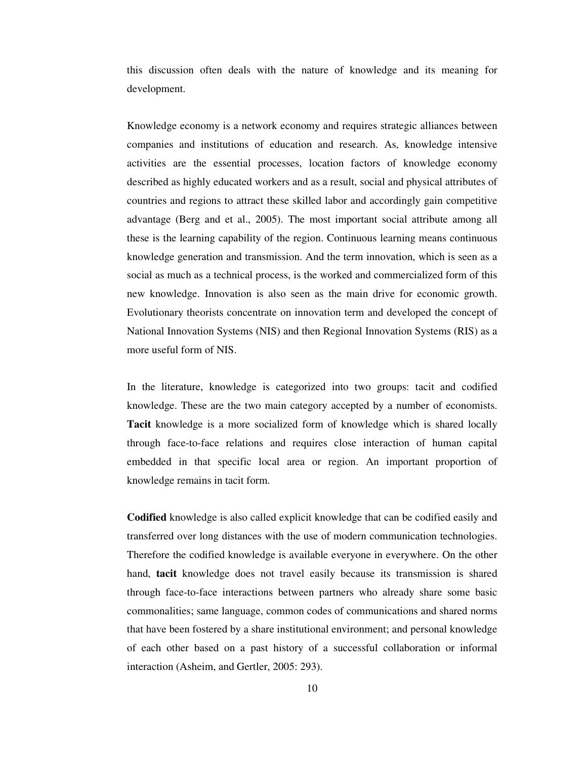this discussion often deals with the nature of knowledge and its meaning for development.

Knowledge economy is a network economy and requires strategic alliances between companies and institutions of education and research. As, knowledge intensive activities are the essential processes, location factors of knowledge economy described as highly educated workers and as a result, social and physical attributes of countries and regions to attract these skilled labor and accordingly gain competitive advantage (Berg and et al., 2005). The most important social attribute among all these is the learning capability of the region. Continuous learning means continuous knowledge generation and transmission. And the term innovation, which is seen as a social as much as a technical process, is the worked and commercialized form of this new knowledge. Innovation is also seen as the main drive for economic growth. Evolutionary theorists concentrate on innovation term and developed the concept of National Innovation Systems (NIS) and then Regional Innovation Systems (RIS) as a more useful form of NIS.

In the literature, knowledge is categorized into two groups: tacit and codified knowledge. These are the two main category accepted by a number of economists. **Tacit** knowledge is a more socialized form of knowledge which is shared locally through face-to-face relations and requires close interaction of human capital embedded in that specific local area or region. An important proportion of knowledge remains in tacit form.

**Codified** knowledge is also called explicit knowledge that can be codified easily and transferred over long distances with the use of modern communication technologies. Therefore the codified knowledge is available everyone in everywhere. On the other hand, **tacit** knowledge does not travel easily because its transmission is shared through face-to-face interactions between partners who already share some basic commonalities; same language, common codes of communications and shared norms that have been fostered by a share institutional environment; and personal knowledge of each other based on a past history of a successful collaboration or informal interaction (Asheim, and Gertler, 2005: 293).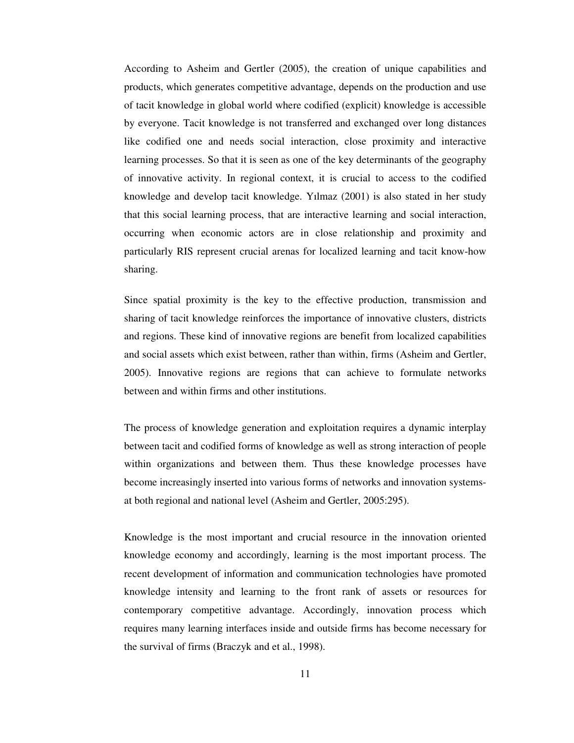According to Asheim and Gertler (2005), the creation of unique capabilities and products, which generates competitive advantage, depends on the production and use of tacit knowledge in global world where codified (explicit) knowledge is accessible by everyone. Tacit knowledge is not transferred and exchanged over long distances like codified one and needs social interaction, close proximity and interactive learning processes. So that it is seen as one of the key determinants of the geography of innovative activity. In regional context, it is crucial to access to the codified knowledge and develop tacit knowledge. Yılmaz (2001) is also stated in her study that this social learning process, that are interactive learning and social interaction, occurring when economic actors are in close relationship and proximity and particularly RIS represent crucial arenas for localized learning and tacit know-how sharing.

Since spatial proximity is the key to the effective production, transmission and sharing of tacit knowledge reinforces the importance of innovative clusters, districts and regions. These kind of innovative regions are benefit from localized capabilities and social assets which exist between, rather than within, firms (Asheim and Gertler, 2005). Innovative regions are regions that can achieve to formulate networks between and within firms and other institutions.

The process of knowledge generation and exploitation requires a dynamic interplay between tacit and codified forms of knowledge as well as strong interaction of people within organizations and between them. Thus these knowledge processes have become increasingly inserted into various forms of networks and innovation systems-at both regional and national level (Asheim and Gertler, 2005:295).

Knowledge is the most important and crucial resource in the innovation oriented knowledge economy and accordingly, learning is the most important process. The recent development of information and communication technologies have promoted knowledge intensity and learning to the front rank of assets or resources for contemporary competitive advantage. Accordingly, innovation process which requires many learning interfaces inside and outside firms has become necessary for the survival of firms (Braczyk and et al., 1998).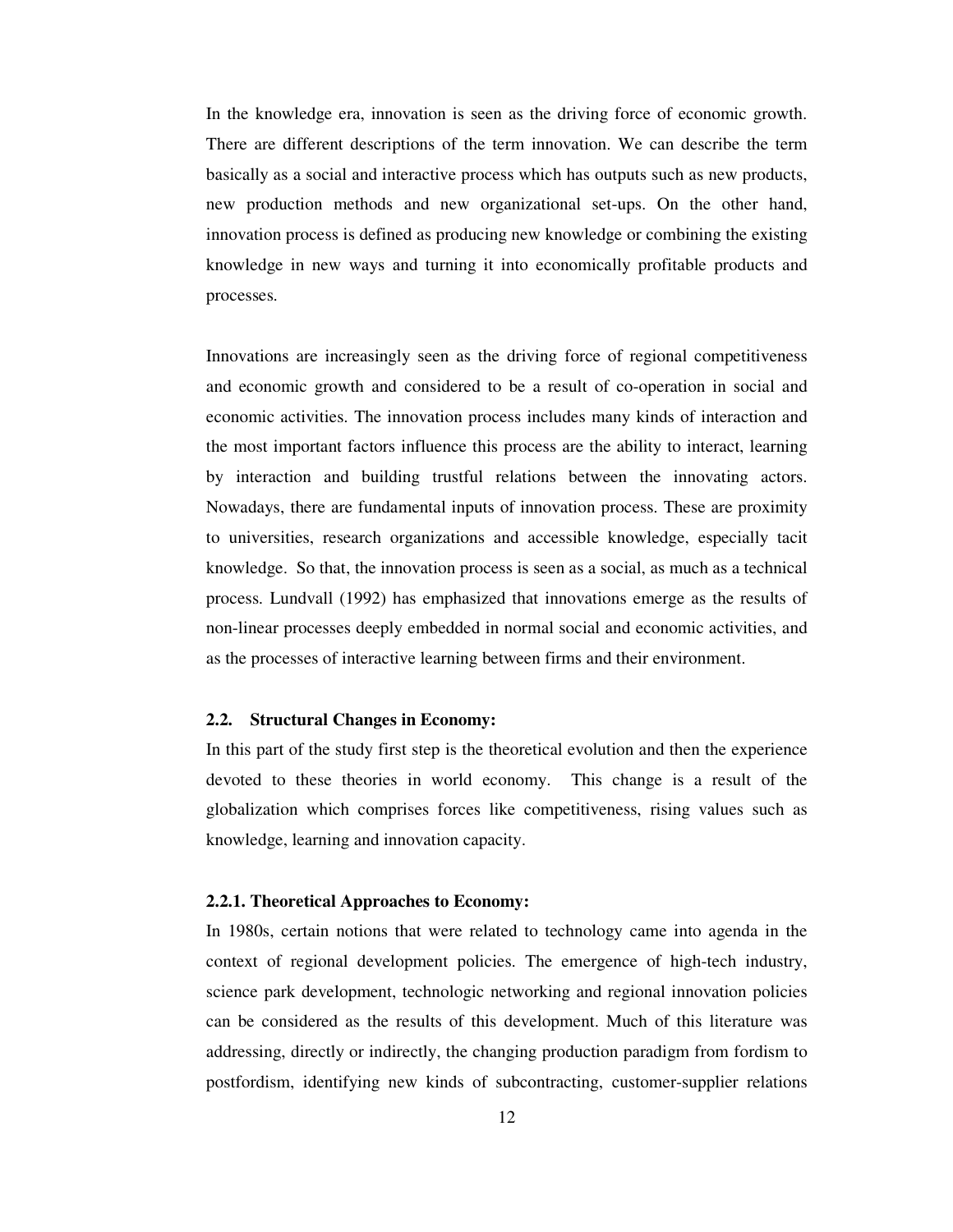In the knowledge era, innovation is seen as the driving force of economic growth. There are different descriptions of the term innovation. We can describe the term basically as a social and interactive process which has outputs such as new products, new production methods and new organizational set-ups. On the other hand, innovation process is defined as producing new knowledge or combining the existing knowledge in new ways and turning it into economically profitable products and processes.

Innovations are increasingly seen as the driving force of regional competitiveness and economic growth and considered to be a result of co-operation in social and economic activities. The innovation process includes many kinds of interaction and the most important factors influence this process are the ability to interact, learning by interaction and building trustful relations between the innovating actors. Nowadays, there are fundamental inputs of innovation process. These are proximity to universities, research organizations and accessible knowledge, especially tacit knowledge. So that, the innovation process is seen as a social, as much as a technical process. Lundvall (1992) has emphasized that innovations emerge as the results of non-linear processes deeply embedded in normal social and economic activities, and as the processes of interactive learning between firms and their environment.

## 2.2. Structural Changes in Economy:

In this part of the study first step is the theoretical evolution and then the experience devoted to these theories in world economy. This change is a result of the globalization which comprises forces like competitiveness, rising values such as knowledge, learning and innovation capacity.

### 2.2.1. Theoretical Approaches to Economy:

In 1980s, certain notions that were related to technology came into agenda in the context of regional development policies. The emergence of high-tech industry, science park development, technologic networking and regional innovation policies can be considered as the results of this development. Much of this literature was addressing, directly or indirectly, the changing production paradigm from fordism to postfordism, identifying new kinds of subcontracting, customer-supplier relations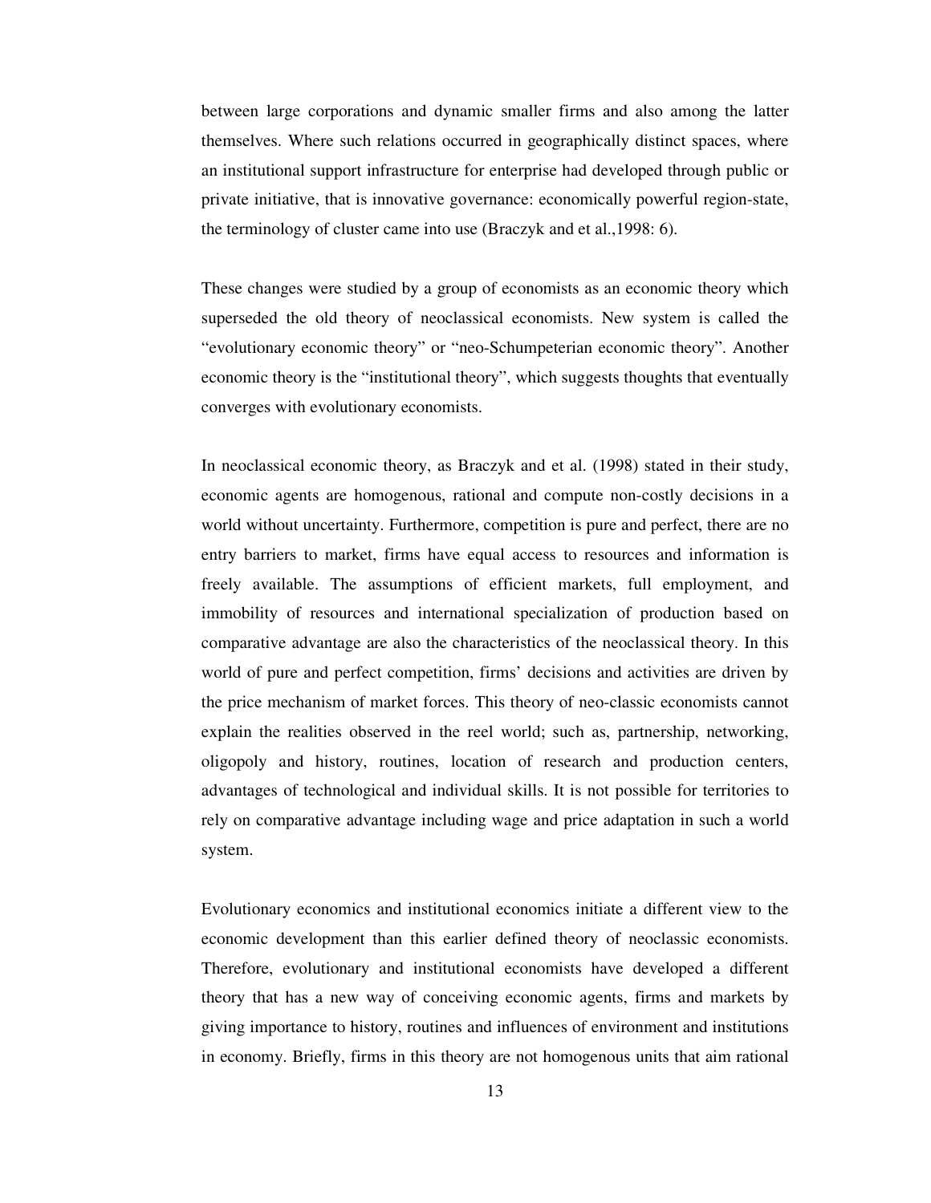between large corporations and dynamic smaller firms and also among the latter themselves. Where such relations occurred in geographically distinct spaces, where an institutional support infrastructure for enterprise had developed through public or private initiative, that is innovative governance: economically powerful region-state, the terminology of cluster came into use (Braczyk and et al.,1998: 6).

These changes were studied by a group of economists as an economic theory which superseded the old theory of neoclassical economists. New system is called the "evolutionary economic theory" or "neo-Schumpeterian economic theory". Another economic theory is the "institutional theory", which suggests thoughts that eventually converges with evolutionary economists.

In neoclassical economic theory, as Braczyk and et al. (1998) stated in their study, economic agents are homogenous, rational and compute non-costly decisions in a world without uncertainty. Furthermore, competition is pure and perfect, there are no entry barriers to market, firms have equal access to resources and information is freely available. The assumptions of efficient markets, full employment, and immobility of resources and international specialization of production based on comparative advantage are also the characteristics of the neoclassical theory. In this world of pure and perfect competition, firms' decisions and activities are driven by the price mechanism of market forces. This theory of neo-classic economists cannot explain the realities observed in the reel world; such as, partnership, networking, oligopoly and history, routines, location of research and production centers, advantages of technological and individual skills. It is not possible for territories to rely on comparative advantage including wage and price adaptation in such a world system.

Evolutionary economics and institutional economics initiate a different view to the economic development than this earlier defined theory of neoclassic economists. Therefore, evolutionary and institutional economists have developed a different theory that has a new way of conceiving economic agents, firms and markets by giving importance to history, routines and influences of environment and institutions in economy. Briefly, firms in this theory are not homogenous units that aim rational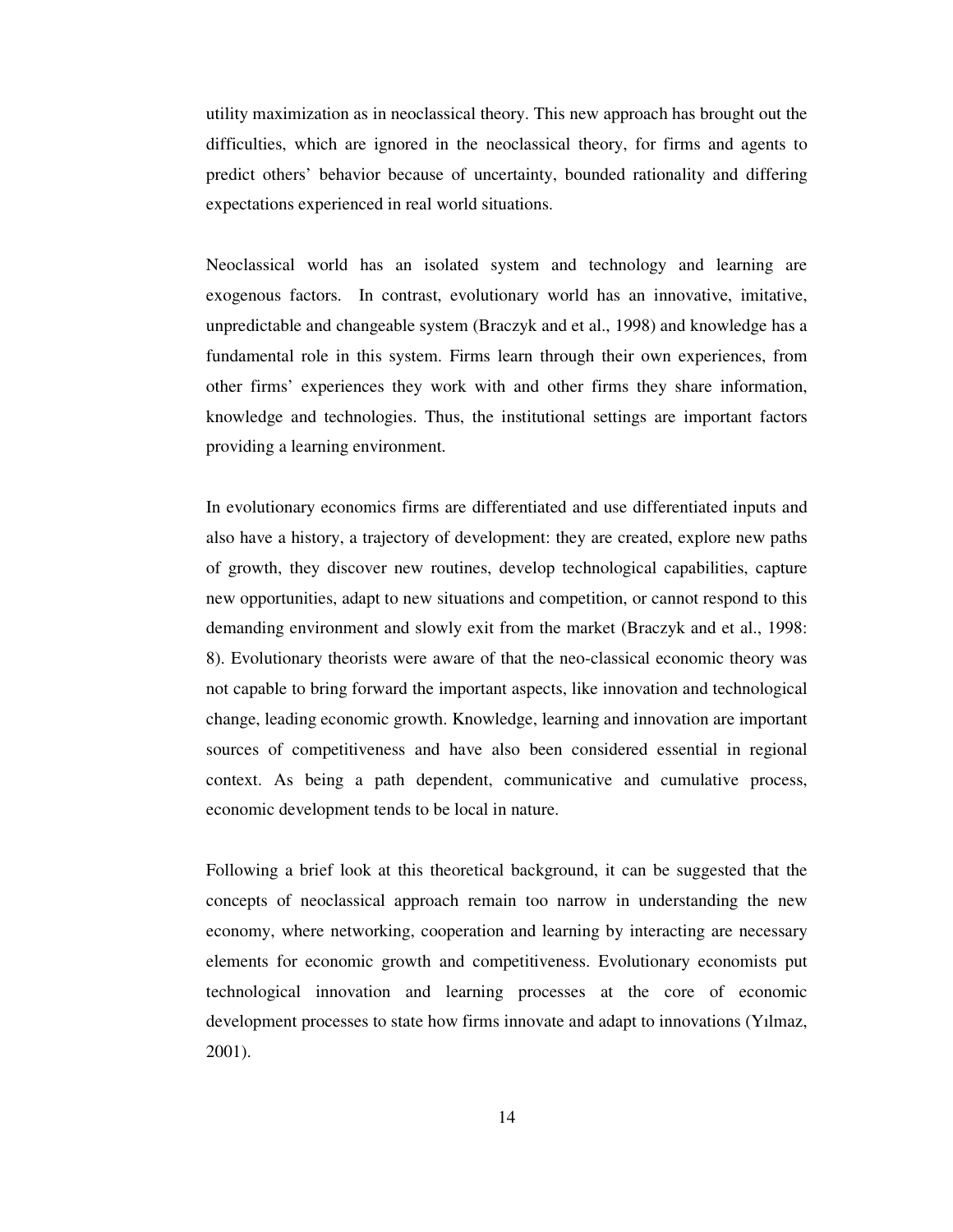utility maximization as in neoclassical theory. This new approach has brought out the difficulties, which are ignored in the neoclassical theory, for firms and agents to predict others' behavior because of uncertainty, bounded rationality and differing expectations experienced in real world situations.

Neoclassical world has an isolated system and technology and learning are exogenous factors. In contrast, evolutionary world has an innovative, imitative, unpredictable and changeable system (Braczyk and et al., 1998) and knowledge has a fundamental role in this system. Firms learn through their own experiences, from other firms' experiences they work with and other firms they share information, knowledge and technologies. Thus, the institutional settings are important factors providing a learning environment.

In evolutionary economics firms are differentiated and use differentiated inputs and also have a history, a trajectory of development: they are created, explore new paths of growth, they discover new routines, develop technological capabilities, capture new opportunities, adapt to new situations and competition, or cannot respond to this demanding environment and slowly exit from the market (Braczyk and et al., 1998: 8). Evolutionary theorists were aware of that the neo-classical economic theory was not capable to bring forward the important aspects, like innovation and technological change, leading economic growth. Knowledge, learning and innovation are important sources of competitiveness and have also been considered essential in regional context. As being a path dependent, communicative and cumulative process, economic development tends to be local in nature.

Following a brief look at this theoretical background, it can be suggested that the concepts of neoclassical approach remain too narrow in understanding the new economy, where networking, cooperation and learning by interacting are necessary elements for economic growth and competitiveness. Evolutionary economists put technological innovation and learning processes at the core of economic development processes to state how firms innovate and adapt to innovations (Yılmaz, 2001).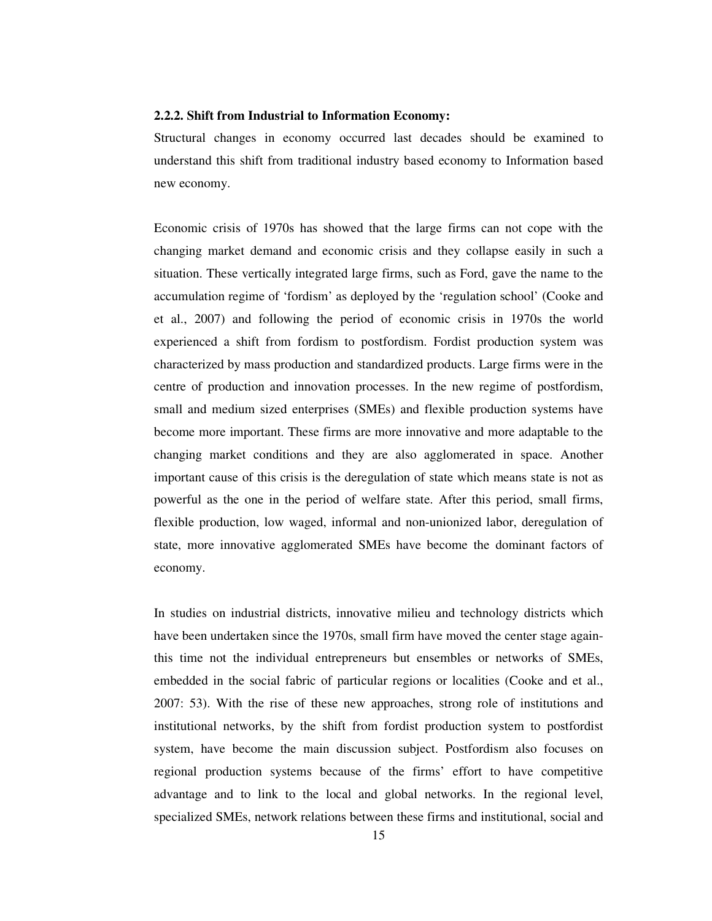**2.2.2. Shift from Industrial to Information Economy:**

Structural changes in economy occurred last decades should be examined to understand this shift from traditional industry based economy to Information based new economy.

Economic crisis of 1970s has showed that the large firms can not cope with the changing market demand and economic crisis and they collapse easily in such a situation. These vertically integrated large firms, such as Ford, gave the name to the accumulation regime of 'fordism' as deployed by the 'regulation school' (Cooke and et al., 2007) and following the period of economic crisis in 1970s the world experienced a shift from fordism to postfordism. Fordist production system was characterized by mass production and standardized products. Large firms were in the centre of production and innovation processes. In the new regime of postfordism, small and medium sized enterprises (SMEs) and flexible production systems have become more important. These firms are more innovative and more adaptable to the changing market conditions and they are also agglomerated in space. Another important cause of this crisis is the deregulation of state which means state is not as powerful as the one in the period of welfare state. After this period, small firms, flexible production, low waged, informal and non-unionized labor, deregulation of state, more innovative agglomerated SMEs have become the dominant factors of economy.

In studies on industrial districts, innovative milieu and technology districts which have been undertaken since the 1970s, small firm have moved the center stage again- this time not the individual entrepreneurs but ensembles or networks of SMEs, embedded in the social fabric of particular regions or localities (Cooke and et al., 2007: 53). With the rise of these new approaches, strong role of institutions and institutional networks, by the shift from fordist production system to postfordist system, have become the main discussion subject. Postfordism also focuses on regional production systems because of the firms' effort to have competitive advantage and to link to the local and global networks. In the regional level, specialized SMEs, network relations between these firms and institutional, social and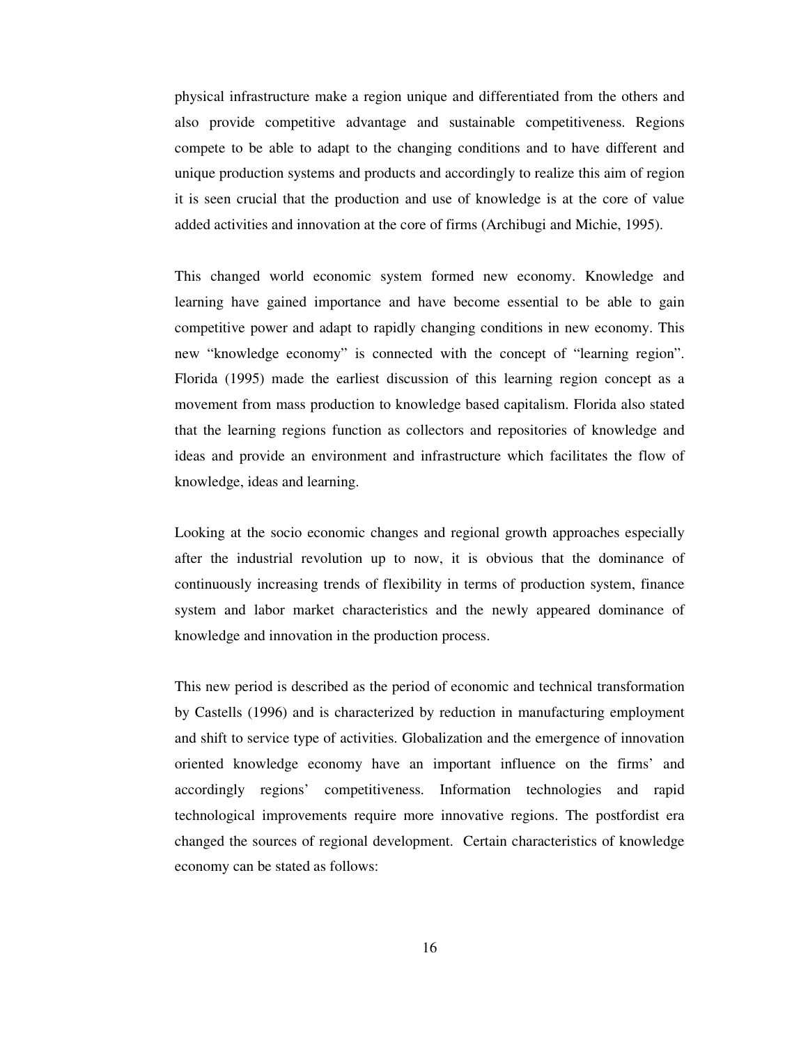physical infrastructure make a region unique and differentiated from the others and also provide competitive advantage and sustainable competitiveness. Regions compete to be able to adapt to the changing conditions and to have different and unique production systems and products and accordingly to realize this aim of region it is seen crucial that the production and use of knowledge is at the core of value added activities and innovation at the core of firms (Archibugi and Michie, 1995).

This changed world economic system formed new economy. Knowledge and learning have gained importance and have become essential to be able to gain competitive power and adapt to rapidly changing conditions in new economy. This new "knowledge economy" is connected with the concept of "learning region". Florida (1995) made the earliest discussion of this learning region concept as a movement from mass production to knowledge based capitalism. Florida also stated that the learning regions function as collectors and repositories of knowledge and ideas and provide an environment and infrastructure which facilitates the flow of knowledge, ideas and learning.

Looking at the socio economic changes and regional growth approaches especially after the industrial revolution up to now, it is obvious that the dominance of continuously increasing trends of flexibility in terms of production system, finance system and labor market characteristics and the newly appeared dominance of knowledge and innovation in the production process.

This new period is described as the period of economic and technical transformation by Castells (1996) and is characterized by reduction in manufacturing employment and shift to service type of activities. Globalization and the emergence of innovation oriented knowledge economy have an important influence on the firms' and accordingly regions' competitiveness. Information technologies and rapid technological improvements require more innovative regions. The postfordist era changed the sources of regional development. Certain characteristics of knowledge economy can be stated as follows: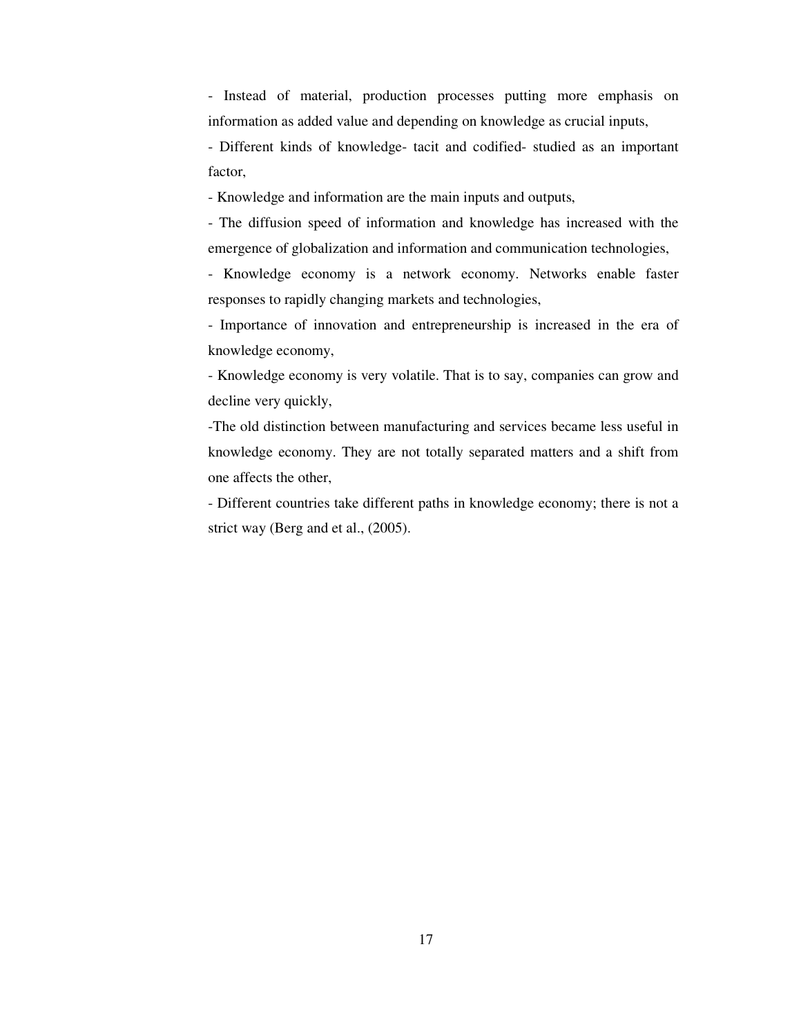- Instead of material, production processes putting more emphasis on information as added value and depending on knowledge as crucial inputs,

- Different kinds of knowledge- tacit and codified- studied as an important factor,

- Knowledge and information are the main inputs and outputs,

- The diffusion speed of information and knowledge has increased with the emergence of globalization and information and communication technologies,

- Knowledge economy is a network economy. Networks enable faster responses to rapidly changing markets and technologies,

- Importance of innovation and entrepreneurship is increased in the era of knowledge economy,

- Knowledge economy is very volatile. That is to say, companies can grow and decline very quickly,

-The old distinction between manufacturing and services became less useful in knowledge economy. They are not totally separated matters and a shift from one affects the other,

- Different countries take different paths in knowledge economy; there is not a strict way (Berg and et al., (2005).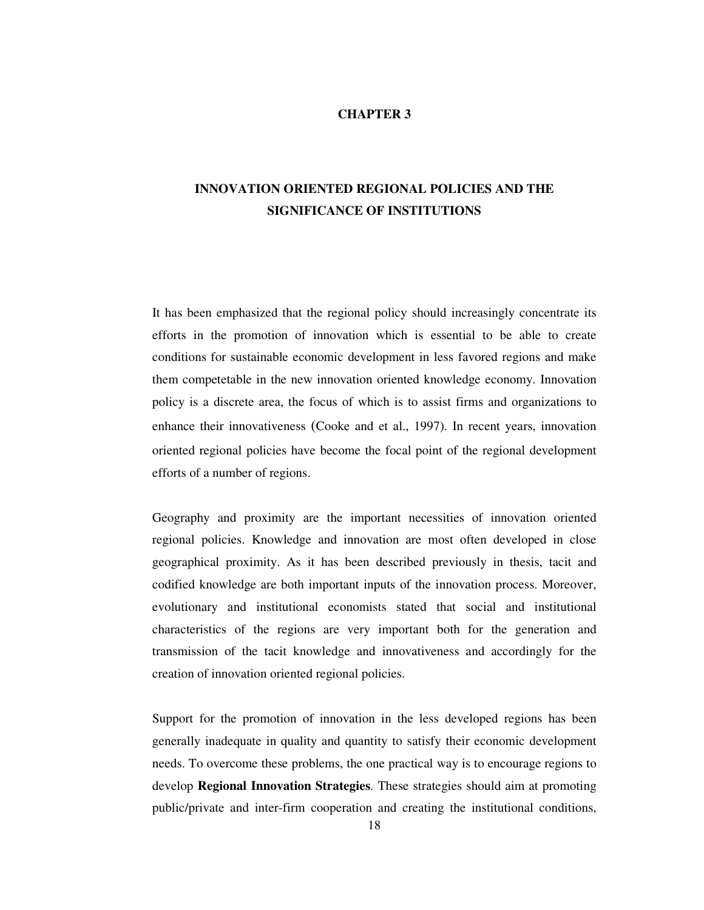# CHAPTER 3

# INNOVATION ORIENTED REGIONAL POLICIES AND THE SIGNIFICANCE OF INSTITUTIONS

It has been emphasized that the regional policy should increasingly concentrate its efforts in the promotion of innovation which is essential to be able to create conditions for sustainable economic development in less favored regions and make them competetable in the new innovation oriented knowledge economy. Innovation policy is a discrete area, the focus of which is to assist firms and organizations to enhance their innovativeness (Cooke and et al., 1997). In recent years, innovation oriented regional policies have become the focal point of the regional development efforts of a number of regions.

Geography and proximity are the important necessities of innovation oriented regional policies. Knowledge and innovation are most often developed in close geographical proximity. As it has been described previously in thesis, tacit and codified knowledge are both important inputs of the innovation process. Moreover, evolutionary and institutional economists stated that social and institutional characteristics of the regions are very important both for the generation and transmission of the tacit knowledge and innovativeness and accordingly for the creation of innovation oriented regional policies.

Support for the promotion of innovation in the less developed regions has been generally inadequate in quality and quantity to satisfy their economic development needs. To overcome these problems, the one practical way is to encourage regions to develop **Regional Innovation Strategies**. These strategies should aim at promoting public/private and inter-firm cooperation and creating the institutional conditions,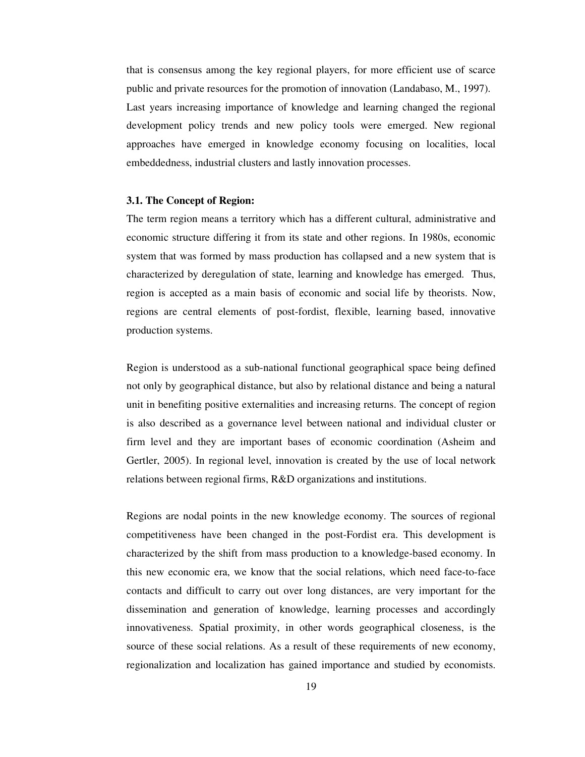that is consensus among the key regional players, for more efficient use of scarce public and private resources for the promotion of innovation (Landabaso, M., 1997).
Last years increasing importance of knowledge and learning changed the regional development policy trends and new policy tools were emerged. New regional approaches have emerged in knowledge economy focusing on localities, local embeddedness, industrial clusters and lastly innovation processes.

### 3.1. The Concept of Region:

The term region means a territory which has a different cultural, administrative and economic structure differing it from its state and other regions. In 1980s, economic system that was formed by mass production has collapsed and a new system that is characterized by deregulation of state, learning and knowledge has emerged. Thus, region is accepted as a main basis of economic and social life by theorists. Now, regions are central elements of post-fordist, flexible, learning based, innovative production systems.

Region is understood as a sub-national functional geographical space being defined not only by geographical distance, but also by relational distance and being a natural unit in benefiting positive externalities and increasing returns. The concept of region is also described as a governance level between national and individual cluster or firm level and they are important bases of economic coordination (Asheim and Gertler, 2005). In regional level, innovation is created by the use of local network relations between regional firms, R&D organizations and institutions.

Regions are nodal points in the new knowledge economy. The sources of regional competitiveness have been changed in the post-Fordist era. This development is characterized by the shift from mass production to a knowledge-based economy. In this new economic era, we know that the social relations, which need face-to-face contacts and difficult to carry out over long distances, are very important for the dissemination and generation of knowledge, learning processes and accordingly innovativeness. Spatial proximity, in other words geographical closeness, is the source of these social relations. As a result of these requirements of new economy, regionalization and localization has gained importance and studied by economists.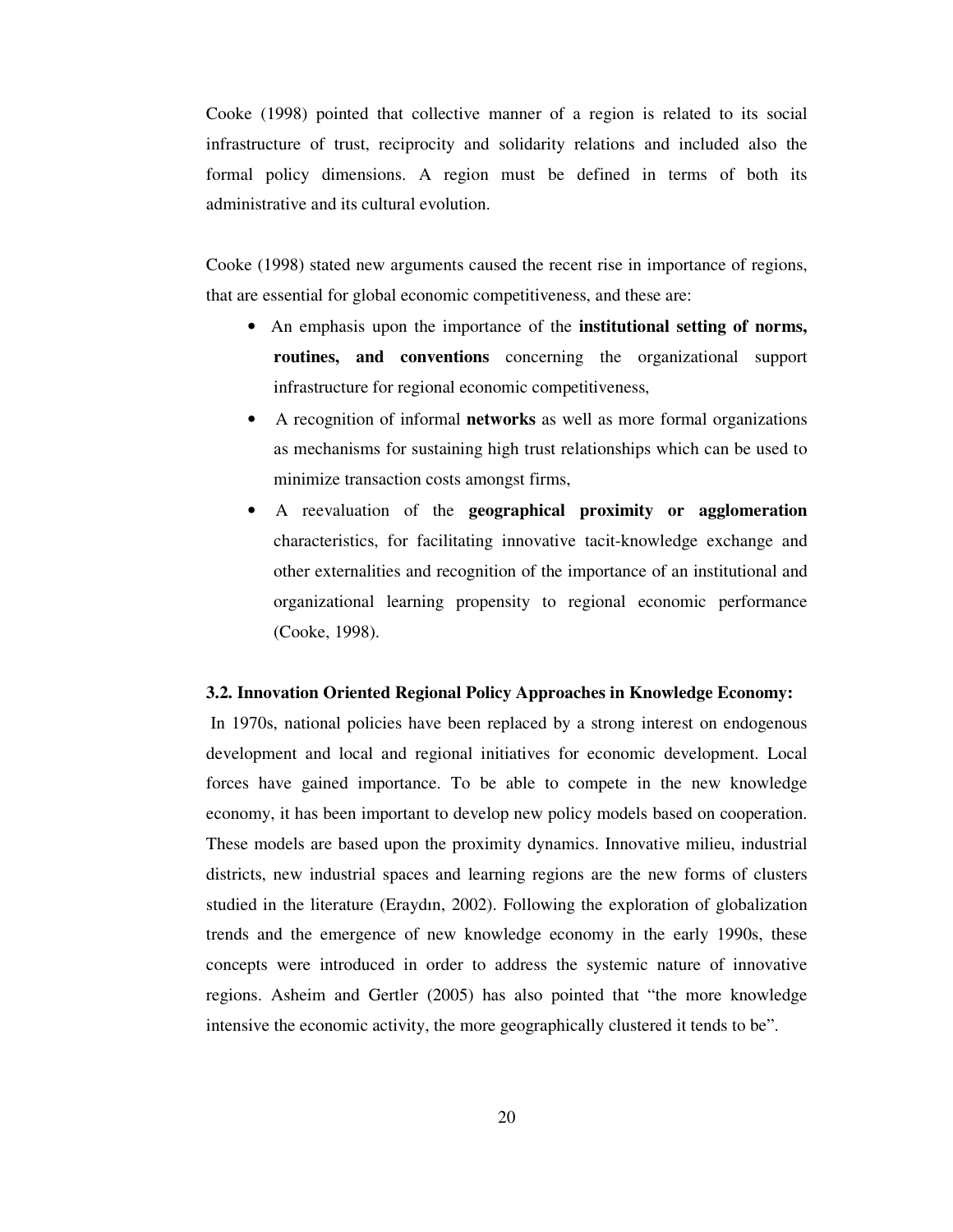Cooke (1998) pointed that collective manner of a region is related to its social infrastructure of trust, reciprocity and solidarity relations and included also the formal policy dimensions. A region must be defined in terms of both its administrative and its cultural evolution.

Cooke (1998) stated new arguments caused the recent rise in importance of regions, that are essential for global economic competitiveness, and these are:

- An emphasis upon the importance of the **institutional setting of norms, routines, and conventions** concerning the organizational support infrastructure for regional economic competitiveness,
- A recognition of informal **networks** as well as more formal organizations as mechanisms for sustaining high trust relationships which can be used to minimize transaction costs amongst firms,
- A reevaluation of the **geographical proximity or agglomeration** characteristics, for facilitating innovative tacit-knowledge exchange and other externalities and recognition of the importance of an institutional and organizational learning propensity to regional economic performance (Cooke, 1998).

### 3.2. Innovation Oriented Regional Policy Approaches in Knowledge Economy:

In 1970s, national policies have been replaced by a strong interest on endogenous development and local and regional initiatives for economic development. Local forces have gained importance. To be able to compete in the new knowledge economy, it has been important to develop new policy models based on cooperation. These models are based upon the proximity dynamics. Innovative milieu, industrial districts, new industrial spaces and learning regions are the new forms of clusters studied in the literature (Eraydın, 2002). Following the exploration of globalization trends and the emergence of new knowledge economy in the early 1990s, these concepts were introduced in order to address the systemic nature of innovative regions. Asheim and Gertler (2005) has also pointed that "the more knowledge intensive the economic activity, the more geographically clustered it tends to be".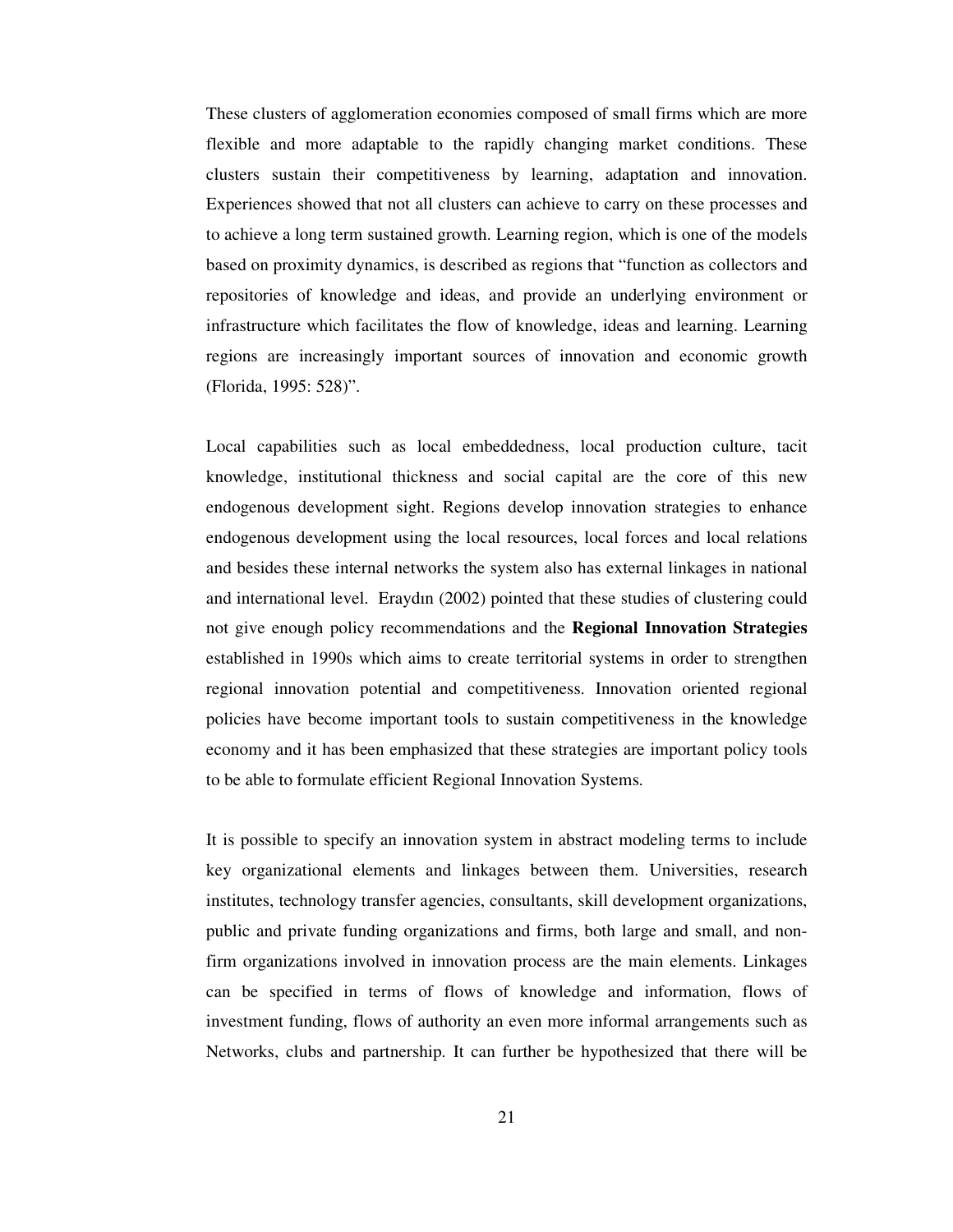These clusters of agglomeration economies composed of small firms which are more flexible and more adaptable to the rapidly changing market conditions. These clusters sustain their competitiveness by learning, adaptation and innovation. Experiences showed that not all clusters can achieve to carry on these processes and to achieve a long term sustained growth. Learning region, which is one of the models based on proximity dynamics, is described as regions that "function as collectors and repositories of knowledge and ideas, and provide an underlying environment or infrastructure which facilitates the flow of knowledge, ideas and learning. Learning regions are increasingly important sources of innovation and economic growth (Florida, 1995: 528)".

Local capabilities such as local embeddedness, local production culture, tacit knowledge, institutional thickness and social capital are the core of this new endogenous development sight. Regions develop innovation strategies to enhance endogenous development using the local resources, local forces and local relations and besides these internal networks the system also has external linkages in national and international level. Eraydın (2002) pointed that these studies of clustering could not give enough policy recommendations and the **Regional Innovation Strategies** established in 1990s which aims to create territorial systems in order to strengthen regional innovation potential and competitiveness. Innovation oriented regional policies have become important tools to sustain competitiveness in the knowledge economy and it has been emphasized that these strategies are important policy tools to be able to formulate efficient Regional Innovation Systems.

It is possible to specify an innovation system in abstract modeling terms to include key organizational elements and linkages between them. Universities, research institutes, technology transfer agencies, consultants, skill development organizations, public and private funding organizations and firms, both large and small, and non-firm organizations involved in innovation process are the main elements. Linkages can be specified in terms of flows of knowledge and information, flows of investment funding, flows of authority an even more informal arrangements such as Networks, clubs and partnership. It can further be hypothesized that there will be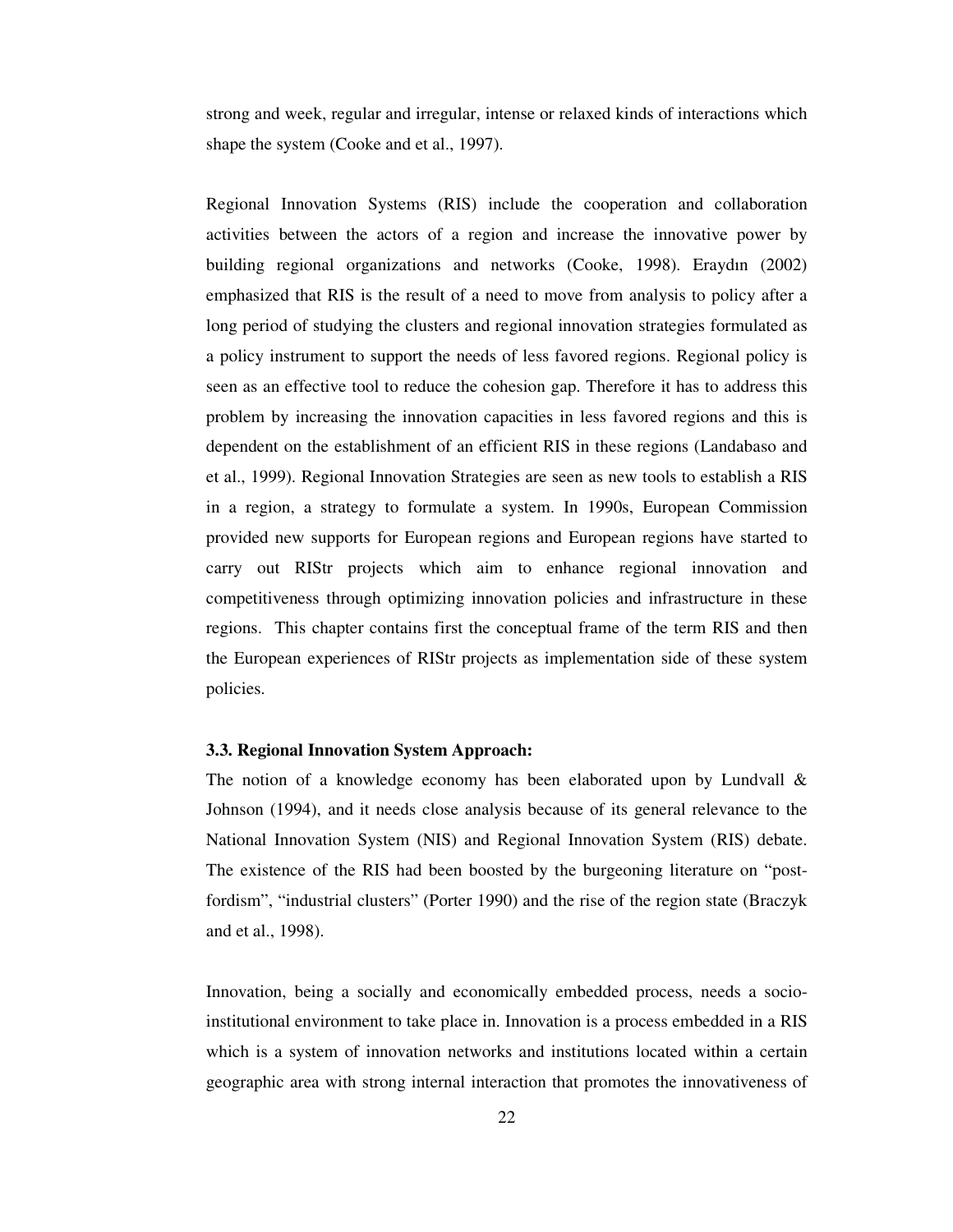strong and week, regular and irregular, intense or relaxed kinds of interactions which shape the system (Cooke and et al., 1997).

Regional Innovation Systems (RIS) include the cooperation and collaboration activities between the actors of a region and increase the innovative power by building regional organizations and networks (Cooke, 1998). Eraydın (2002) emphasized that RIS is the result of a need to move from analysis to policy after a long period of studying the clusters and regional innovation strategies formulated as a policy instrument to support the needs of less favored regions. Regional policy is seen as an effective tool to reduce the cohesion gap. Therefore it has to address this problem by increasing the innovation capacities in less favored regions and this is dependent on the establishment of an efficient RIS in these regions (Landabaso and et al., 1999). Regional Innovation Strategies are seen as new tools to establish a RIS in a region, a strategy to formulate a system. In 1990s, European Commission provided new supports for European regions and European regions have started to carry out RIStr projects which aim to enhance regional innovation and competitiveness through optimizing innovation policies and infrastructure in these regions. This chapter contains first the conceptual frame of the term RIS and then the European experiences of RIStr projects as implementation side of these system policies.

### 3.3. Regional Innovation System Approach:

The notion of a knowledge economy has been elaborated upon by Lundvall & Johnson (1994), and it needs close analysis because of its general relevance to the National Innovation System (NIS) and Regional Innovation System (RIS) debate. The existence of the RIS had been boosted by the burgeoning literature on "post-fordism", "industrial clusters" (Porter 1990) and the rise of the region state (Braczyk and et al., 1998).

Innovation, being a socially and economically embedded process, needs a socio-institutional environment to take place in. Innovation is a process embedded in a RIS which is a system of innovation networks and institutions located within a certain geographic area with strong internal interaction that promotes the innovativeness of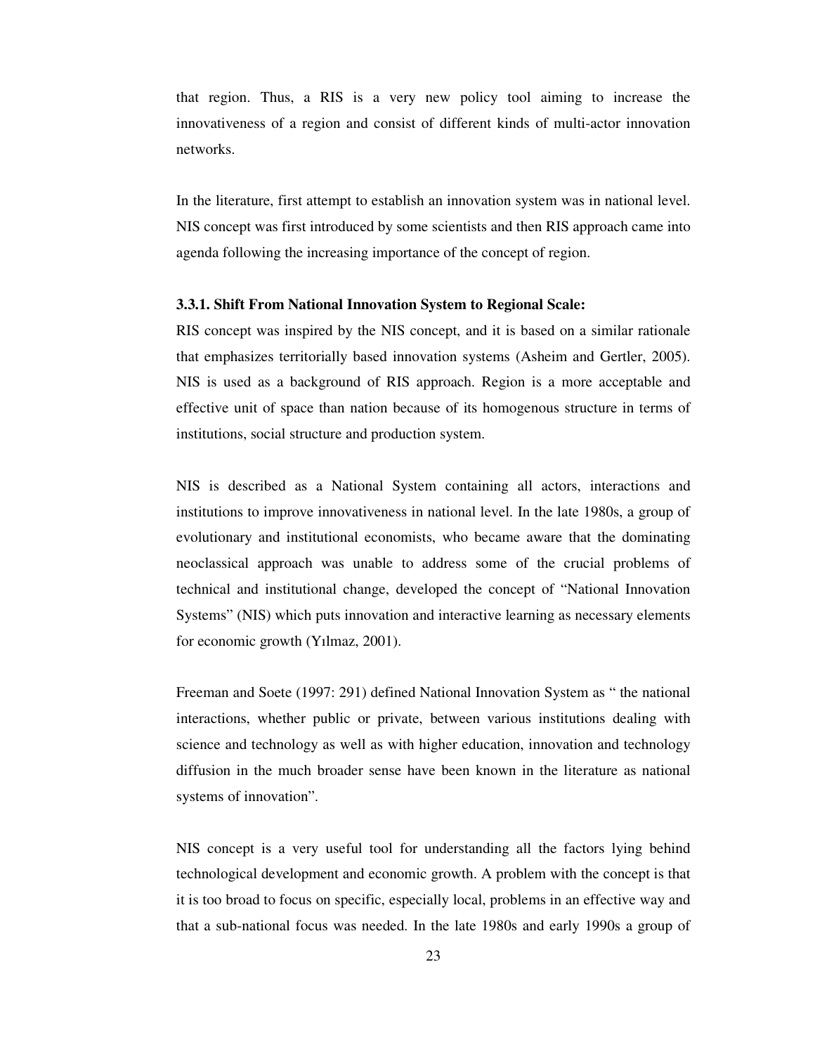that region. Thus, a RIS is a very new policy tool aiming to increase the innovativeness of a region and consist of different kinds of multi-actor innovation networks.

In the literature, first attempt to establish an innovation system was in national level. NIS concept was first introduced by some scientists and then RIS approach came into agenda following the increasing importance of the concept of region.

### 3.3.1. Shift From National Innovation System to Regional Scale:

RIS concept was inspired by the NIS concept, and it is based on a similar rationale that emphasizes territorially based innovation systems (Asheim and Gertler, 2005). NIS is used as a background of RIS approach. Region is a more acceptable and effective unit of space than nation because of its homogenous structure in terms of institutions, social structure and production system.

NIS is described as a National System containing all actors, interactions and institutions to improve innovativeness in national level. In the late 1980s, a group of evolutionary and institutional economists, who became aware that the dominating neoclassical approach was unable to address some of the crucial problems of technical and institutional change, developed the concept of "National Innovation Systems" (NIS) which puts innovation and interactive learning as necessary elements for economic growth (Yılmaz, 2001).

Freeman and Soete (1997: 291) defined National Innovation System as " the national interactions, whether public or private, between various institutions dealing with science and technology as well as with higher education, innovation and technology diffusion in the much broader sense have been known in the literature as national systems of innovation".

NIS concept is a very useful tool for understanding all the factors lying behind technological development and economic growth. A problem with the concept is that it is too broad to focus on specific, especially local, problems in an effective way and that a sub-national focus was needed. In the late 1980s and early 1990s a group of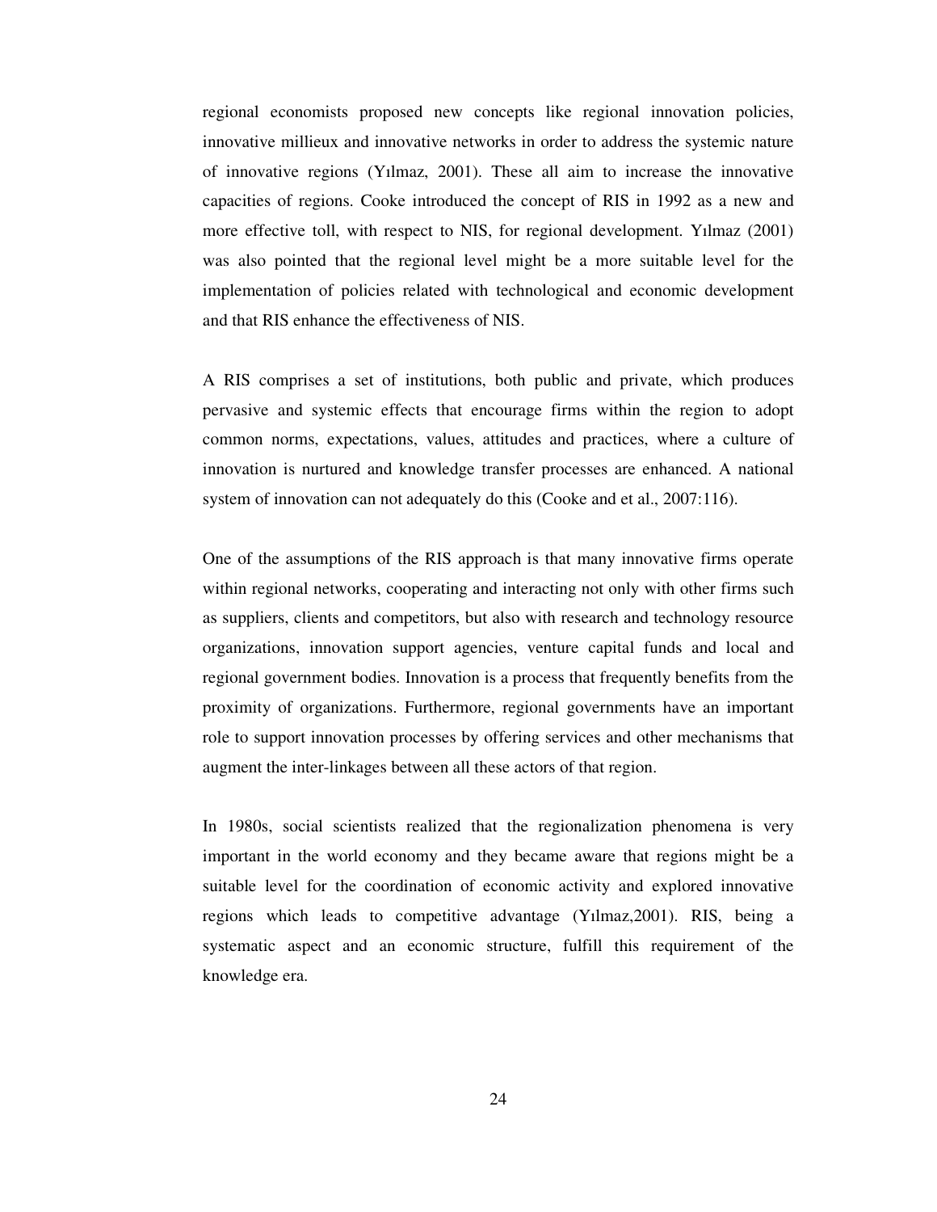regional economists proposed new concepts like regional innovation policies, innovative millieux and innovative networks in order to address the systemic nature of innovative regions (Yılmaz, 2001). These all aim to increase the innovative capacities of regions. Cooke introduced the concept of RIS in 1992 as a new and more effective toll, with respect to NIS, for regional development. Yılmaz (2001) was also pointed that the regional level might be a more suitable level for the implementation of policies related with technological and economic development and that RIS enhance the effectiveness of NIS.

A RIS comprises a set of institutions, both public and private, which produces pervasive and systemic effects that encourage firms within the region to adopt common norms, expectations, values, attitudes and practices, where a culture of innovation is nurtured and knowledge transfer processes are enhanced. A national system of innovation can not adequately do this (Cooke and et al., 2007:116).

One of the assumptions of the RIS approach is that many innovative firms operate within regional networks, cooperating and interacting not only with other firms such as suppliers, clients and competitors, but also with research and technology resource organizations, innovation support agencies, venture capital funds and local and regional government bodies. Innovation is a process that frequently benefits from the proximity of organizations. Furthermore, regional governments have an important role to support innovation processes by offering services and other mechanisms that augment the inter-linkages between all these actors of that region.

In 1980s, social scientists realized that the regionalization phenomena is very important in the world economy and they became aware that regions might be a suitable level for the coordination of economic activity and explored innovative regions which leads to competitive advantage (Yılmaz,2001). RIS, being a systematic aspect and an economic structure, fulfill this requirement of the knowledge era.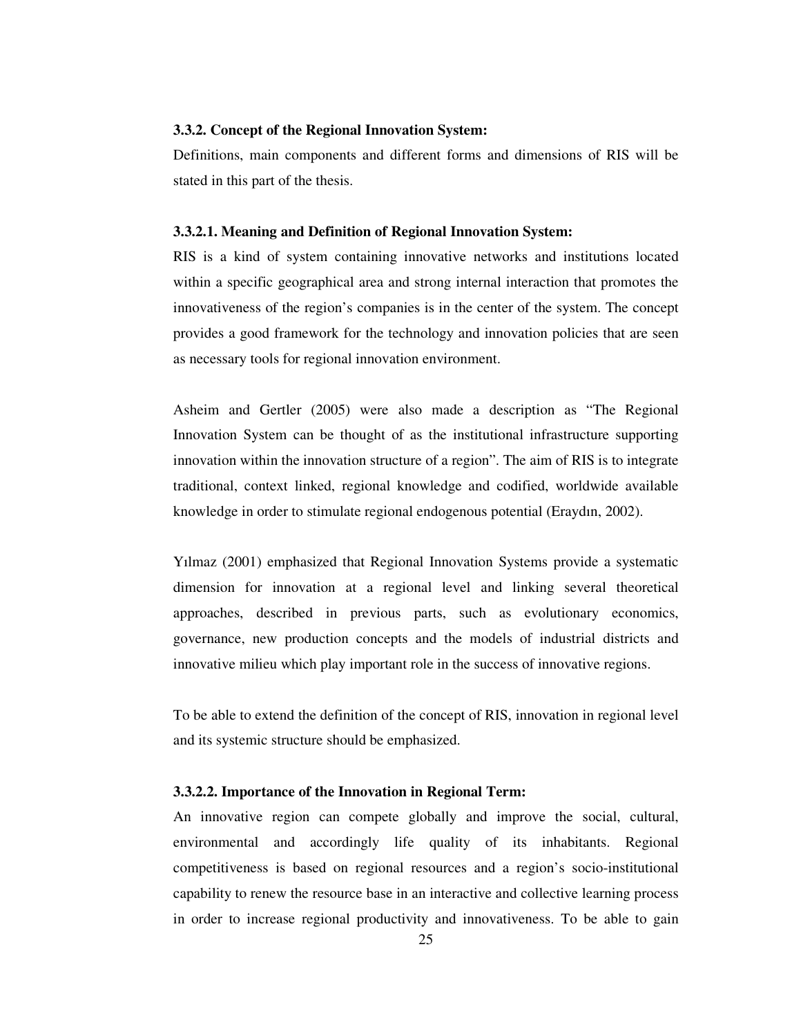### 3.3.2. Concept of the Regional Innovation System:

Definitions, main components and different forms and dimensions of RIS will be stated in this part of the thesis.

#### 3.3.2.1. Meaning and Definition of Regional Innovation System:

RIS is a kind of system containing innovative networks and institutions located within a specific geographical area and strong internal interaction that promotes the innovativeness of the region's companies is in the center of the system. The concept provides a good framework for the technology and innovation policies that are seen as necessary tools for regional innovation environment.

Asheim and Gertler (2005) were also made a description as "The Regional Innovation System can be thought of as the institutional infrastructure supporting innovation within the innovation structure of a region". The aim of RIS is to integrate traditional, context linked, regional knowledge and codified, worldwide available knowledge in order to stimulate regional endogenous potential (Eraydın, 2002).

Yılmaz (2001) emphasized that Regional Innovation Systems provide a systematic dimension for innovation at a regional level and linking several theoretical approaches, described in previous parts, such as evolutionary economics, governance, new production concepts and the models of industrial districts and innovative milieu which play important role in the success of innovative regions.

To be able to extend the definition of the concept of RIS, innovation in regional level and its systemic structure should be emphasized.

#### 3.3.2.2. Importance of the Innovation in Regional Term:

An innovative region can compete globally and improve the social, cultural, environmental and accordingly life quality of its inhabitants. Regional competitiveness is based on regional resources and a region's socio-institutional capability to renew the resource base in an interactive and collective learning process in order to increase regional productivity and innovativeness. To be able to gain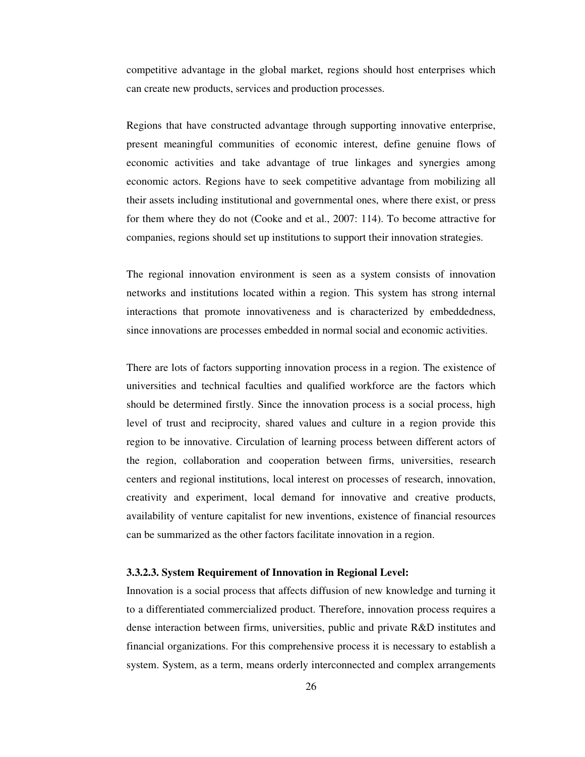competitive advantage in the global market, regions should host enterprises which can create new products, services and production processes.

Regions that have constructed advantage through supporting innovative enterprise, present meaningful communities of economic interest, define genuine flows of economic activities and take advantage of true linkages and synergies among economic actors. Regions have to seek competitive advantage from mobilizing all their assets including institutional and governmental ones, where there exist, or press for them where they do not (Cooke and et al., 2007: 114). To become attractive for companies, regions should set up institutions to support their innovation strategies.

The regional innovation environment is seen as a system consists of innovation networks and institutions located within a region. This system has strong internal interactions that promote innovativeness and is characterized by embeddedness, since innovations are processes embedded in normal social and economic activities.

There are lots of factors supporting innovation process in a region. The existence of universities and technical faculties and qualified workforce are the factors which should be determined firstly. Since the innovation process is a social process, high level of trust and reciprocity, shared values and culture in a region provide this region to be innovative. Circulation of learning process between different actors of the region, collaboration and cooperation between firms, universities, research centers and regional institutions, local interest on processes of research, innovation, creativity and experiment, local demand for innovative and creative products, availability of venture capitalist for new inventions, existence of financial resources can be summarized as the other factors facilitate innovation in a region.

#### 3.3.2.3. System Requirement of Innovation in Regional Level:

Innovation is a social process that affects diffusion of new knowledge and turning it to a differentiated commercialized product. Therefore, innovation process requires a dense interaction between firms, universities, public and private R&D institutes and financial organizations. For this comprehensive process it is necessary to establish a system. System, as a term, means orderly interconnected and complex arrangements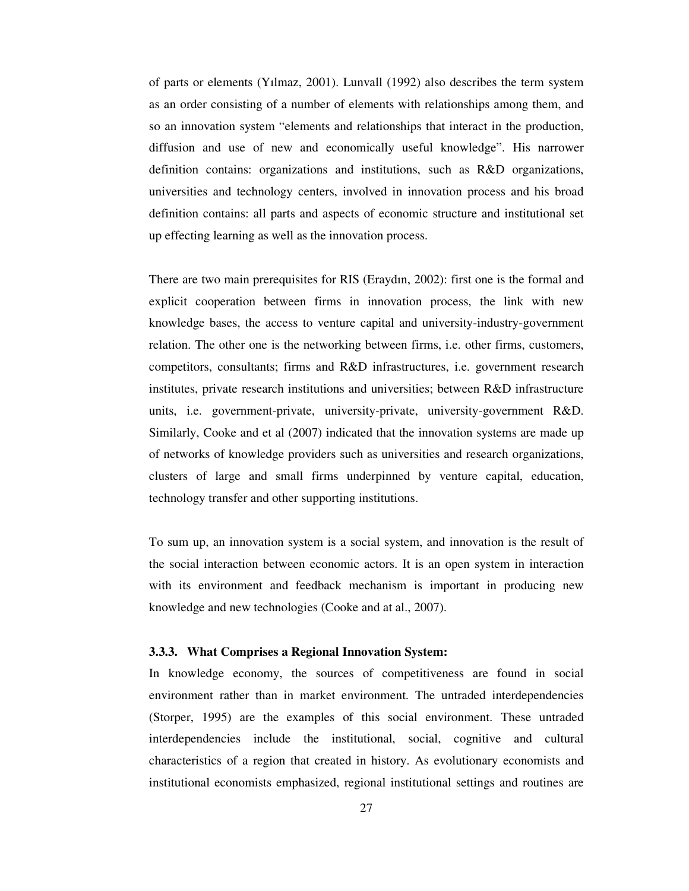of parts or elements (Yılmaz, 2001). Lunvall (1992) also describes the term system as an order consisting of a number of elements with relationships among them, and so an innovation system "elements and relationships that interact in the production, diffusion and use of new and economically useful knowledge". His narrower definition contains: organizations and institutions, such as R&D organizations, universities and technology centers, involved in innovation process and his broad definition contains: all parts and aspects of economic structure and institutional set up effecting learning as well as the innovation process.

There are two main prerequisites for RIS (Eraydın, 2002): first one is the formal and explicit cooperation between firms in innovation process, the link with new knowledge bases, the access to venture capital and university-industry-government relation. The other one is the networking between firms, i.e. other firms, customers, competitors, consultants; firms and R&D infrastructures, i.e. government research institutes, private research institutions and universities; between R&D infrastructure units, i.e. government-private, university-private, university-government R&D. Similarly, Cooke and et al (2007) indicated that the innovation systems are made up of networks of knowledge providers such as universities and research organizations, clusters of large and small firms underpinned by venture capital, education, technology transfer and other supporting institutions.

To sum up, an innovation system is a social system, and innovation is the result of the social interaction between economic actors. It is an open system in interaction with its environment and feedback mechanism is important in producing new knowledge and new technologies (Cooke and at al., 2007).

### 3.3.3. What Comprises a Regional Innovation System:

In knowledge economy, the sources of competitiveness are found in social environment rather than in market environment. The untraded interdependencies (Storper, 1995) are the examples of this social environment. These untraded interdependencies include the institutional, social, cognitive and cultural characteristics of a region that created in history. As evolutionary economists and institutional economists emphasized, regional institutional settings and routines are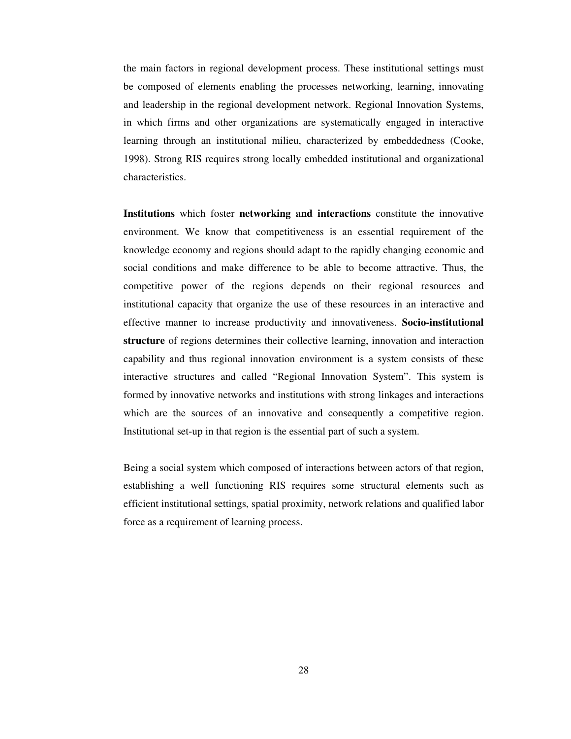the main factors in regional development process. These institutional settings must be composed of elements enabling the processes networking, learning, innovating and leadership in the regional development network. Regional Innovation Systems, in which firms and other organizations are systematically engaged in interactive learning through an institutional milieu, characterized by embeddedness (Cooke, 1998). Strong RIS requires strong locally embedded institutional and organizational characteristics.

**Institutions** which foster **networking and interactions** constitute the innovative environment. We know that competitiveness is an essential requirement of the knowledge economy and regions should adapt to the rapidly changing economic and social conditions and make difference to be able to become attractive. Thus, the competitive power of the regions depends on their regional resources and institutional capacity that organize the use of these resources in an interactive and effective manner to increase productivity and innovativeness. **Socio-institutional structure** of regions determines their collective learning, innovation and interaction capability and thus regional innovation environment is a system consists of these interactive structures and called "Regional Innovation System". This system is formed by innovative networks and institutions with strong linkages and interactions which are the sources of an innovative and consequently a competitive region. Institutional set-up in that region is the essential part of such a system.

Being a social system which composed of interactions between actors of that region, establishing a well functioning RIS requires some structural elements such as efficient institutional settings, spatial proximity, network relations and qualified labor force as a requirement of learning process.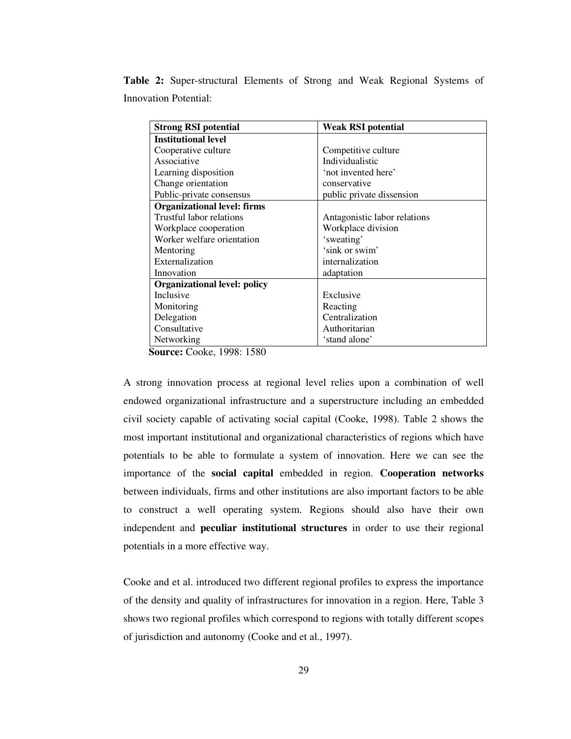**Table 2:** Super-structural Elements of Strong and Weak Regional Systems of Innovation Potential:

| Strong RSI potential | Weak RSI potential |
|---|---|
| **Institutional level** | |
| Cooperative culture | Competitive culture |
| Associative | Individualistic |
| Learning disposition | 'not invented here' |
| Change orientation | conservative |
| Public-private consensus | public private dissension |
| **Organizational level: firms** | |
| Trustful labor relations | Antagonistic labor relations |
| Workplace cooperation | Workplace division |
| Worker welfare orientation | 'sweating' |
| Mentoring | 'sink or swim' |
| Externalization | internalization |
| Innovation | adaptation |
| **Organizational level: policy** | |
| Inclusive | Exclusive |
| Monitoring | Reacting |
| Delegation | Centralization |
| Consultative | Authoritarian |
| Networking | 'stand alone' |

**Source:** Cooke, 1998: 1580

A strong innovation process at regional level relies upon a combination of well endowed organizational infrastructure and a superstructure including an embedded civil society capable of activating social capital (Cooke, 1998). Table 2 shows the most important institutional and organizational characteristics of regions which have potentials to be able to formulate a system of innovation. Here we can see the importance of the **social capital** embedded in region. **Cooperation networks** between individuals, firms and other institutions are also important factors to be able to construct a well operating system. Regions should also have their own independent and **peculiar institutional structures** in order to use their regional potentials in a more effective way.

Cooke and et al. introduced two different regional profiles to express the importance of the density and quality of infrastructures for innovation in a region. Here, Table 3 shows two regional profiles which correspond to regions with totally different scopes of jurisdiction and autonomy (Cooke and et al., 1997).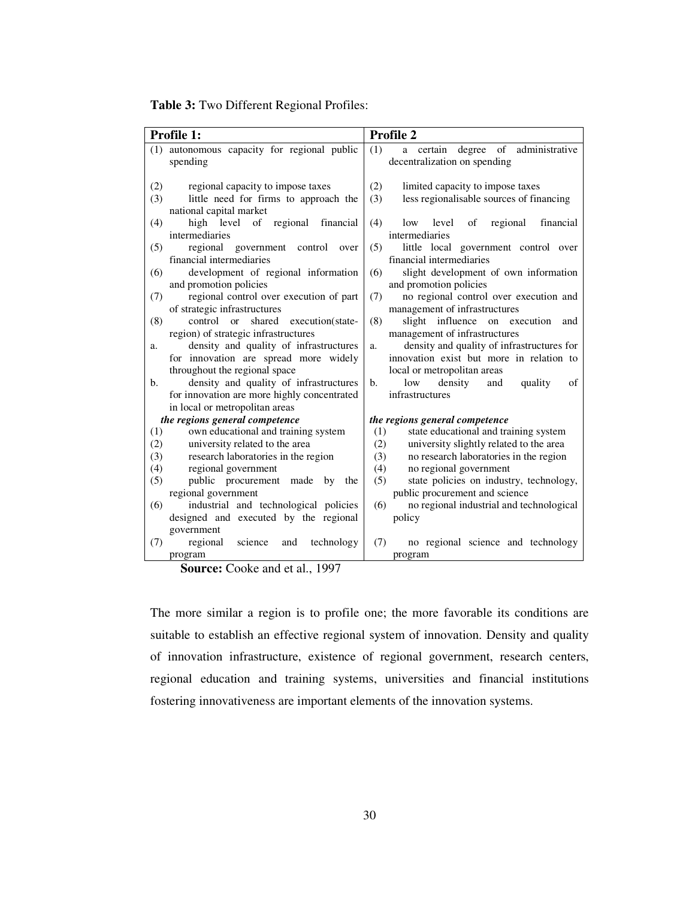**Table 3:** Two Different Regional Profiles:

| Profile 1: | Profile 2 |
|---|---|
| (1) autonomous capacity for regional public spending | (1) a certain degree of administrative decentralization on spending |
| (2) regional capacity to impose taxes | (2) limited capacity to impose taxes |
| (3) little need for firms to approach the national capital market | (3) less regionalisable sources of financing |
| (4) high level of regional financial intermediaries | (4) low level of regional financial intermediaries |
| (5) regional government control over financial intermediaries | (5) little local government control over financial intermediaries |
| (6) development of regional information and promotion policies | (6) slight development of own information and promotion policies |
| (7) regional control over execution of part of strategic infrastructures | (7) no regional control over execution and management of infrastructures |
| (8) control or shared execution(state-region) of strategic infrastructures | (8) slight influence on execution and management of infrastructures |
| a. density and quality of infrastructures for innovation are spread more widely throughout the regional space | a. density and quality of infrastructures for innovation exist but more in relation to local or metropolitan areas |
| b. density and quality of infrastructures for innovation are more highly concentrated in local or metropolitan areas | b. low density and quality of infrastructures |
| ***the regions general competence*** | ***the regions general competence*** |
| (1) own educational and training system | (1) state educational and training system |
| (2) university related to the area | (2) university slightly related to the area |
| (3) research laboratories in the region | (3) no research laboratories in the region |
| (4) regional government | (4) no regional government |
| (5) public procurement made by the regional government | (5) state policies on industry, technology, public procurement and science |
| (6) industrial and technological policies designed and executed by the regional government | (6) no regional industrial and technological policy |
| (7) regional science and technology program | (7) no regional science and technology program |

**Source:** Cooke and et al., 1997

The more similar a region is to profile one; the more favorable its conditions are suitable to establish an effective regional system of innovation. Density and quality of innovation infrastructure, existence of regional government, research centers, regional education and training systems, universities and financial institutions fostering innovativeness are important elements of the innovation systems.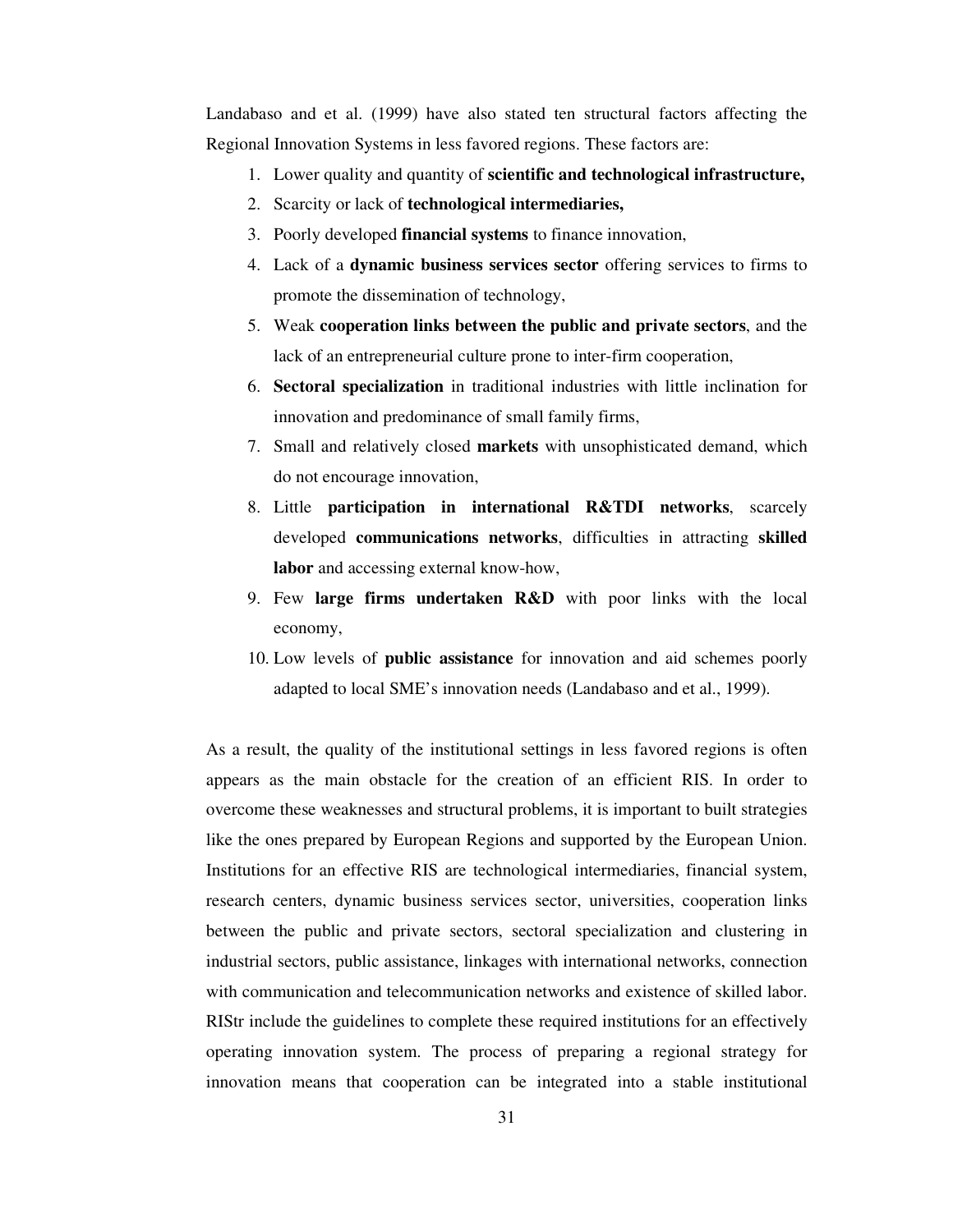Landabaso and et al. (1999) have also stated ten structural factors affecting the Regional Innovation Systems in less favored regions. These factors are:

1. Lower quality and quantity of **scientific and technological infrastructure,**
2. Scarcity or lack of **technological intermediaries,**
3. Poorly developed **financial systems** to finance innovation,
4. Lack of a **dynamic business services sector** offering services to firms to promote the dissemination of technology,
5. Weak **cooperation links between the public and private sectors**, and the lack of an entrepreneurial culture prone to inter-firm cooperation,
6. **Sectoral specialization** in traditional industries with little inclination for innovation and predominance of small family firms,
7. Small and relatively closed **markets** with unsophisticated demand, which do not encourage innovation,
8. Little **participation in international R&TDI networks**, scarcely developed **communications networks**, difficulties in attracting **skilled labor** and accessing external know-how,
9. Few **large firms undertaken R&D** with poor links with the local economy,
10. Low levels of **public assistance** for innovation and aid schemes poorly adapted to local SME's innovation needs (Landabaso and et al., 1999).

As a result, the quality of the institutional settings in less favored regions is often appears as the main obstacle for the creation of an efficient RIS. In order to overcome these weaknesses and structural problems, it is important to built strategies like the ones prepared by European Regions and supported by the European Union. Institutions for an effective RIS are technological intermediaries, financial system, research centers, dynamic business services sector, universities, cooperation links between the public and private sectors, sectoral specialization and clustering in industrial sectors, public assistance, linkages with international networks, connection with communication and telecommunication networks and existence of skilled labor. RIStr include the guidelines to complete these required institutions for an effectively operating innovation system. The process of preparing a regional strategy for innovation means that cooperation can be integrated into a stable institutional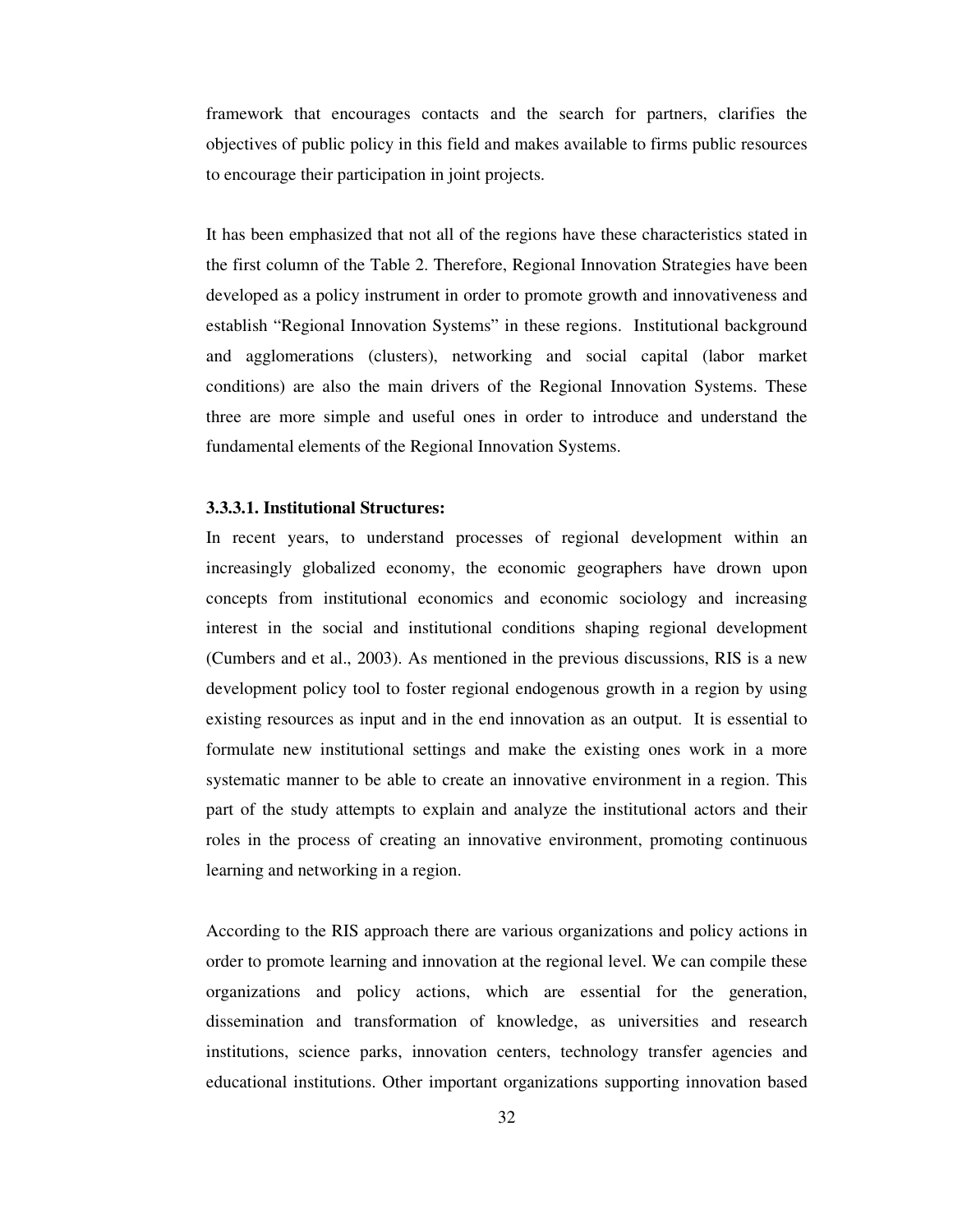framework that encourages contacts and the search for partners, clarifies the objectives of public policy in this field and makes available to firms public resources to encourage their participation in joint projects.

It has been emphasized that not all of the regions have these characteristics stated in the first column of the Table 2. Therefore, Regional Innovation Strategies have been developed as a policy instrument in order to promote growth and innovativeness and establish "Regional Innovation Systems" in these regions. Institutional background and agglomerations (clusters), networking and social capital (labor market conditions) are also the main drivers of the Regional Innovation Systems. These three are more simple and useful ones in order to introduce and understand the fundamental elements of the Regional Innovation Systems.

#### 3.3.3.1. Institutional Structures:

In recent years, to understand processes of regional development within an increasingly globalized economy, the economic geographers have drown upon concepts from institutional economics and economic sociology and increasing interest in the social and institutional conditions shaping regional development (Cumbers and et al., 2003). As mentioned in the previous discussions, RIS is a new development policy tool to foster regional endogenous growth in a region by using existing resources as input and in the end innovation as an output. It is essential to formulate new institutional settings and make the existing ones work in a more systematic manner to be able to create an innovative environment in a region. This part of the study attempts to explain and analyze the institutional actors and their roles in the process of creating an innovative environment, promoting continuous learning and networking in a region.

According to the RIS approach there are various organizations and policy actions in order to promote learning and innovation at the regional level. We can compile these organizations and policy actions, which are essential for the generation, dissemination and transformation of knowledge, as universities and research institutions, science parks, innovation centers, technology transfer agencies and educational institutions. Other important organizations supporting innovation based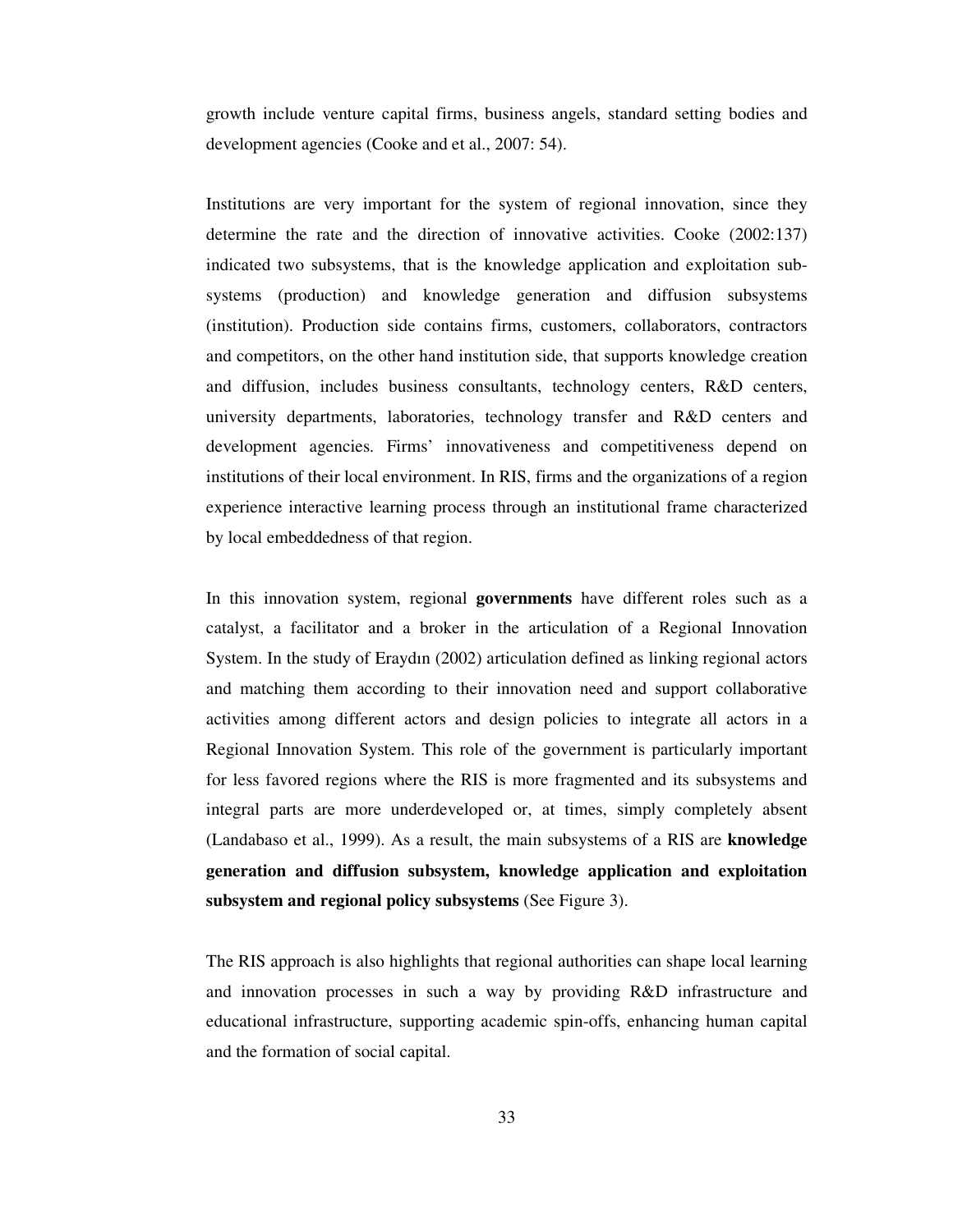growth include venture capital firms, business angels, standard setting bodies and development agencies (Cooke and et al., 2007: 54).

Institutions are very important for the system of regional innovation, since they determine the rate and the direction of innovative activities. Cooke (2002:137) indicated two subsystems, that is the knowledge application and exploitation sub-systems (production) and knowledge generation and diffusion subsystems (institution). Production side contains firms, customers, collaborators, contractors and competitors, on the other hand institution side, that supports knowledge creation and diffusion, includes business consultants, technology centers, R&D centers, university departments, laboratories, technology transfer and R&D centers and development agencies. Firms' innovativeness and competitiveness depend on institutions of their local environment. In RIS, firms and the organizations of a region experience interactive learning process through an institutional frame characterized by local embeddedness of that region.

In this innovation system, regional **governments** have different roles such as a catalyst, a facilitator and a broker in the articulation of a Regional Innovation System. In the study of Eraydın (2002) articulation defined as linking regional actors and matching them according to their innovation need and support collaborative activities among different actors and design policies to integrate all actors in a Regional Innovation System. This role of the government is particularly important for less favored regions where the RIS is more fragmented and its subsystems and integral parts are more underdeveloped or, at times, simply completely absent (Landabaso et al., 1999). As a result, the main subsystems of a RIS are **knowledge generation and diffusion subsystem, knowledge application and exploitation subsystem and regional policy subsystems** (See Figure 3).

The RIS approach is also highlights that regional authorities can shape local learning and innovation processes in such a way by providing R&D infrastructure and educational infrastructure, supporting academic spin-offs, enhancing human capital and the formation of social capital.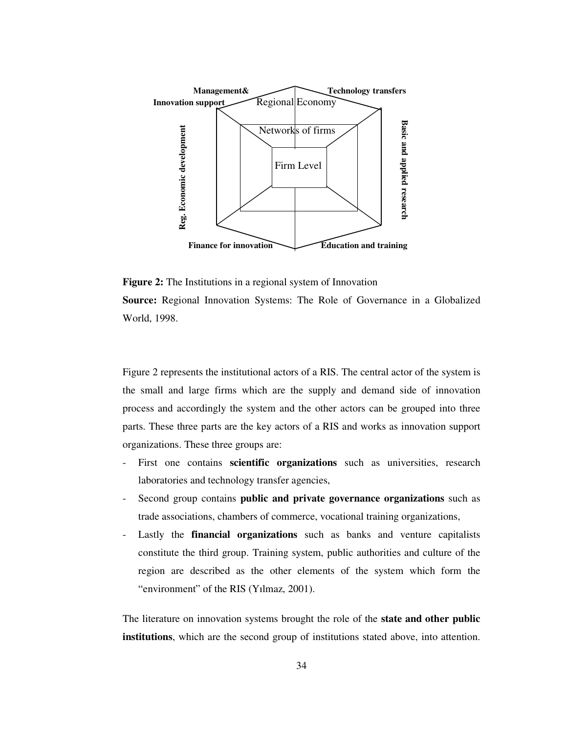Management& Innovation support | Regional Economy | Technology transfers

Networks of firms

Firm Level

Reg. Economic development | Basic and applied research

Finance for innovation | Education and training

**Figure 2:** The Institutions in a regional system of Innovation
**Source:** Regional Innovation Systems: The Role of Governance in a Globalized World, 1998.

Figure 2 represents the institutional actors of a RIS. The central actor of the system is the small and large firms which are the supply and demand side of innovation process and accordingly the system and the other actors can be grouped into three parts. These three parts are the key actors of a RIS and works as innovation support organizations. These three groups are:

- First one contains **scientific organizations** such as universities, research laboratories and technology transfer agencies,
- Second group contains **public and private governance organizations** such as trade associations, chambers of commerce, vocational training organizations,
- Lastly the **financial organizations** such as banks and venture capitalists constitute the third group. Training system, public authorities and culture of the region are described as the other elements of the system which form the "environment" of the RIS (Yılmaz, 2001).

The literature on innovation systems brought the role of the **state and other public institutions**, which are the second group of institutions stated above, into attention.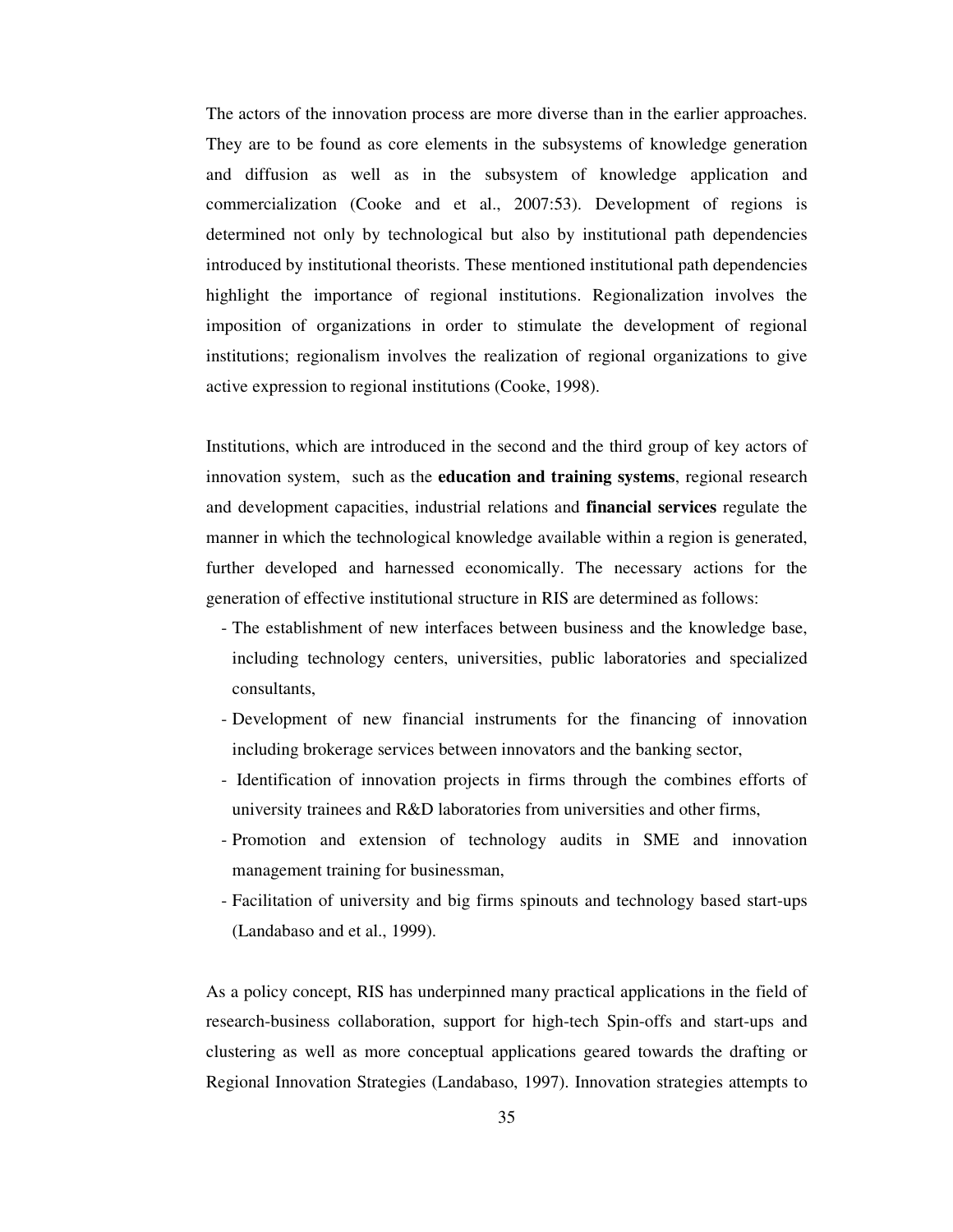The actors of the innovation process are more diverse than in the earlier approaches. They are to be found as core elements in the subsystems of knowledge generation and diffusion as well as in the subsystem of knowledge application and commercialization (Cooke and et al., 2007:53). Development of regions is determined not only by technological but also by institutional path dependencies introduced by institutional theorists. These mentioned institutional path dependencies highlight the importance of regional institutions. Regionalization involves the imposition of organizations in order to stimulate the development of regional institutions; regionalism involves the realization of regional organizations to give active expression to regional institutions (Cooke, 1998).

Institutions, which are introduced in the second and the third group of key actors of innovation system, such as the **education and training systems**, regional research and development capacities, industrial relations and **financial services** regulate the manner in which the technological knowledge available within a region is generated, further developed and harnessed economically. The necessary actions for the generation of effective institutional structure in RIS are determined as follows:

- The establishment of new interfaces between business and the knowledge base, including technology centers, universities, public laboratories and specialized consultants,
- Development of new financial instruments for the financing of innovation including brokerage services between innovators and the banking sector,
- Identification of innovation projects in firms through the combines efforts of university trainees and R&D laboratories from universities and other firms,
- Promotion and extension of technology audits in SME and innovation management training for businessman,
- Facilitation of university and big firms spinouts and technology based start-ups (Landabaso and et al., 1999).

As a policy concept, RIS has underpinned many practical applications in the field of research-business collaboration, support for high-tech Spin-offs and start-ups and clustering as well as more conceptual applications geared towards the drafting or Regional Innovation Strategies (Landabaso, 1997). Innovation strategies attempts to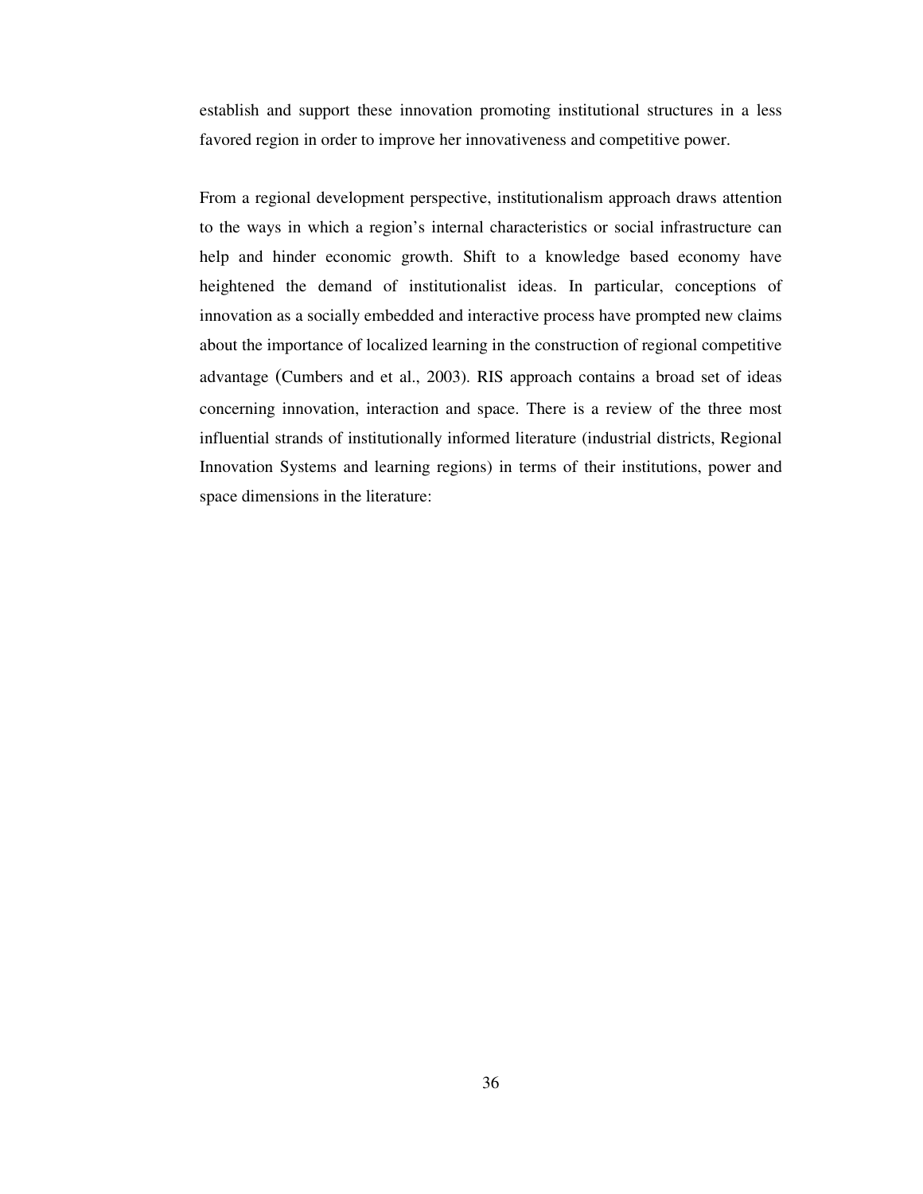establish and support these innovation promoting institutional structures in a less favored region in order to improve her innovativeness and competitive power.

From a regional development perspective, institutionalism approach draws attention to the ways in which a region's internal characteristics or social infrastructure can help and hinder economic growth. Shift to a knowledge based economy have heightened the demand of institutionalist ideas. In particular, conceptions of innovation as a socially embedded and interactive process have prompted new claims about the importance of localized learning in the construction of regional competitive advantage (Cumbers and et al., 2003). RIS approach contains a broad set of ideas concerning innovation, interaction and space. There is a review of the three most influential strands of institutionally informed literature (industrial districts, Regional Innovation Systems and learning regions) in terms of their institutions, power and space dimensions in the literature: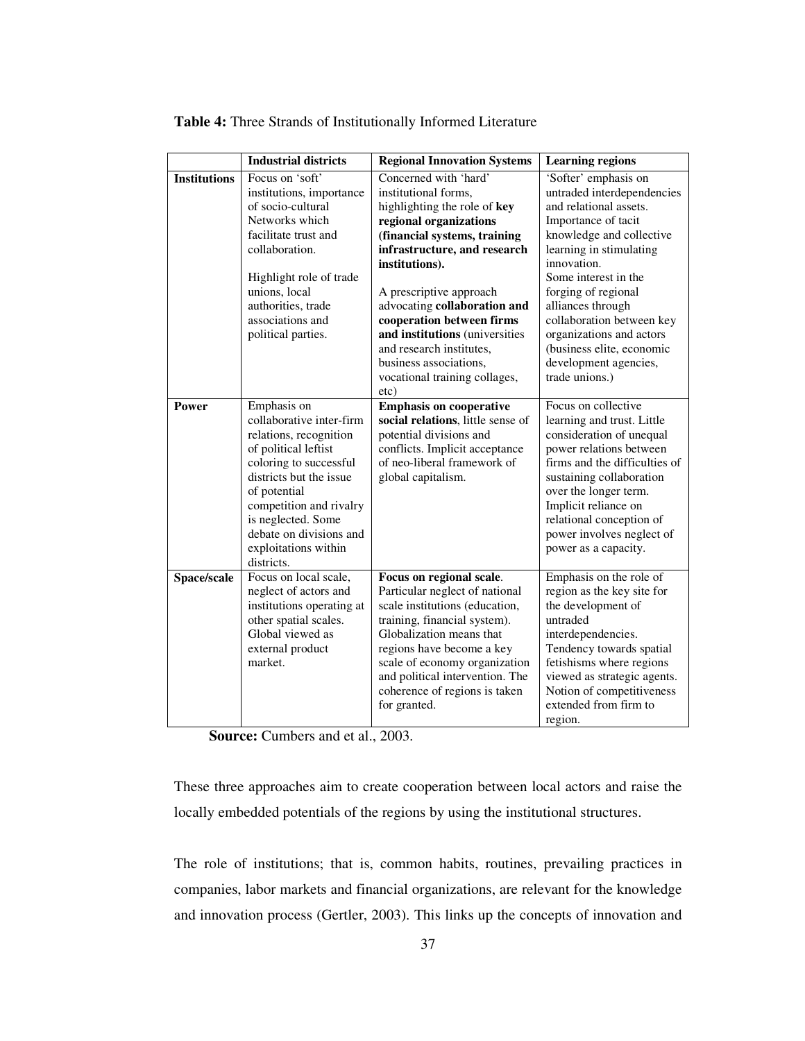**Table 4:** Three Strands of Institutionally Informed Literature

| | **Industrial districts** | **Regional Innovation Systems** | **Learning regions** |
|---|---|---|---|
| **Institutions** | Focus on 'soft' institutions, importance of socio-cultural Networks which facilitate trust and collaboration.<br><br>Highlight role of trade unions, local authorities, trade associations and political parties. | Concerned with 'hard' institutional forms, highlighting the role of **key regional organizations (financial systems, training infrastructure, and research institutions).**<br><br>A prescriptive approach advocating **collaboration and cooperation between firms and institutions** (universities and research institutes, business associations, vocational training collages, etc) | 'Softer' emphasis on untraded interdependencies and relational assets. Importance of tacit knowledge and collective learning in stimulating innovation.<br>Some interest in the forging of regional alliances through collaboration between key organizations and actors (business elite, economic development agencies, trade unions.) |
| **Power** | Emphasis on collaborative inter-firm relations, recognition of political leftist coloring to successful districts but the issue of potential competition and rivalry is neglected. Some debate on divisions and exploitations within districts. | **Emphasis on cooperative social relations**, little sense of potential divisions and conflicts. Implicit acceptance of neo-liberal framework of global capitalism. | Focus on collective learning and trust. Little consideration of unequal power relations between firms and the difficulties of sustaining collaboration over the longer term. Implicit reliance on relational conception of power involves neglect of power as a capacity. |
| **Space/scale** | Focus on local scale, neglect of actors and institutions operating at other spatial scales. Global viewed as external product market. | **Focus on regional scale**. Particular neglect of national scale institutions (education, training, financial system). Globalization means that regions have become a key scale of economy organization and political intervention. The coherence of regions is taken for granted. | Emphasis on the role of region as the key site for the development of untraded interdependencies. Tendency towards spatial fetishisms where regions viewed as strategic agents. Notion of competitiveness extended from firm to region. |

**Source:** Cumbers and et al., 2003.

These three approaches aim to create cooperation between local actors and raise the locally embedded potentials of the regions by using the institutional structures.

The role of institutions; that is, common habits, routines, prevailing practices in companies, labor markets and financial organizations, are relevant for the knowledge and innovation process (Gertler, 2003). This links up the concepts of innovation and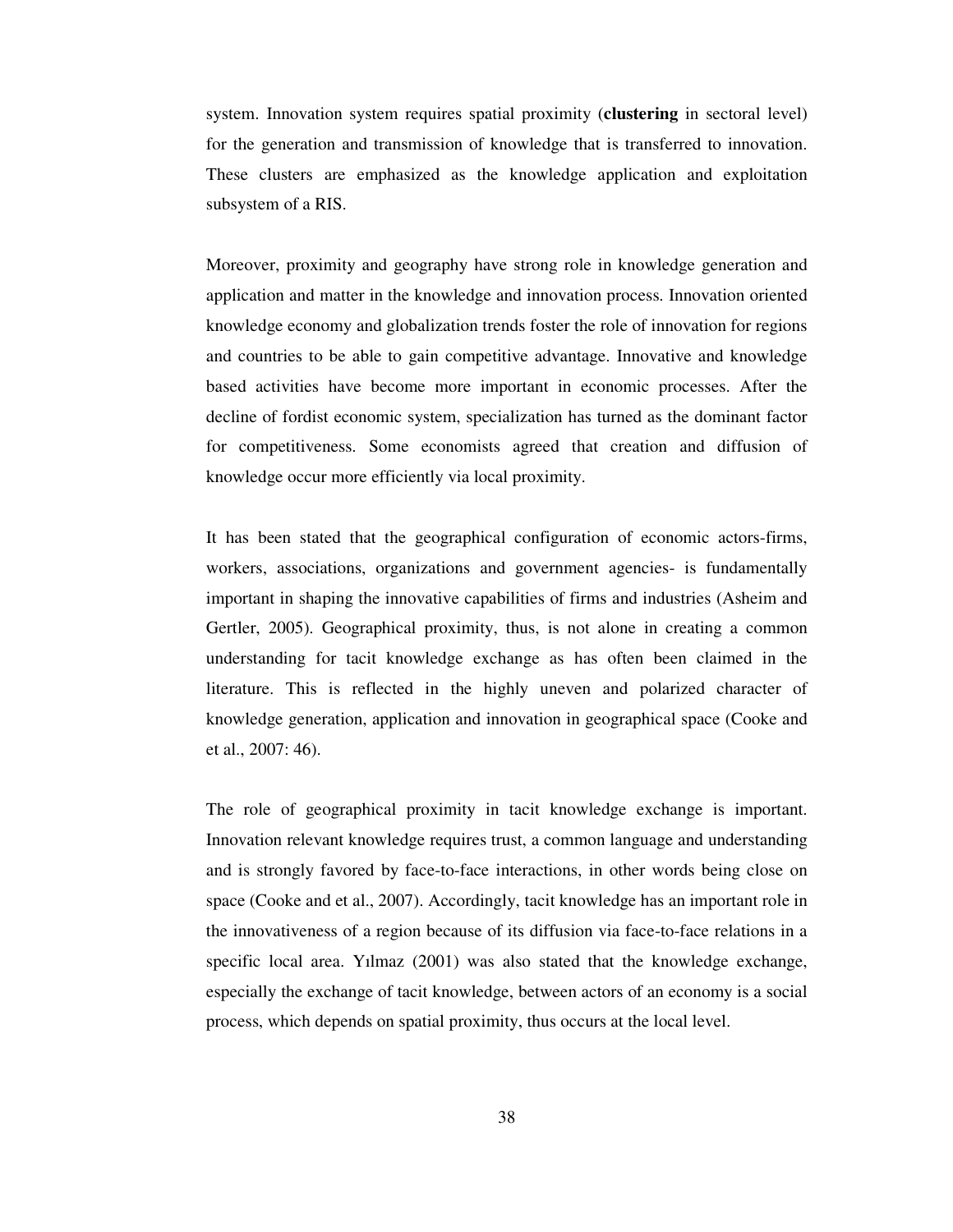system. Innovation system requires spatial proximity (**clustering** in sectoral level) for the generation and transmission of knowledge that is transferred to innovation. These clusters are emphasized as the knowledge application and exploitation subsystem of a RIS.

Moreover, proximity and geography have strong role in knowledge generation and application and matter in the knowledge and innovation process. Innovation oriented knowledge economy and globalization trends foster the role of innovation for regions and countries to be able to gain competitive advantage. Innovative and knowledge based activities have become more important in economic processes. After the decline of fordist economic system, specialization has turned as the dominant factor for competitiveness. Some economists agreed that creation and diffusion of knowledge occur more efficiently via local proximity.

It has been stated that the geographical configuration of economic actors-firms, workers, associations, organizations and government agencies- is fundamentally important in shaping the innovative capabilities of firms and industries (Asheim and Gertler, 2005). Geographical proximity, thus, is not alone in creating a common understanding for tacit knowledge exchange as has often been claimed in the literature. This is reflected in the highly uneven and polarized character of knowledge generation, application and innovation in geographical space (Cooke and et al., 2007: 46).

The role of geographical proximity in tacit knowledge exchange is important. Innovation relevant knowledge requires trust, a common language and understanding and is strongly favored by face-to-face interactions, in other words being close on space (Cooke and et al., 2007). Accordingly, tacit knowledge has an important role in the innovativeness of a region because of its diffusion via face-to-face relations in a specific local area. Yılmaz (2001) was also stated that the knowledge exchange, especially the exchange of tacit knowledge, between actors of an economy is a social process, which depends on spatial proximity, thus occurs at the local level.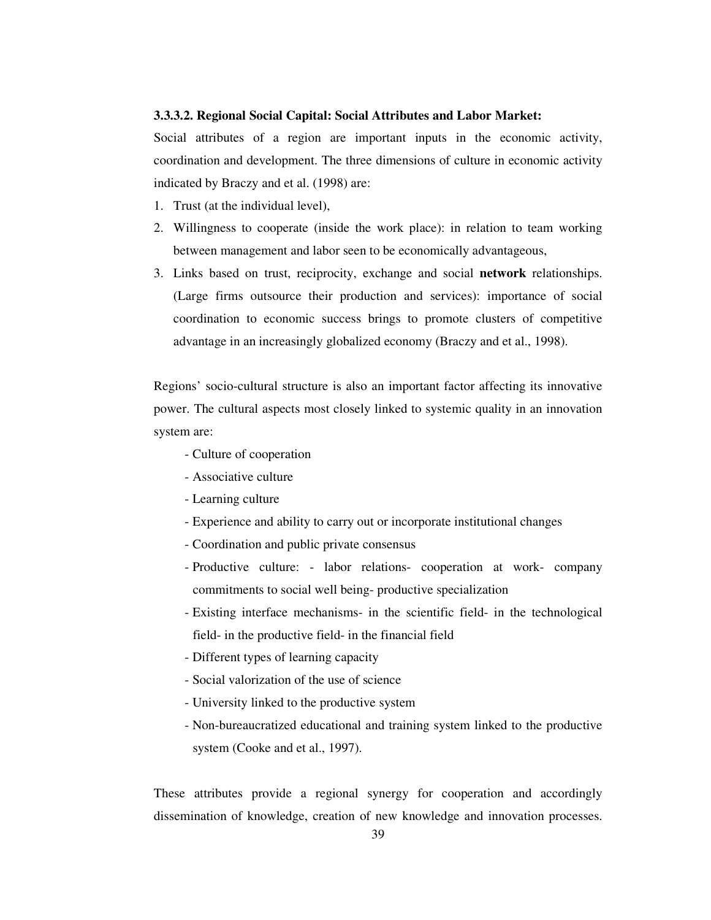#### 3.3.3.2. Regional Social Capital: Social Attributes and Labor Market:

Social attributes of a region are important inputs in the economic activity, coordination and development. The three dimensions of culture in economic activity indicated by Braczy and et al. (1998) are:

1. Trust (at the individual level),
2. Willingness to cooperate (inside the work place): in relation to team working between management and labor seen to be economically advantageous,
3. Links based on trust, reciprocity, exchange and social **network** relationships. (Large firms outsource their production and services): importance of social coordination to economic success brings to promote clusters of competitive advantage in an increasingly globalized economy (Braczy and et al., 1998).

Regions' socio-cultural structure is also an important factor affecting its innovative power. The cultural aspects most closely linked to systemic quality in an innovation system are:

- Culture of cooperation
- Associative culture
- Learning culture
- Experience and ability to carry out or incorporate institutional changes
- Coordination and public private consensus
- Productive culture: - labor relations- cooperation at work- company commitments to social well being- productive specialization
- Existing interface mechanisms- in the scientific field- in the technological field- in the productive field- in the financial field
- Different types of learning capacity
- Social valorization of the use of science
- University linked to the productive system
- Non-bureaucratized educational and training system linked to the productive system (Cooke and et al., 1997).

These attributes provide a regional synergy for cooperation and accordingly dissemination of knowledge, creation of new knowledge and innovation processes.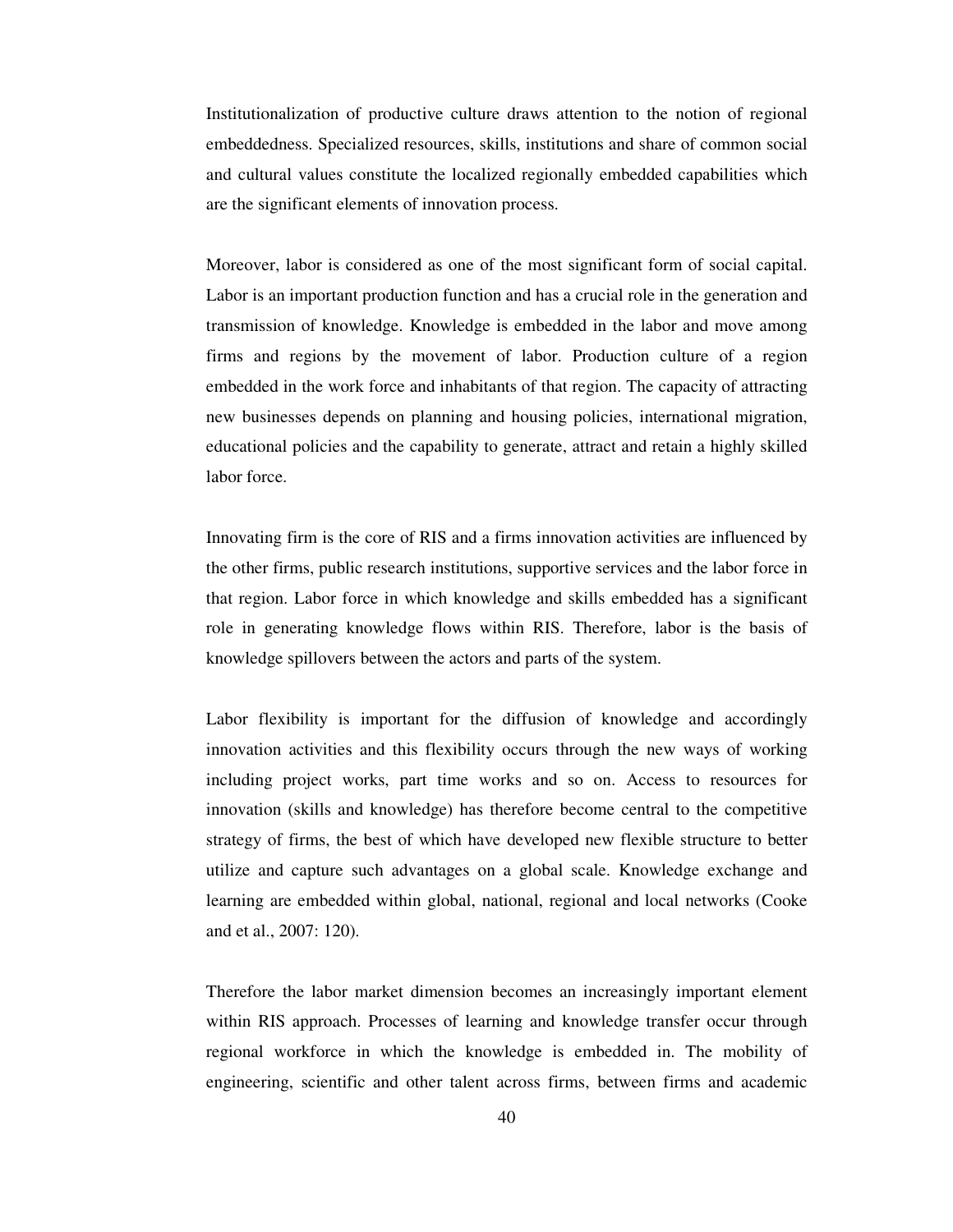Institutionalization of productive culture draws attention to the notion of regional embeddedness. Specialized resources, skills, institutions and share of common social and cultural values constitute the localized regionally embedded capabilities which are the significant elements of innovation process.

Moreover, labor is considered as one of the most significant form of social capital. Labor is an important production function and has a crucial role in the generation and transmission of knowledge. Knowledge is embedded in the labor and move among firms and regions by the movement of labor. Production culture of a region embedded in the work force and inhabitants of that region. The capacity of attracting new businesses depends on planning and housing policies, international migration, educational policies and the capability to generate, attract and retain a highly skilled labor force.

Innovating firm is the core of RIS and a firms innovation activities are influenced by the other firms, public research institutions, supportive services and the labor force in that region. Labor force in which knowledge and skills embedded has a significant role in generating knowledge flows within RIS. Therefore, labor is the basis of knowledge spillovers between the actors and parts of the system.

Labor flexibility is important for the diffusion of knowledge and accordingly innovation activities and this flexibility occurs through the new ways of working including project works, part time works and so on. Access to resources for innovation (skills and knowledge) has therefore become central to the competitive strategy of firms, the best of which have developed new flexible structure to better utilize and capture such advantages on a global scale. Knowledge exchange and learning are embedded within global, national, regional and local networks (Cooke and et al., 2007: 120).

Therefore the labor market dimension becomes an increasingly important element within RIS approach. Processes of learning and knowledge transfer occur through regional workforce in which the knowledge is embedded in. The mobility of engineering, scientific and other talent across firms, between firms and academic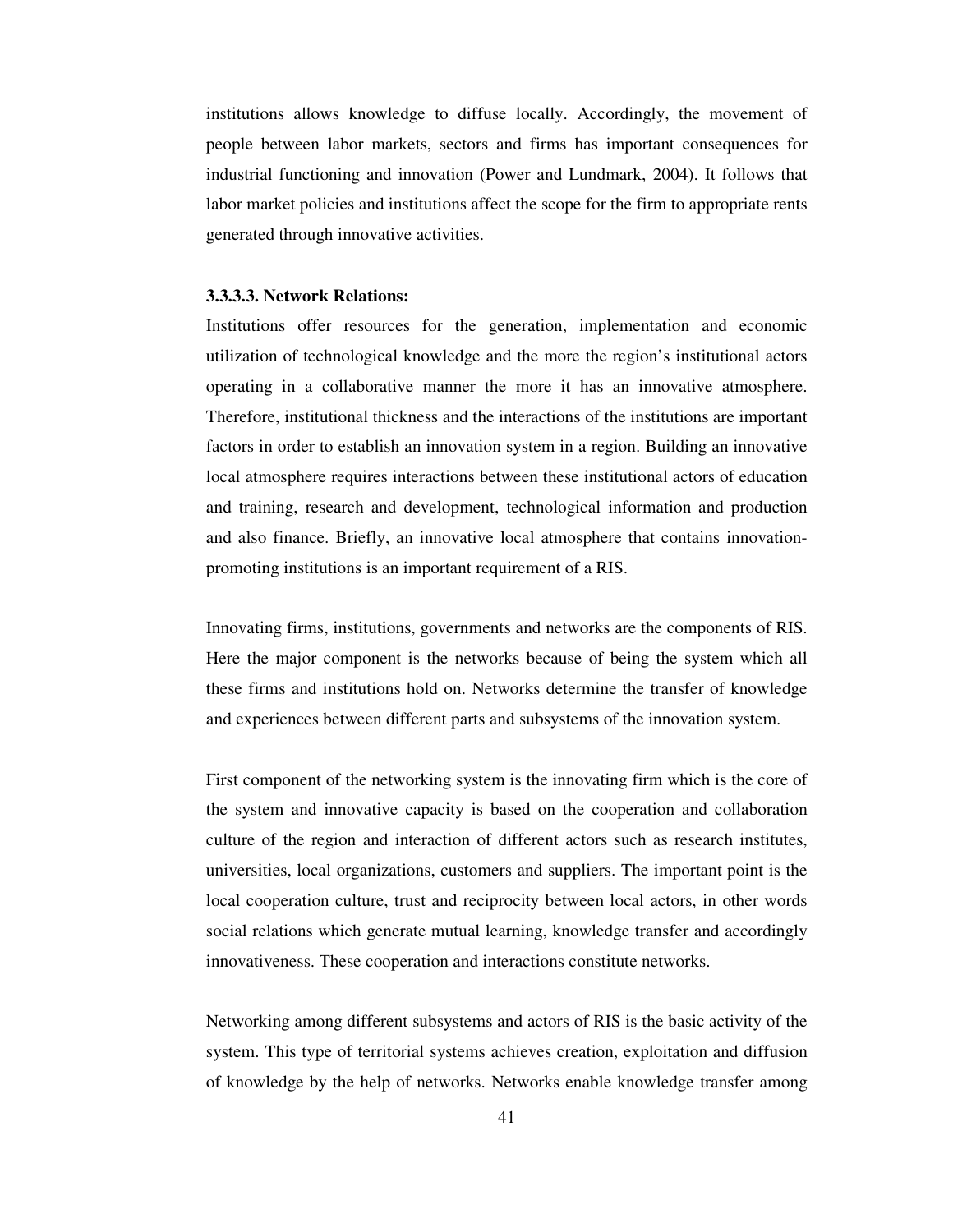institutions allows knowledge to diffuse locally. Accordingly, the movement of people between labor markets, sectors and firms has important consequences for industrial functioning and innovation (Power and Lundmark, 2004). It follows that labor market policies and institutions affect the scope for the firm to appropriate rents generated through innovative activities.

#### 3.3.3.3. Network Relations:

Institutions offer resources for the generation, implementation and economic utilization of technological knowledge and the more the region's institutional actors operating in a collaborative manner the more it has an innovative atmosphere. Therefore, institutional thickness and the interactions of the institutions are important factors in order to establish an innovation system in a region. Building an innovative local atmosphere requires interactions between these institutional actors of education and training, research and development, technological information and production and also finance. Briefly, an innovative local atmosphere that contains innovation-promoting institutions is an important requirement of a RIS.

Innovating firms, institutions, governments and networks are the components of RIS. Here the major component is the networks because of being the system which all these firms and institutions hold on. Networks determine the transfer of knowledge and experiences between different parts and subsystems of the innovation system.

First component of the networking system is the innovating firm which is the core of the system and innovative capacity is based on the cooperation and collaboration culture of the region and interaction of different actors such as research institutes, universities, local organizations, customers and suppliers. The important point is the local cooperation culture, trust and reciprocity between local actors, in other words social relations which generate mutual learning, knowledge transfer and accordingly innovativeness. These cooperation and interactions constitute networks.

Networking among different subsystems and actors of RIS is the basic activity of the system. This type of territorial systems achieves creation, exploitation and diffusion of knowledge by the help of networks. Networks enable knowledge transfer among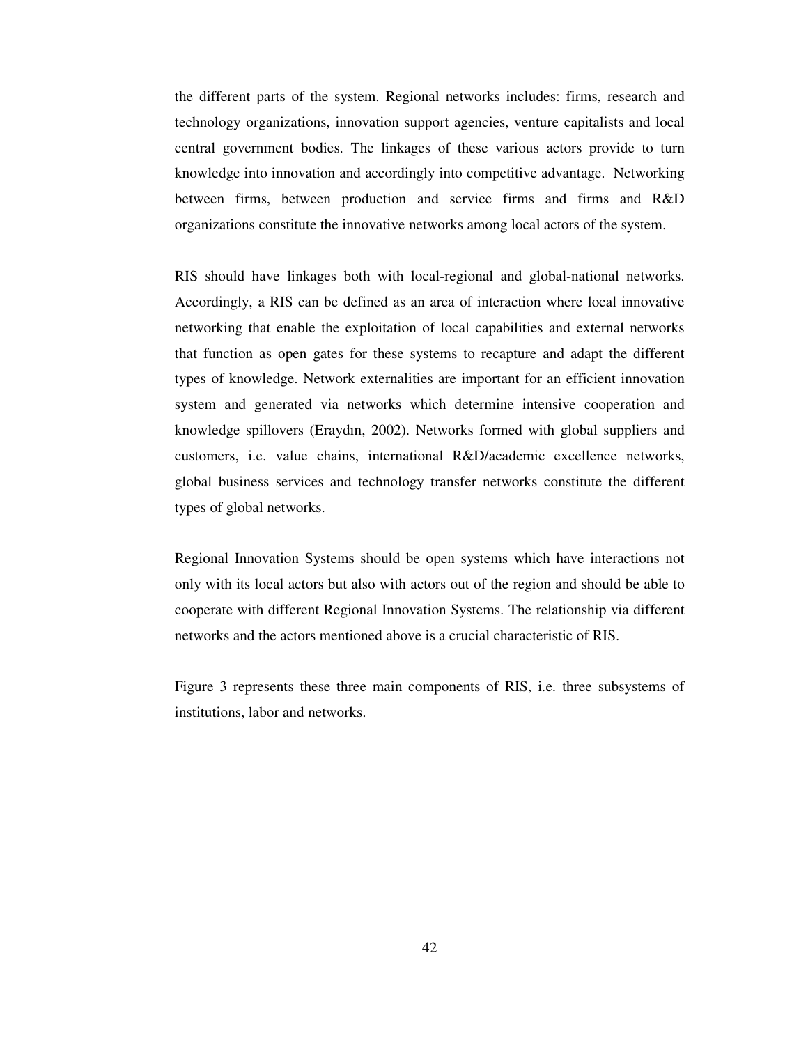the different parts of the system. Regional networks includes: firms, research and technology organizations, innovation support agencies, venture capitalists and local central government bodies. The linkages of these various actors provide to turn knowledge into innovation and accordingly into competitive advantage. Networking between firms, between production and service firms and firms and R&D organizations constitute the innovative networks among local actors of the system.

RIS should have linkages both with local-regional and global-national networks. Accordingly, a RIS can be defined as an area of interaction where local innovative networking that enable the exploitation of local capabilities and external networks that function as open gates for these systems to recapture and adapt the different types of knowledge. Network externalities are important for an efficient innovation system and generated via networks which determine intensive cooperation and knowledge spillovers (Eraydın, 2002). Networks formed with global suppliers and customers, i.e. value chains, international R&D/academic excellence networks, global business services and technology transfer networks constitute the different types of global networks.

Regional Innovation Systems should be open systems which have interactions not only with its local actors but also with actors out of the region and should be able to cooperate with different Regional Innovation Systems. The relationship via different networks and the actors mentioned above is a crucial characteristic of RIS.

Figure 3 represents these three main components of RIS, i.e. three subsystems of institutions, labor and networks.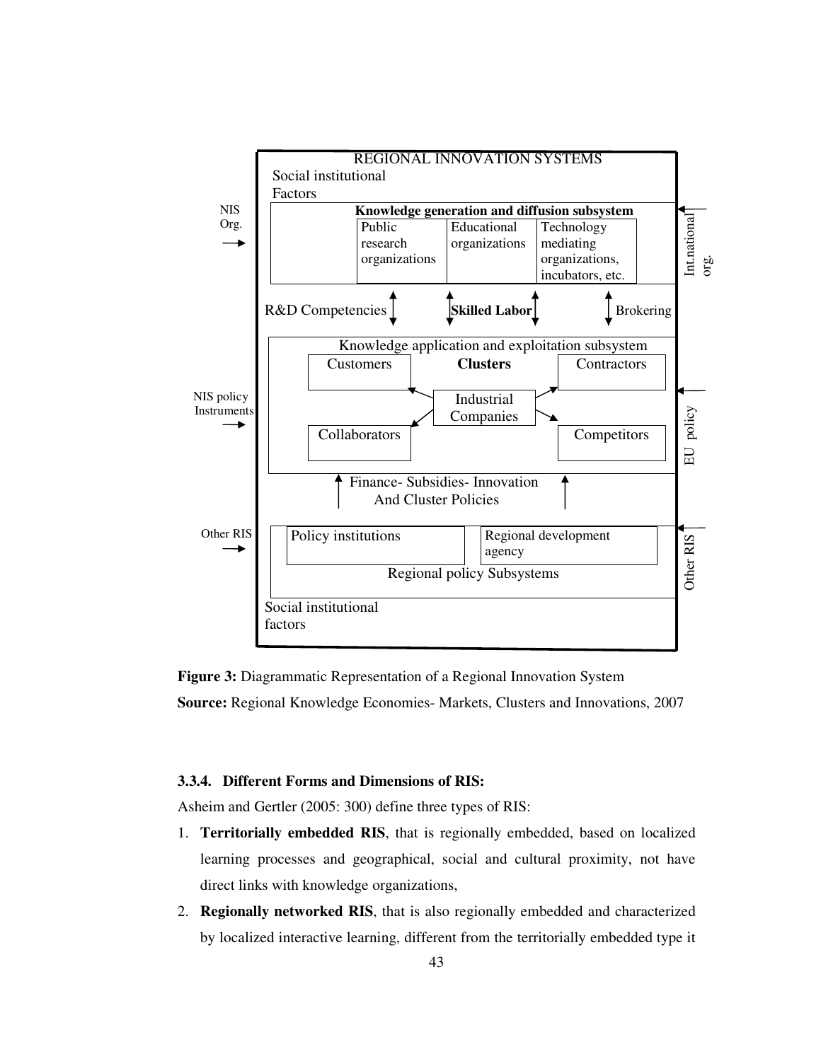REGIONAL INNOVATION SYSTEMS

Social institutional Factors

NIS Org. →

**Knowledge generation and diffusion subsystem**

| Public research organizations | Educational organizations | Technology mediating organizations, incubators, etc. |
| --- | --- | --- |

← Int.national org.

R&D Competencies ↕ ↕ **Skilled Labor** ↕ ↕ Brokering

Knowledge application and exploitation subsystem

Customers — **Clusters** — Contractors

Industrial Companies

Collaborators — Competitors

NIS policy Instruments →

← EU policy

↑ Finance- Subsidies- Innovation And Cluster Policies ↑

Other RIS →

| Policy institutions | Regional development agency |
| --- | --- |

Regional policy Subsystems

← Other RIS

Social institutional factors

**Figure 3:** Diagrammatic Representation of a Regional Innovation System

**Source:** Regional Knowledge Economies- Markets, Clusters and Innovations, 2007

### 3.3.4. Different Forms and Dimensions of RIS:

Asheim and Gertler (2005: 300) define three types of RIS:

1. **Territorially embedded RIS**, that is regionally embedded, based on localized learning processes and geographical, social and cultural proximity, not have direct links with knowledge organizations,
2. **Regionally networked RIS**, that is also regionally embedded and characterized by localized interactive learning, different from the territorially embedded type it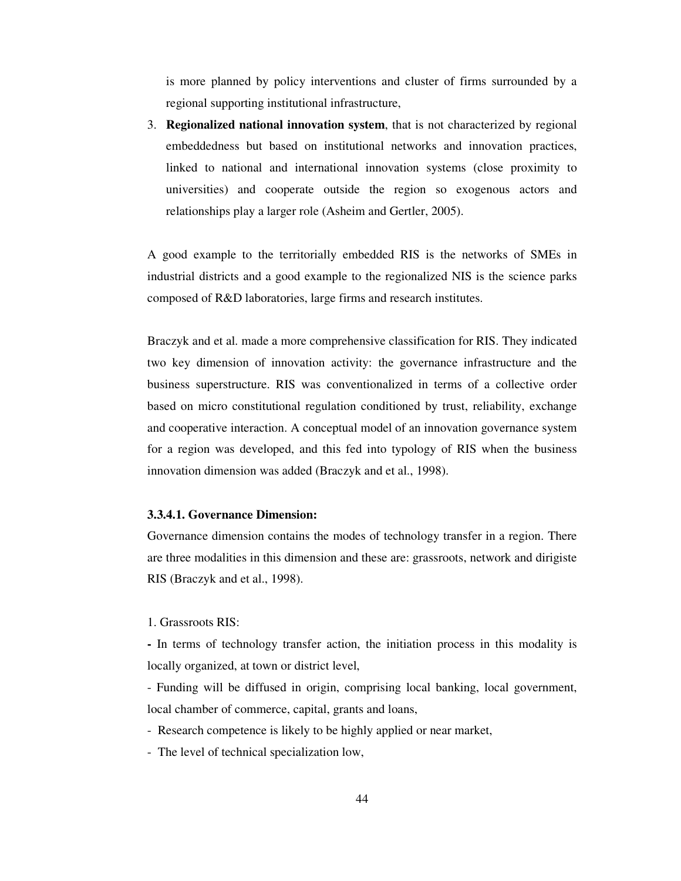is more planned by policy interventions and cluster of firms surrounded by a regional supporting institutional infrastructure,

3. **Regionalized national innovation system**, that is not characterized by regional embeddedness but based on institutional networks and innovation practices, linked to national and international innovation systems (close proximity to universities) and cooperate outside the region so exogenous actors and relationships play a larger role (Asheim and Gertler, 2005).

A good example to the territorially embedded RIS is the networks of SMEs in industrial districts and a good example to the regionalized NIS is the science parks composed of R&D laboratories, large firms and research institutes.

Braczyk and et al. made a more comprehensive classification for RIS. They indicated two key dimension of innovation activity: the governance infrastructure and the business superstructure. RIS was conventionalized in terms of a collective order based on micro constitutional regulation conditioned by trust, reliability, exchange and cooperative interaction. A conceptual model of an innovation governance system for a region was developed, and this fed into typology of RIS when the business innovation dimension was added (Braczyk and et al., 1998).

#### 3.3.4.1. Governance Dimension:

Governance dimension contains the modes of technology transfer in a region. There are three modalities in this dimension and these are: grassroots, network and dirigiste RIS (Braczyk and et al., 1998).

1. Grassroots RIS:

- In terms of technology transfer action, the initiation process in this modality is locally organized, at town or district level,
- Funding will be diffused in origin, comprising local banking, local government, local chamber of commerce, capital, grants and loans,
- Research competence is likely to be highly applied or near market,
- The level of technical specialization low,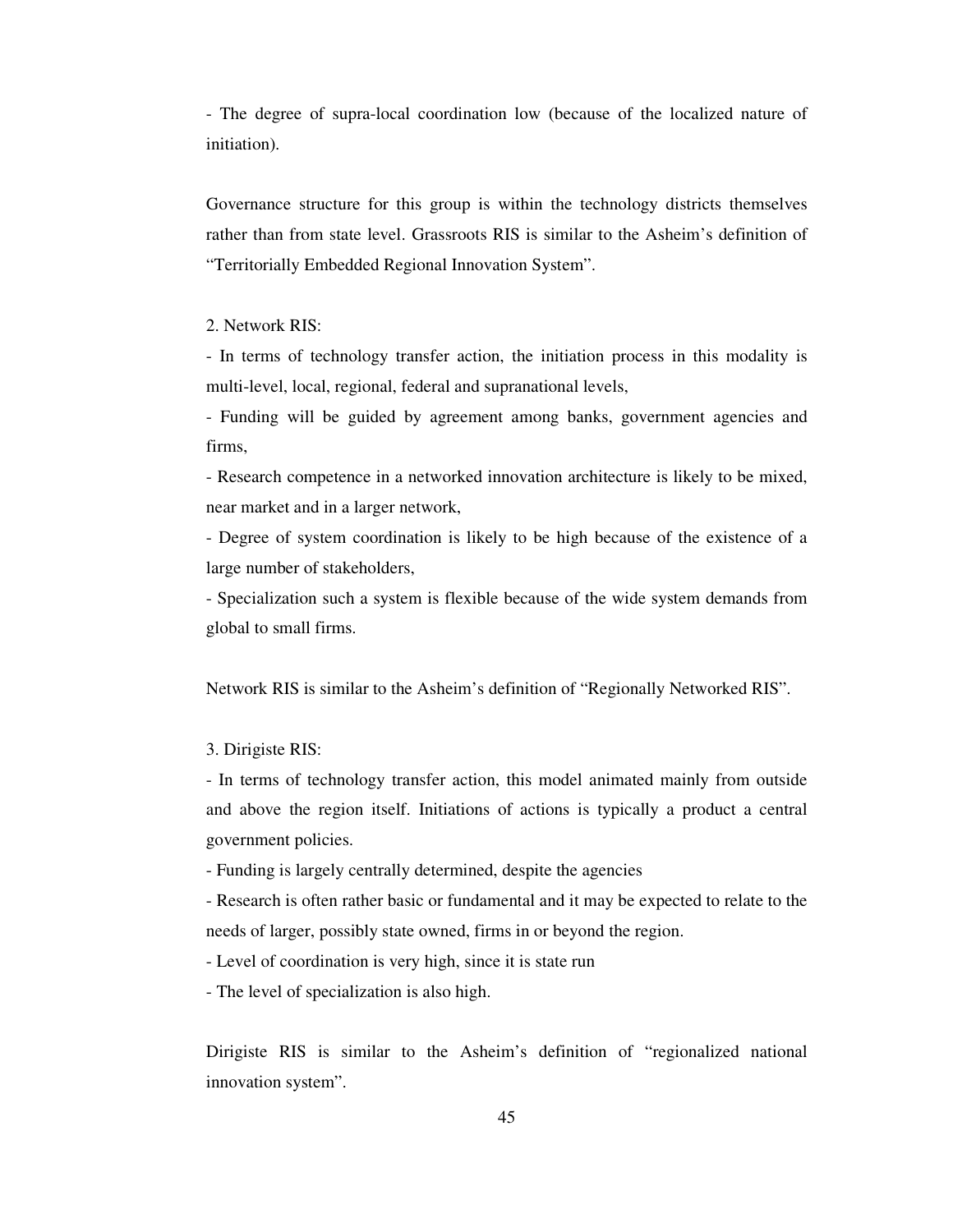- The degree of supra-local coordination low (because of the localized nature of initiation).

Governance structure for this group is within the technology districts themselves rather than from state level. Grassroots RIS is similar to the Asheim's definition of "Territorially Embedded Regional Innovation System".

2. Network RIS:

- In terms of technology transfer action, the initiation process in this modality is multi-level, local, regional, federal and supranational levels,
- Funding will be guided by agreement among banks, government agencies and firms,
- Research competence in a networked innovation architecture is likely to be mixed, near market and in a larger network,
- Degree of system coordination is likely to be high because of the existence of a large number of stakeholders,
- Specialization such a system is flexible because of the wide system demands from global to small firms.

Network RIS is similar to the Asheim's definition of "Regionally Networked RIS".

3. Dirigiste RIS:

- In terms of technology transfer action, this model animated mainly from outside and above the region itself. Initiations of actions is typically a product a central government policies.
- Funding is largely centrally determined, despite the agencies
- Research is often rather basic or fundamental and it may be expected to relate to the needs of larger, possibly state owned, firms in or beyond the region.
- Level of coordination is very high, since it is state run
- The level of specialization is also high.

Dirigiste RIS is similar to the Asheim's definition of "regionalized national innovation system".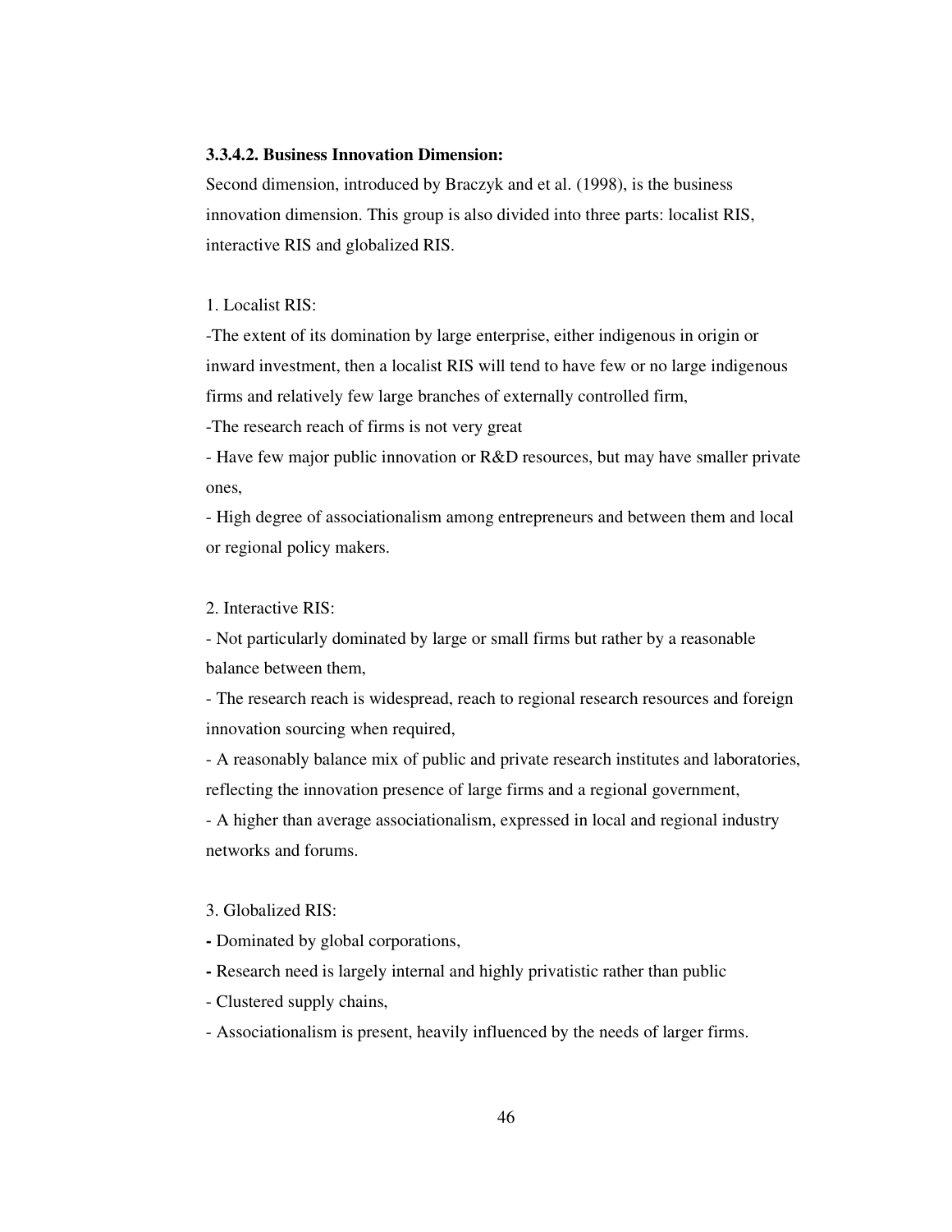#### 3.3.4.2. Business Innovation Dimension:

Second dimension, introduced by Braczyk and et al. (1998), is the business innovation dimension. This group is also divided into three parts: localist RIS, interactive RIS and globalized RIS.

1. Localist RIS:

-The extent of its domination by large enterprise, either indigenous in origin or inward investment, then a localist RIS will tend to have few or no large indigenous firms and relatively few large branches of externally controlled firm,

-The research reach of firms is not very great

- Have few major public innovation or R&D resources, but may have smaller private ones,

- High degree of associationalism among entrepreneurs and between them and local or regional policy makers.

2. Interactive RIS:

- Not particularly dominated by large or small firms but rather by a reasonable balance between them,

- The research reach is widespread, reach to regional research resources and foreign innovation sourcing when required,

- A reasonably balance mix of public and private research institutes and laboratories, reflecting the innovation presence of large firms and a regional government,

- A higher than average associationalism, expressed in local and regional industry networks and forums.

3. Globalized RIS:

- Dominated by global corporations,

- Research need is largely internal and highly privatistic rather than public

- Clustered supply chains,

- Associationalism is present, heavily influenced by the needs of larger firms.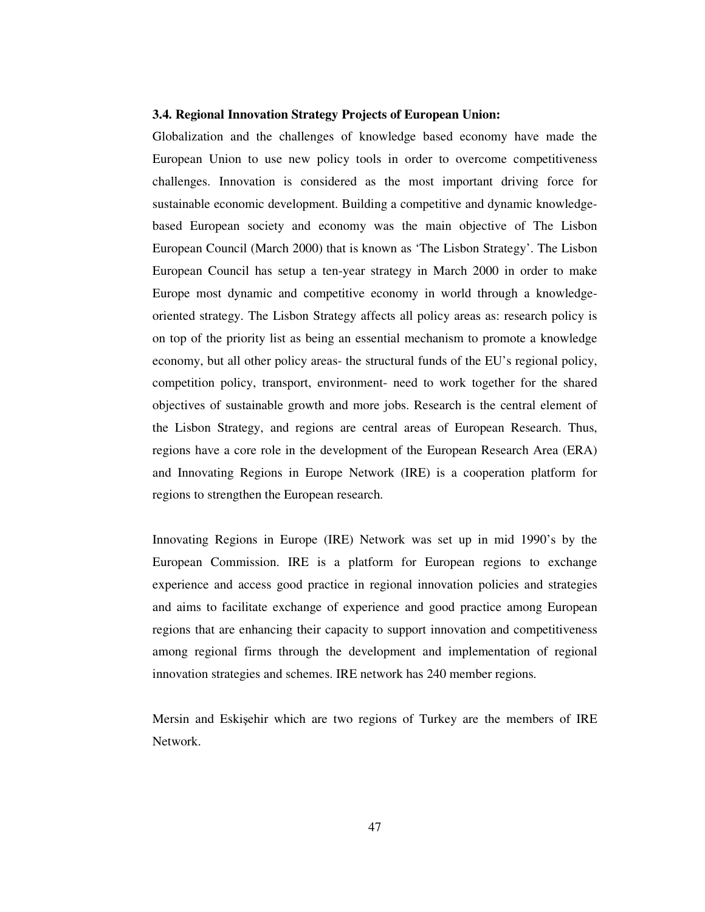### 3.4. Regional Innovation Strategy Projects of European Union:

Globalization and the challenges of knowledge based economy have made the European Union to use new policy tools in order to overcome competitiveness challenges. Innovation is considered as the most important driving force for sustainable economic development. Building a competitive and dynamic knowledge-based European society and economy was the main objective of The Lisbon European Council (March 2000) that is known as 'The Lisbon Strategy'. The Lisbon European Council has setup a ten-year strategy in March 2000 in order to make Europe most dynamic and competitive economy in world through a knowledge-oriented strategy. The Lisbon Strategy affects all policy areas as: research policy is on top of the priority list as being an essential mechanism to promote a knowledge economy, but all other policy areas- the structural funds of the EU's regional policy, competition policy, transport, environment- need to work together for the shared objectives of sustainable growth and more jobs. Research is the central element of the Lisbon Strategy, and regions are central areas of European Research. Thus, regions have a core role in the development of the European Research Area (ERA) and Innovating Regions in Europe Network (IRE) is a cooperation platform for regions to strengthen the European research.

Innovating Regions in Europe (IRE) Network was set up in mid 1990's by the European Commission. IRE is a platform for European regions to exchange experience and access good practice in regional innovation policies and strategies and aims to facilitate exchange of experience and good practice among European regions that are enhancing their capacity to support innovation and competitiveness among regional firms through the development and implementation of regional innovation strategies and schemes. IRE network has 240 member regions.

Mersin and Eskişehir which are two regions of Turkey are the members of IRE Network.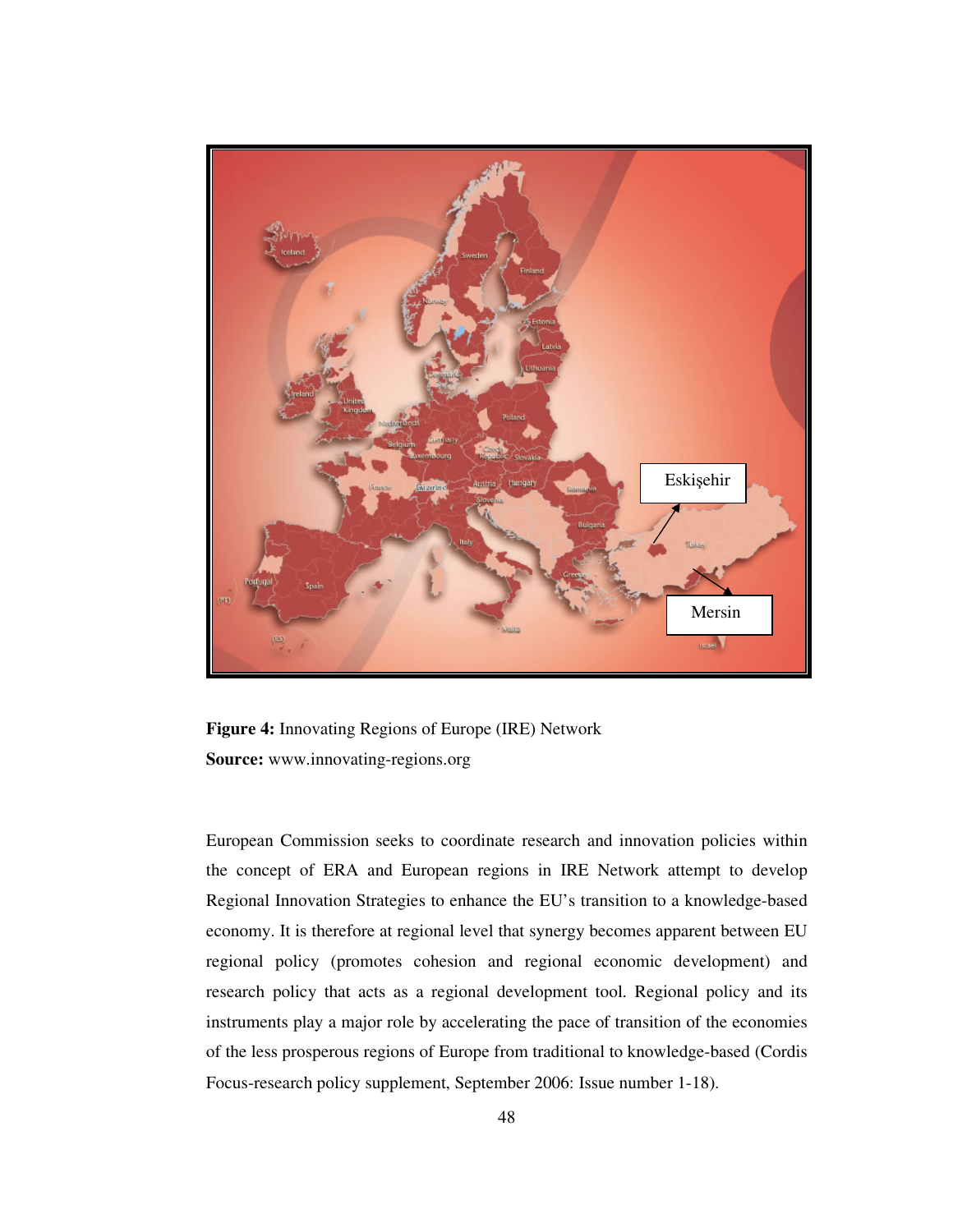**Figure 4:** Innovating Regions of Europe (IRE) Network
**Source:** www.innovating-regions.org

European Commission seeks to coordinate research and innovation policies within the concept of ERA and European regions in IRE Network attempt to develop Regional Innovation Strategies to enhance the EU's transition to a knowledge-based economy. It is therefore at regional level that synergy becomes apparent between EU regional policy (promotes cohesion and regional economic development) and research policy that acts as a regional development tool. Regional policy and its instruments play a major role by accelerating the pace of transition of the economies of the less prosperous regions of Europe from traditional to knowledge-based (Cordis Focus-research policy supplement, September 2006: Issue number 1-18).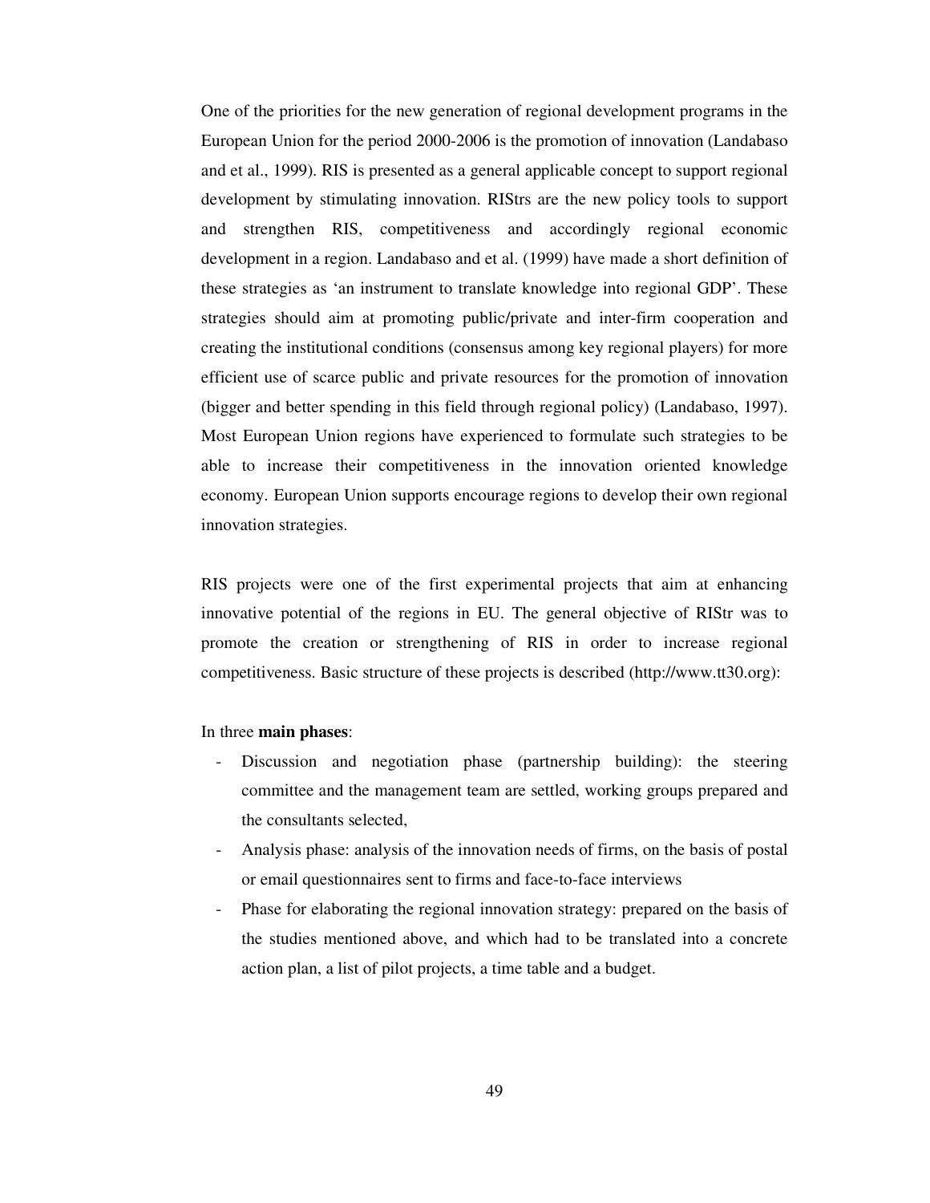One of the priorities for the new generation of regional development programs in the European Union for the period 2000-2006 is the promotion of innovation (Landabaso and et al., 1999). RIS is presented as a general applicable concept to support regional development by stimulating innovation. RIStrs are the new policy tools to support and strengthen RIS, competitiveness and accordingly regional economic development in a region. Landabaso and et al. (1999) have made a short definition of these strategies as 'an instrument to translate knowledge into regional GDP'. These strategies should aim at promoting public/private and inter-firm cooperation and creating the institutional conditions (consensus among key regional players) for more efficient use of scarce public and private resources for the promotion of innovation (bigger and better spending in this field through regional policy) (Landabaso, 1997). Most European Union regions have experienced to formulate such strategies to be able to increase their competitiveness in the innovation oriented knowledge economy. European Union supports encourage regions to develop their own regional innovation strategies.

RIS projects were one of the first experimental projects that aim at enhancing innovative potential of the regions in EU. The general objective of RIStr was to promote the creation or strengthening of RIS in order to increase regional competitiveness. Basic structure of these projects is described (http://www.tt30.org):

In three **main phases**:

- Discussion and negotiation phase (partnership building): the steering committee and the management team are settled, working groups prepared and the consultants selected,
- Analysis phase: analysis of the innovation needs of firms, on the basis of postal or email questionnaires sent to firms and face-to-face interviews
- Phase for elaborating the regional innovation strategy: prepared on the basis of the studies mentioned above, and which had to be translated into a concrete action plan, a list of pilot projects, a time table and a budget.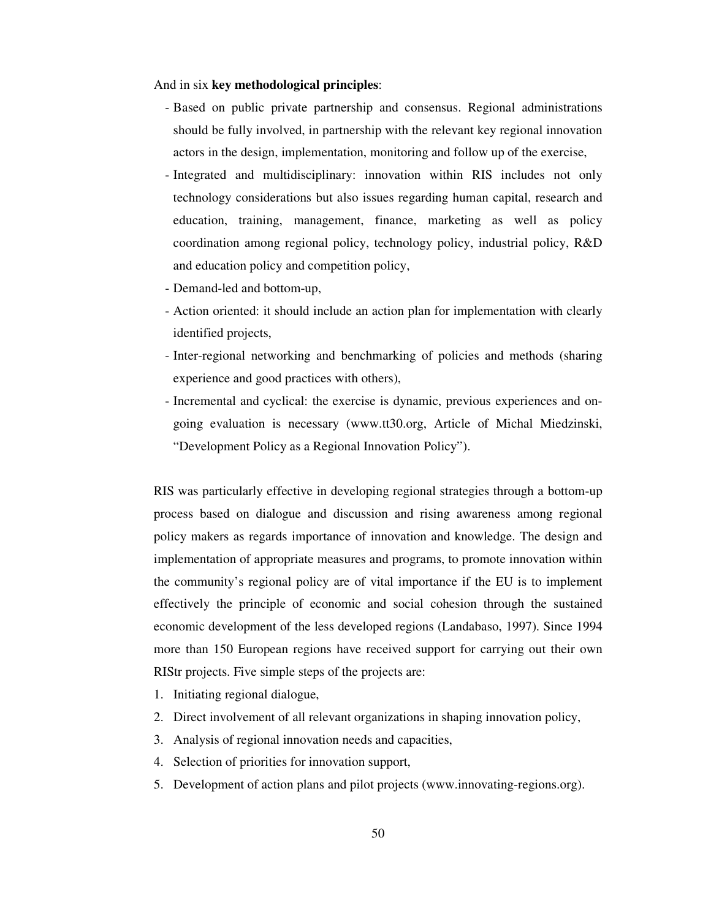And in six **key methodological principles**:

- Based on public private partnership and consensus. Regional administrations should be fully involved, in partnership with the relevant key regional innovation actors in the design, implementation, monitoring and follow up of the exercise,
- Integrated and multidisciplinary: innovation within RIS includes not only technology considerations but also issues regarding human capital, research and education, training, management, finance, marketing as well as policy coordination among regional policy, technology policy, industrial policy, R&D and education policy and competition policy,
- Demand-led and bottom-up,
- Action oriented: it should include an action plan for implementation with clearly identified projects,
- Inter-regional networking and benchmarking of policies and methods (sharing experience and good practices with others),
- Incremental and cyclical: the exercise is dynamic, previous experiences and on-going evaluation is necessary (www.tt30.org, Article of Michal Miedzinski, "Development Policy as a Regional Innovation Policy").

RIS was particularly effective in developing regional strategies through a bottom-up process based on dialogue and discussion and rising awareness among regional policy makers as regards importance of innovation and knowledge. The design and implementation of appropriate measures and programs, to promote innovation within the community's regional policy are of vital importance if the EU is to implement effectively the principle of economic and social cohesion through the sustained economic development of the less developed regions (Landabaso, 1997). Since 1994 more than 150 European regions have received support for carrying out their own RIStr projects. Five simple steps of the projects are:

1. Initiating regional dialogue,
2. Direct involvement of all relevant organizations in shaping innovation policy,
3. Analysis of regional innovation needs and capacities,
4. Selection of priorities for innovation support,
5. Development of action plans and pilot projects (www.innovating-regions.org).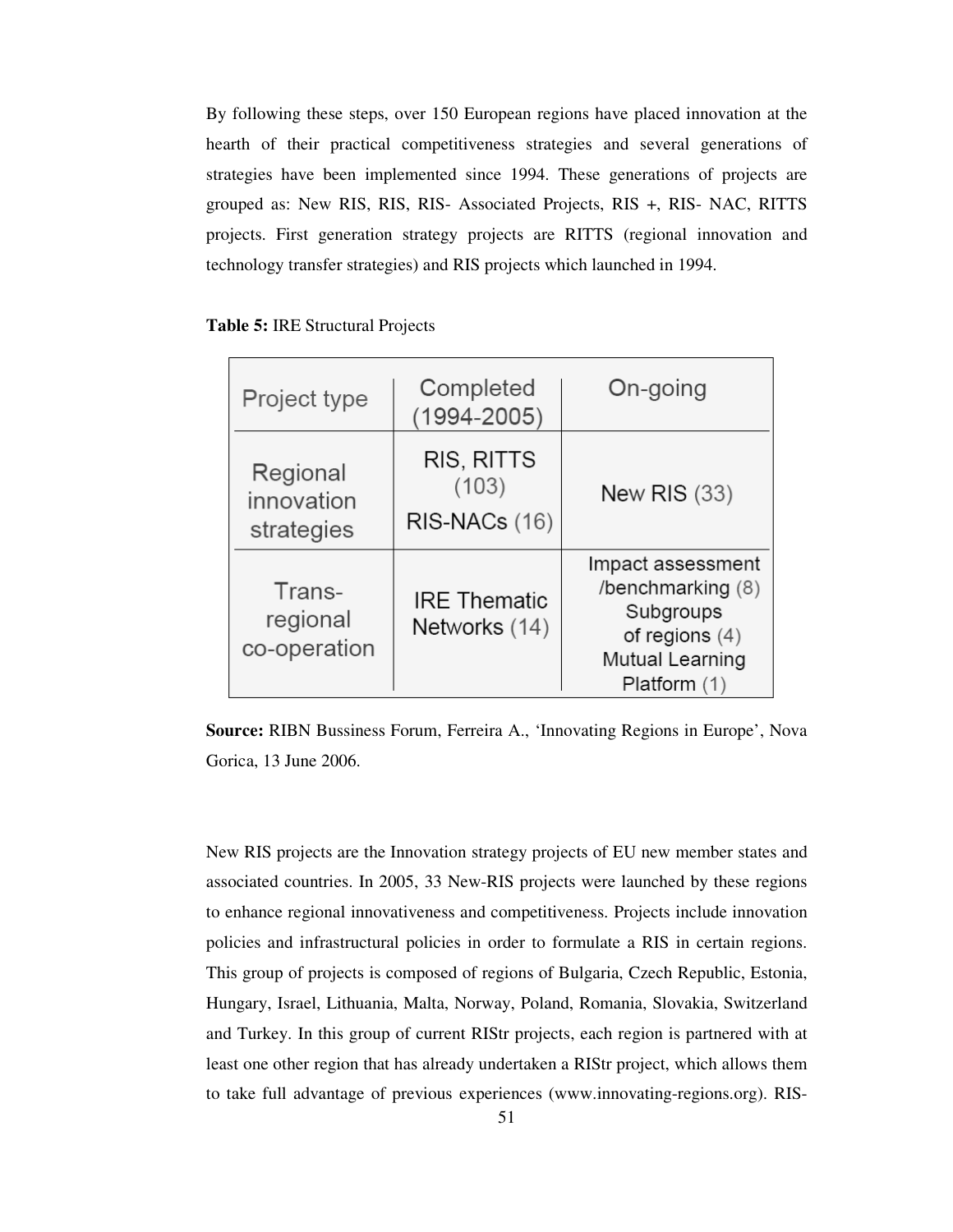By following these steps, over 150 European regions have placed innovation at the hearth of their practical competitiveness strategies and several generations of strategies have been implemented since 1994. These generations of projects are grouped as: New RIS, RIS, RIS- Associated Projects, RIS +, RIS- NAC, RITTS projects. First generation strategy projects are RITTS (regional innovation and technology transfer strategies) and RIS projects which launched in 1994.

**Table 5:** IRE Structural Projects

| Project type | Completed (1994-2005) | On-going |
|---|---|---|
| Regional innovation strategies | RIS, RITTS (103) RIS-NACs (16) | New RIS (33) |
| Trans-regional co-operation | IRE Thematic Networks (14) | Impact assessment /benchmarking (8) Subgroups of regions (4) Mutual Learning Platform (1) |

**Source:** RIBN Bussiness Forum, Ferreira A., 'Innovating Regions in Europe', Nova Gorica, 13 June 2006.

New RIS projects are the Innovation strategy projects of EU new member states and associated countries. In 2005, 33 New-RIS projects were launched by these regions to enhance regional innovativeness and competitiveness. Projects include innovation policies and infrastructural policies in order to formulate a RIS in certain regions. This group of projects is composed of regions of Bulgaria, Czech Republic, Estonia, Hungary, Israel, Lithuania, Malta, Norway, Poland, Romania, Slovakia, Switzerland and Turkey. In this group of current RIStr projects, each region is partnered with at least one other region that has already undertaken a RIStr project, which allows them to take full advantage of previous experiences (www.innovating-regions.org). RIS-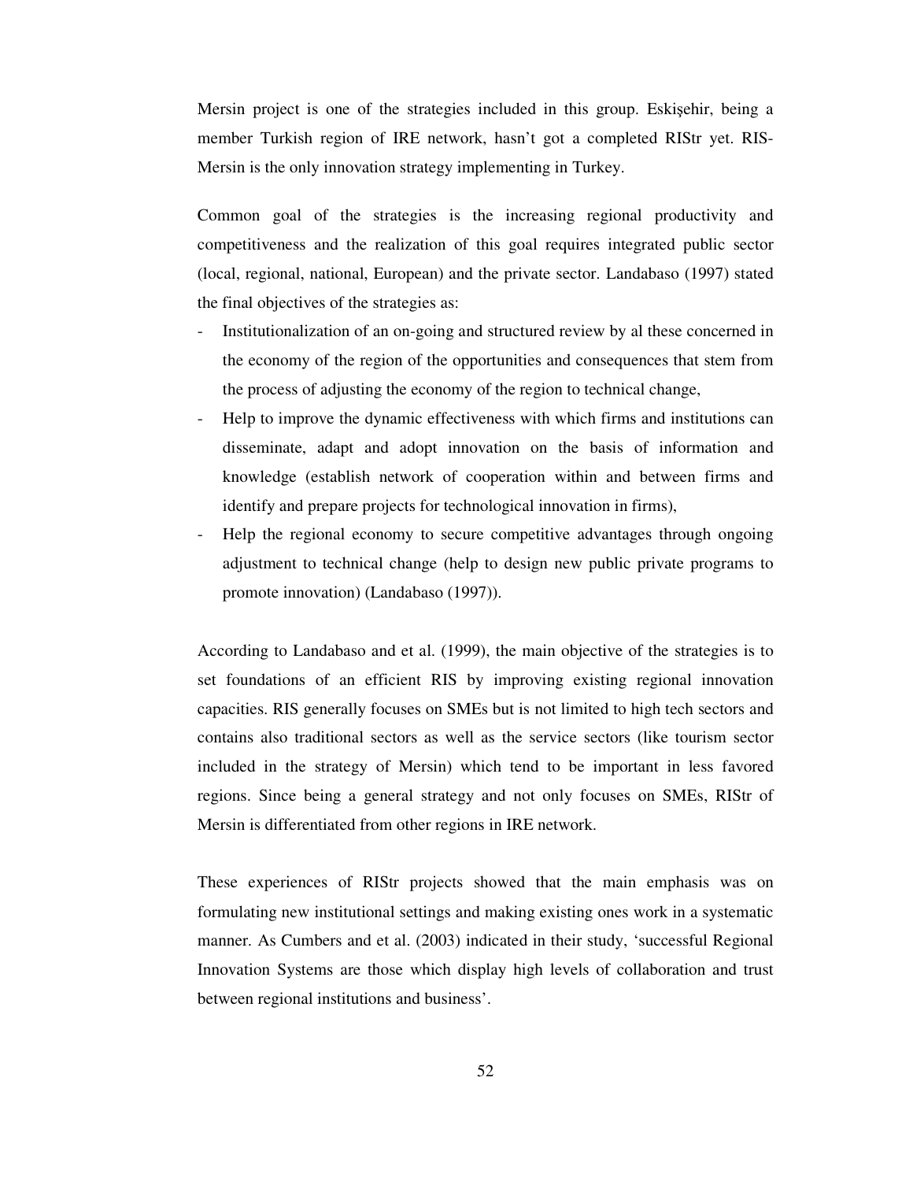Mersin project is one of the strategies included in this group. Eskişehir, being a member Turkish region of IRE network, hasn't got a completed RIStr yet. RIS-Mersin is the only innovation strategy implementing in Turkey.

Common goal of the strategies is the increasing regional productivity and competitiveness and the realization of this goal requires integrated public sector (local, regional, national, European) and the private sector. Landabaso (1997) stated the final objectives of the strategies as:

- Institutionalization of an on-going and structured review by al these concerned in the economy of the region of the opportunities and consequences that stem from the process of adjusting the economy of the region to technical change,
- Help to improve the dynamic effectiveness with which firms and institutions can disseminate, adapt and adopt innovation on the basis of information and knowledge (establish network of cooperation within and between firms and identify and prepare projects for technological innovation in firms),
- Help the regional economy to secure competitive advantages through ongoing adjustment to technical change (help to design new public private programs to promote innovation) (Landabaso (1997)).

According to Landabaso and et al. (1999), the main objective of the strategies is to set foundations of an efficient RIS by improving existing regional innovation capacities. RIS generally focuses on SMEs but is not limited to high tech sectors and contains also traditional sectors as well as the service sectors (like tourism sector included in the strategy of Mersin) which tend to be important in less favored regions. Since being a general strategy and not only focuses on SMEs, RIStr of Mersin is differentiated from other regions in IRE network.

These experiences of RIStr projects showed that the main emphasis was on formulating new institutional settings and making existing ones work in a systematic manner. As Cumbers and et al. (2003) indicated in their study, 'successful Regional Innovation Systems are those which display high levels of collaboration and trust between regional institutions and business'.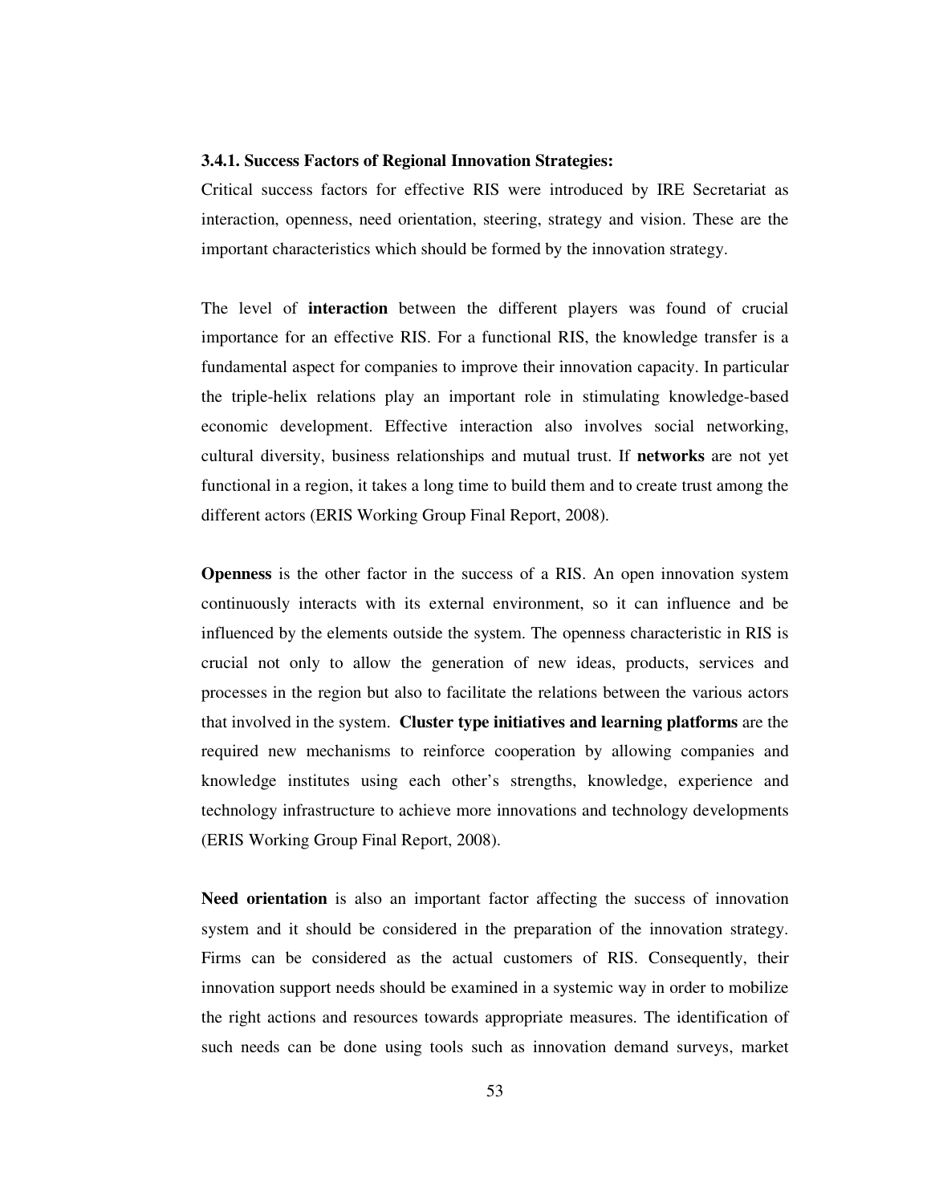### 3.4.1. Success Factors of Regional Innovation Strategies:

Critical success factors for effective RIS were introduced by IRE Secretariat as interaction, openness, need orientation, steering, strategy and vision. These are the important characteristics which should be formed by the innovation strategy.

The level of **interaction** between the different players was found of crucial importance for an effective RIS. For a functional RIS, the knowledge transfer is a fundamental aspect for companies to improve their innovation capacity. In particular the triple-helix relations play an important role in stimulating knowledge-based economic development. Effective interaction also involves social networking, cultural diversity, business relationships and mutual trust. If **networks** are not yet functional in a region, it takes a long time to build them and to create trust among the different actors (ERIS Working Group Final Report, 2008).

**Openness** is the other factor in the success of a RIS. An open innovation system continuously interacts with its external environment, so it can influence and be influenced by the elements outside the system. The openness characteristic in RIS is crucial not only to allow the generation of new ideas, products, services and processes in the region but also to facilitate the relations between the various actors that involved in the system. **Cluster type initiatives and learning platforms** are the required new mechanisms to reinforce cooperation by allowing companies and knowledge institutes using each other's strengths, knowledge, experience and technology infrastructure to achieve more innovations and technology developments (ERIS Working Group Final Report, 2008).

**Need orientation** is also an important factor affecting the success of innovation system and it should be considered in the preparation of the innovation strategy. Firms can be considered as the actual customers of RIS. Consequently, their innovation support needs should be examined in a systemic way in order to mobilize the right actions and resources towards appropriate measures. The identification of such needs can be done using tools such as innovation demand surveys, market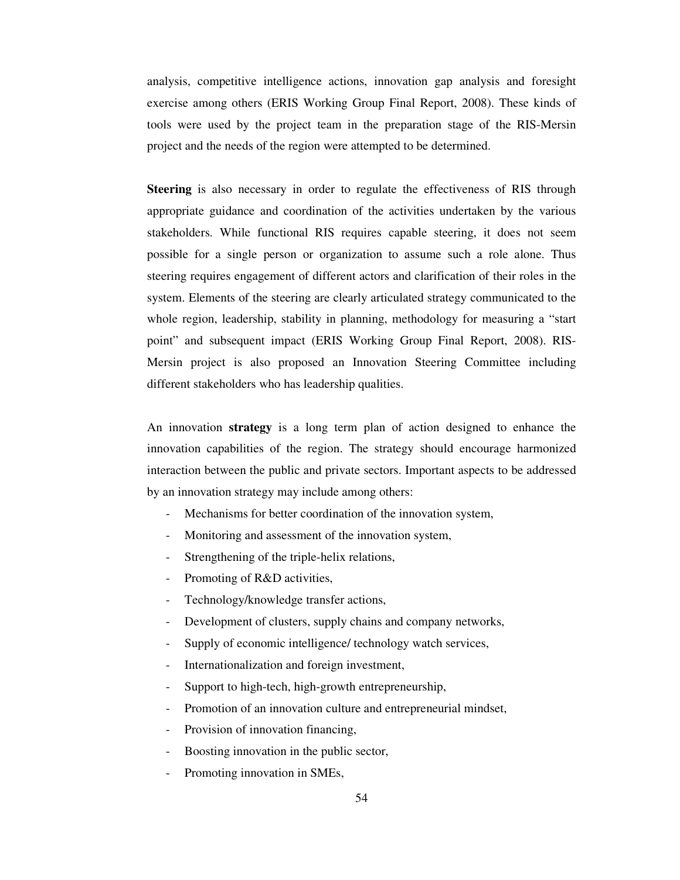analysis, competitive intelligence actions, innovation gap analysis and foresight exercise among others (ERIS Working Group Final Report, 2008). These kinds of tools were used by the project team in the preparation stage of the RIS-Mersin project and the needs of the region were attempted to be determined.

**Steering** is also necessary in order to regulate the effectiveness of RIS through appropriate guidance and coordination of the activities undertaken by the various stakeholders. While functional RIS requires capable steering, it does not seem possible for a single person or organization to assume such a role alone. Thus steering requires engagement of different actors and clarification of their roles in the system. Elements of the steering are clearly articulated strategy communicated to the whole region, leadership, stability in planning, methodology for measuring a "start point" and subsequent impact (ERIS Working Group Final Report, 2008). RIS-Mersin project is also proposed an Innovation Steering Committee including different stakeholders who has leadership qualities.

An innovation **strategy** is a long term plan of action designed to enhance the innovation capabilities of the region. The strategy should encourage harmonized interaction between the public and private sectors. Important aspects to be addressed by an innovation strategy may include among others:

- Mechanisms for better coordination of the innovation system,
- Monitoring and assessment of the innovation system,
- Strengthening of the triple-helix relations,
- Promoting of R&D activities,
- Technology/knowledge transfer actions,
- Development of clusters, supply chains and company networks,
- Supply of economic intelligence/ technology watch services,
- Internationalization and foreign investment,
- Support to high-tech, high-growth entrepreneurship,
- Promotion of an innovation culture and entrepreneurial mindset,
- Provision of innovation financing,
- Boosting innovation in the public sector,
- Promoting innovation in SMEs,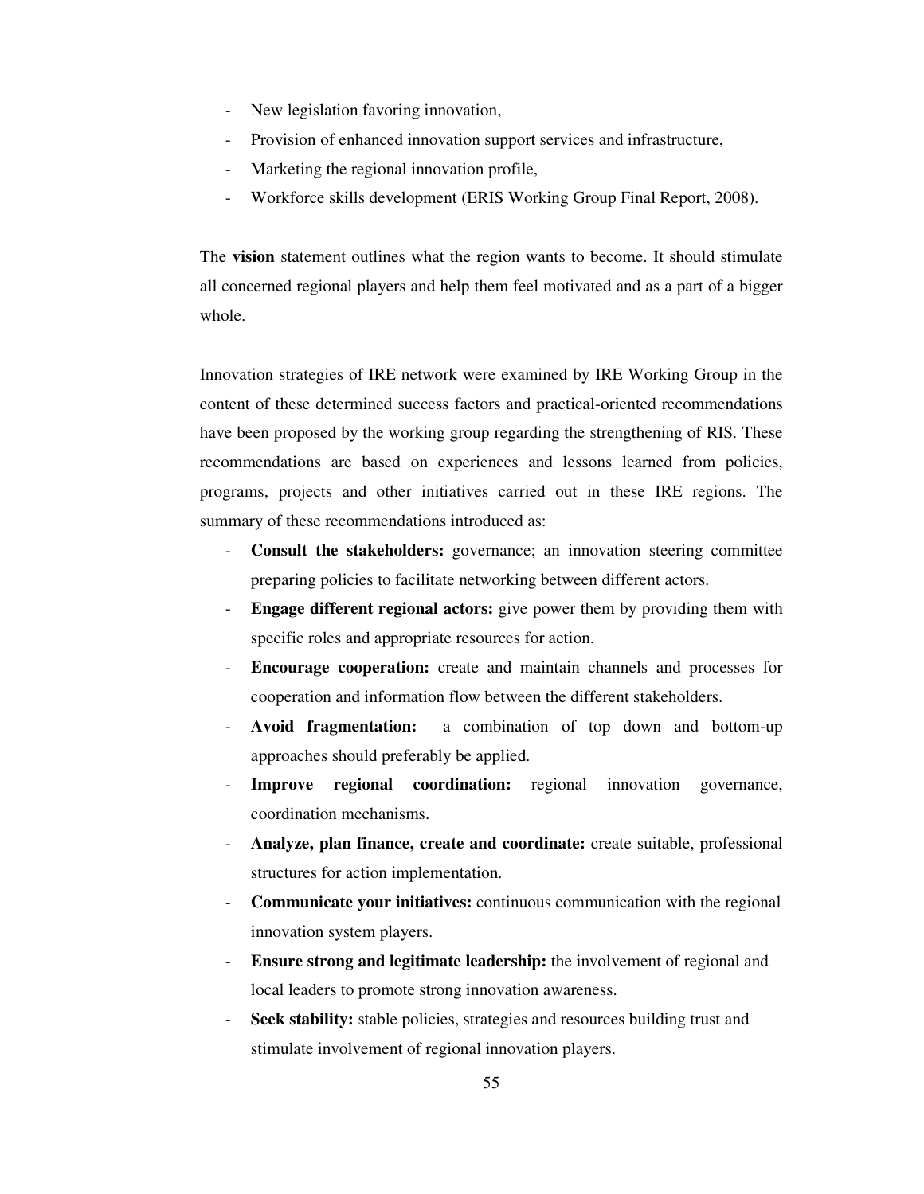- New legislation favoring innovation,
- Provision of enhanced innovation support services and infrastructure,
- Marketing the regional innovation profile,
- Workforce skills development (ERIS Working Group Final Report, 2008).

The **vision** statement outlines what the region wants to become. It should stimulate all concerned regional players and help them feel motivated and as a part of a bigger whole.

Innovation strategies of IRE network were examined by IRE Working Group in the content of these determined success factors and practical-oriented recommendations have been proposed by the working group regarding the strengthening of RIS. These recommendations are based on experiences and lessons learned from policies, programs, projects and other initiatives carried out in these IRE regions. The summary of these recommendations introduced as:

- **Consult the stakeholders:** governance; an innovation steering committee preparing policies to facilitate networking between different actors.
- **Engage different regional actors:** give power them by providing them with specific roles and appropriate resources for action.
- **Encourage cooperation:** create and maintain channels and processes for cooperation and information flow between the different stakeholders.
- **Avoid fragmentation:** a combination of top down and bottom-up approaches should preferably be applied.
- **Improve regional coordination:** regional innovation governance, coordination mechanisms.
- **Analyze, plan finance, create and coordinate:** create suitable, professional structures for action implementation.
- **Communicate your initiatives:** continuous communication with the regional innovation system players.
- **Ensure strong and legitimate leadership:** the involvement of regional and local leaders to promote strong innovation awareness.
- **Seek stability:** stable policies, strategies and resources building trust and stimulate involvement of regional innovation players.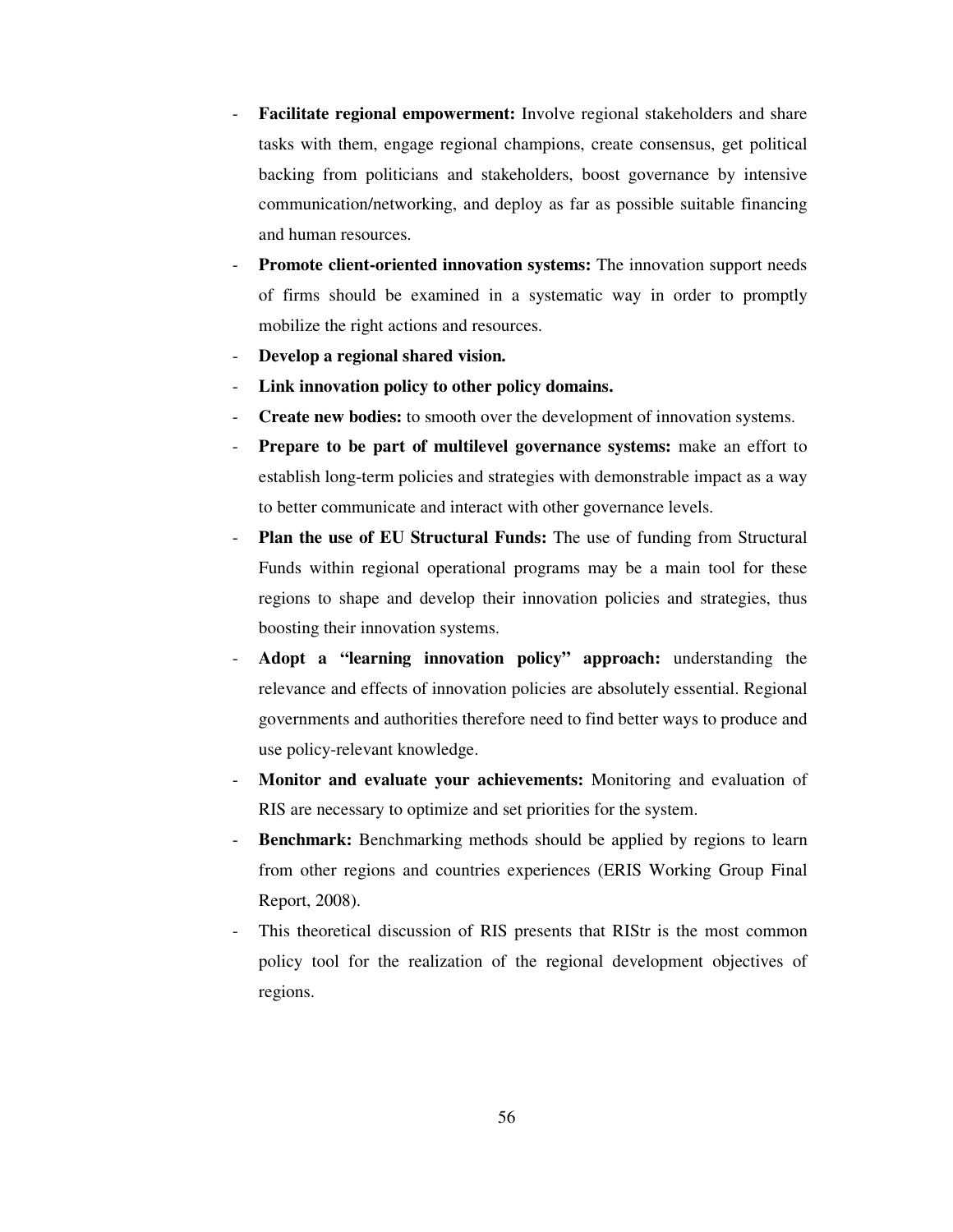- **Facilitate regional empowerment:** Involve regional stakeholders and share tasks with them, engage regional champions, create consensus, get political backing from politicians and stakeholders, boost governance by intensive communication/networking, and deploy as far as possible suitable financing and human resources.
- **Promote client-oriented innovation systems:** The innovation support needs of firms should be examined in a systematic way in order to promptly mobilize the right actions and resources.
- **Develop a regional shared vision.**
- **Link innovation policy to other policy domains.**
- **Create new bodies:** to smooth over the development of innovation systems.
- **Prepare to be part of multilevel governance systems:** make an effort to establish long-term policies and strategies with demonstrable impact as a way to better communicate and interact with other governance levels.
- **Plan the use of EU Structural Funds:** The use of funding from Structural Funds within regional operational programs may be a main tool for these regions to shape and develop their innovation policies and strategies, thus boosting their innovation systems.
- **Adopt a "learning innovation policy" approach:** understanding the relevance and effects of innovation policies are absolutely essential. Regional governments and authorities therefore need to find better ways to produce and use policy-relevant knowledge.
- **Monitor and evaluate your achievements:** Monitoring and evaluation of RIS are necessary to optimize and set priorities for the system.
- **Benchmark:** Benchmarking methods should be applied by regions to learn from other regions and countries experiences (ERIS Working Group Final Report, 2008).
- This theoretical discussion of RIS presents that RIStr is the most common policy tool for the realization of the regional development objectives of regions.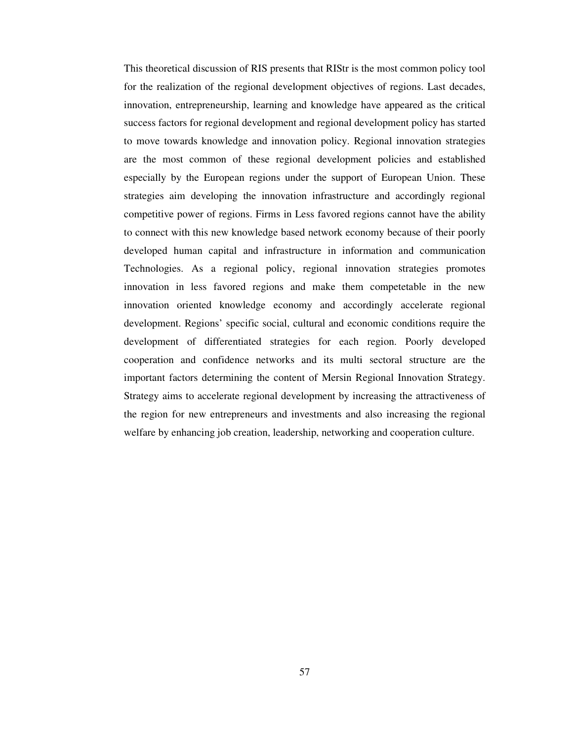This theoretical discussion of RIS presents that RIStr is the most common policy tool for the realization of the regional development objectives of regions. Last decades, innovation, entrepreneurship, learning and knowledge have appeared as the critical success factors for regional development and regional development policy has started to move towards knowledge and innovation policy. Regional innovation strategies are the most common of these regional development policies and established especially by the European regions under the support of European Union. These strategies aim developing the innovation infrastructure and accordingly regional competitive power of regions. Firms in Less favored regions cannot have the ability to connect with this new knowledge based network economy because of their poorly developed human capital and infrastructure in information and communication Technologies. As a regional policy, regional innovation strategies promotes innovation in less favored regions and make them competetable in the new innovation oriented knowledge economy and accordingly accelerate regional development. Regions' specific social, cultural and economic conditions require the development of differentiated strategies for each region. Poorly developed cooperation and confidence networks and its multi sectoral structure are the important factors determining the content of Mersin Regional Innovation Strategy. Strategy aims to accelerate regional development by increasing the attractiveness of the region for new entrepreneurs and investments and also increasing the regional welfare by enhancing job creation, leadership, networking and cooperation culture.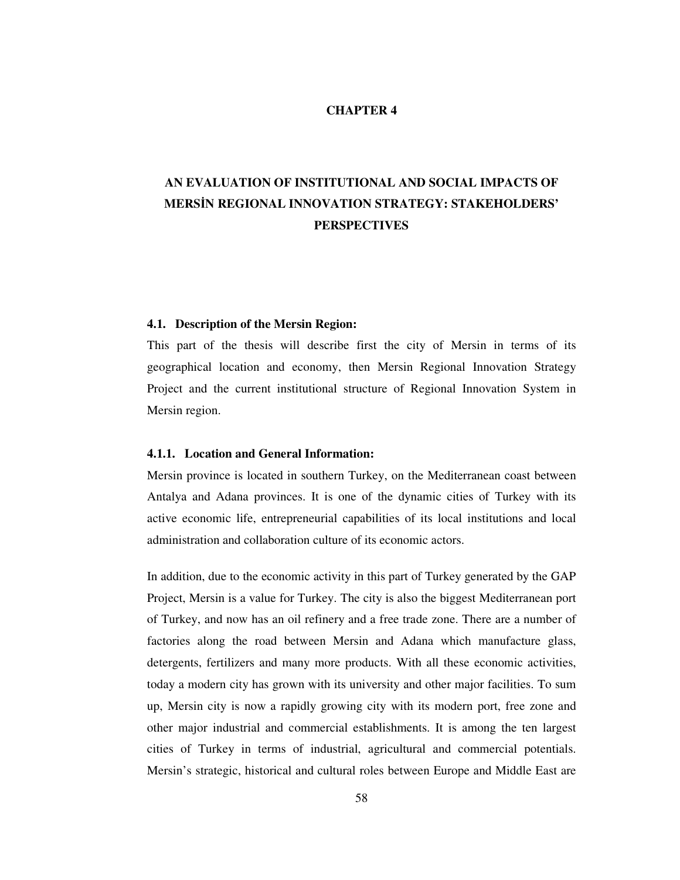# CHAPTER 4

# AN EVALUATION OF INSTITUTIONAL AND SOCIAL IMPACTS OF MERSİN REGIONAL INNOVATION STRATEGY: STAKEHOLDERS' PERSPECTIVES

## 4.1. Description of the Mersin Region:

This part of the thesis will describe first the city of Mersin in terms of its geographical location and economy, then Mersin Regional Innovation Strategy Project and the current institutional structure of Regional Innovation System in Mersin region.

### 4.1.1. Location and General Information:

Mersin province is located in southern Turkey, on the Mediterranean coast between Antalya and Adana provinces. It is one of the dynamic cities of Turkey with its active economic life, entrepreneurial capabilities of its local institutions and local administration and collaboration culture of its economic actors.

In addition, due to the economic activity in this part of Turkey generated by the GAP Project, Mersin is a value for Turkey. The city is also the biggest Mediterranean port of Turkey, and now has an oil refinery and a free trade zone. There are a number of factories along the road between Mersin and Adana which manufacture glass, detergents, fertilizers and many more products. With all these economic activities, today a modern city has grown with its university and other major facilities. To sum up, Mersin city is now a rapidly growing city with its modern port, free zone and other major industrial and commercial establishments. It is among the ten largest cities of Turkey in terms of industrial, agricultural and commercial potentials. Mersin's strategic, historical and cultural roles between Europe and Middle East are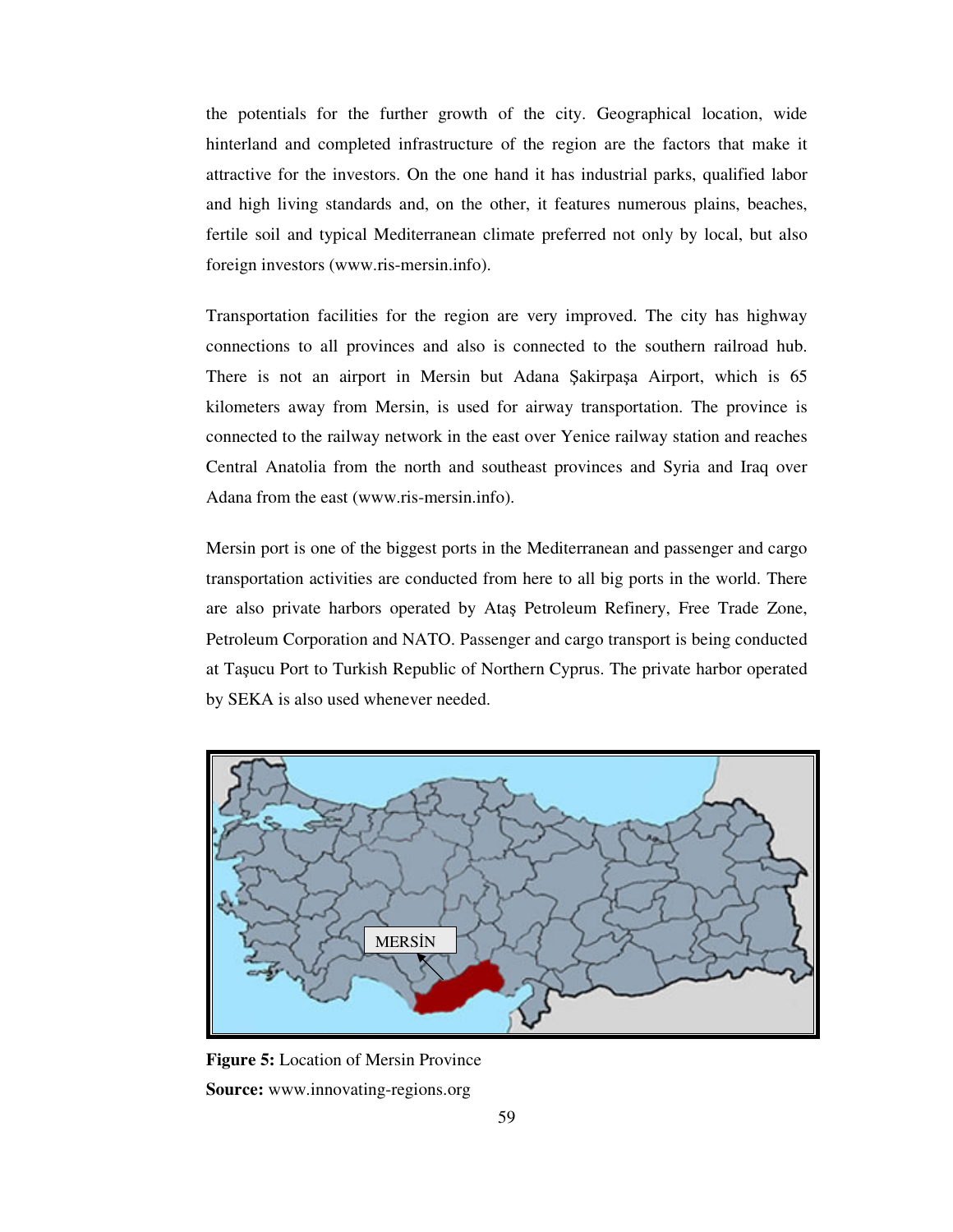the potentials for the further growth of the city. Geographical location, wide hinterland and completed infrastructure of the region are the factors that make it attractive for the investors. On the one hand it has industrial parks, qualified labor and high living standards and, on the other, it features numerous plains, beaches, fertile soil and typical Mediterranean climate preferred not only by local, but also foreign investors (www.ris-mersin.info).

Transportation facilities for the region are very improved. The city has highway connections to all provinces and also is connected to the southern railroad hub. There is not an airport in Mersin but Adana Şakirpaşa Airport, which is 65 kilometers away from Mersin, is used for airway transportation. The province is connected to the railway network in the east over Yenice railway station and reaches Central Anatolia from the north and southeast provinces and Syria and Iraq over Adana from the east (www.ris-mersin.info).

Mersin port is one of the biggest ports in the Mediterranean and passenger and cargo transportation activities are conducted from here to all big ports in the world. There are also private harbors operated by Ataş Petroleum Refinery, Free Trade Zone, Petroleum Corporation and NATO. Passenger and cargo transport is being conducted at Taşucu Port to Turkish Republic of Northern Cyprus. The private harbor operated by SEKA is also used whenever needed.

MERSİN

**Figure 5:** Location of Mersin Province

**Source:** www.innovating-regions.org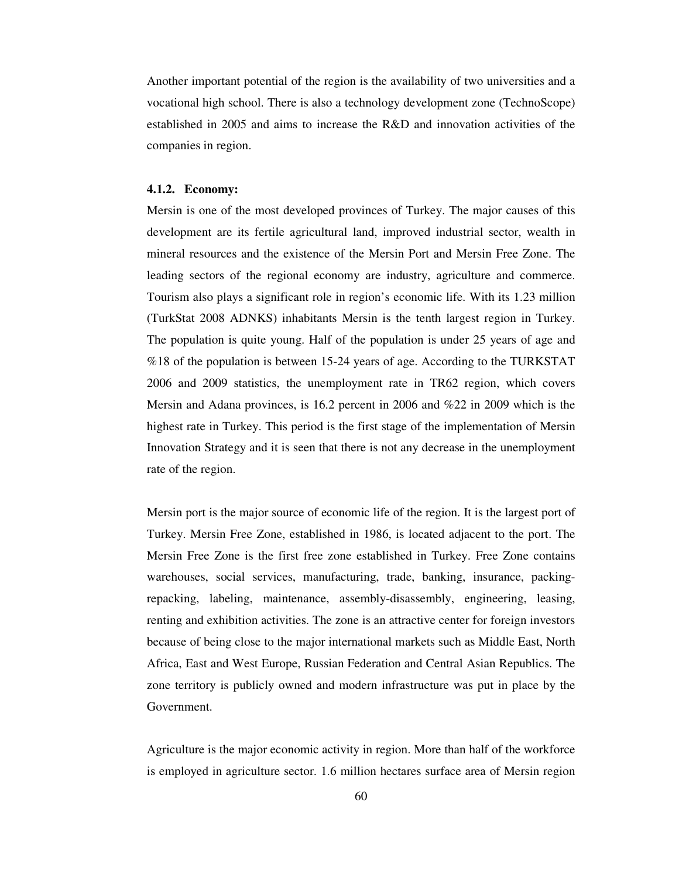Another important potential of the region is the availability of two universities and a vocational high school. There is also a technology development zone (TechnoScope) established in 2005 and aims to increase the R&D and innovation activities of the companies in region.

#### 4.1.2. Economy:

Mersin is one of the most developed provinces of Turkey. The major causes of this development are its fertile agricultural land, improved industrial sector, wealth in mineral resources and the existence of the Mersin Port and Mersin Free Zone. The leading sectors of the regional economy are industry, agriculture and commerce. Tourism also plays a significant role in region's economic life. With its 1.23 million (TurkStat 2008 ADNKS) inhabitants Mersin is the tenth largest region in Turkey. The population is quite young. Half of the population is under 25 years of age and %18 of the population is between 15-24 years of age. According to the TURKSTAT 2006 and 2009 statistics, the unemployment rate in TR62 region, which covers Mersin and Adana provinces, is 16.2 percent in 2006 and %22 in 2009 which is the highest rate in Turkey. This period is the first stage of the implementation of Mersin Innovation Strategy and it is seen that there is not any decrease in the unemployment rate of the region.

Mersin port is the major source of economic life of the region. It is the largest port of Turkey. Mersin Free Zone, established in 1986, is located adjacent to the port. The Mersin Free Zone is the first free zone established in Turkey. Free Zone contains warehouses, social services, manufacturing, trade, banking, insurance, packing-repacking, labeling, maintenance, assembly-disassembly, engineering, leasing, renting and exhibition activities. The zone is an attractive center for foreign investors because of being close to the major international markets such as Middle East, North Africa, East and West Europe, Russian Federation and Central Asian Republics. The zone territory is publicly owned and modern infrastructure was put in place by the Government.

Agriculture is the major economic activity in region. More than half of the workforce is employed in agriculture sector. 1.6 million hectares surface area of Mersin region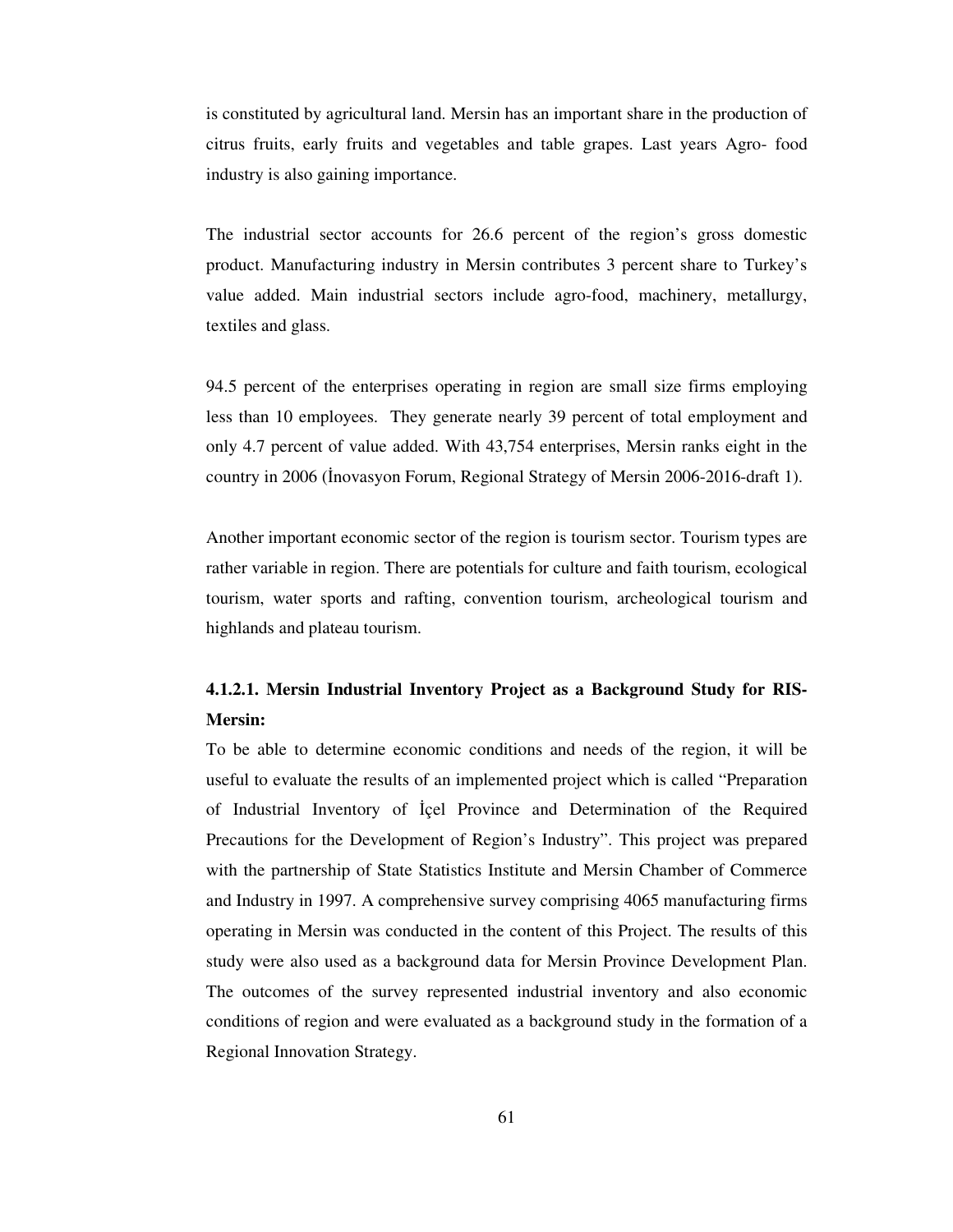is constituted by agricultural land. Mersin has an important share in the production of citrus fruits, early fruits and vegetables and table grapes. Last years Agro- food industry is also gaining importance.

The industrial sector accounts for 26.6 percent of the region's gross domestic product. Manufacturing industry in Mersin contributes 3 percent share to Turkey's value added. Main industrial sectors include agro-food, machinery, metallurgy, textiles and glass.

94.5 percent of the enterprises operating in region are small size firms employing less than 10 employees. They generate nearly 39 percent of total employment and only 4.7 percent of value added. With 43,754 enterprises, Mersin ranks eight in the country in 2006 (İnovasyon Forum, Regional Strategy of Mersin 2006-2016-draft 1).

Another important economic sector of the region is tourism sector. Tourism types are rather variable in region. There are potentials for culture and faith tourism, ecological tourism, water sports and rafting, convention tourism, archeological tourism and highlands and plateau tourism.

#### 4.1.2.1. Mersin Industrial Inventory Project as a Background Study for RIS-Mersin:

To be able to determine economic conditions and needs of the region, it will be useful to evaluate the results of an implemented project which is called "Preparation of Industrial Inventory of İçel Province and Determination of the Required Precautions for the Development of Region's Industry". This project was prepared with the partnership of State Statistics Institute and Mersin Chamber of Commerce and Industry in 1997. A comprehensive survey comprising 4065 manufacturing firms operating in Mersin was conducted in the content of this Project. The results of this study were also used as a background data for Mersin Province Development Plan. The outcomes of the survey represented industrial inventory and also economic conditions of region and were evaluated as a background study in the formation of a Regional Innovation Strategy.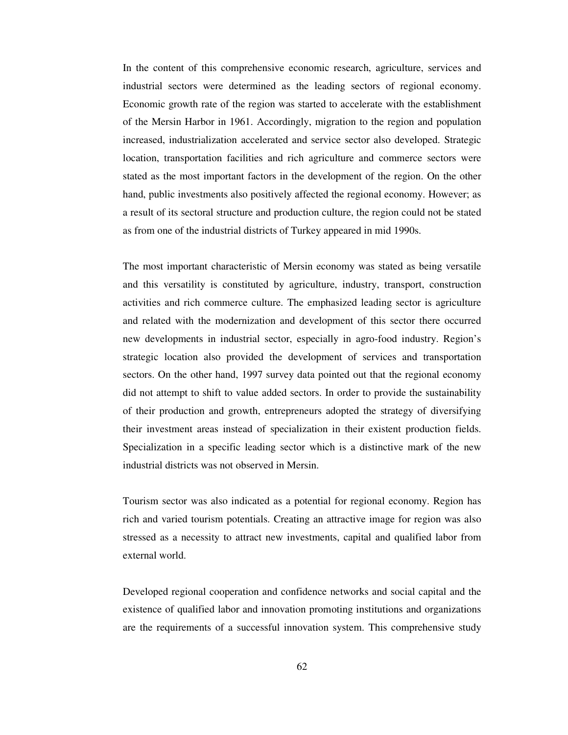In the content of this comprehensive economic research, agriculture, services and industrial sectors were determined as the leading sectors of regional economy. Economic growth rate of the region was started to accelerate with the establishment of the Mersin Harbor in 1961. Accordingly, migration to the region and population increased, industrialization accelerated and service sector also developed. Strategic location, transportation facilities and rich agriculture and commerce sectors were stated as the most important factors in the development of the region. On the other hand, public investments also positively affected the regional economy. However; as a result of its sectoral structure and production culture, the region could not be stated as from one of the industrial districts of Turkey appeared in mid 1990s.

The most important characteristic of Mersin economy was stated as being versatile and this versatility is constituted by agriculture, industry, transport, construction activities and rich commerce culture. The emphasized leading sector is agriculture and related with the modernization and development of this sector there occurred new developments in industrial sector, especially in agro-food industry. Region's strategic location also provided the development of services and transportation sectors. On the other hand, 1997 survey data pointed out that the regional economy did not attempt to shift to value added sectors. In order to provide the sustainability of their production and growth, entrepreneurs adopted the strategy of diversifying their investment areas instead of specialization in their existent production fields. Specialization in a specific leading sector which is a distinctive mark of the new industrial districts was not observed in Mersin.

Tourism sector was also indicated as a potential for regional economy. Region has rich and varied tourism potentials. Creating an attractive image for region was also stressed as a necessity to attract new investments, capital and qualified labor from external world.

Developed regional cooperation and confidence networks and social capital and the existence of qualified labor and innovation promoting institutions and organizations are the requirements of a successful innovation system. This comprehensive study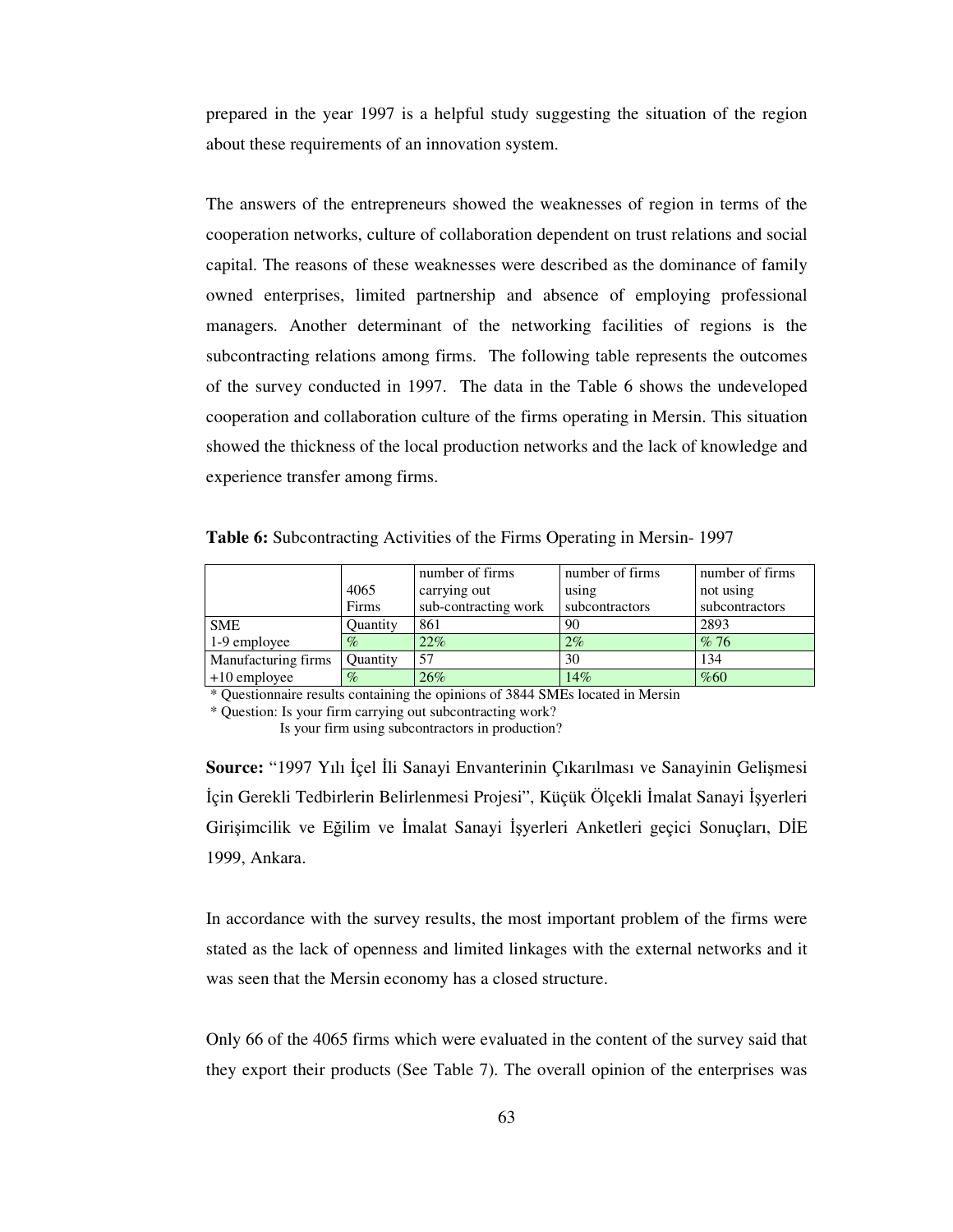prepared in the year 1997 is a helpful study suggesting the situation of the region about these requirements of an innovation system.

The answers of the entrepreneurs showed the weaknesses of region in terms of the cooperation networks, culture of collaboration dependent on trust relations and social capital. The reasons of these weaknesses were described as the dominance of family owned enterprises, limited partnership and absence of employing professional managers. Another determinant of the networking facilities of regions is the subcontracting relations among firms. The following table represents the outcomes of the survey conducted in 1997. The data in the Table 6 shows the undeveloped cooperation and collaboration culture of the firms operating in Mersin. This situation showed the thickness of the local production networks and the lack of knowledge and experience transfer among firms.

**Table 6:** Subcontracting Activities of the Firms Operating in Mersin- 1997

| | 4065 Firms | number of firms carrying out sub-contracting work | number of firms using subcontractors | number of firms not using subcontractors |
|---|---|---|---|---|
| SME | Quantity | 861 | 90 | 2893 |
| 1-9 employee | % | 22% | 2% | % 76 |
| Manufacturing firms | Quantity | 57 | 30 | 134 |
| +10 employee | % | 26% | 14% | %60 |

\* Questionnaire results containing the opinions of 3844 SMEs located in Mersin

\* Question: Is your firm carrying out subcontracting work?
Is your firm using subcontractors in production?

**Source:** "1997 Yılı İçel İli Sanayi Envanterinin Çıkarılması ve Sanayinin Gelişmesi İçin Gerekli Tedbirlerin Belirlenmesi Projesi", Küçük Ölçekli İmalat Sanayi İşyerleri Girişimcilik ve Eğilim ve İmalat Sanayi İşyerleri Anketleri geçici Sonuçları, DİE 1999, Ankara.

In accordance with the survey results, the most important problem of the firms were stated as the lack of openness and limited linkages with the external networks and it was seen that the Mersin economy has a closed structure.

Only 66 of the 4065 firms which were evaluated in the content of the survey said that they export their products (See Table 7). The overall opinion of the enterprises was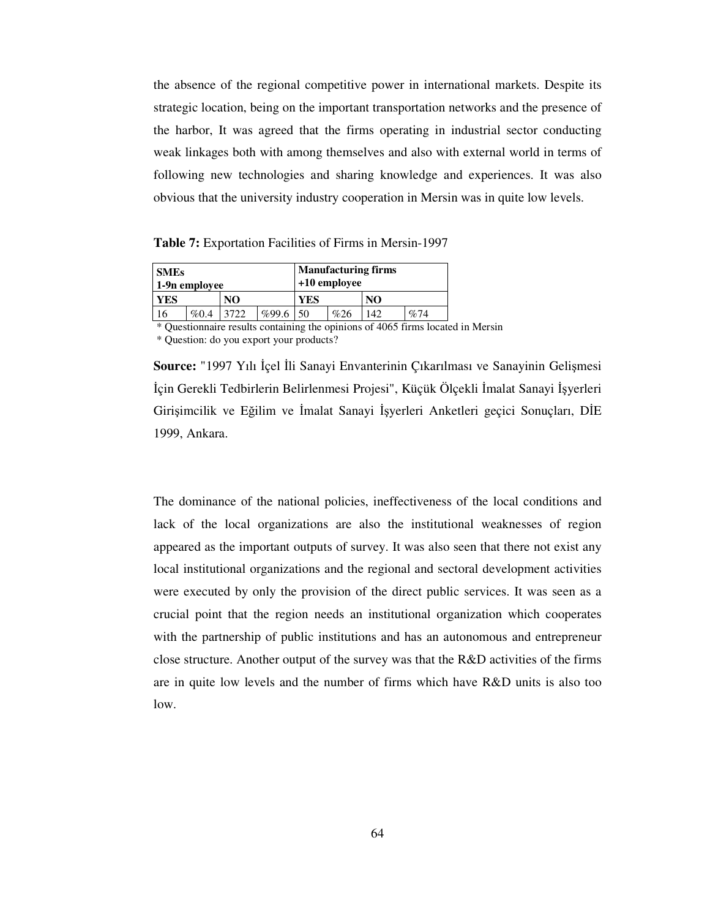the absence of the regional competitive power in international markets. Despite its strategic location, being on the important transportation networks and the presence of the harbor, It was agreed that the firms operating in industrial sector conducting weak linkages both with among themselves and also with external world in terms of following new technologies and sharing knowledge and experiences. It was also obvious that the university industry cooperation in Mersin was in quite low levels.

**Table 7:** Exportation Facilities of Firms in Mersin-1997

| **SMEs 1-9n employee** | | | | **Manufacturing firms +10 employee** | | | |
|---|---|---|---|---|---|---|---|
| **YES** | | **NO** | | **YES** | | **NO** | |
| 16 | %0.4 | 3722 | %99.6 | 50 | %26 | 142 | %74 |

* Questionnaire results containing the opinions of 4065 firms located in Mersin

* Question: do you export your products?

**Source:** "1997 Yılı İçel İli Sanayi Envanterinin Çıkarılması ve Sanayinin Gelişmesi İçin Gerekli Tedbirlerin Belirlenmesi Projesi", Küçük Ölçekli İmalat Sanayi İşyerleri Girişimcilik ve Eğilim ve İmalat Sanayi İşyerleri Anketleri geçici Sonuçları, DİE 1999, Ankara.

The dominance of the national policies, ineffectiveness of the local conditions and lack of the local organizations are also the institutional weaknesses of region appeared as the important outputs of survey. It was also seen that there not exist any local institutional organizations and the regional and sectoral development activities were executed by only the provision of the direct public services. It was seen as a crucial point that the region needs an institutional organization which cooperates with the partnership of public institutions and has an autonomous and entrepreneur close structure. Another output of the survey was that the R&D activities of the firms are in quite low levels and the number of firms which have R&D units is also too low.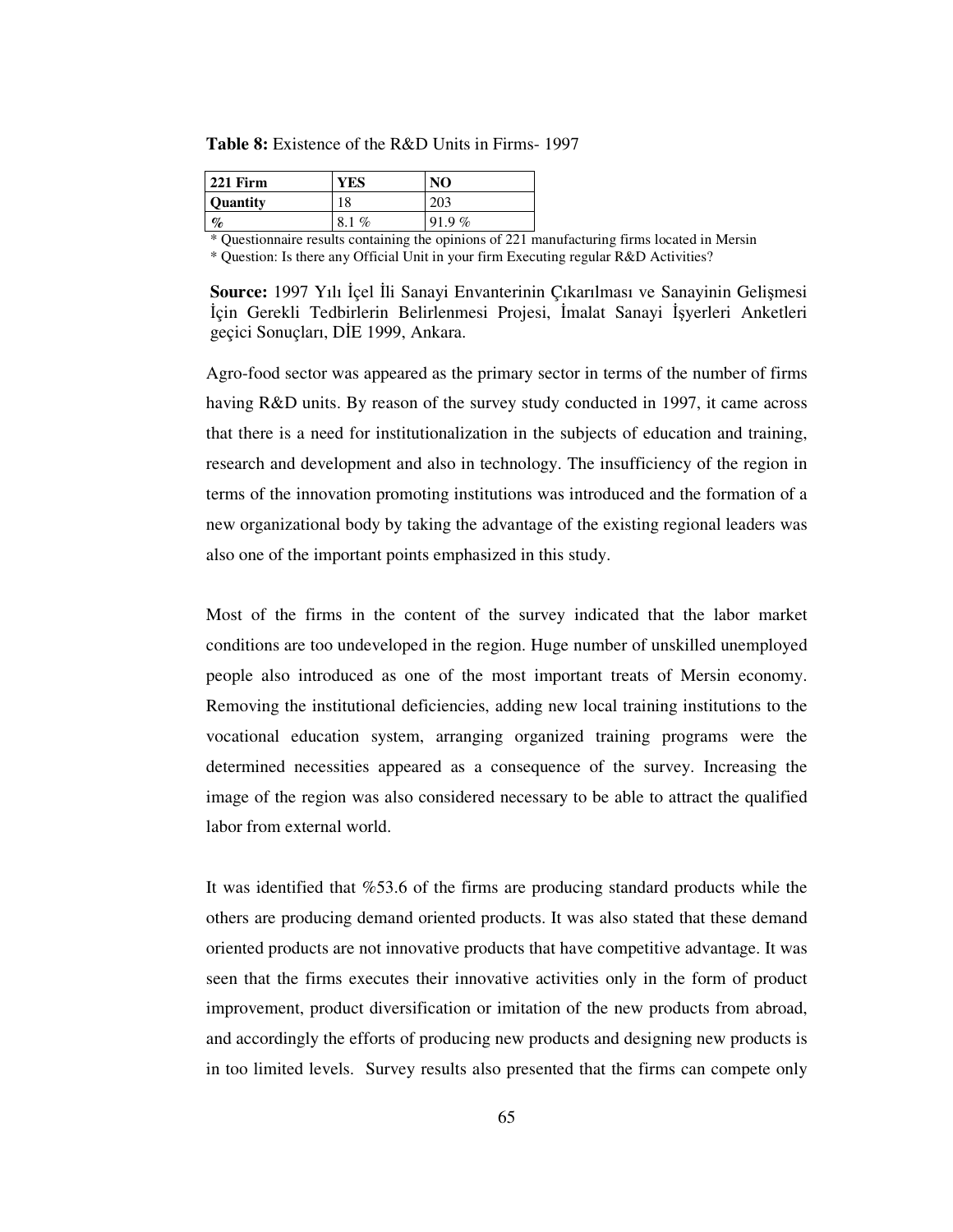**Table 8:** Existence of the R&D Units in Firms- 1997

| 221 Firm | YES | NO |
|---|---|---|
| **Quantity** | 18 | 203 |
| **%** | 8.1 % | 91.9 % |

* Questionnaire results containing the opinions of 221 manufacturing firms located in Mersin
* Question: Is there any Official Unit in your firm Executing regular R&D Activities?

**Source:** 1997 Yılı İçel İli Sanayi Envanterinin Çıkarılması ve Sanayinin Gelişmesi İçin Gerekli Tedbirlerin Belirlenmesi Projesi, İmalat Sanayi İşyerleri Anketleri geçici Sonuçları, DİE 1999, Ankara.

Agro-food sector was appeared as the primary sector in terms of the number of firms having R&D units. By reason of the survey study conducted in 1997, it came across that there is a need for institutionalization in the subjects of education and training, research and development and also in technology. The insufficiency of the region in terms of the innovation promoting institutions was introduced and the formation of a new organizational body by taking the advantage of the existing regional leaders was also one of the important points emphasized in this study.

Most of the firms in the content of the survey indicated that the labor market conditions are too undeveloped in the region. Huge number of unskilled unemployed people also introduced as one of the most important treats of Mersin economy. Removing the institutional deficiencies, adding new local training institutions to the vocational education system, arranging organized training programs were the determined necessities appeared as a consequence of the survey. Increasing the image of the region was also considered necessary to be able to attract the qualified labor from external world.

It was identified that %53.6 of the firms are producing standard products while the others are producing demand oriented products. It was also stated that these demand oriented products are not innovative products that have competitive advantage. It was seen that the firms executes their innovative activities only in the form of product improvement, product diversification or imitation of the new products from abroad, and accordingly the efforts of producing new products and designing new products is in too limited levels. Survey results also presented that the firms can compete only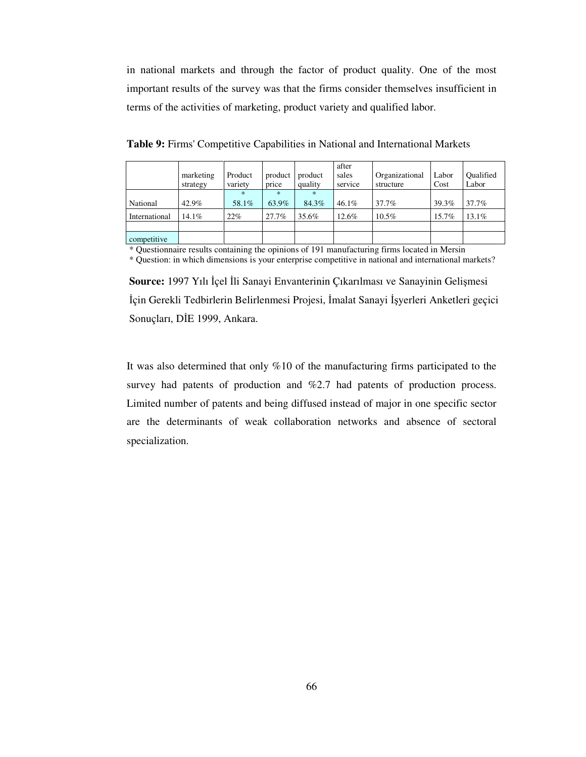in national markets and through the factor of product quality. One of the most important results of the survey was that the firms consider themselves insufficient in terms of the activities of marketing, product variety and qualified labor.

**Table 9:** Firms' Competitive Capabilities in National and International Markets

| | marketing strategy | Product variety | product price | product quality | after sales service | Organizational structure | Labor Cost | Qualified Labor |
|---|---|---|---|---|---|---|---|---|
| National | 42.9% | * 58.1% | * 63.9% | * 84.3% | 46.1% | 37.7% | 39.3% | 37.7% |
| International | 14.1% | 22% | 27.7% | 35.6% | 12.6% | 10.5% | 15.7% | 13.1% |
| | | | | | | | | |
| competitive | | | | | | | | |

* Questionnaire results containing the opinions of 191 manufacturing firms located in Mersin
* Question: in which dimensions is your enterprise competitive in national and international markets?

**Source:** 1997 Yılı İçel İli Sanayi Envanterinin Çıkarılması ve Sanayinin Gelişmesi İçin Gerekli Tedbirlerin Belirlenmesi Projesi, İmalat Sanayi İşyerleri Anketleri geçici Sonuçları, DİE 1999, Ankara.

It was also determined that only %10 of the manufacturing firms participated to the survey had patents of production and %2.7 had patents of production process. Limited number of patents and being diffused instead of major in one specific sector are the determinants of weak collaboration networks and absence of sectoral specialization.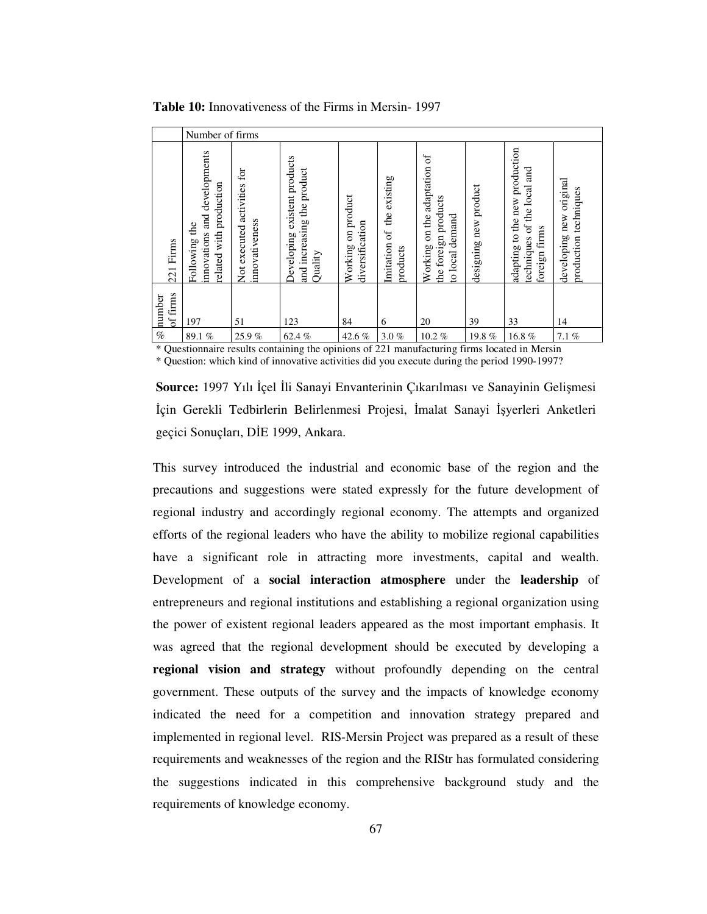**Table 10:** Innovativeness of the Firms in Mersin- 1997

| | Number of firms | | | | | | | | |
|---|---|---|---|---|---|---|---|---|---|
| 221 Firms | Following the innovations and developments related with production | Not executed activities for innovativeness | Developing existent products and increasing the product Quality | Working on product diversification | Imitation of the existing products | Working on the adaptation of the foreign products to local demand | designing new product | adapting to the new production techniques of the local and foreign firms | developing new original production techniques |
| number of firms | 197 | 51 | 123 | 84 | 6 | 20 | 39 | 33 | 14 |
| % | 89.1 % | 25.9 % | 62.4 % | 42.6 % | 3.0 % | 10.2 % | 19.8 % | 16.8 % | 7.1 % |

* Questionnaire results containing the opinions of 221 manufacturing firms located in Mersin
* Question: which kind of innovative activities did you execute during the period 1990-1997?

**Source:** 1997 Yılı İçel İli Sanayi Envanterinin Çıkarılması ve Sanayinin Gelişmesi İçin Gerekli Tedbirlerin Belirlenmesi Projesi, İmalat Sanayi İşyerleri Anketleri geçici Sonuçları, DİE 1999, Ankara.

This survey introduced the industrial and economic base of the region and the precautions and suggestions were stated expressly for the future development of regional industry and accordingly regional economy. The attempts and organized efforts of the regional leaders who have the ability to mobilize regional capabilities have a significant role in attracting more investments, capital and wealth. Development of a **social interaction atmosphere** under the **leadership** of entrepreneurs and regional institutions and establishing a regional organization using the power of existent regional leaders appeared as the most important emphasis. It was agreed that the regional development should be executed by developing a **regional vision and strategy** without profoundly depending on the central government. These outputs of the survey and the impacts of knowledge economy indicated the need for a competition and innovation strategy prepared and implemented in regional level. RIS-Mersin Project was prepared as a result of these requirements and weaknesses of the region and the RIStr has formulated considering the suggestions indicated in this comprehensive background study and the requirements of knowledge economy.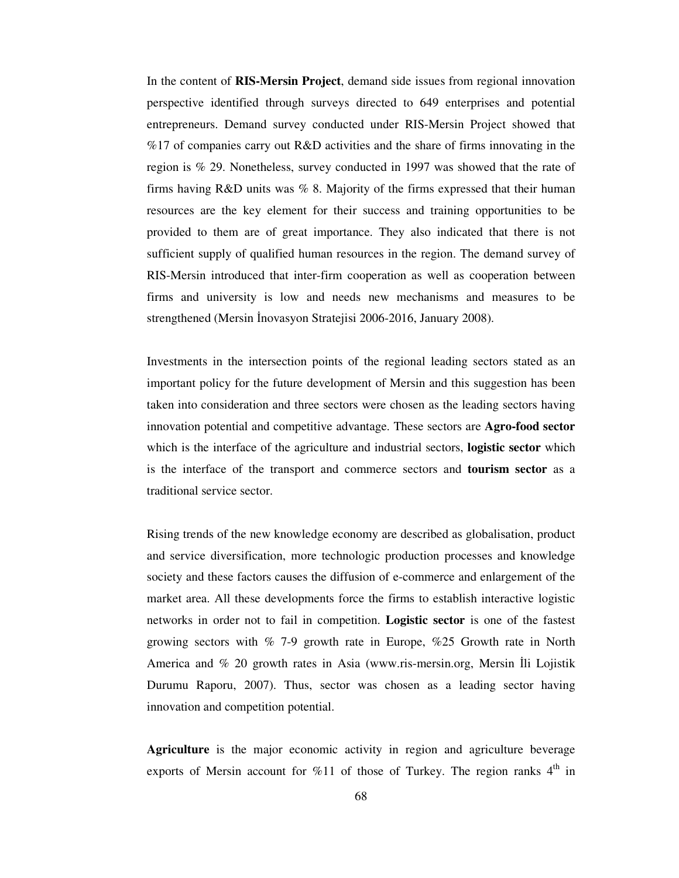In the content of **RIS-Mersin Project**, demand side issues from regional innovation perspective identified through surveys directed to 649 enterprises and potential entrepreneurs. Demand survey conducted under RIS-Mersin Project showed that %17 of companies carry out R&D activities and the share of firms innovating in the region is % 29. Nonetheless, survey conducted in 1997 was showed that the rate of firms having R&D units was % 8. Majority of the firms expressed that their human resources are the key element for their success and training opportunities to be provided to them are of great importance. They also indicated that there is not sufficient supply of qualified human resources in the region. The demand survey of RIS-Mersin introduced that inter-firm cooperation as well as cooperation between firms and university is low and needs new mechanisms and measures to be strengthened (Mersin İnovasyon Stratejisi 2006-2016, January 2008).

Investments in the intersection points of the regional leading sectors stated as an important policy for the future development of Mersin and this suggestion has been taken into consideration and three sectors were chosen as the leading sectors having innovation potential and competitive advantage. These sectors are **Agro-food sector** which is the interface of the agriculture and industrial sectors, **logistic sector** which is the interface of the transport and commerce sectors and **tourism sector** as a traditional service sector.

Rising trends of the new knowledge economy are described as globalisation, product and service diversification, more technologic production processes and knowledge society and these factors causes the diffusion of e-commerce and enlargement of the market area. All these developments force the firms to establish interactive logistic networks in order not to fail in competition. **Logistic sector** is one of the fastest growing sectors with % 7-9 growth rate in Europe, %25 Growth rate in North America and % 20 growth rates in Asia (www.ris-mersin.org, Mersin İli Lojistik Durumu Raporu, 2007). Thus, sector was chosen as a leading sector having innovation and competition potential.

**Agriculture** is the major economic activity in region and agriculture beverage exports of Mersin account for %11 of those of Turkey. The region ranks 4th in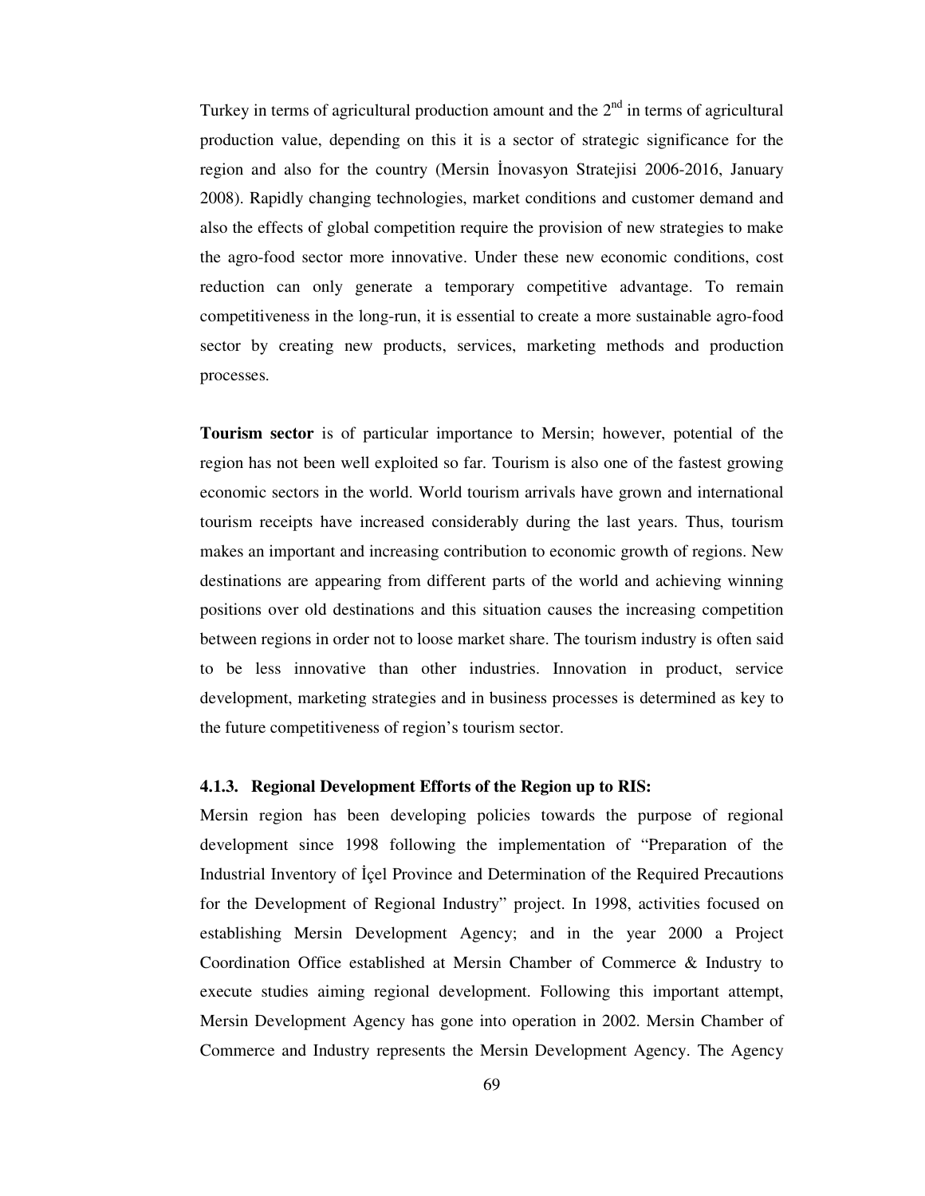Turkey in terms of agricultural production amount and the 2nd in terms of agricultural production value, depending on this it is a sector of strategic significance for the region and also for the country (Mersin İnovasyon Stratejisi 2006-2016, January 2008). Rapidly changing technologies, market conditions and customer demand and also the effects of global competition require the provision of new strategies to make the agro-food sector more innovative. Under these new economic conditions, cost reduction can only generate a temporary competitive advantage. To remain competitiveness in the long-run, it is essential to create a more sustainable agro-food sector by creating new products, services, marketing methods and production processes.

**Tourism sector** is of particular importance to Mersin; however, potential of the region has not been well exploited so far. Tourism is also one of the fastest growing economic sectors in the world. World tourism arrivals have grown and international tourism receipts have increased considerably during the last years. Thus, tourism makes an important and increasing contribution to economic growth of regions. New destinations are appearing from different parts of the world and achieving winning positions over old destinations and this situation causes the increasing competition between regions in order not to loose market share. The tourism industry is often said to be less innovative than other industries. Innovation in product, service development, marketing strategies and in business processes is determined as key to the future competitiveness of region's tourism sector.

#### 4.1.3. Regional Development Efforts of the Region up to RIS:

Mersin region has been developing policies towards the purpose of regional development since 1998 following the implementation of "Preparation of the Industrial Inventory of İçel Province and Determination of the Required Precautions for the Development of Regional Industry" project. In 1998, activities focused on establishing Mersin Development Agency; and in the year 2000 a Project Coordination Office established at Mersin Chamber of Commerce & Industry to execute studies aiming regional development. Following this important attempt, Mersin Development Agency has gone into operation in 2002. Mersin Chamber of Commerce and Industry represents the Mersin Development Agency. The Agency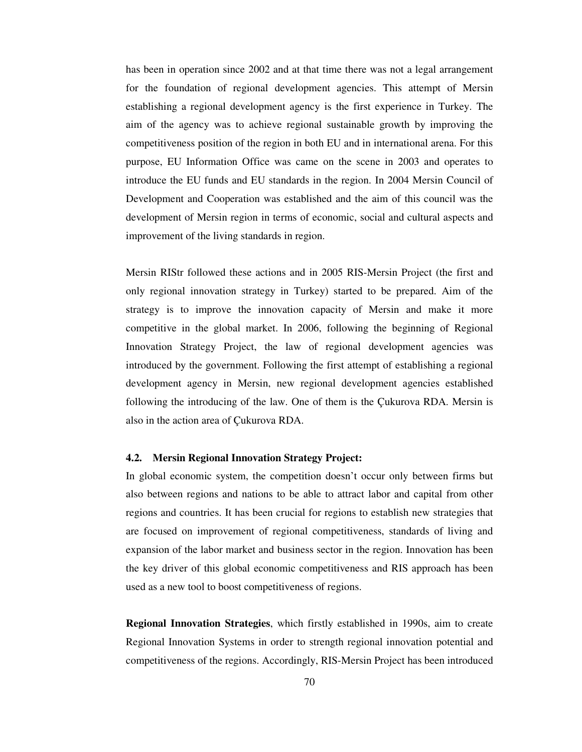has been in operation since 2002 and at that time there was not a legal arrangement for the foundation of regional development agencies. This attempt of Mersin establishing a regional development agency is the first experience in Turkey. The aim of the agency was to achieve regional sustainable growth by improving the competitiveness position of the region in both EU and in international arena. For this purpose, EU Information Office was came on the scene in 2003 and operates to introduce the EU funds and EU standards in the region. In 2004 Mersin Council of Development and Cooperation was established and the aim of this council was the development of Mersin region in terms of economic, social and cultural aspects and improvement of the living standards in region.

Mersin RIStr followed these actions and in 2005 RIS-Mersin Project (the first and only regional innovation strategy in Turkey) started to be prepared. Aim of the strategy is to improve the innovation capacity of Mersin and make it more competitive in the global market. In 2006, following the beginning of Regional Innovation Strategy Project, the law of regional development agencies was introduced by the government. Following the first attempt of establishing a regional development agency in Mersin, new regional development agencies established following the introducing of the law. One of them is the Çukurova RDA. Mersin is also in the action area of Çukurova RDA.

### 4.2. Mersin Regional Innovation Strategy Project:

In global economic system, the competition doesn't occur only between firms but also between regions and nations to be able to attract labor and capital from other regions and countries. It has been crucial for regions to establish new strategies that are focused on improvement of regional competitiveness, standards of living and expansion of the labor market and business sector in the region. Innovation has been the key driver of this global economic competitiveness and RIS approach has been used as a new tool to boost competitiveness of regions.

**Regional Innovation Strategies**, which firstly established in 1990s, aim to create Regional Innovation Systems in order to strength regional innovation potential and competitiveness of the regions. Accordingly, RIS-Mersin Project has been introduced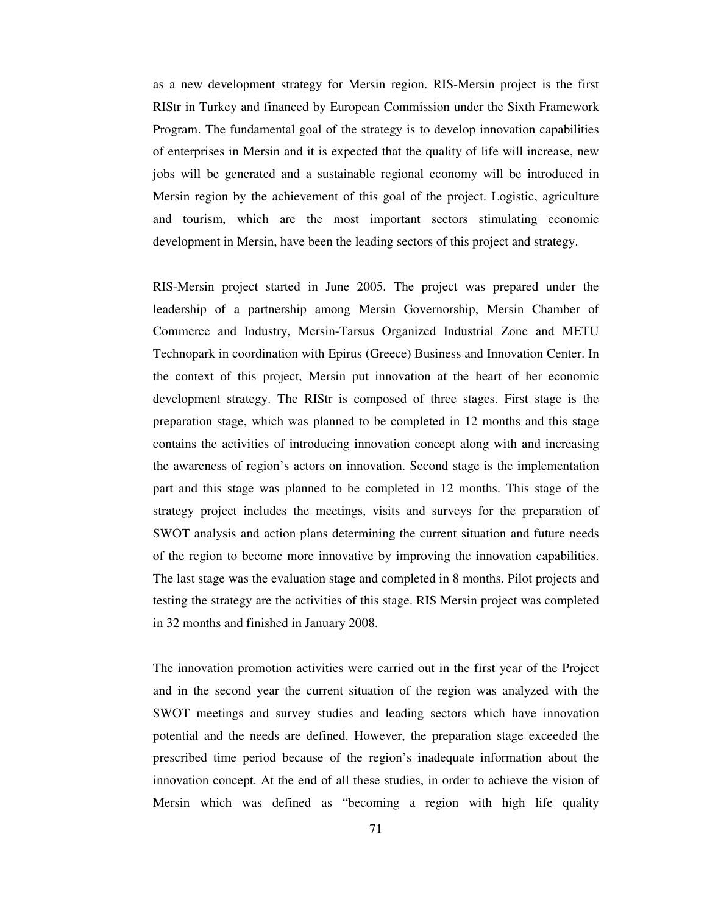as a new development strategy for Mersin region. RIS-Mersin project is the first RIStr in Turkey and financed by European Commission under the Sixth Framework Program. The fundamental goal of the strategy is to develop innovation capabilities of enterprises in Mersin and it is expected that the quality of life will increase, new jobs will be generated and a sustainable regional economy will be introduced in Mersin region by the achievement of this goal of the project. Logistic, agriculture and tourism, which are the most important sectors stimulating economic development in Mersin, have been the leading sectors of this project and strategy.

RIS-Mersin project started in June 2005. The project was prepared under the leadership of a partnership among Mersin Governorship, Mersin Chamber of Commerce and Industry, Mersin-Tarsus Organized Industrial Zone and METU Technopark in coordination with Epirus (Greece) Business and Innovation Center. In the context of this project, Mersin put innovation at the heart of her economic development strategy. The RIStr is composed of three stages. First stage is the preparation stage, which was planned to be completed in 12 months and this stage contains the activities of introducing innovation concept along with and increasing the awareness of region's actors on innovation. Second stage is the implementation part and this stage was planned to be completed in 12 months. This stage of the strategy project includes the meetings, visits and surveys for the preparation of SWOT analysis and action plans determining the current situation and future needs of the region to become more innovative by improving the innovation capabilities. The last stage was the evaluation stage and completed in 8 months. Pilot projects and testing the strategy are the activities of this stage. RIS Mersin project was completed in 32 months and finished in January 2008.

The innovation promotion activities were carried out in the first year of the Project and in the second year the current situation of the region was analyzed with the SWOT meetings and survey studies and leading sectors which have innovation potential and the needs are defined. However, the preparation stage exceeded the prescribed time period because of the region's inadequate information about the innovation concept. At the end of all these studies, in order to achieve the vision of Mersin which was defined as "becoming a region with high life quality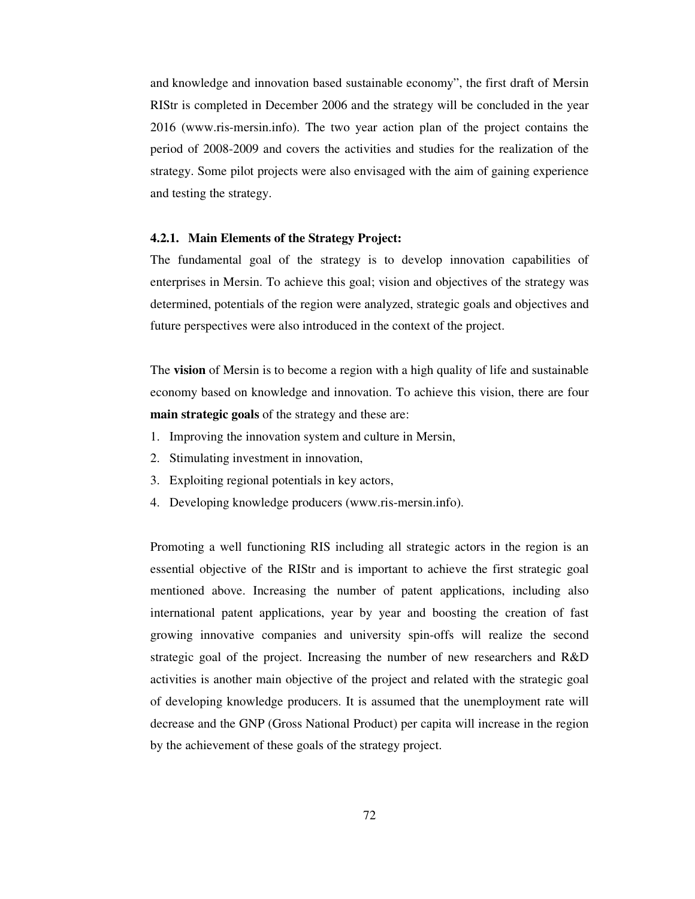and knowledge and innovation based sustainable economy", the first draft of Mersin RIStr is completed in December 2006 and the strategy will be concluded in the year 2016 (www.ris-mersin.info). The two year action plan of the project contains the period of 2008-2009 and covers the activities and studies for the realization of the strategy. Some pilot projects were also envisaged with the aim of gaining experience and testing the strategy.

### 4.2.1. Main Elements of the Strategy Project:

The fundamental goal of the strategy is to develop innovation capabilities of enterprises in Mersin. To achieve this goal; vision and objectives of the strategy was determined, potentials of the region were analyzed, strategic goals and objectives and future perspectives were also introduced in the context of the project.

The **vision** of Mersin is to become a region with a high quality of life and sustainable economy based on knowledge and innovation. To achieve this vision, there are four **main strategic goals** of the strategy and these are:

1. Improving the innovation system and culture in Mersin,
2. Stimulating investment in innovation,
3. Exploiting regional potentials in key actors,
4. Developing knowledge producers (www.ris-mersin.info).

Promoting a well functioning RIS including all strategic actors in the region is an essential objective of the RIStr and is important to achieve the first strategic goal mentioned above. Increasing the number of patent applications, including also international patent applications, year by year and boosting the creation of fast growing innovative companies and university spin-offs will realize the second strategic goal of the project. Increasing the number of new researchers and R&D activities is another main objective of the project and related with the strategic goal of developing knowledge producers. It is assumed that the unemployment rate will decrease and the GNP (Gross National Product) per capita will increase in the region by the achievement of these goals of the strategy project.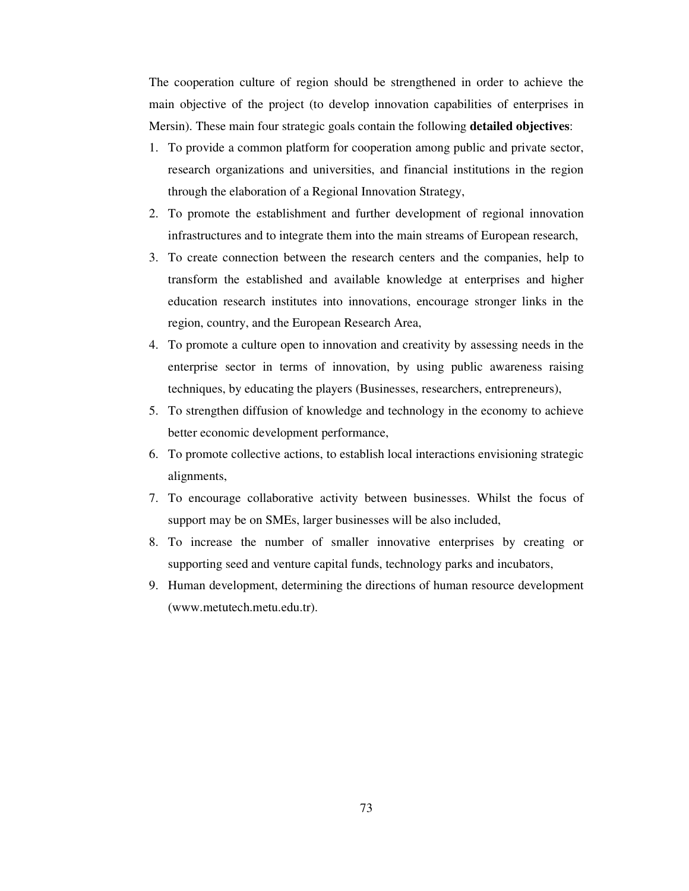The cooperation culture of region should be strengthened in order to achieve the main objective of the project (to develop innovation capabilities of enterprises in Mersin). These main four strategic goals contain the following **detailed objectives**:

1. To provide a common platform for cooperation among public and private sector, research organizations and universities, and financial institutions in the region through the elaboration of a Regional Innovation Strategy,
2. To promote the establishment and further development of regional innovation infrastructures and to integrate them into the main streams of European research,
3. To create connection between the research centers and the companies, help to transform the established and available knowledge at enterprises and higher education research institutes into innovations, encourage stronger links in the region, country, and the European Research Area,
4. To promote a culture open to innovation and creativity by assessing needs in the enterprise sector in terms of innovation, by using public awareness raising techniques, by educating the players (Businesses, researchers, entrepreneurs),
5. To strengthen diffusion of knowledge and technology in the economy to achieve better economic development performance,
6. To promote collective actions, to establish local interactions envisioning strategic alignments,
7. To encourage collaborative activity between businesses. Whilst the focus of support may be on SMEs, larger businesses will be also included,
8. To increase the number of smaller innovative enterprises by creating or supporting seed and venture capital funds, technology parks and incubators,
9. Human development, determining the directions of human resource development (www.metutech.metu.edu.tr).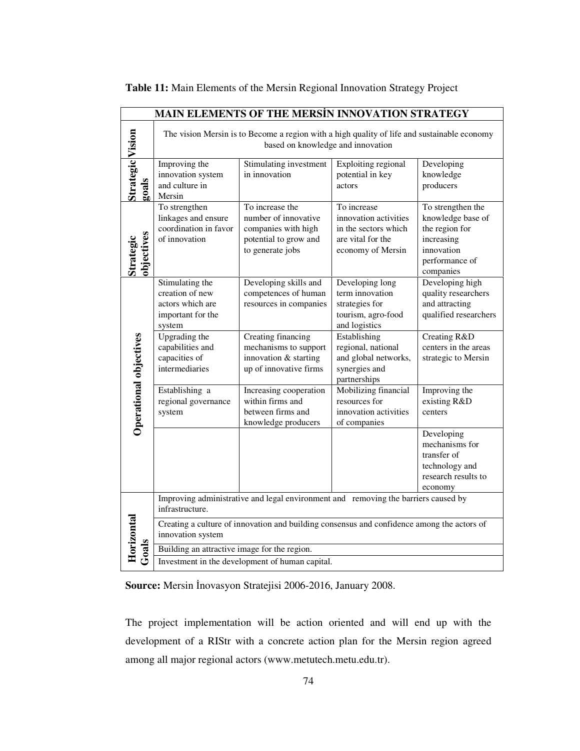**Table 11:** Main Elements of the Mersin Regional Innovation Strategy Project

| MAIN ELEMENTS OF THE MERSİN INNOVATION STRATEGY | | | | |
|---|---|---|---|---|
| **Vision** | The vision Mersin is to Become a region with a high quality of life and sustainable economy based on knowledge and innovation | | | |
| **Strategic goals** | Improving the innovation system and culture in Mersin | Stimulating investment in innovation | Exploiting regional potential in key actors | Developing knowledge producers |
| **Strategic objectives** | To strengthen linkages and ensure coordination in favor of innovation | To increase the number of innovative companies with high potential to grow and to generate jobs | To increase innovation activities in the sectors which are vital for the economy of Mersin | To strengthen the knowledge base of the region for increasing innovation performance of companies |
| **Operational objectives** | Stimulating the creation of new actors which are important for the system | Developing skills and competences of human resources in companies | Developing long term innovation strategies for tourism, agro-food and logistics | Developing high quality researchers and attracting qualified researchers |
| | Upgrading the capabilities and capacities of intermediaries | Creating financing mechanisms to support innovation & starting up of innovative firms | Establishing regional, national and global networks, synergies and partnerships | Creating R&D centers in the areas strategic to Mersin |
| | Establishing a regional governance system | Increasing cooperation within firms and between firms and knowledge producers | Mobilizing financial resources for innovation activities of companies | Improving the existing R&D centers |
| | | | | Developing mechanisms for transfer of technology and research results to economy |
| **Horizontal Goals** | Improving administrative and legal environment and removing the barriers caused by infrastructure. | | | |
| | Creating a culture of innovation and building consensus and confidence among the actors of innovation system | | | |
| | Building an attractive image for the region. | | | |
| | Investment in the development of human capital. | | | |

**Source:** Mersin İnovasyon Stratejisi 2006-2016, January 2008.

The project implementation will be action oriented and will end up with the development of a RIStr with a concrete action plan for the Mersin region agreed among all major regional actors (www.metutech.metu.edu.tr).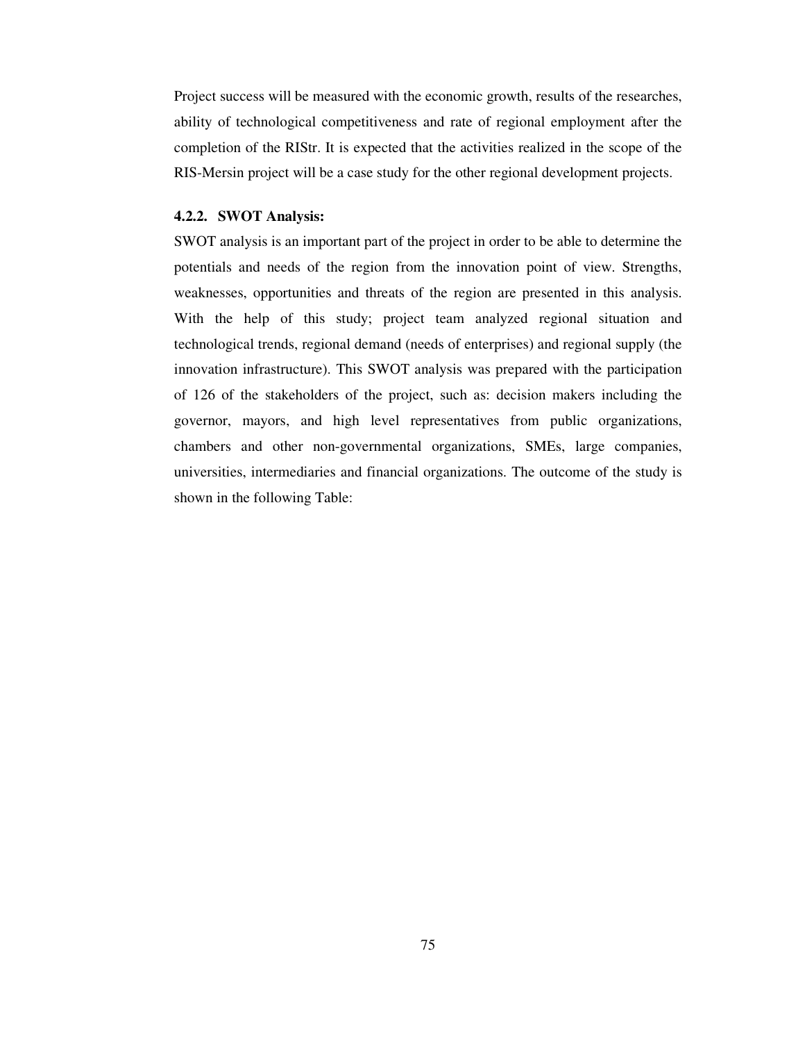Project success will be measured with the economic growth, results of the researches, ability of technological competitiveness and rate of regional employment after the completion of the RIStr. It is expected that the activities realized in the scope of the RIS-Mersin project will be a case study for the other regional development projects.

#### 4.2.2. SWOT Analysis:

SWOT analysis is an important part of the project in order to be able to determine the potentials and needs of the region from the innovation point of view. Strengths, weaknesses, opportunities and threats of the region are presented in this analysis. With the help of this study; project team analyzed regional situation and technological trends, regional demand (needs of enterprises) and regional supply (the innovation infrastructure). This SWOT analysis was prepared with the participation of 126 of the stakeholders of the project, such as: decision makers including the governor, mayors, and high level representatives from public organizations, chambers and other non-governmental organizations, SMEs, large companies, universities, intermediaries and financial organizations. The outcome of the study is shown in the following Table: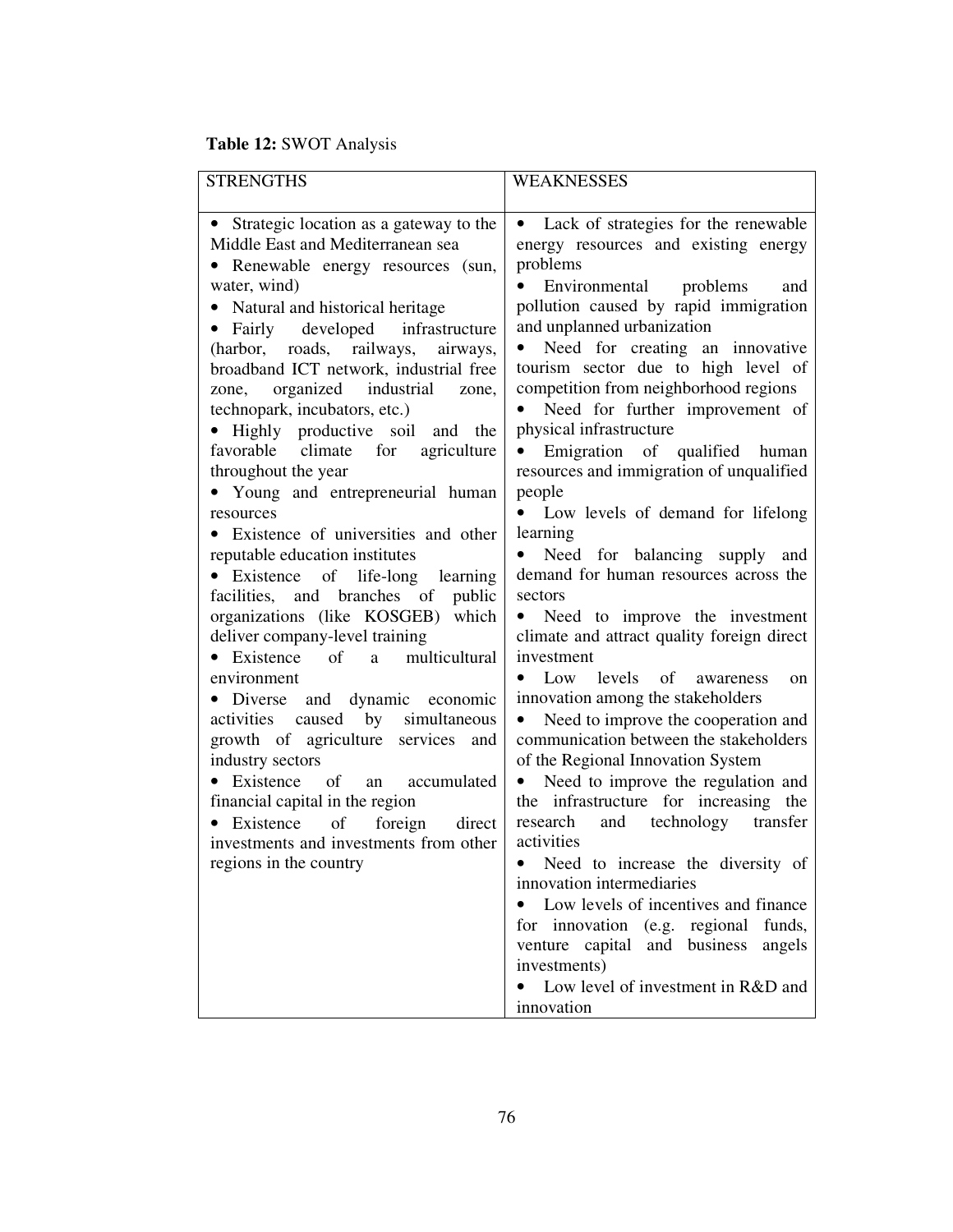**Table 12:** SWOT Analysis

| STRENGTHS | WEAKNESSES |
|---|---|
| • Strategic location as a gateway to the Middle East and Mediterranean sea<br>• Renewable energy resources (sun, water, wind)<br>• Natural and historical heritage<br>• Fairly developed infrastructure (harbor, roads, railways, airways, broadband ICT network, industrial free zone, organized industrial zone, technopark, incubators, etc.)<br>• Highly productive soil and the favorable climate for agriculture throughout the year<br>• Young and entrepreneurial human resources<br>• Existence of universities and other reputable education institutes<br>• Existence of life-long learning facilities, and branches of public organizations (like KOSGEB) which deliver company-level training<br>• Existence of a multicultural environment<br>• Diverse and dynamic economic activities caused by simultaneous growth of agriculture services and industry sectors<br>• Existence of an accumulated financial capital in the region<br>• Existence of foreign direct investments and investments from other regions in the country | • Lack of strategies for the renewable energy resources and existing energy problems<br>• Environmental problems and pollution caused by rapid immigration and unplanned urbanization<br>• Need for creating an innovative tourism sector due to high level of competition from neighborhood regions<br>• Need for further improvement of physical infrastructure<br>• Emigration of qualified human resources and immigration of unqualified people<br>• Low levels of demand for lifelong learning<br>• Need for balancing supply and demand for human resources across the sectors<br>• Need to improve the investment climate and attract quality foreign direct investment<br>• Low levels of awareness on innovation among the stakeholders<br>• Need to improve the cooperation and communication between the stakeholders of the Regional Innovation System<br>• Need to improve the regulation and the infrastructure for increasing the research and technology transfer activities<br>• Need to increase the diversity of innovation intermediaries<br>• Low levels of incentives and finance for innovation (e.g. regional funds, venture capital and business angels investments)<br>• Low level of investment in R&D and innovation |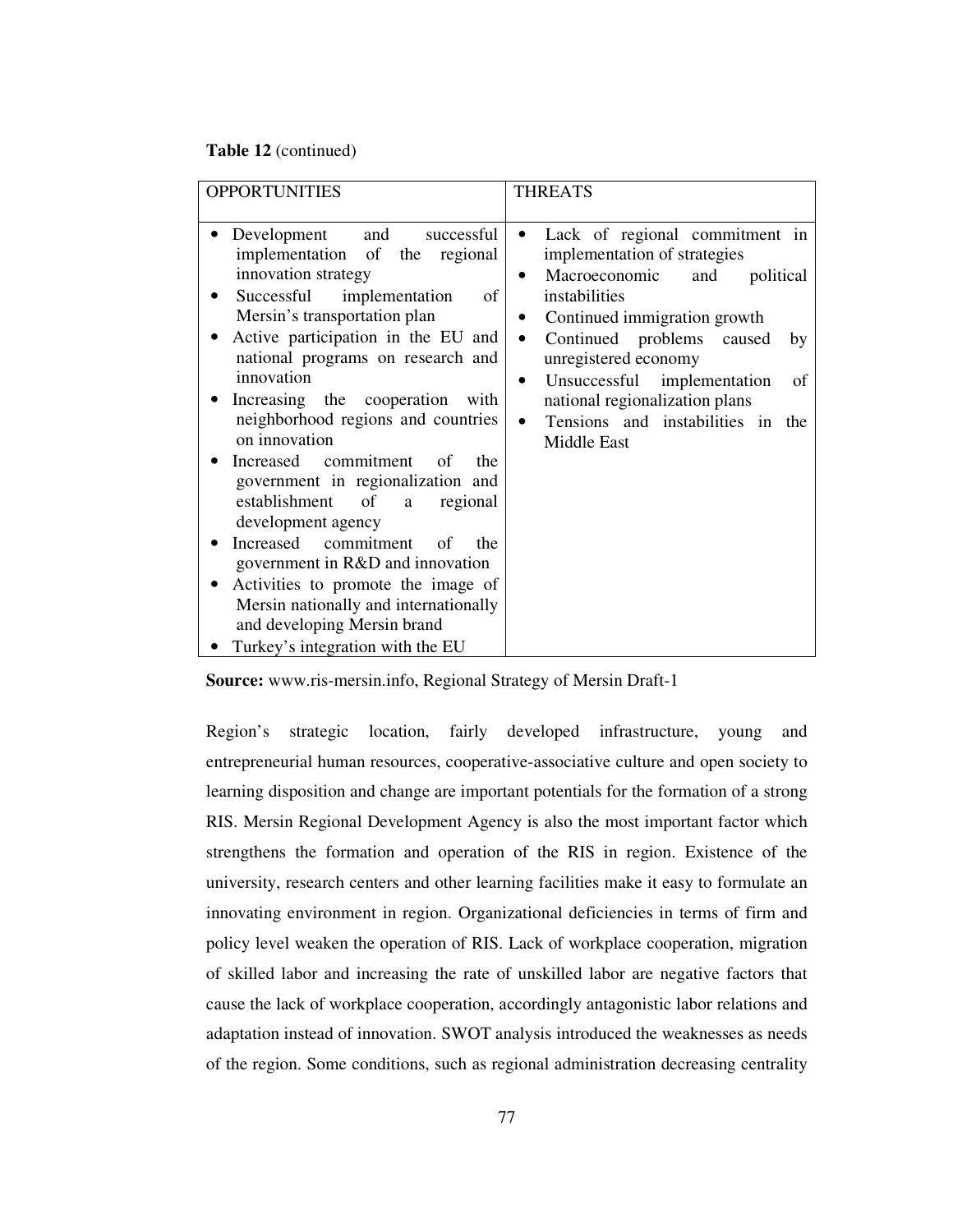**Table 12** (continued)

| OPPORTUNITIES | THREATS |
|---|---|
| • Development and successful implementation of the regional innovation strategy<br>• Successful implementation of Mersin's transportation plan<br>• Active participation in the EU and national programs on research and innovation<br>• Increasing the cooperation with neighborhood regions and countries on innovation<br>• Increased commitment of the government in regionalization and establishment of a regional development agency<br>• Increased commitment of the government in R&D and innovation<br>• Activities to promote the image of Mersin nationally and internationally and developing Mersin brand<br>• Turkey's integration with the EU | • Lack of regional commitment in implementation of strategies<br>• Macroeconomic and political instabilities<br>• Continued immigration growth<br>• Continued problems caused by unregistered economy<br>• Unsuccessful implementation of national regionalization plans<br>• Tensions and instabilities in the Middle East |

**Source:** www.ris-mersin.info, Regional Strategy of Mersin Draft-1

Region's strategic location, fairly developed infrastructure, young and entrepreneurial human resources, cooperative-associative culture and open society to learning disposition and change are important potentials for the formation of a strong RIS. Mersin Regional Development Agency is also the most important factor which strengthens the formation and operation of the RIS in region. Existence of the university, research centers and other learning facilities make it easy to formulate an innovating environment in region. Organizational deficiencies in terms of firm and policy level weaken the operation of RIS. Lack of workplace cooperation, migration of skilled labor and increasing the rate of unskilled labor are negative factors that cause the lack of workplace cooperation, accordingly antagonistic labor relations and adaptation instead of innovation. SWOT analysis introduced the weaknesses as needs of the region. Some conditions, such as regional administration decreasing centrality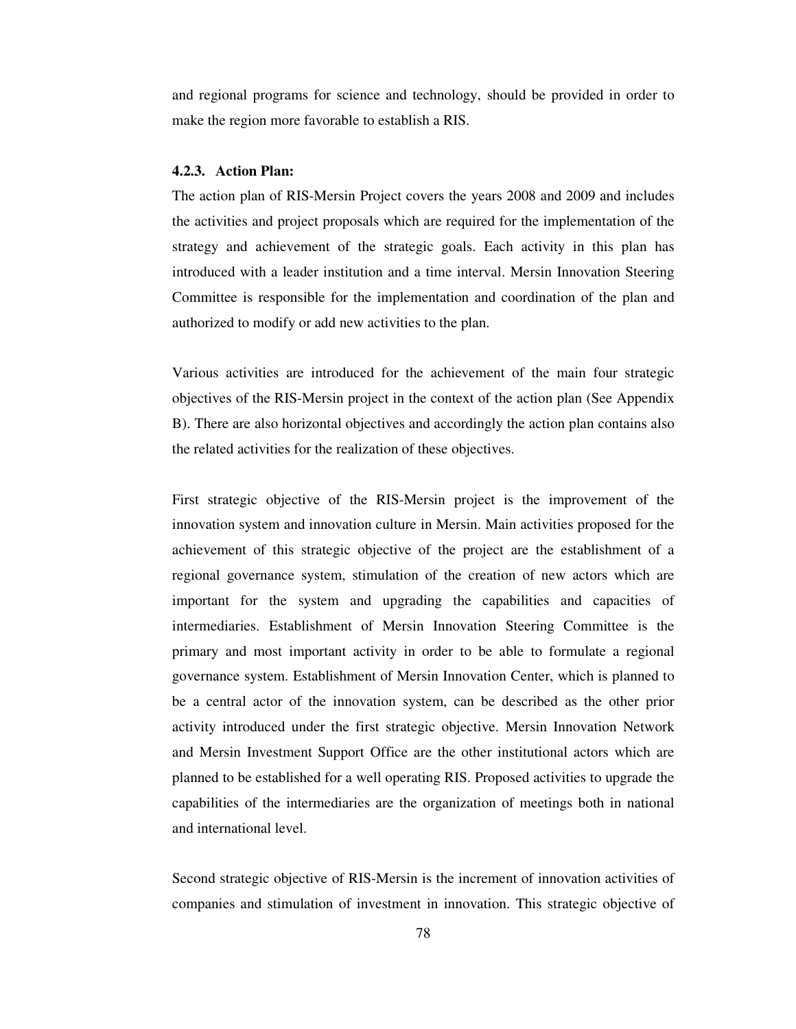and regional programs for science and technology, should be provided in order to make the region more favorable to establish a RIS.

### 4.2.3. Action Plan:

The action plan of RIS-Mersin Project covers the years 2008 and 2009 and includes the activities and project proposals which are required for the implementation of the strategy and achievement of the strategic goals. Each activity in this plan has introduced with a leader institution and a time interval. Mersin Innovation Steering Committee is responsible for the implementation and coordination of the plan and authorized to modify or add new activities to the plan.

Various activities are introduced for the achievement of the main four strategic objectives of the RIS-Mersin project in the context of the action plan (See Appendix B). There are also horizontal objectives and accordingly the action plan contains also the related activities for the realization of these objectives.

First strategic objective of the RIS-Mersin project is the improvement of the innovation system and innovation culture in Mersin. Main activities proposed for the achievement of this strategic objective of the project are the establishment of a regional governance system, stimulation of the creation of new actors which are important for the system and upgrading the capabilities and capacities of intermediaries. Establishment of Mersin Innovation Steering Committee is the primary and most important activity in order to be able to formulate a regional governance system. Establishment of Mersin Innovation Center, which is planned to be a central actor of the innovation system, can be described as the other prior activity introduced under the first strategic objective. Mersin Innovation Network and Mersin Investment Support Office are the other institutional actors which are planned to be established for a well operating RIS. Proposed activities to upgrade the capabilities of the intermediaries are the organization of meetings both in national and international level.

Second strategic objective of RIS-Mersin is the increment of innovation activities of companies and stimulation of investment in innovation. This strategic objective of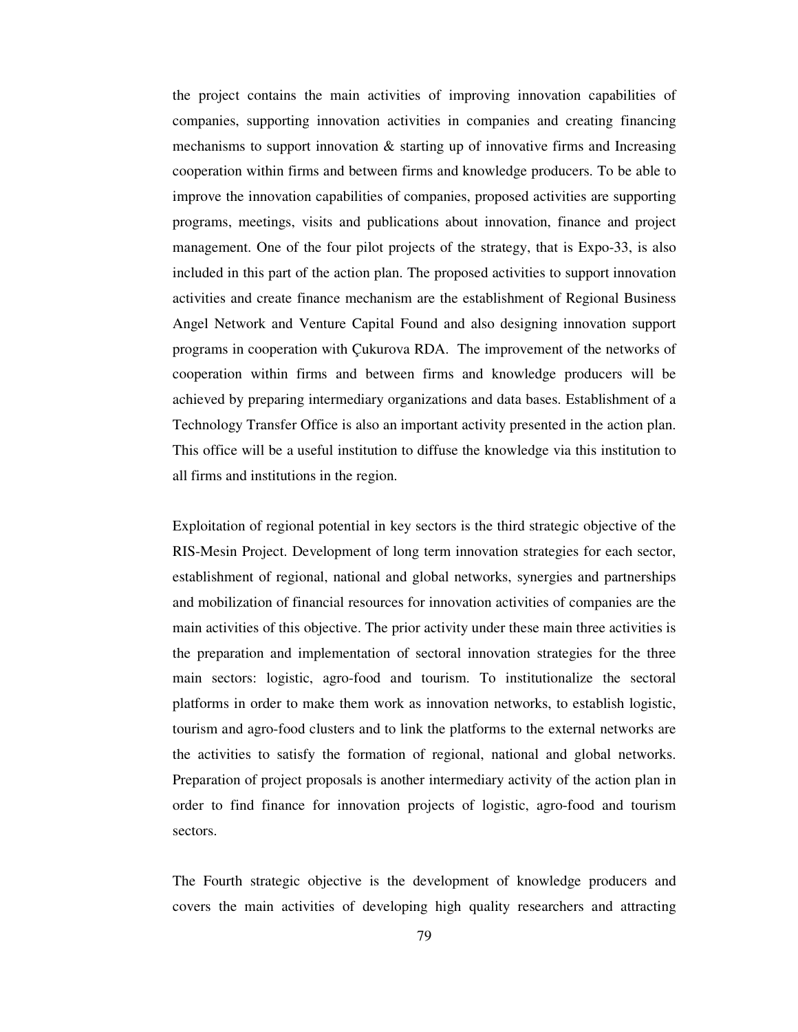the project contains the main activities of improving innovation capabilities of companies, supporting innovation activities in companies and creating financing mechanisms to support innovation & starting up of innovative firms and Increasing cooperation within firms and between firms and knowledge producers. To be able to improve the innovation capabilities of companies, proposed activities are supporting programs, meetings, visits and publications about innovation, finance and project management. One of the four pilot projects of the strategy, that is Expo-33, is also included in this part of the action plan. The proposed activities to support innovation activities and create finance mechanism are the establishment of Regional Business Angel Network and Venture Capital Found and also designing innovation support programs in cooperation with Çukurova RDA. The improvement of the networks of cooperation within firms and between firms and knowledge producers will be achieved by preparing intermediary organizations and data bases. Establishment of a Technology Transfer Office is also an important activity presented in the action plan. This office will be a useful institution to diffuse the knowledge via this institution to all firms and institutions in the region.

Exploitation of regional potential in key sectors is the third strategic objective of the RIS-Mesin Project. Development of long term innovation strategies for each sector, establishment of regional, national and global networks, synergies and partnerships and mobilization of financial resources for innovation activities of companies are the main activities of this objective. The prior activity under these main three activities is the preparation and implementation of sectoral innovation strategies for the three main sectors: logistic, agro-food and tourism. To institutionalize the sectoral platforms in order to make them work as innovation networks, to establish logistic, tourism and agro-food clusters and to link the platforms to the external networks are the activities to satisfy the formation of regional, national and global networks. Preparation of project proposals is another intermediary activity of the action plan in order to find finance for innovation projects of logistic, agro-food and tourism sectors.

The Fourth strategic objective is the development of knowledge producers and covers the main activities of developing high quality researchers and attracting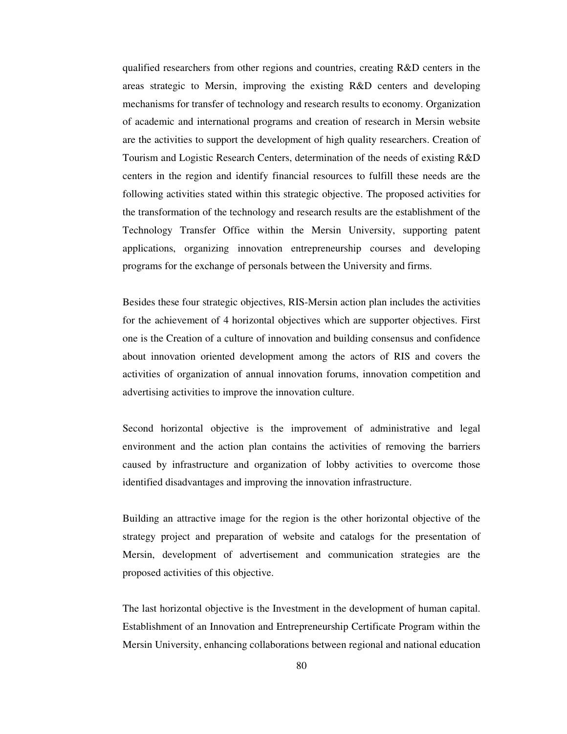qualified researchers from other regions and countries, creating R&D centers in the areas strategic to Mersin, improving the existing R&D centers and developing mechanisms for transfer of technology and research results to economy. Organization of academic and international programs and creation of research in Mersin website are the activities to support the development of high quality researchers. Creation of Tourism and Logistic Research Centers, determination of the needs of existing R&D centers in the region and identify financial resources to fulfill these needs are the following activities stated within this strategic objective. The proposed activities for the transformation of the technology and research results are the establishment of the Technology Transfer Office within the Mersin University, supporting patent applications, organizing innovation entrepreneurship courses and developing programs for the exchange of personals between the University and firms.

Besides these four strategic objectives, RIS-Mersin action plan includes the activities for the achievement of 4 horizontal objectives which are supporter objectives. First one is the Creation of a culture of innovation and building consensus and confidence about innovation oriented development among the actors of RIS and covers the activities of organization of annual innovation forums, innovation competition and advertising activities to improve the innovation culture.

Second horizontal objective is the improvement of administrative and legal environment and the action plan contains the activities of removing the barriers caused by infrastructure and organization of lobby activities to overcome those identified disadvantages and improving the innovation infrastructure.

Building an attractive image for the region is the other horizontal objective of the strategy project and preparation of website and catalogs for the presentation of Mersin, development of advertisement and communication strategies are the proposed activities of this objective.

The last horizontal objective is the Investment in the development of human capital. Establishment of an Innovation and Entrepreneurship Certificate Program within the Mersin University, enhancing collaborations between regional and national education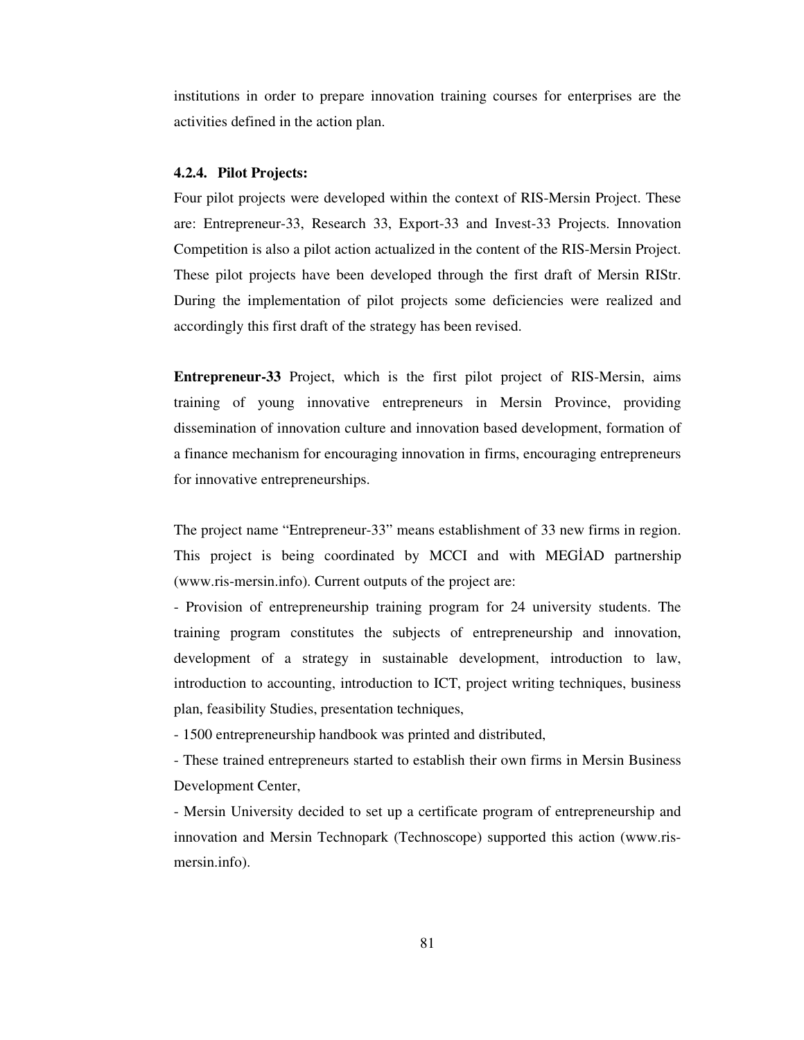institutions in order to prepare innovation training courses for enterprises are the activities defined in the action plan.

#### 4.2.4. Pilot Projects:

Four pilot projects were developed within the context of RIS-Mersin Project. These are: Entrepreneur-33, Research 33, Export-33 and Invest-33 Projects. Innovation Competition is also a pilot action actualized in the content of the RIS-Mersin Project. These pilot projects have been developed through the first draft of Mersin RIStr. During the implementation of pilot projects some deficiencies were realized and accordingly this first draft of the strategy has been revised.

**Entrepreneur-33** Project, which is the first pilot project of RIS-Mersin, aims training of young innovative entrepreneurs in Mersin Province, providing dissemination of innovation culture and innovation based development, formation of a finance mechanism for encouraging innovation in firms, encouraging entrepreneurs for innovative entrepreneurships.

The project name "Entrepreneur-33" means establishment of 33 new firms in region. This project is being coordinated by MCCI and with MEGİAD partnership (www.ris-mersin.info). Current outputs of the project are:

- Provision of entrepreneurship training program for 24 university students. The training program constitutes the subjects of entrepreneurship and innovation, development of a strategy in sustainable development, introduction to law, introduction to accounting, introduction to ICT, project writing techniques, business plan, feasibility Studies, presentation techniques,
- 1500 entrepreneurship handbook was printed and distributed,
- These trained entrepreneurs started to establish their own firms in Mersin Business Development Center,
- Mersin University decided to set up a certificate program of entrepreneurship and innovation and Mersin Technopark (Technoscope) supported this action (www.ris-mersin.info).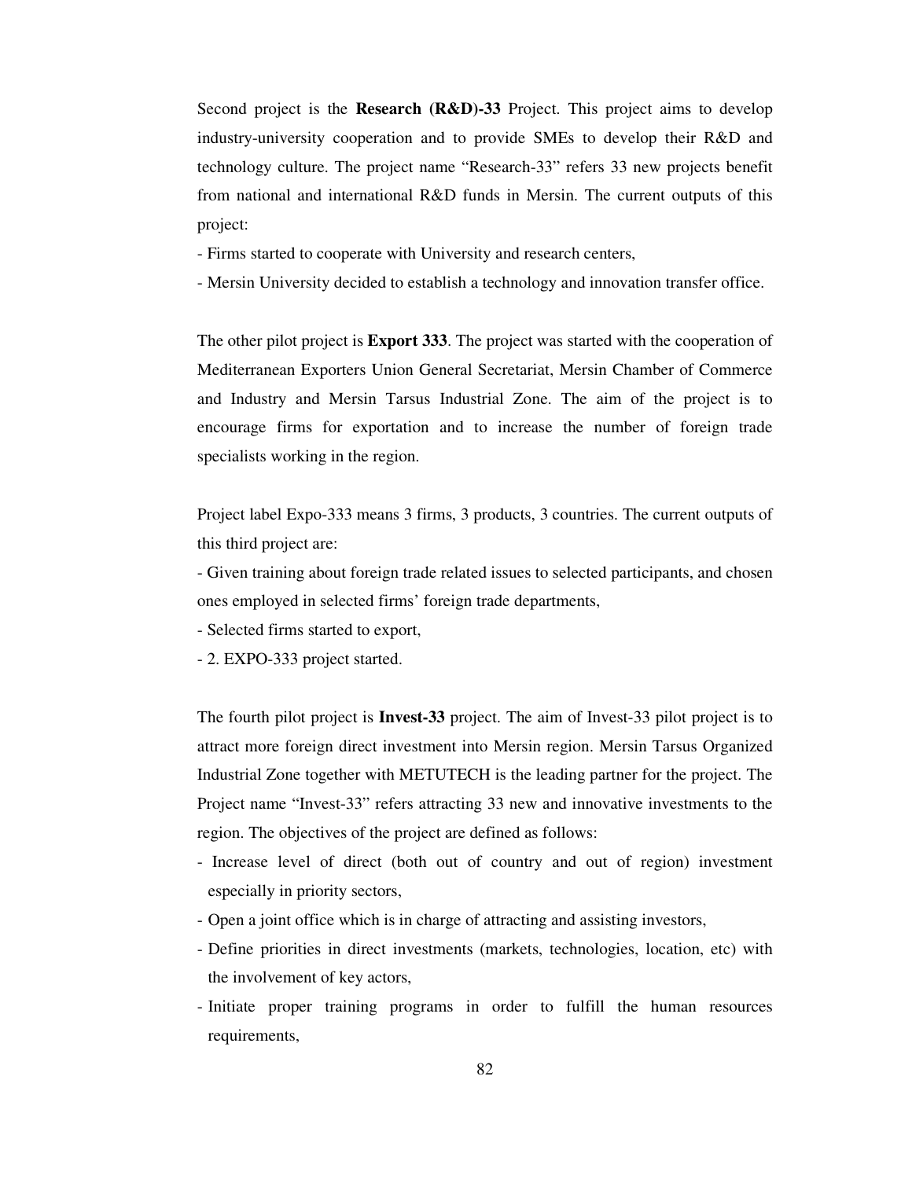Second project is the **Research (R&D)-33** Project. This project aims to develop industry-university cooperation and to provide SMEs to develop their R&D and technology culture. The project name "Research-33" refers 33 new projects benefit from national and international R&D funds in Mersin. The current outputs of this project:

- Firms started to cooperate with University and research centers,
- Mersin University decided to establish a technology and innovation transfer office.

The other pilot project is **Export 333**. The project was started with the cooperation of Mediterranean Exporters Union General Secretariat, Mersin Chamber of Commerce and Industry and Mersin Tarsus Industrial Zone. The aim of the project is to encourage firms for exportation and to increase the number of foreign trade specialists working in the region.

Project label Expo-333 means 3 firms, 3 products, 3 countries. The current outputs of this third project are:

- Given training about foreign trade related issues to selected participants, and chosen ones employed in selected firms' foreign trade departments,
- Selected firms started to export,
- 2. EXPO-333 project started.

The fourth pilot project is **Invest-33** project. The aim of Invest-33 pilot project is to attract more foreign direct investment into Mersin region. Mersin Tarsus Organized Industrial Zone together with METUTECH is the leading partner for the project. The Project name "Invest-33" refers attracting 33 new and innovative investments to the region. The objectives of the project are defined as follows:

- Increase level of direct (both out of country and out of region) investment especially in priority sectors,
- Open a joint office which is in charge of attracting and assisting investors,
- Define priorities in direct investments (markets, technologies, location, etc) with the involvement of key actors,
- Initiate proper training programs in order to fulfill the human resources requirements,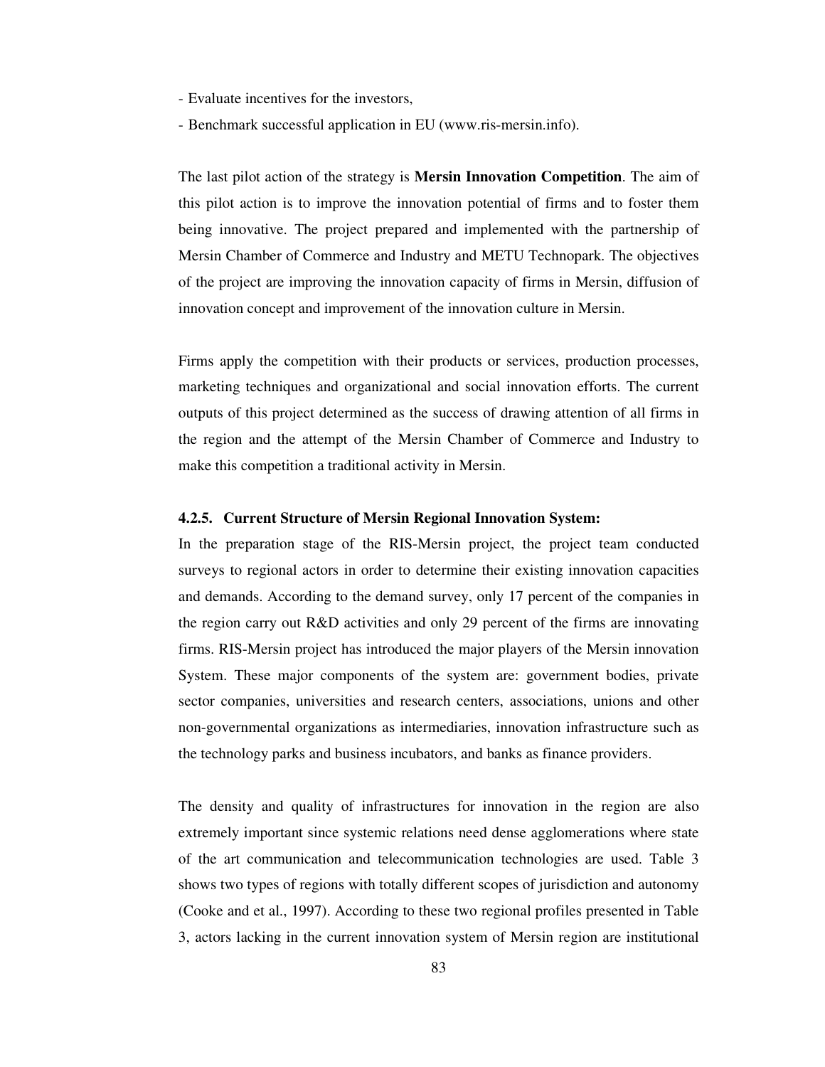- Evaluate incentives for the investors,

- Benchmark successful application in EU (www.ris-mersin.info).

The last pilot action of the strategy is **Mersin Innovation Competition**. The aim of this pilot action is to improve the innovation potential of firms and to foster them being innovative. The project prepared and implemented with the partnership of Mersin Chamber of Commerce and Industry and METU Technopark. The objectives of the project are improving the innovation capacity of firms in Mersin, diffusion of innovation concept and improvement of the innovation culture in Mersin.

Firms apply the competition with their products or services, production processes, marketing techniques and organizational and social innovation efforts. The current outputs of this project determined as the success of drawing attention of all firms in the region and the attempt of the Mersin Chamber of Commerce and Industry to make this competition a traditional activity in Mersin.

#### 4.2.5. Current Structure of Mersin Regional Innovation System:

In the preparation stage of the RIS-Mersin project, the project team conducted surveys to regional actors in order to determine their existing innovation capacities and demands. According to the demand survey, only 17 percent of the companies in the region carry out R&D activities and only 29 percent of the firms are innovating firms. RIS-Mersin project has introduced the major players of the Mersin innovation System. These major components of the system are: government bodies, private sector companies, universities and research centers, associations, unions and other non-governmental organizations as intermediaries, innovation infrastructure such as the technology parks and business incubators, and banks as finance providers.

The density and quality of infrastructures for innovation in the region are also extremely important since systemic relations need dense agglomerations where state of the art communication and telecommunication technologies are used. Table 3 shows two types of regions with totally different scopes of jurisdiction and autonomy (Cooke and et al., 1997). According to these two regional profiles presented in Table 3, actors lacking in the current innovation system of Mersin region are institutional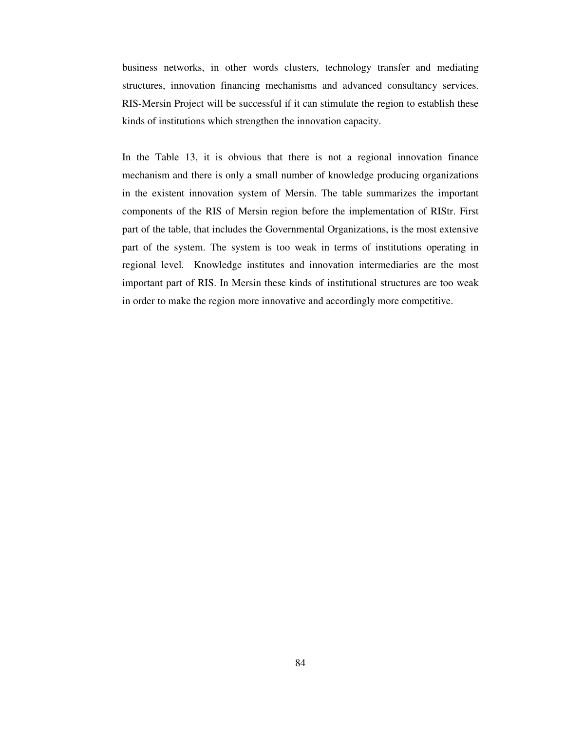business networks, in other words clusters, technology transfer and mediating structures, innovation financing mechanisms and advanced consultancy services. RIS-Mersin Project will be successful if it can stimulate the region to establish these kinds of institutions which strengthen the innovation capacity.

In the Table 13, it is obvious that there is not a regional innovation finance mechanism and there is only a small number of knowledge producing organizations in the existent innovation system of Mersin. The table summarizes the important components of the RIS of Mersin region before the implementation of RIStr. First part of the table, that includes the Governmental Organizations, is the most extensive part of the system. The system is too weak in terms of institutions operating in regional level. Knowledge institutes and innovation intermediaries are the most important part of RIS. In Mersin these kinds of institutional structures are too weak in order to make the region more innovative and accordingly more competitive.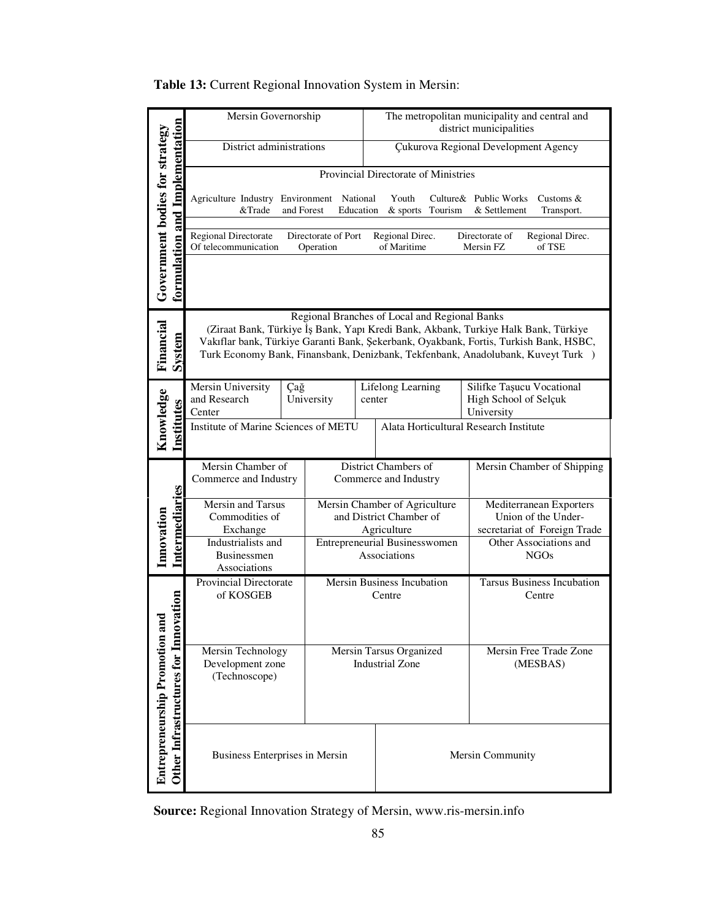**Table 13:** Current Regional Innovation System in Mersin:

| Category | | | | |
|---|---|---|---|---|
| **Government bodies for strategy formulation and Implementation** | Mersin Governorship | | The metropolitan municipality and central and district municipalities | |
| | District administrations | | Çukurova Regional Development Agency | |
| | Provincial Directorate of Ministries: Agriculture, Industry &Trade, Environment and Forest, National Education, Youth & sports, Culture& Tourism, Public Works & Settlement, Customs & Transport. | | | |
| | Regional Directorate Of telecommunication; Directorate of Port Operation; Regional Direc. of Maritime; Directorate of Mersin FZ; Regional Direc. of TSE | | | |
| **Financial System** | Regional Branches of Local and Regional Banks (Ziraat Bank, Türkiye İş Bank, Yapı Kredi Bank, Akbank, Turkiye Halk Bank, Türkiye Vakıflar bank, Türkiye Garanti Bank, Şekerbank, Oyakbank, Fortis, Turkish Bank, HSBC, Turk Economy Bank, Finansbank, Denizbank, Tekfenbank, Anadolubank, Kuveyt Turk ) | | | |
| **Knowledge Institutes** | Mersin University and Research Center | Çağ University | Lifelong Learning center | Silifke Taşucu Vocational High School of Selçuk University |
| | Institute of Marine Sciences of METU | | Alata Horticultural Research Institute | |
| **Innovation Intermediaries** | Mersin Chamber of Commerce and Industry | District Chambers of Commerce and Industry | Mersin Chamber of Shipping | |
| | Mersin and Tarsus Commodities of Exchange | Mersin Chamber of Agriculture and District Chamber of Agriculture | Mediterranean Exporters Union of the Under-secretariat of Foreign Trade | |
| | Industrialists and Businessmen Associations | Entrepreneurial Businesswomen Associations | Other Associations and NGOs | |
| **Entrepreneurship Promotion and Other Infrastructures for Innovation** | Provincial Directorate of KOSGEB | Mersin Business Incubation Centre | Tarsus Business Incubation Centre | |
| | Mersin Technology Development zone (Technoscope) | Mersin Tarsus Organized Industrial Zone | Mersin Free Trade Zone (MESBAS) | |
| | Business Enterprises in Mersin | | Mersin Community | |

**Source:** Regional Innovation Strategy of Mersin, www.ris-mersin.info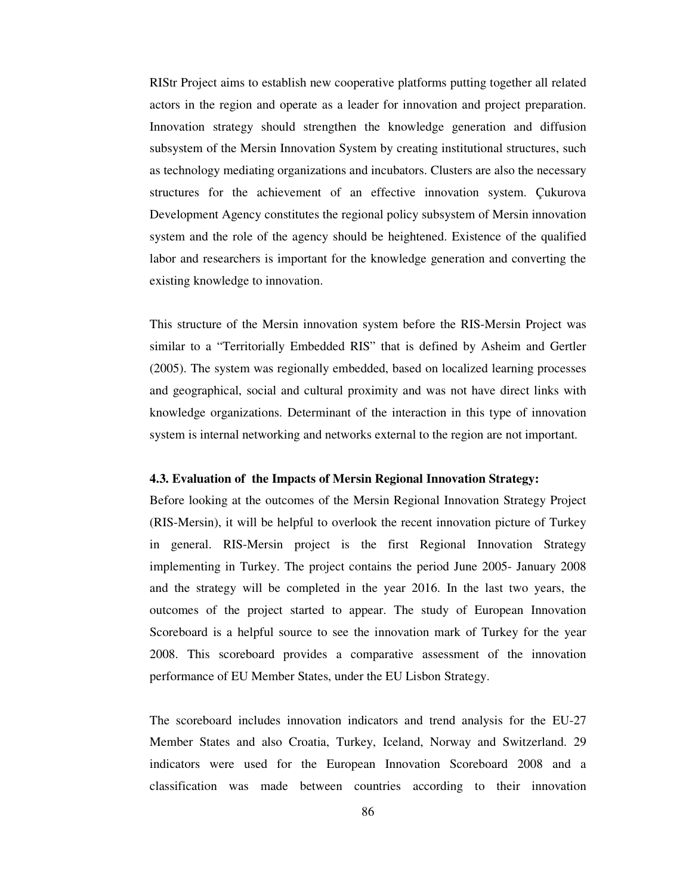RIStr Project aims to establish new cooperative platforms putting together all related actors in the region and operate as a leader for innovation and project preparation. Innovation strategy should strengthen the knowledge generation and diffusion subsystem of the Mersin Innovation System by creating institutional structures, such as technology mediating organizations and incubators. Clusters are also the necessary structures for the achievement of an effective innovation system. Çukurova Development Agency constitutes the regional policy subsystem of Mersin innovation system and the role of the agency should be heightened. Existence of the qualified labor and researchers is important for the knowledge generation and converting the existing knowledge to innovation.

This structure of the Mersin innovation system before the RIS-Mersin Project was similar to a "Territorially Embedded RIS" that is defined by Asheim and Gertler (2005). The system was regionally embedded, based on localized learning processes and geographical, social and cultural proximity and was not have direct links with knowledge organizations. Determinant of the interaction in this type of innovation system is internal networking and networks external to the region are not important.

### 4.3. Evaluation of the Impacts of Mersin Regional Innovation Strategy:

Before looking at the outcomes of the Mersin Regional Innovation Strategy Project (RIS-Mersin), it will be helpful to overlook the recent innovation picture of Turkey in general. RIS-Mersin project is the first Regional Innovation Strategy implementing in Turkey. The project contains the period June 2005- January 2008 and the strategy will be completed in the year 2016. In the last two years, the outcomes of the project started to appear. The study of European Innovation Scoreboard is a helpful source to see the innovation mark of Turkey for the year 2008. This scoreboard provides a comparative assessment of the innovation performance of EU Member States, under the EU Lisbon Strategy.

The scoreboard includes innovation indicators and trend analysis for the EU-27 Member States and also Croatia, Turkey, Iceland, Norway and Switzerland. 29 indicators were used for the European Innovation Scoreboard 2008 and a classification was made between countries according to their innovation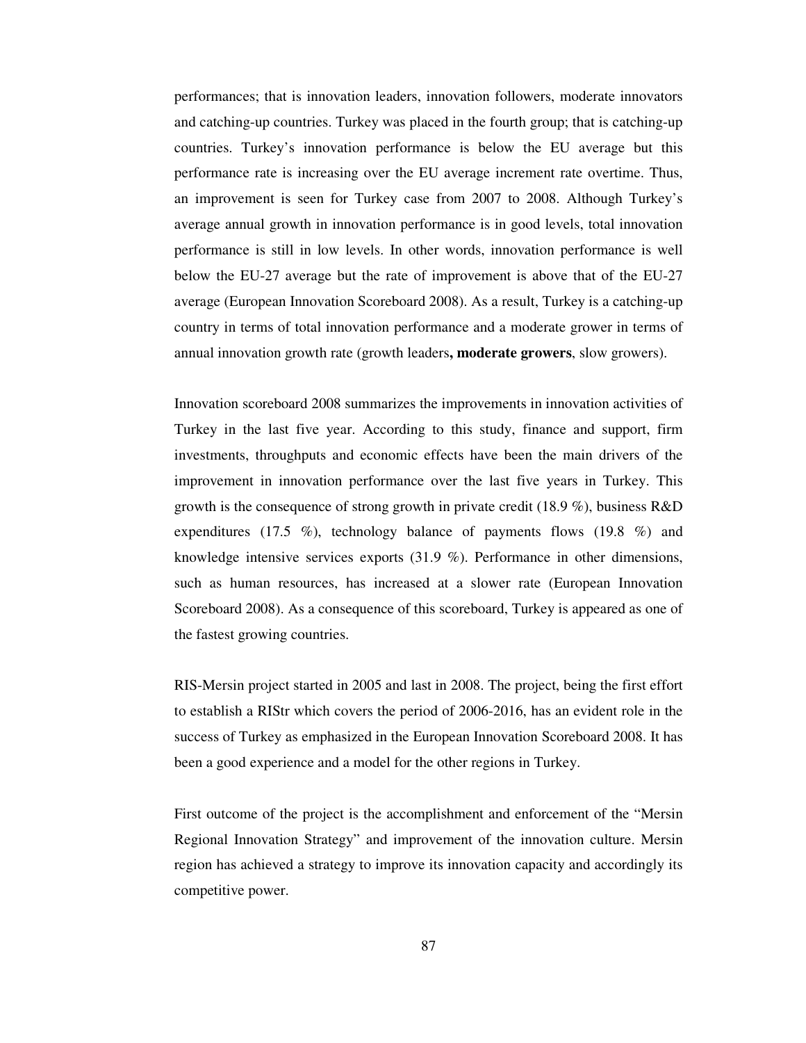performances; that is innovation leaders, innovation followers, moderate innovators and catching-up countries. Turkey was placed in the fourth group; that is catching-up countries. Turkey's innovation performance is below the EU average but this performance rate is increasing over the EU average increment rate overtime. Thus, an improvement is seen for Turkey case from 2007 to 2008. Although Turkey's average annual growth in innovation performance is in good levels, total innovation performance is still in low levels. In other words, innovation performance is well below the EU-27 average but the rate of improvement is above that of the EU-27 average (European Innovation Scoreboard 2008). As a result, Turkey is a catching-up country in terms of total innovation performance and a moderate grower in terms of annual innovation growth rate (growth leaders**, moderate growers**, slow growers).

Innovation scoreboard 2008 summarizes the improvements in innovation activities of Turkey in the last five year. According to this study, finance and support, firm investments, throughputs and economic effects have been the main drivers of the improvement in innovation performance over the last five years in Turkey. This growth is the consequence of strong growth in private credit (18.9 %), business R&D expenditures (17.5 %), technology balance of payments flows (19.8 %) and knowledge intensive services exports (31.9 %). Performance in other dimensions, such as human resources, has increased at a slower rate (European Innovation Scoreboard 2008). As a consequence of this scoreboard, Turkey is appeared as one of the fastest growing countries.

RIS-Mersin project started in 2005 and last in 2008. The project, being the first effort to establish a RIStr which covers the period of 2006-2016, has an evident role in the success of Turkey as emphasized in the European Innovation Scoreboard 2008. It has been a good experience and a model for the other regions in Turkey.

First outcome of the project is the accomplishment and enforcement of the "Mersin Regional Innovation Strategy" and improvement of the innovation culture. Mersin region has achieved a strategy to improve its innovation capacity and accordingly its competitive power.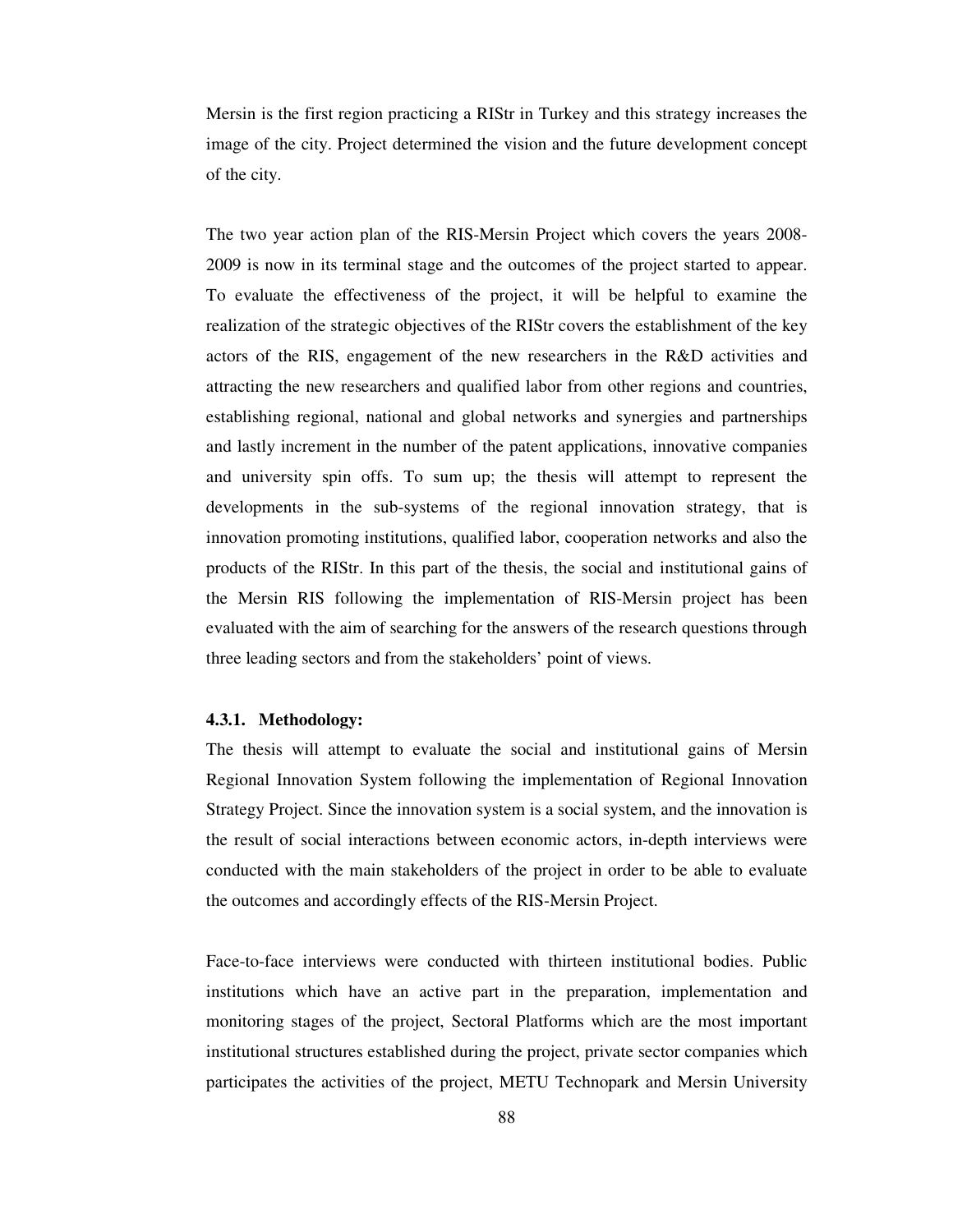Mersin is the first region practicing a RIStr in Turkey and this strategy increases the image of the city. Project determined the vision and the future development concept of the city.

The two year action plan of the RIS-Mersin Project which covers the years 2008-2009 is now in its terminal stage and the outcomes of the project started to appear. To evaluate the effectiveness of the project, it will be helpful to examine the realization of the strategic objectives of the RIStr covers the establishment of the key actors of the RIS, engagement of the new researchers in the R&D activities and attracting the new researchers and qualified labor from other regions and countries, establishing regional, national and global networks and synergies and partnerships and lastly increment in the number of the patent applications, innovative companies and university spin offs. To sum up; the thesis will attempt to represent the developments in the sub-systems of the regional innovation strategy, that is innovation promoting institutions, qualified labor, cooperation networks and also the products of the RIStr. In this part of the thesis, the social and institutional gains of the Mersin RIS following the implementation of RIS-Mersin project has been evaluated with the aim of searching for the answers of the research questions through three leading sectors and from the stakeholders' point of views.

#### 4.3.1. Methodology:

The thesis will attempt to evaluate the social and institutional gains of Mersin Regional Innovation System following the implementation of Regional Innovation Strategy Project. Since the innovation system is a social system, and the innovation is the result of social interactions between economic actors, in-depth interviews were conducted with the main stakeholders of the project in order to be able to evaluate the outcomes and accordingly effects of the RIS-Mersin Project.

Face-to-face interviews were conducted with thirteen institutional bodies. Public institutions which have an active part in the preparation, implementation and monitoring stages of the project, Sectoral Platforms which are the most important institutional structures established during the project, private sector companies which participates the activities of the project, METU Technopark and Mersin University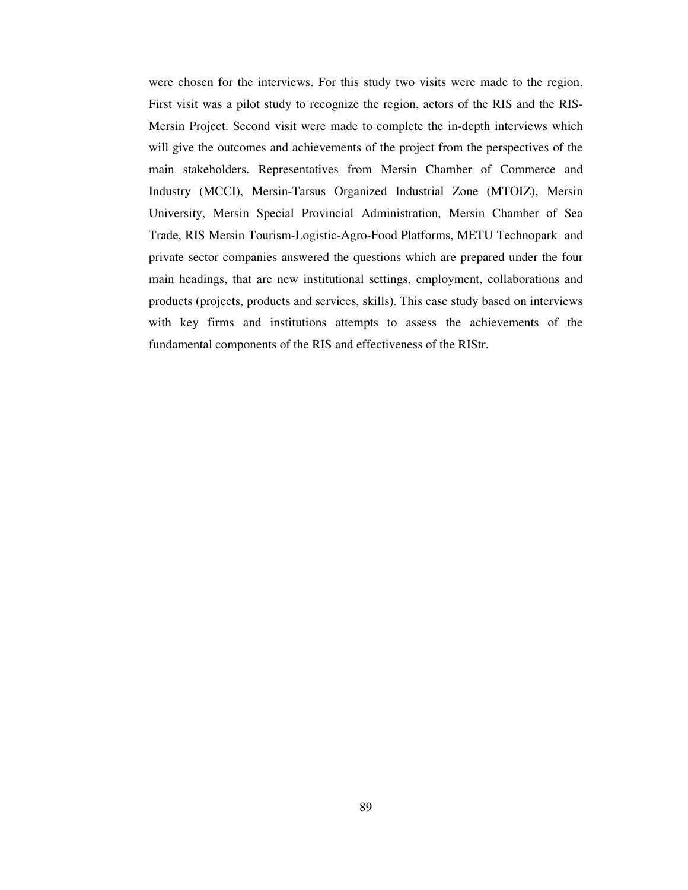were chosen for the interviews. For this study two visits were made to the region. First visit was a pilot study to recognize the region, actors of the RIS and the RIS-Mersin Project. Second visit were made to complete the in-depth interviews which will give the outcomes and achievements of the project from the perspectives of the main stakeholders. Representatives from Mersin Chamber of Commerce and Industry (MCCI), Mersin-Tarsus Organized Industrial Zone (MTOIZ), Mersin University, Mersin Special Provincial Administration, Mersin Chamber of Sea Trade, RIS Mersin Tourism-Logistic-Agro-Food Platforms, METU Technopark and private sector companies answered the questions which are prepared under the four main headings, that are new institutional settings, employment, collaborations and products (projects, products and services, skills). This case study based on interviews with key firms and institutions attempts to assess the achievements of the fundamental components of the RIS and effectiveness of the RIStr.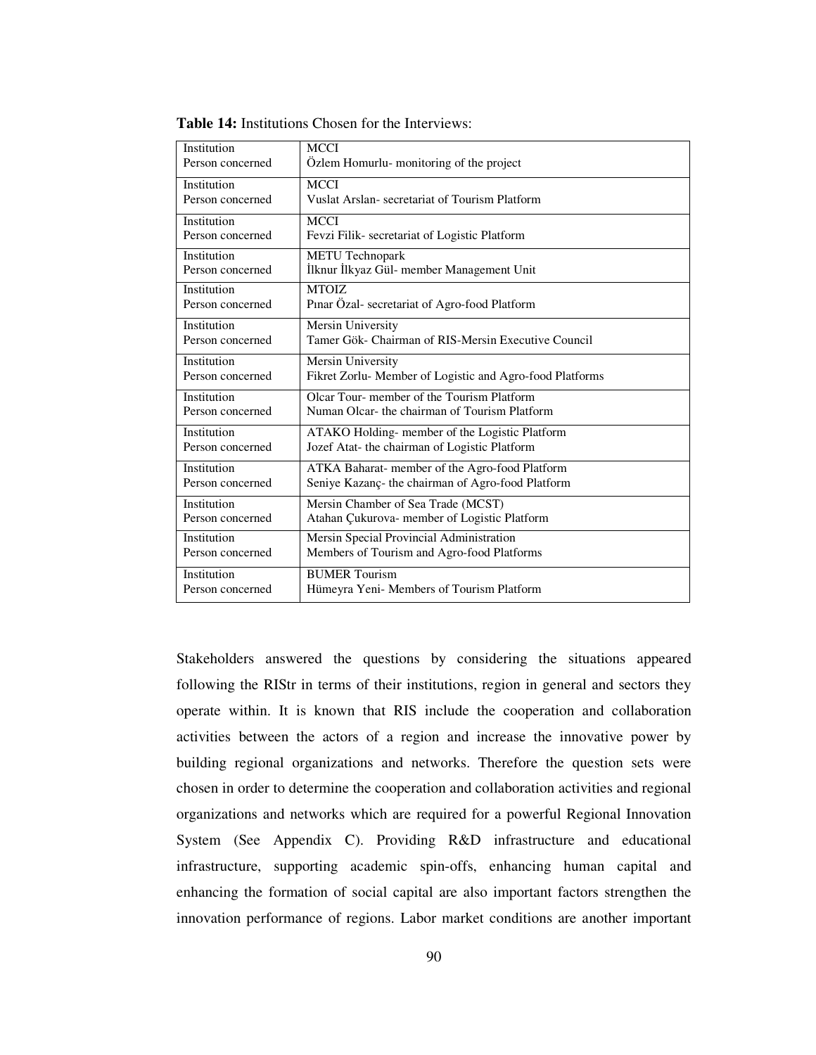**Table 14:** Institutions Chosen for the Interviews:

| | |
|---|---|
| Institution<br>Person concerned | MCCI<br>Özlem Homurlu- monitoring of the project |
| Institution<br>Person concerned | MCCI<br>Vuslat Arslan- secretariat of Tourism Platform |
| Institution<br>Person concerned | MCCI<br>Fevzi Filik- secretariat of Logistic Platform |
| Institution<br>Person concerned | METU Technopark<br>İlknur İlkyaz Gül- member Management Unit |
| Institution<br>Person concerned | MTOIZ<br>Pınar Özal- secretariat of Agro-food Platform |
| Institution<br>Person concerned | Mersin University<br>Tamer Gök- Chairman of RIS-Mersin Executive Council |
| Institution<br>Person concerned | Mersin University<br>Fikret Zorlu- Member of Logistic and Agro-food Platforms |
| Institution<br>Person concerned | Olcar Tour- member of the Tourism Platform<br>Numan Olcar- the chairman of Tourism Platform |
| Institution<br>Person concerned | ATAKO Holding- member of the Logistic Platform<br>Jozef Atat- the chairman of Logistic Platform |
| Institution<br>Person concerned | ATKA Baharat- member of the Agro-food Platform<br>Seniye Kazanç- the chairman of Agro-food Platform |
| Institution<br>Person concerned | Mersin Chamber of Sea Trade (MCST)<br>Atahan Çukurova- member of Logistic Platform |
| Institution<br>Person concerned | Mersin Special Provincial Administration<br>Members of Tourism and Agro-food Platforms |
| Institution<br>Person concerned | BUMER Tourism<br>Hümeyra Yeni- Members of Tourism Platform |

Stakeholders answered the questions by considering the situations appeared following the RIStr in terms of their institutions, region in general and sectors they operate within. It is known that RIS include the cooperation and collaboration activities between the actors of a region and increase the innovative power by building regional organizations and networks. Therefore the question sets were chosen in order to determine the cooperation and collaboration activities and regional organizations and networks which are required for a powerful Regional Innovation System (See Appendix C). Providing R&D infrastructure and educational infrastructure, supporting academic spin-offs, enhancing human capital and enhancing the formation of social capital are also important factors strengthen the innovation performance of regions. Labor market conditions are another important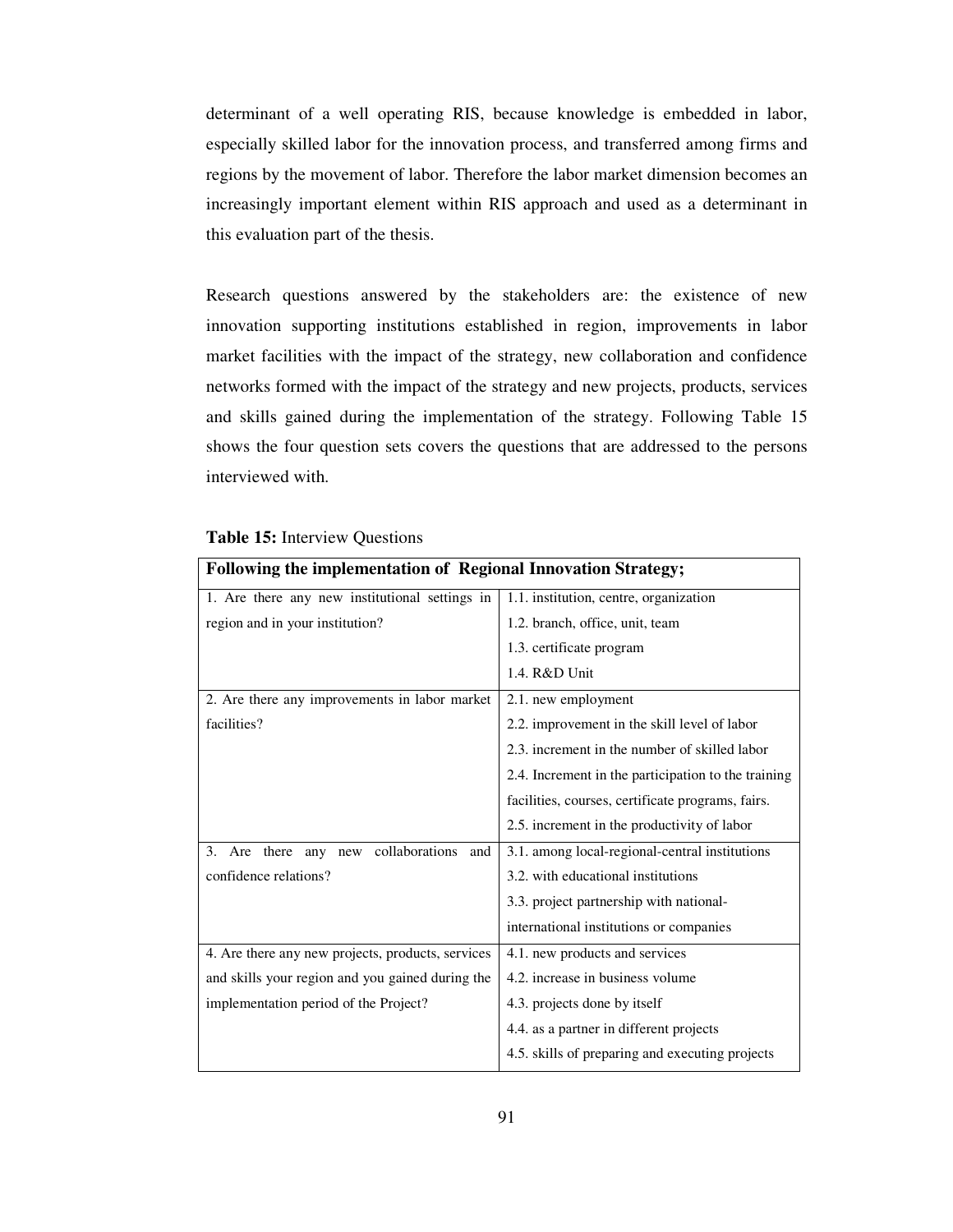determinant of a well operating RIS, because knowledge is embedded in labor, especially skilled labor for the innovation process, and transferred among firms and regions by the movement of labor. Therefore the labor market dimension becomes an increasingly important element within RIS approach and used as a determinant in this evaluation part of the thesis.

Research questions answered by the stakeholders are: the existence of new innovation supporting institutions established in region, improvements in labor market facilities with the impact of the strategy, new collaboration and confidence networks formed with the impact of the strategy and new projects, products, services and skills gained during the implementation of the strategy. Following Table 15 shows the four question sets covers the questions that are addressed to the persons interviewed with.

**Table 15:** Interview Questions

| **Following the implementation of Regional Innovation Strategy;** | |
|---|---|
| 1. Are there any new institutional settings in region and in your institution? | 1.1. institution, centre, organization<br>1.2. branch, office, unit, team<br>1.3. certificate program<br>1.4. R&D Unit |
| 2. Are there any improvements in labor market facilities? | 2.1. new employment<br>2.2. improvement in the skill level of labor<br>2.3. increment in the number of skilled labor<br>2.4. Increment in the participation to the training facilities, courses, certificate programs, fairs.<br>2.5. increment in the productivity of labor |
| 3. Are there any new collaborations and confidence relations? | 3.1. among local-regional-central institutions<br>3.2. with educational institutions<br>3.3. project partnership with national-international institutions or companies |
| 4. Are there any new projects, products, services and skills your region and you gained during the implementation period of the Project? | 4.1. new products and services<br>4.2. increase in business volume<br>4.3. projects done by itself<br>4.4. as a partner in different projects<br>4.5. skills of preparing and executing projects |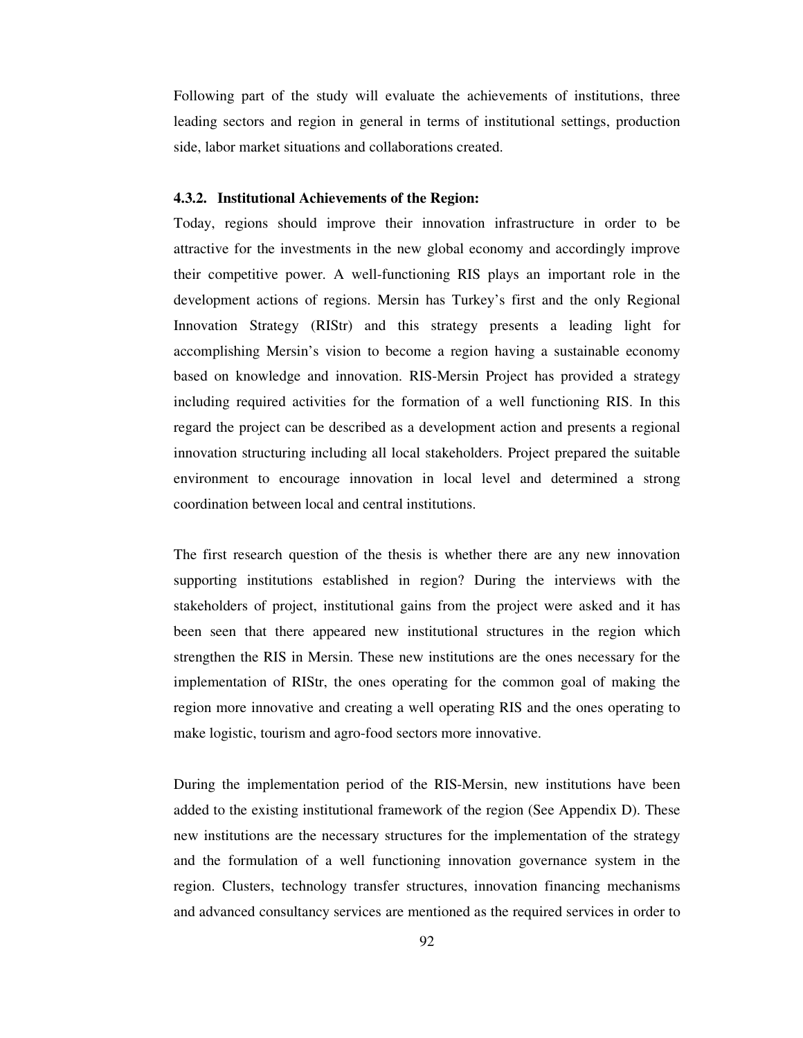Following part of the study will evaluate the achievements of institutions, three leading sectors and region in general in terms of institutional settings, production side, labor market situations and collaborations created.

#### 4.3.2. Institutional Achievements of the Region:

Today, regions should improve their innovation infrastructure in order to be attractive for the investments in the new global economy and accordingly improve their competitive power. A well-functioning RIS plays an important role in the development actions of regions. Mersin has Turkey's first and the only Regional Innovation Strategy (RIStr) and this strategy presents a leading light for accomplishing Mersin's vision to become a region having a sustainable economy based on knowledge and innovation. RIS-Mersin Project has provided a strategy including required activities for the formation of a well functioning RIS. In this regard the project can be described as a development action and presents a regional innovation structuring including all local stakeholders. Project prepared the suitable environment to encourage innovation in local level and determined a strong coordination between local and central institutions.

The first research question of the thesis is whether there are any new innovation supporting institutions established in region? During the interviews with the stakeholders of project, institutional gains from the project were asked and it has been seen that there appeared new institutional structures in the region which strengthen the RIS in Mersin. These new institutions are the ones necessary for the implementation of RIStr, the ones operating for the common goal of making the region more innovative and creating a well operating RIS and the ones operating to make logistic, tourism and agro-food sectors more innovative.

During the implementation period of the RIS-Mersin, new institutions have been added to the existing institutional framework of the region (See Appendix D). These new institutions are the necessary structures for the implementation of the strategy and the formulation of a well functioning innovation governance system in the region. Clusters, technology transfer structures, innovation financing mechanisms and advanced consultancy services are mentioned as the required services in order to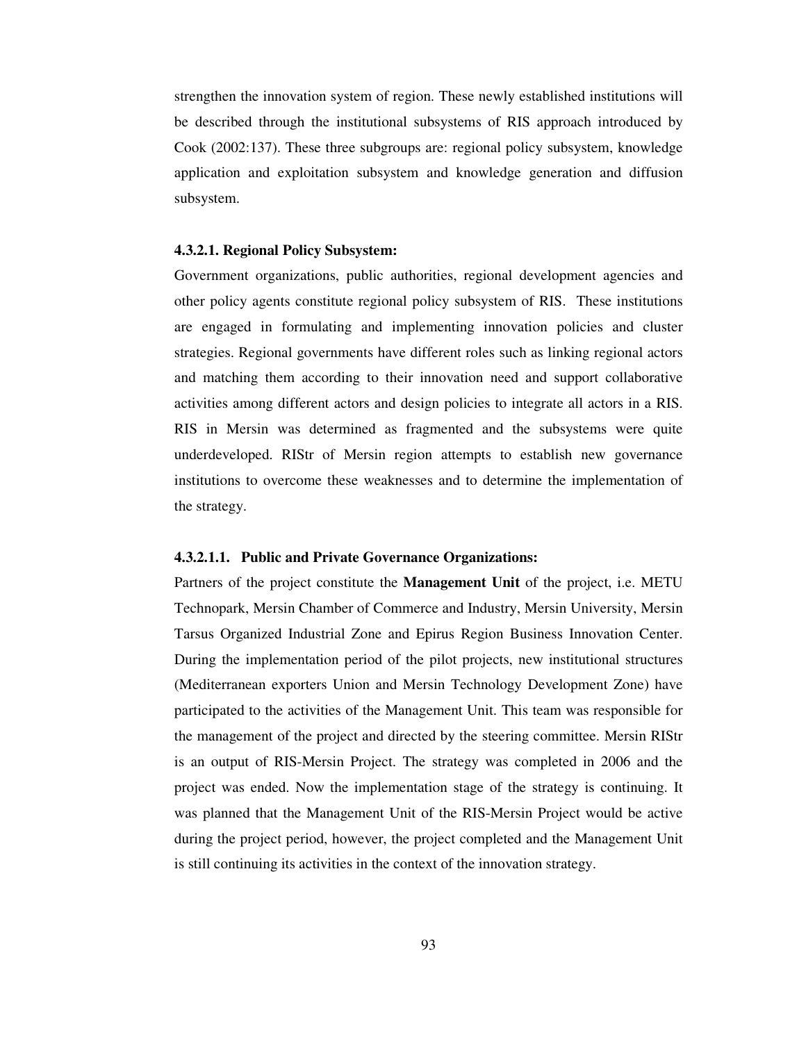strengthen the innovation system of region. These newly established institutions will be described through the institutional subsystems of RIS approach introduced by Cook (2002:137). These three subgroups are: regional policy subsystem, knowledge application and exploitation subsystem and knowledge generation and diffusion subsystem.

#### 4.3.2.1. Regional Policy Subsystem:

Government organizations, public authorities, regional development agencies and other policy agents constitute regional policy subsystem of RIS. These institutions are engaged in formulating and implementing innovation policies and cluster strategies. Regional governments have different roles such as linking regional actors and matching them according to their innovation need and support collaborative activities among different actors and design policies to integrate all actors in a RIS. RIS in Mersin was determined as fragmented and the subsystems were quite underdeveloped. RIStr of Mersin region attempts to establish new governance institutions to overcome these weaknesses and to determine the implementation of the strategy.

##### 4.3.2.1.1. Public and Private Governance Organizations:

Partners of the project constitute the **Management Unit** of the project, i.e. METU Technopark, Mersin Chamber of Commerce and Industry, Mersin University, Mersin Tarsus Organized Industrial Zone and Epirus Region Business Innovation Center. During the implementation period of the pilot projects, new institutional structures (Mediterranean exporters Union and Mersin Technology Development Zone) have participated to the activities of the Management Unit. This team was responsible for the management of the project and directed by the steering committee. Mersin RIStr is an output of RIS-Mersin Project. The strategy was completed in 2006 and the project was ended. Now the implementation stage of the strategy is continuing. It was planned that the Management Unit of the RIS-Mersin Project would be active during the project period, however, the project completed and the Management Unit is still continuing its activities in the context of the innovation strategy.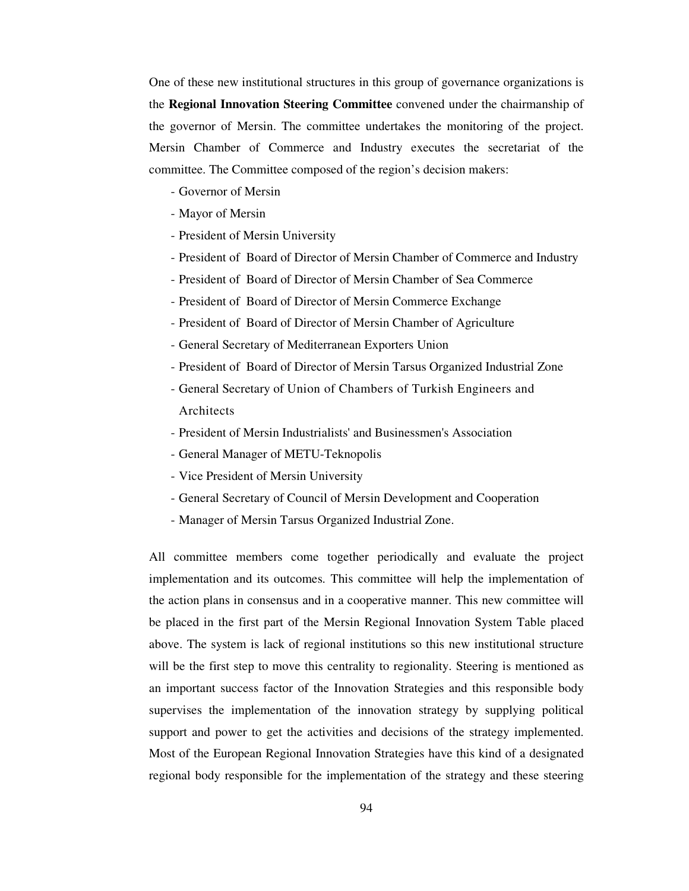One of these new institutional structures in this group of governance organizations is the **Regional Innovation Steering Committee** convened under the chairmanship of the governor of Mersin. The committee undertakes the monitoring of the project. Mersin Chamber of Commerce and Industry executes the secretariat of the committee. The Committee composed of the region's decision makers:

- Governor of Mersin
- Mayor of Mersin
- President of Mersin University
- President of Board of Director of Mersin Chamber of Commerce and Industry
- President of Board of Director of Mersin Chamber of Sea Commerce
- President of Board of Director of Mersin Commerce Exchange
- President of Board of Director of Mersin Chamber of Agriculture
- General Secretary of Mediterranean Exporters Union
- President of Board of Director of Mersin Tarsus Organized Industrial Zone
- General Secretary of Union of Chambers of Turkish Engineers and Architects
- President of Mersin Industrialists' and Businessmen's Association
- General Manager of METU-Teknopolis
- Vice President of Mersin University
- General Secretary of Council of Mersin Development and Cooperation
- Manager of Mersin Tarsus Organized Industrial Zone.

All committee members come together periodically and evaluate the project implementation and its outcomes. This committee will help the implementation of the action plans in consensus and in a cooperative manner. This new committee will be placed in the first part of the Mersin Regional Innovation System Table placed above. The system is lack of regional institutions so this new institutional structure will be the first step to move this centrality to regionality. Steering is mentioned as an important success factor of the Innovation Strategies and this responsible body supervises the implementation of the innovation strategy by supplying political support and power to get the activities and decisions of the strategy implemented. Most of the European Regional Innovation Strategies have this kind of a designated regional body responsible for the implementation of the strategy and these steering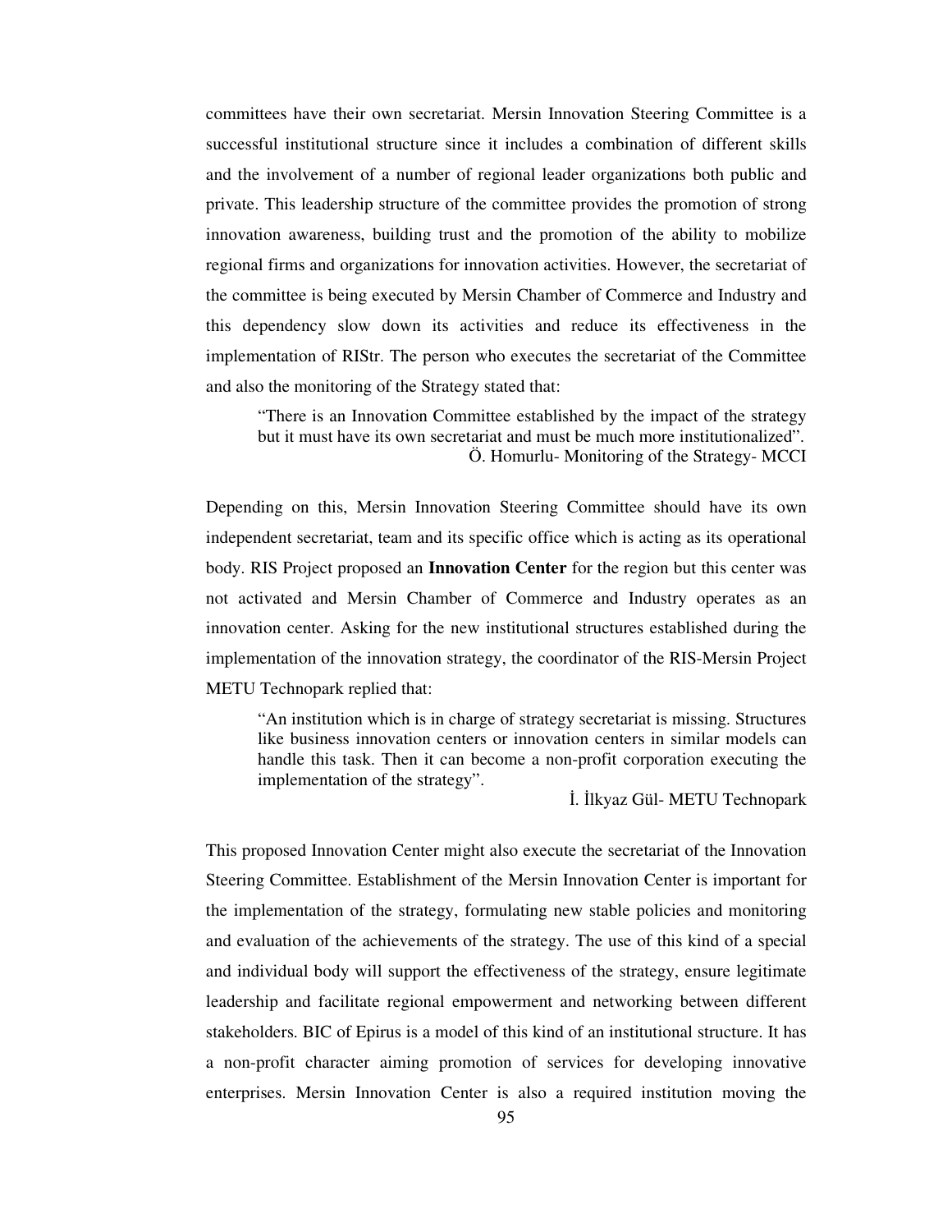committees have their own secretariat. Mersin Innovation Steering Committee is a successful institutional structure since it includes a combination of different skills and the involvement of a number of regional leader organizations both public and private. This leadership structure of the committee provides the promotion of strong innovation awareness, building trust and the promotion of the ability to mobilize regional firms and organizations for innovation activities. However, the secretariat of the committee is being executed by Mersin Chamber of Commerce and Industry and this dependency slow down its activities and reduce its effectiveness in the implementation of RIStr. The person who executes the secretariat of the Committee and also the monitoring of the Strategy stated that:

> "There is an Innovation Committee established by the impact of the strategy but it must have its own secretariat and must be much more institutionalized".
>
> Ö. Homurlu- Monitoring of the Strategy- MCCI

Depending on this, Mersin Innovation Steering Committee should have its own independent secretariat, team and its specific office which is acting as its operational body. RIS Project proposed an **Innovation Center** for the region but this center was not activated and Mersin Chamber of Commerce and Industry operates as an innovation center. Asking for the new institutional structures established during the implementation of the innovation strategy, the coordinator of the RIS-Mersin Project METU Technopark replied that:

> "An institution which is in charge of strategy secretariat is missing. Structures like business innovation centers or innovation centers in similar models can handle this task. Then it can become a non-profit corporation executing the implementation of the strategy".
>
> İ. İlkyaz Gül- METU Technopark

This proposed Innovation Center might also execute the secretariat of the Innovation Steering Committee. Establishment of the Mersin Innovation Center is important for the implementation of the strategy, formulating new stable policies and monitoring and evaluation of the achievements of the strategy. The use of this kind of a special and individual body will support the effectiveness of the strategy, ensure legitimate leadership and facilitate regional empowerment and networking between different stakeholders. BIC of Epirus is a model of this kind of an institutional structure. It has a non-profit character aiming promotion of services for developing innovative enterprises. Mersin Innovation Center is also a required institution moving the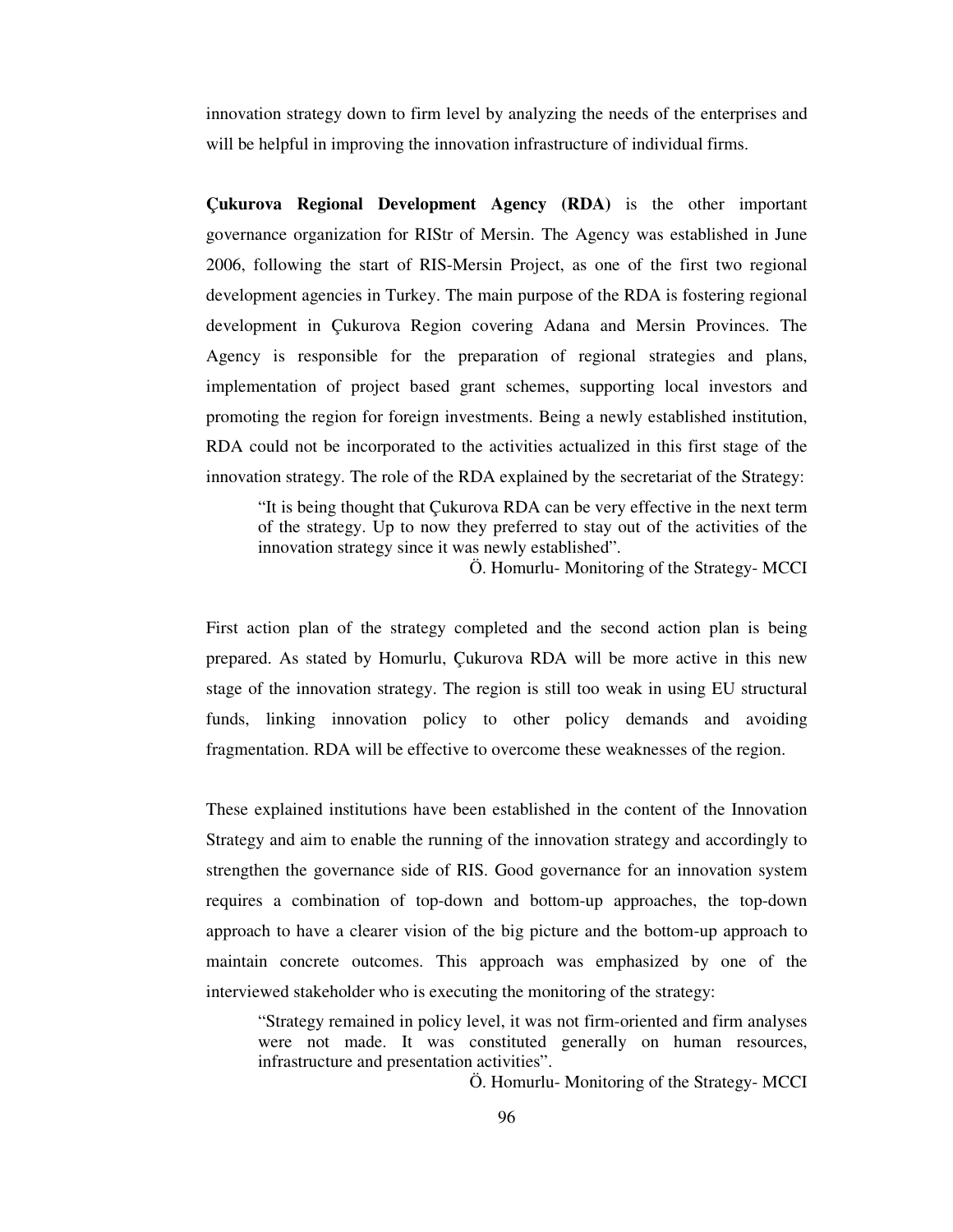innovation strategy down to firm level by analyzing the needs of the enterprises and will be helpful in improving the innovation infrastructure of individual firms.

**Çukurova Regional Development Agency (RDA)** is the other important governance organization for RIStr of Mersin. The Agency was established in June 2006, following the start of RIS-Mersin Project, as one of the first two regional development agencies in Turkey. The main purpose of the RDA is fostering regional development in Çukurova Region covering Adana and Mersin Provinces. The Agency is responsible for the preparation of regional strategies and plans, implementation of project based grant schemes, supporting local investors and promoting the region for foreign investments. Being a newly established institution, RDA could not be incorporated to the activities actualized in this first stage of the innovation strategy. The role of the RDA explained by the secretariat of the Strategy:

> "It is being thought that Çukurova RDA can be very effective in the next term of the strategy. Up to now they preferred to stay out of the activities of the innovation strategy since it was newly established".
>
> Ö. Homurlu- Monitoring of the Strategy- MCCI

First action plan of the strategy completed and the second action plan is being prepared. As stated by Homurlu, Çukurova RDA will be more active in this new stage of the innovation strategy. The region is still too weak in using EU structural funds, linking innovation policy to other policy demands and avoiding fragmentation. RDA will be effective to overcome these weaknesses of the region.

These explained institutions have been established in the content of the Innovation Strategy and aim to enable the running of the innovation strategy and accordingly to strengthen the governance side of RIS. Good governance for an innovation system requires a combination of top-down and bottom-up approaches, the top-down approach to have a clearer vision of the big picture and the bottom-up approach to maintain concrete outcomes. This approach was emphasized by one of the interviewed stakeholder who is executing the monitoring of the strategy:

> "Strategy remained in policy level, it was not firm-oriented and firm analyses were not made. It was constituted generally on human resources, infrastructure and presentation activities".
>
> Ö. Homurlu- Monitoring of the Strategy- MCCI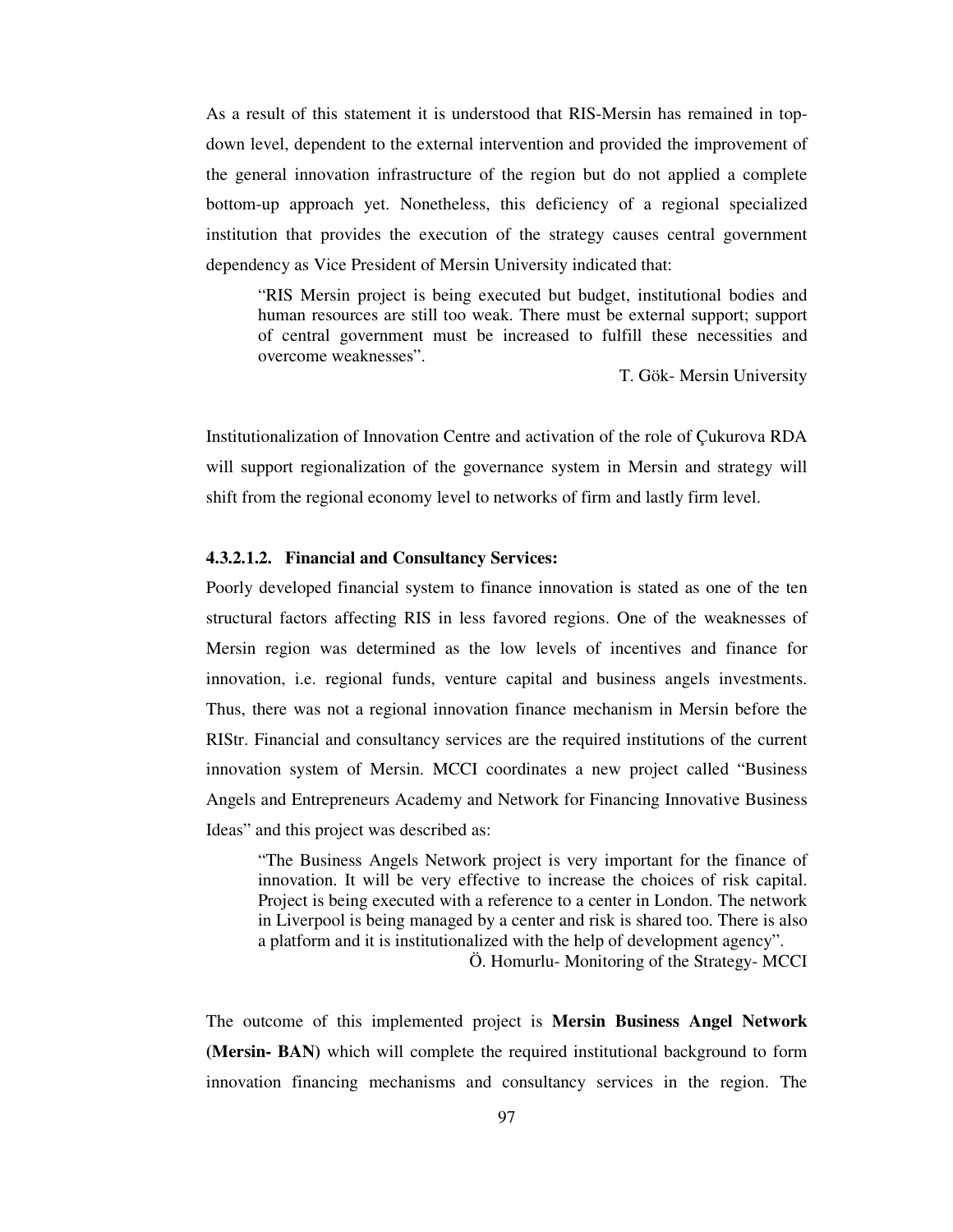As a result of this statement it is understood that RIS-Mersin has remained in top-down level, dependent to the external intervention and provided the improvement of the general innovation infrastructure of the region but do not applied a complete bottom-up approach yet. Nonetheless, this deficiency of a regional specialized institution that provides the execution of the strategy causes central government dependency as Vice President of Mersin University indicated that:

> "RIS Mersin project is being executed but budget, institutional bodies and human resources are still too weak. There must be external support; support of central government must be increased to fulfill these necessities and overcome weaknesses".
>
> T. Gök- Mersin University

Institutionalization of Innovation Centre and activation of the role of Çukurova RDA will support regionalization of the governance system in Mersin and strategy will shift from the regional economy level to networks of firm and lastly firm level.

#### 4.3.2.1.2. Financial and Consultancy Services:

Poorly developed financial system to finance innovation is stated as one of the ten structural factors affecting RIS in less favored regions. One of the weaknesses of Mersin region was determined as the low levels of incentives and finance for innovation, i.e. regional funds, venture capital and business angels investments. Thus, there was not a regional innovation finance mechanism in Mersin before the RIStr. Financial and consultancy services are the required institutions of the current innovation system of Mersin. MCCI coordinates a new project called "Business Angels and Entrepreneurs Academy and Network for Financing Innovative Business Ideas" and this project was described as:

> "The Business Angels Network project is very important for the finance of innovation. It will be very effective to increase the choices of risk capital. Project is being executed with a reference to a center in London. The network in Liverpool is being managed by a center and risk is shared too. There is also a platform and it is institutionalized with the help of development agency".
>
> Ö. Homurlu- Monitoring of the Strategy- MCCI

The outcome of this implemented project is **Mersin Business Angel Network (Mersin- BAN)** which will complete the required institutional background to form innovation financing mechanisms and consultancy services in the region. The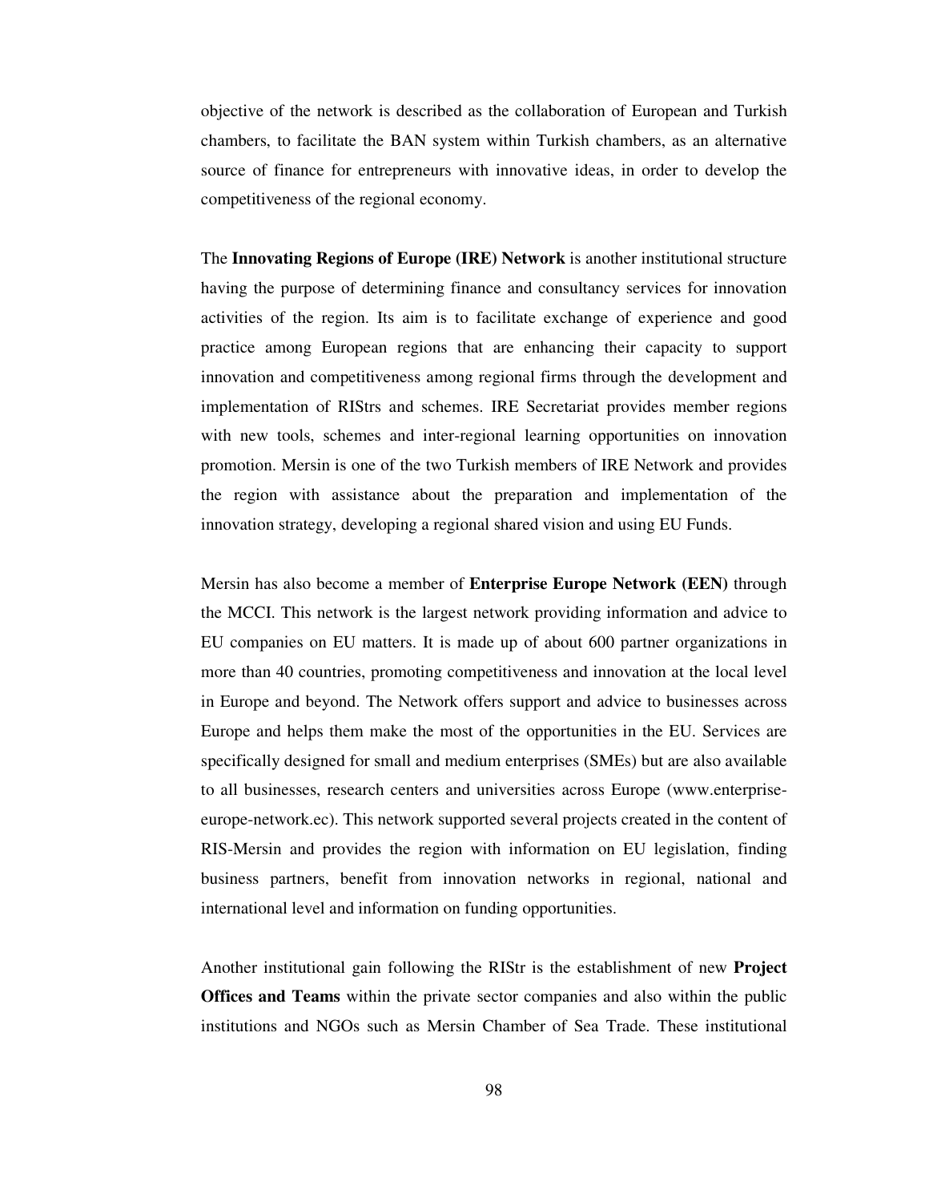objective of the network is described as the collaboration of European and Turkish chambers, to facilitate the BAN system within Turkish chambers, as an alternative source of finance for entrepreneurs with innovative ideas, in order to develop the competitiveness of the regional economy.

The **Innovating Regions of Europe (IRE) Network** is another institutional structure having the purpose of determining finance and consultancy services for innovation activities of the region. Its aim is to facilitate exchange of experience and good practice among European regions that are enhancing their capacity to support innovation and competitiveness among regional firms through the development and implementation of RIStrs and schemes. IRE Secretariat provides member regions with new tools, schemes and inter-regional learning opportunities on innovation promotion. Mersin is one of the two Turkish members of IRE Network and provides the region with assistance about the preparation and implementation of the innovation strategy, developing a regional shared vision and using EU Funds.

Mersin has also become a member of **Enterprise Europe Network (EEN)** through the MCCI. This network is the largest network providing information and advice to EU companies on EU matters. It is made up of about 600 partner organizations in more than 40 countries, promoting competitiveness and innovation at the local level in Europe and beyond. The Network offers support and advice to businesses across Europe and helps them make the most of the opportunities in the EU. Services are specifically designed for small and medium enterprises (SMEs) but are also available to all businesses, research centers and universities across Europe (www.enterprise-europe-network.ec). This network supported several projects created in the content of RIS-Mersin and provides the region with information on EU legislation, finding business partners, benefit from innovation networks in regional, national and international level and information on funding opportunities.

Another institutional gain following the RIStr is the establishment of new **Project Offices and Teams** within the private sector companies and also within the public institutions and NGOs such as Mersin Chamber of Sea Trade. These institutional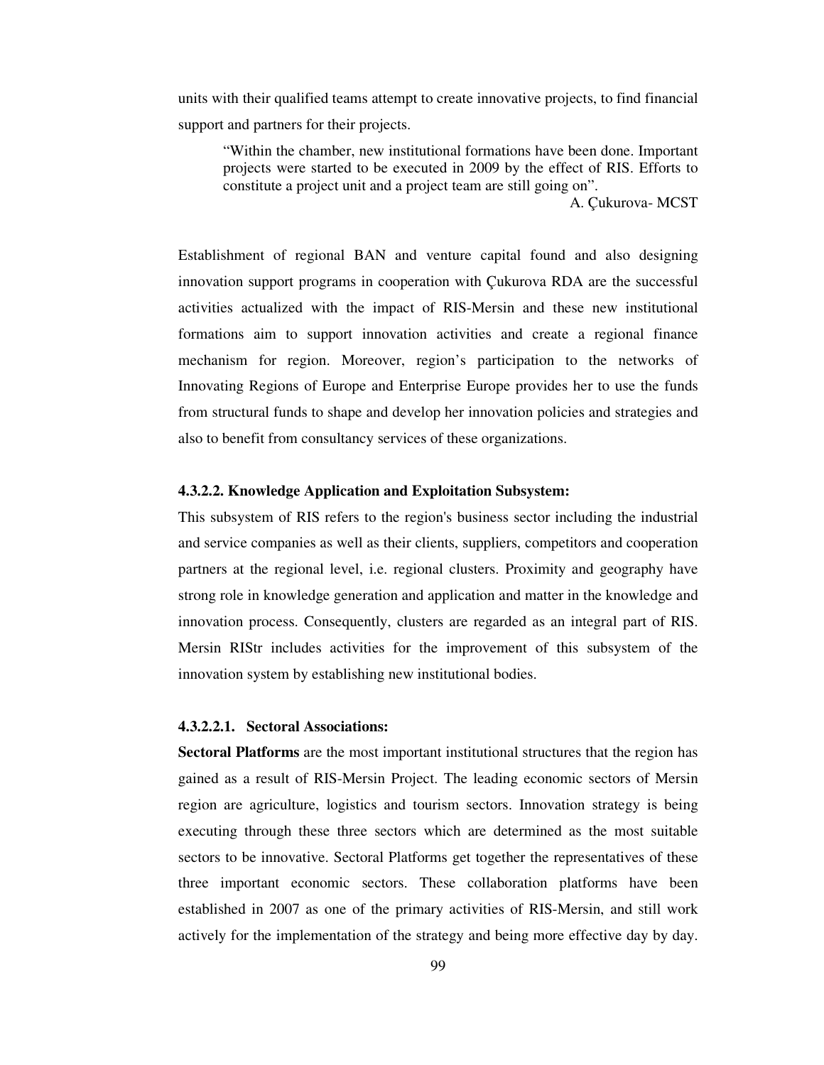units with their qualified teams attempt to create innovative projects, to find financial support and partners for their projects.

> "Within the chamber, new institutional formations have been done. Important projects were started to be executed in 2009 by the effect of RIS. Efforts to constitute a project unit and a project team are still going on".
>
> A. Çukurova- MCST

Establishment of regional BAN and venture capital found and also designing innovation support programs in cooperation with Çukurova RDA are the successful activities actualized with the impact of RIS-Mersin and these new institutional formations aim to support innovation activities and create a regional finance mechanism for region. Moreover, region's participation to the networks of Innovating Regions of Europe and Enterprise Europe provides her to use the funds from structural funds to shape and develop her innovation policies and strategies and also to benefit from consultancy services of these organizations.

#### 4.3.2.2. Knowledge Application and Exploitation Subsystem:

This subsystem of RIS refers to the region's business sector including the industrial and service companies as well as their clients, suppliers, competitors and cooperation partners at the regional level, i.e. regional clusters. Proximity and geography have strong role in knowledge generation and application and matter in the knowledge and innovation process. Consequently, clusters are regarded as an integral part of RIS. Mersin RIStr includes activities for the improvement of this subsystem of the innovation system by establishing new institutional bodies.

##### 4.3.2.2.1. Sectoral Associations:

**Sectoral Platforms** are the most important institutional structures that the region has gained as a result of RIS-Mersin Project. The leading economic sectors of Mersin region are agriculture, logistics and tourism sectors. Innovation strategy is being executing through these three sectors which are determined as the most suitable sectors to be innovative. Sectoral Platforms get together the representatives of these three important economic sectors. These collaboration platforms have been established in 2007 as one of the primary activities of RIS-Mersin, and still work actively for the implementation of the strategy and being more effective day by day.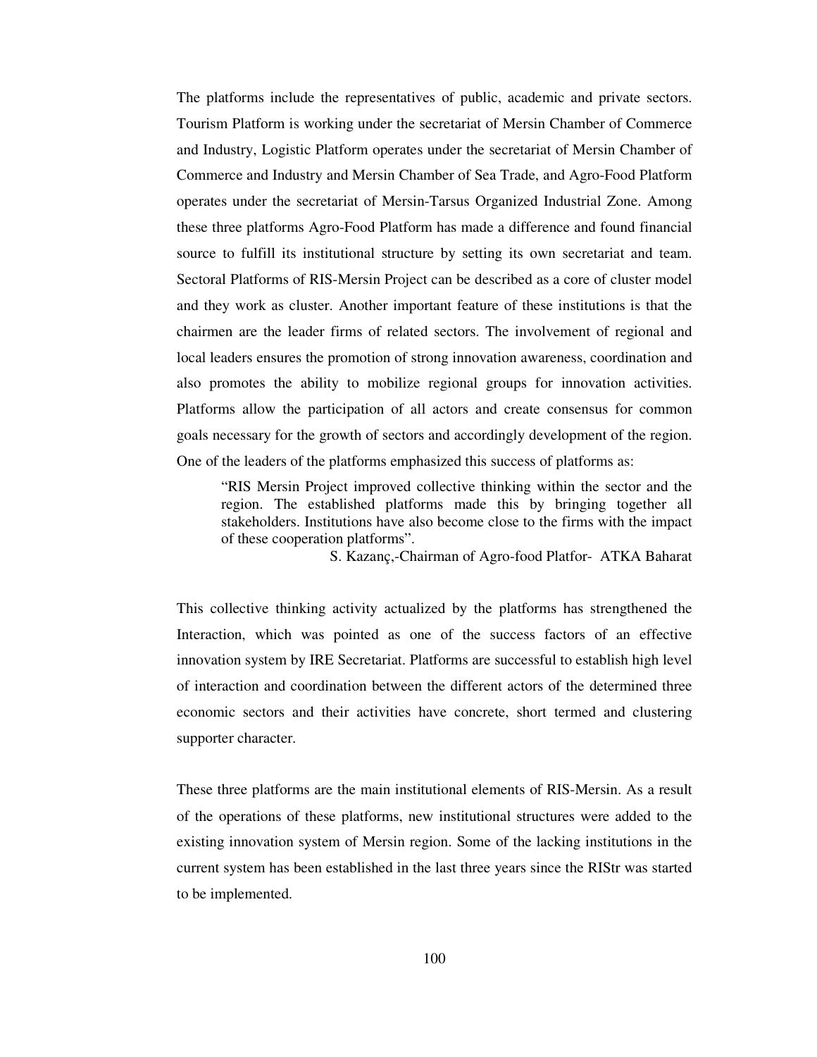The platforms include the representatives of public, academic and private sectors. Tourism Platform is working under the secretariat of Mersin Chamber of Commerce and Industry, Logistic Platform operates under the secretariat of Mersin Chamber of Commerce and Industry and Mersin Chamber of Sea Trade, and Agro-Food Platform operates under the secretariat of Mersin-Tarsus Organized Industrial Zone. Among these three platforms Agro-Food Platform has made a difference and found financial source to fulfill its institutional structure by setting its own secretariat and team. Sectoral Platforms of RIS-Mersin Project can be described as a core of cluster model and they work as cluster. Another important feature of these institutions is that the chairmen are the leader firms of related sectors. The involvement of regional and local leaders ensures the promotion of strong innovation awareness, coordination and also promotes the ability to mobilize regional groups for innovation activities. Platforms allow the participation of all actors and create consensus for common goals necessary for the growth of sectors and accordingly development of the region. One of the leaders of the platforms emphasized this success of platforms as:

> "RIS Mersin Project improved collective thinking within the sector and the region. The established platforms made this by bringing together all stakeholders. Institutions have also become close to the firms with the impact of these cooperation platforms".
>
> S. Kazanç,-Chairman of Agro-food Platfor- ATKA Baharat

This collective thinking activity actualized by the platforms has strengthened the Interaction, which was pointed as one of the success factors of an effective innovation system by IRE Secretariat. Platforms are successful to establish high level of interaction and coordination between the different actors of the determined three economic sectors and their activities have concrete, short termed and clustering supporter character.

These three platforms are the main institutional elements of RIS-Mersin. As a result of the operations of these platforms, new institutional structures were added to the existing innovation system of Mersin region. Some of the lacking institutions in the current system has been established in the last three years since the RIStr was started to be implemented.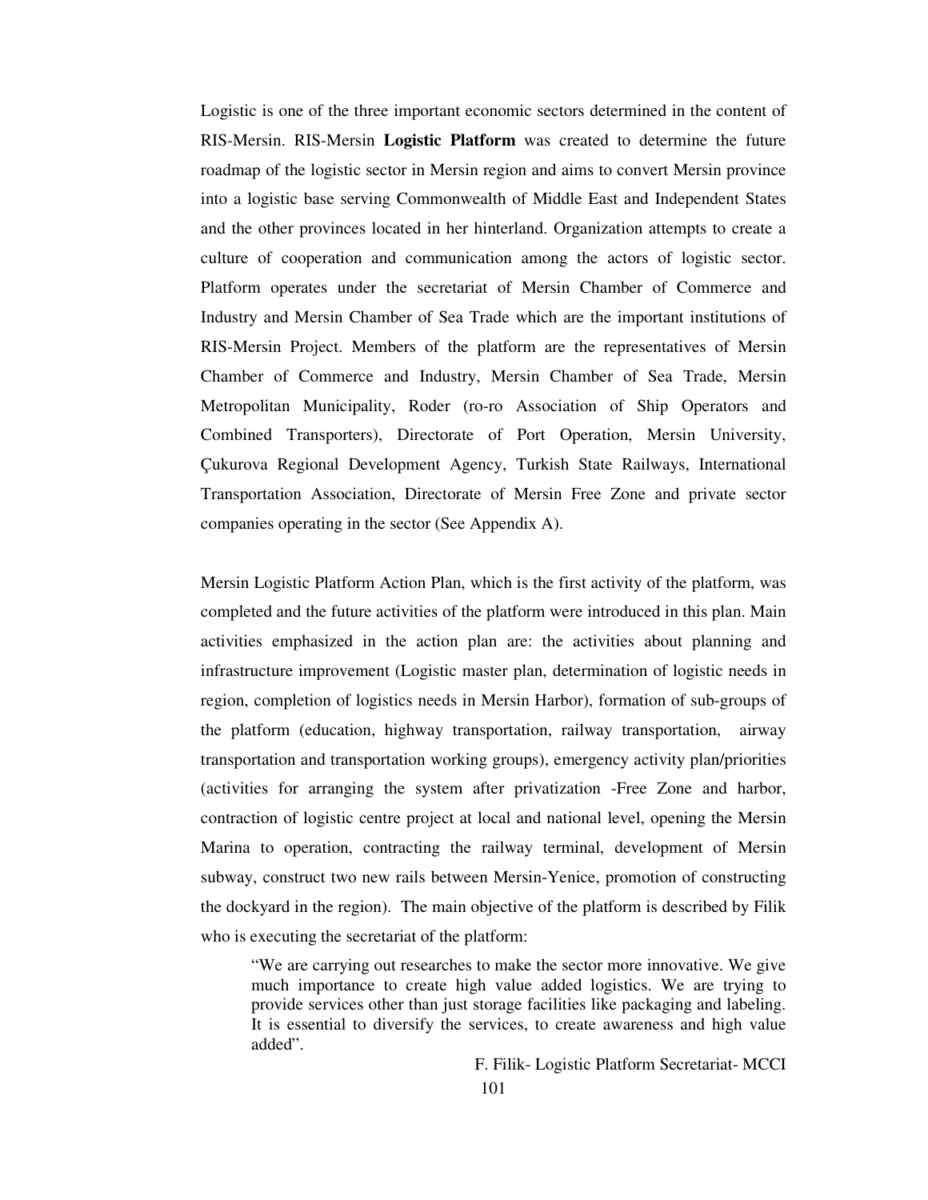Logistic is one of the three important economic sectors determined in the content of RIS-Mersin. RIS-Mersin **Logistic Platform** was created to determine the future roadmap of the logistic sector in Mersin region and aims to convert Mersin province into a logistic base serving Commonwealth of Middle East and Independent States and the other provinces located in her hinterland. Organization attempts to create a culture of cooperation and communication among the actors of logistic sector. Platform operates under the secretariat of Mersin Chamber of Commerce and Industry and Mersin Chamber of Sea Trade which are the important institutions of RIS-Mersin Project. Members of the platform are the representatives of Mersin Chamber of Commerce and Industry, Mersin Chamber of Sea Trade, Mersin Metropolitan Municipality, Roder (ro-ro Association of Ship Operators and Combined Transporters), Directorate of Port Operation, Mersin University, Çukurova Regional Development Agency, Turkish State Railways, International Transportation Association, Directorate of Mersin Free Zone and private sector companies operating in the sector (See Appendix A).

Mersin Logistic Platform Action Plan, which is the first activity of the platform, was completed and the future activities of the platform were introduced in this plan. Main activities emphasized in the action plan are: the activities about planning and infrastructure improvement (Logistic master plan, determination of logistic needs in region, completion of logistics needs in Mersin Harbor), formation of sub-groups of the platform (education, highway transportation, railway transportation, airway transportation and transportation working groups), emergency activity plan/priorities (activities for arranging the system after privatization -Free Zone and harbor, contraction of logistic centre project at local and national level, opening the Mersin Marina to operation, contracting the railway terminal, development of Mersin subway, construct two new rails between Mersin-Yenice, promotion of constructing the dockyard in the region). The main objective of the platform is described by Filik who is executing the secretariat of the platform:

> "We are carrying out researches to make the sector more innovative. We give much importance to create high value added logistics. We are trying to provide services other than just storage facilities like packaging and labeling. It is essential to diversify the services, to create awareness and high value added".
>
> F. Filik- Logistic Platform Secretariat- MCCI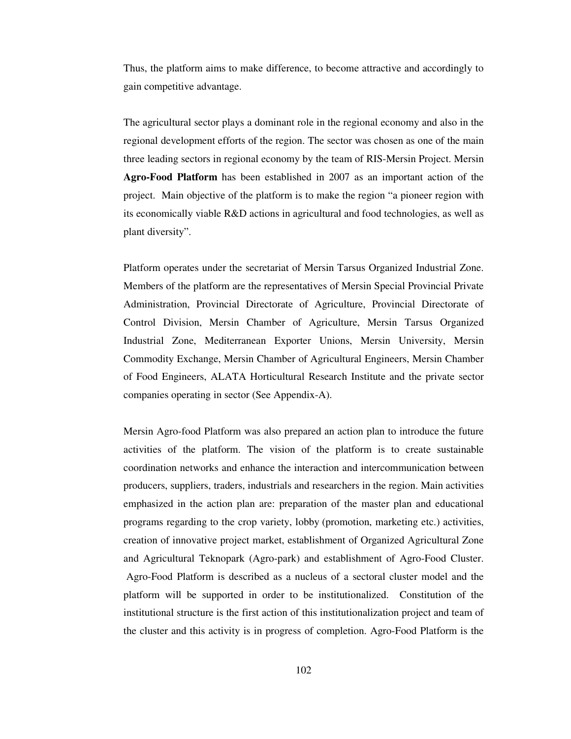Thus, the platform aims to make difference, to become attractive and accordingly to gain competitive advantage.

The agricultural sector plays a dominant role in the regional economy and also in the regional development efforts of the region. The sector was chosen as one of the main three leading sectors in regional economy by the team of RIS-Mersin Project. Mersin **Agro-Food Platform** has been established in 2007 as an important action of the project. Main objective of the platform is to make the region "a pioneer region with its economically viable R&D actions in agricultural and food technologies, as well as plant diversity".

Platform operates under the secretariat of Mersin Tarsus Organized Industrial Zone. Members of the platform are the representatives of Mersin Special Provincial Private Administration, Provincial Directorate of Agriculture, Provincial Directorate of Control Division, Mersin Chamber of Agriculture, Mersin Tarsus Organized Industrial Zone, Mediterranean Exporter Unions, Mersin University, Mersin Commodity Exchange, Mersin Chamber of Agricultural Engineers, Mersin Chamber of Food Engineers, ALATA Horticultural Research Institute and the private sector companies operating in sector (See Appendix-A).

Mersin Agro-food Platform was also prepared an action plan to introduce the future activities of the platform. The vision of the platform is to create sustainable coordination networks and enhance the interaction and intercommunication between producers, suppliers, traders, industrials and researchers in the region. Main activities emphasized in the action plan are: preparation of the master plan and educational programs regarding to the crop variety, lobby (promotion, marketing etc.) activities, creation of innovative project market, establishment of Organized Agricultural Zone and Agricultural Teknopark (Agro-park) and establishment of Agro-Food Cluster. Agro-Food Platform is described as a nucleus of a sectoral cluster model and the platform will be supported in order to be institutionalized. Constitution of the institutional structure is the first action of this institutionalization project and team of the cluster and this activity is in progress of completion. Agro-Food Platform is the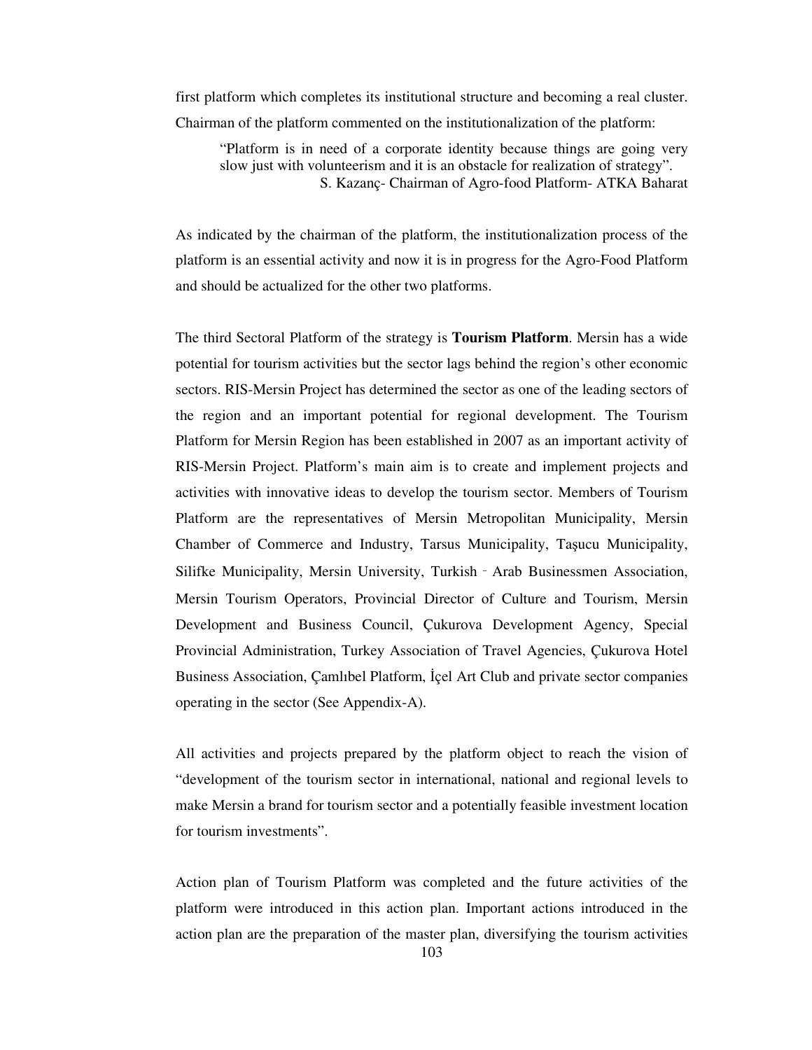first platform which completes its institutional structure and becoming a real cluster. Chairman of the platform commented on the institutionalization of the platform:

> "Platform is in need of a corporate identity because things are going very slow just with volunteerism and it is an obstacle for realization of strategy".
> S. Kazanç- Chairman of Agro-food Platform- ATKA Baharat

As indicated by the chairman of the platform, the institutionalization process of the platform is an essential activity and now it is in progress for the Agro-Food Platform and should be actualized for the other two platforms.

The third Sectoral Platform of the strategy is **Tourism Platform**. Mersin has a wide potential for tourism activities but the sector lags behind the region's other economic sectors. RIS-Mersin Project has determined the sector as one of the leading sectors of the region and an important potential for regional development. The Tourism Platform for Mersin Region has been established in 2007 as an important activity of RIS-Mersin Project. Platform's main aim is to create and implement projects and activities with innovative ideas to develop the tourism sector. Members of Tourism Platform are the representatives of Mersin Metropolitan Municipality, Mersin Chamber of Commerce and Industry, Tarsus Municipality, Taşucu Municipality, Silifke Municipality, Mersin University, Turkish - Arab Businessmen Association, Mersin Tourism Operators, Provincial Director of Culture and Tourism, Mersin Development and Business Council, Çukurova Development Agency, Special Provincial Administration, Turkey Association of Travel Agencies, Çukurova Hotel Business Association, Çamlıbel Platform, İçel Art Club and private sector companies operating in the sector (See Appendix-A).

All activities and projects prepared by the platform object to reach the vision of "development of the tourism sector in international, national and regional levels to make Mersin a brand for tourism sector and a potentially feasible investment location for tourism investments".

Action plan of Tourism Platform was completed and the future activities of the platform were introduced in this action plan. Important actions introduced in the action plan are the preparation of the master plan, diversifying the tourism activities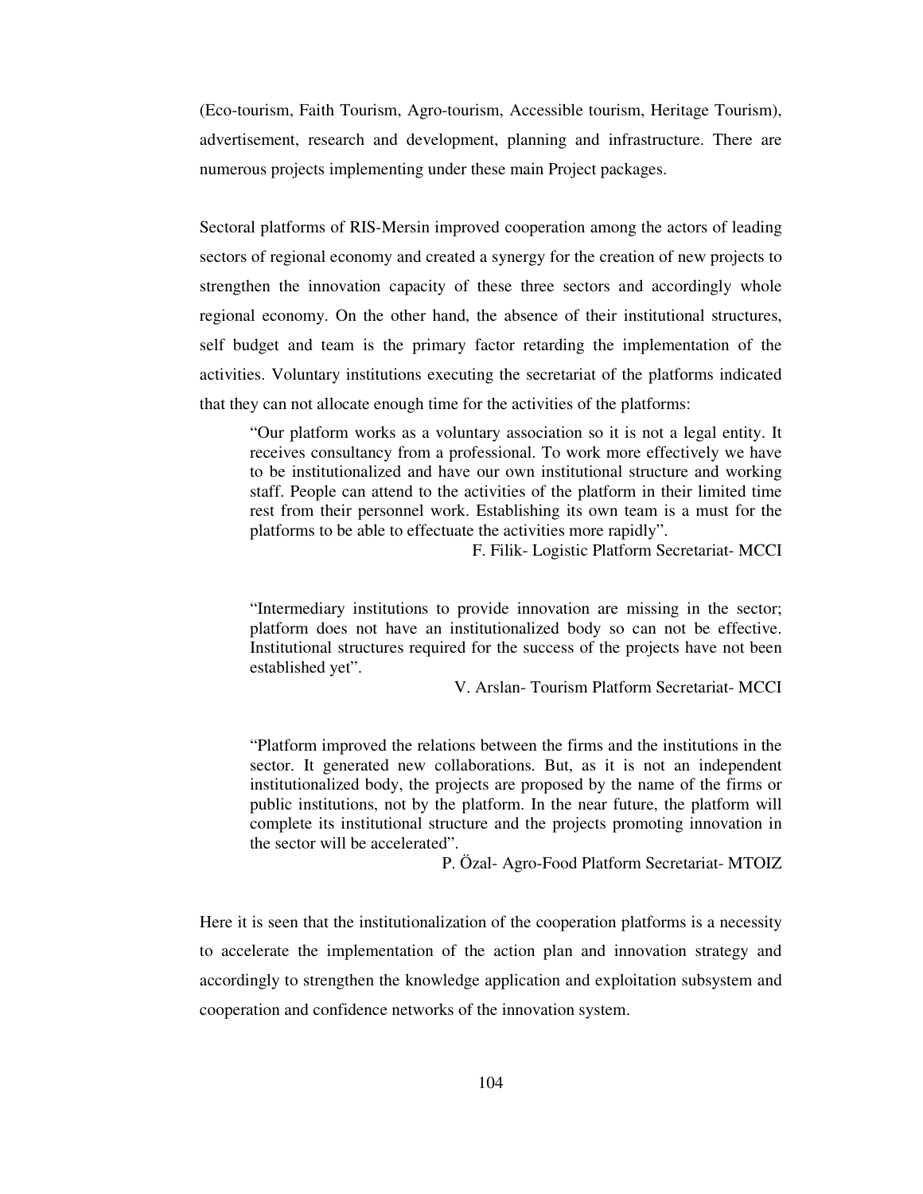(Eco-tourism, Faith Tourism, Agro-tourism, Accessible tourism, Heritage Tourism), advertisement, research and development, planning and infrastructure. There are numerous projects implementing under these main Project packages.

Sectoral platforms of RIS-Mersin improved cooperation among the actors of leading sectors of regional economy and created a synergy for the creation of new projects to strengthen the innovation capacity of these three sectors and accordingly whole regional economy. On the other hand, the absence of their institutional structures, self budget and team is the primary factor retarding the implementation of the activities. Voluntary institutions executing the secretariat of the platforms indicated that they can not allocate enough time for the activities of the platforms:

> "Our platform works as a voluntary association so it is not a legal entity. It receives consultancy from a professional. To work more effectively we have to be institutionalized and have our own institutional structure and working staff. People can attend to the activities of the platform in their limited time rest from their personnel work. Establishing its own team is a must for the platforms to be able to effectuate the activities more rapidly".
>
> F. Filik- Logistic Platform Secretariat- MCCI

> "Intermediary institutions to provide innovation are missing in the sector; platform does not have an institutionalized body so can not be effective. Institutional structures required for the success of the projects have not been established yet".
>
> V. Arslan- Tourism Platform Secretariat- MCCI

> "Platform improved the relations between the firms and the institutions in the sector. It generated new collaborations. But, as it is not an independent institutionalized body, the projects are proposed by the name of the firms or public institutions, not by the platform. In the near future, the platform will complete its institutional structure and the projects promoting innovation in the sector will be accelerated".
>
> P. Özal- Agro-Food Platform Secretariat- MTOIZ

Here it is seen that the institutionalization of the cooperation platforms is a necessity to accelerate the implementation of the action plan and innovation strategy and accordingly to strengthen the knowledge application and exploitation subsystem and cooperation and confidence networks of the innovation system.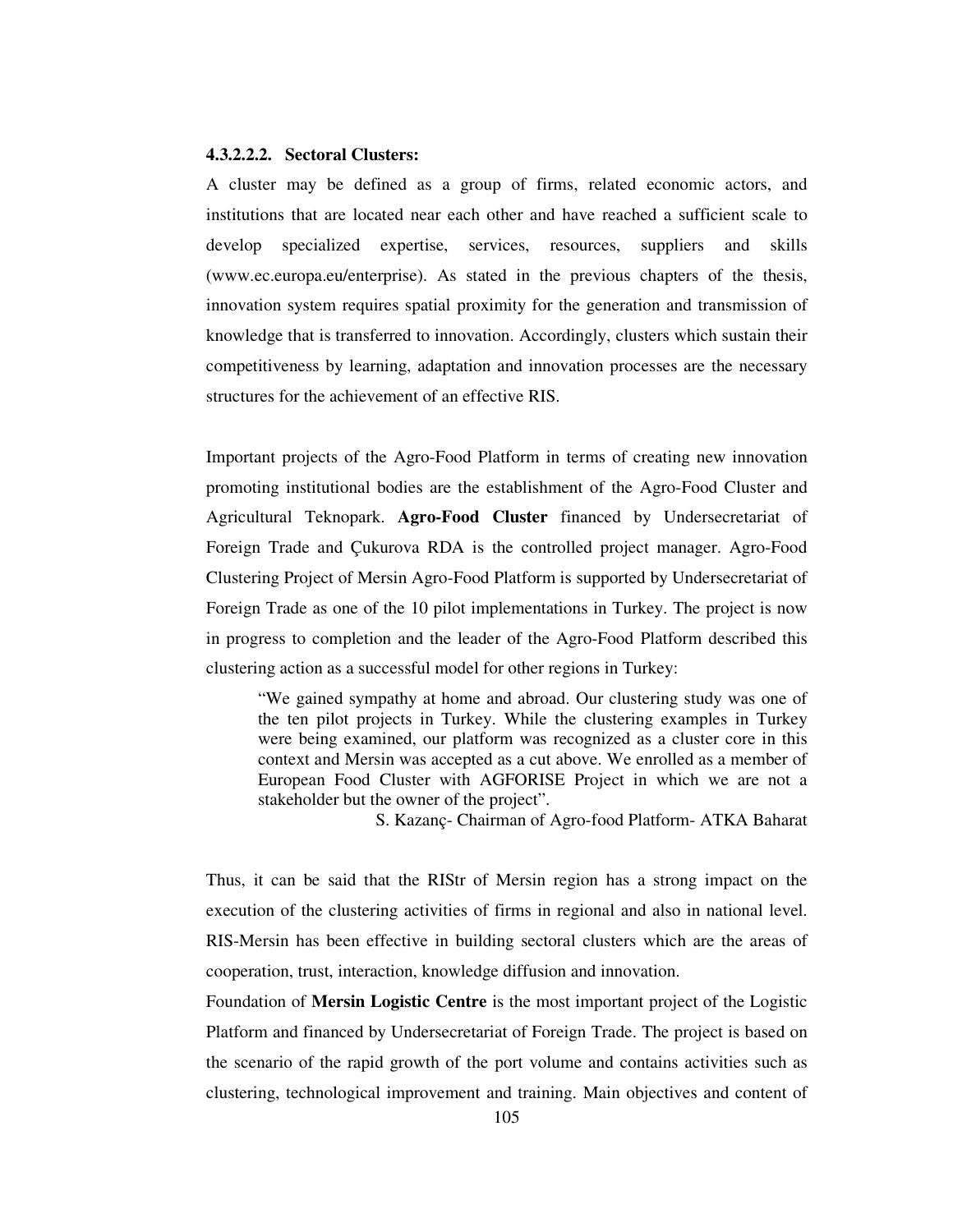#### 4.3.2.2.2. Sectoral Clusters:

A cluster may be defined as a group of firms, related economic actors, and institutions that are located near each other and have reached a sufficient scale to develop specialized expertise, services, resources, suppliers and skills (www.ec.europa.eu/enterprise). As stated in the previous chapters of the thesis, innovation system requires spatial proximity for the generation and transmission of knowledge that is transferred to innovation. Accordingly, clusters which sustain their competitiveness by learning, adaptation and innovation processes are the necessary structures for the achievement of an effective RIS.

Important projects of the Agro-Food Platform in terms of creating new innovation promoting institutional bodies are the establishment of the Agro-Food Cluster and Agricultural Teknopark. **Agro-Food Cluster** financed by Undersecretariat of Foreign Trade and Çukurova RDA is the controlled project manager. Agro-Food Clustering Project of Mersin Agro-Food Platform is supported by Undersecretariat of Foreign Trade as one of the 10 pilot implementations in Turkey. The project is now in progress to completion and the leader of the Agro-Food Platform described this clustering action as a successful model for other regions in Turkey:

> "We gained sympathy at home and abroad. Our clustering study was one of the ten pilot projects in Turkey. While the clustering examples in Turkey were being examined, our platform was recognized as a cluster core in this context and Mersin was accepted as a cut above. We enrolled as a member of European Food Cluster with AGFORISE Project in which we are not a stakeholder but the owner of the project".
>
> S. Kazanç- Chairman of Agro-food Platform- ATKA Baharat

Thus, it can be said that the RIStr of Mersin region has a strong impact on the execution of the clustering activities of firms in regional and also in national level. RIS-Mersin has been effective in building sectoral clusters which are the areas of cooperation, trust, interaction, knowledge diffusion and innovation.

Foundation of **Mersin Logistic Centre** is the most important project of the Logistic Platform and financed by Undersecretariat of Foreign Trade. The project is based on the scenario of the rapid growth of the port volume and contains activities such as clustering, technological improvement and training. Main objectives and content of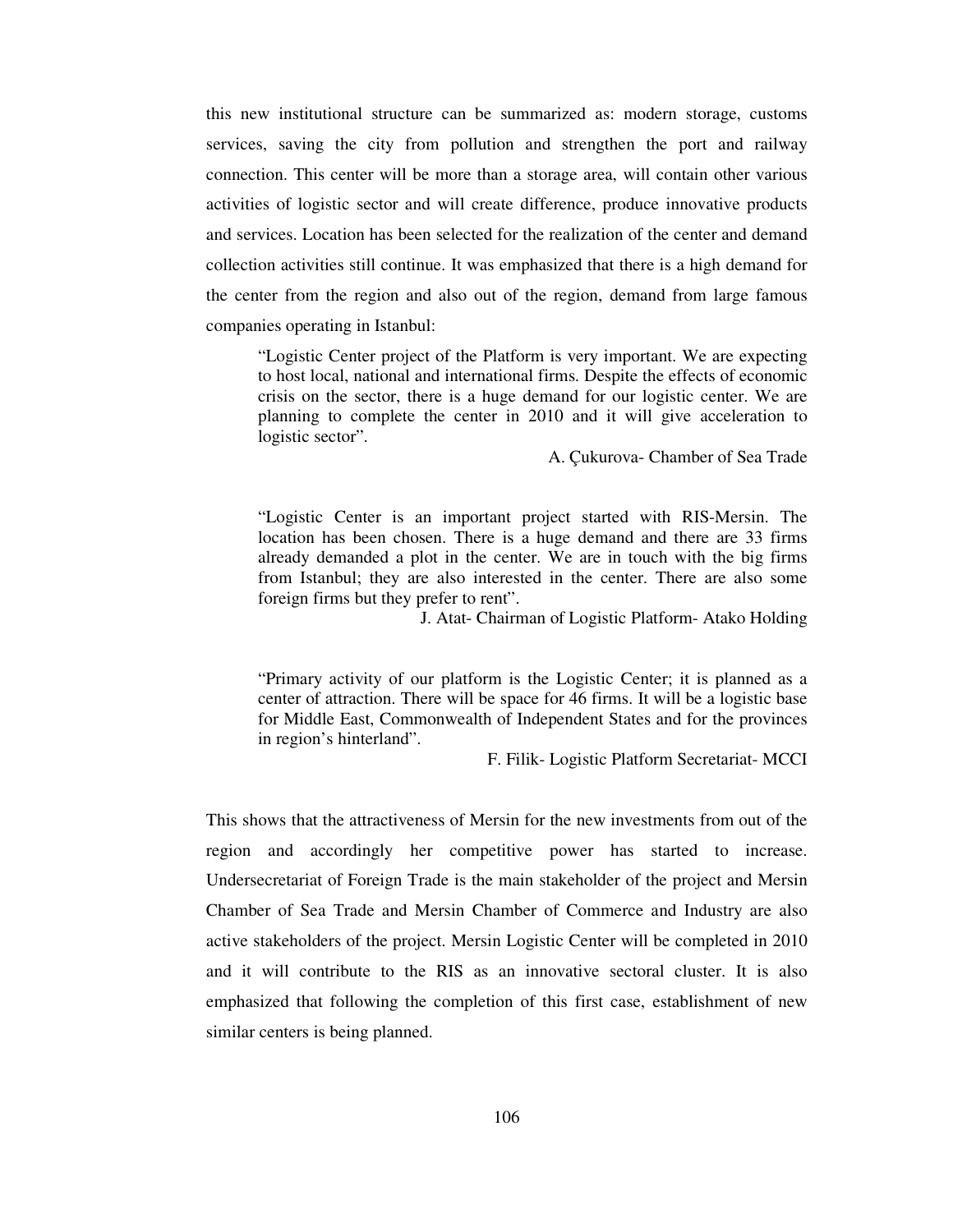this new institutional structure can be summarized as: modern storage, customs services, saving the city from pollution and strengthen the port and railway connection. This center will be more than a storage area, will contain other various activities of logistic sector and will create difference, produce innovative products and services. Location has been selected for the realization of the center and demand collection activities still continue. It was emphasized that there is a high demand for the center from the region and also out of the region, demand from large famous companies operating in Istanbul:

> "Logistic Center project of the Platform is very important. We are expecting to host local, national and international firms. Despite the effects of economic crisis on the sector, there is a huge demand for our logistic center. We are planning to complete the center in 2010 and it will give acceleration to logistic sector".
>
> A. Çukurova- Chamber of Sea Trade

> "Logistic Center is an important project started with RIS-Mersin. The location has been chosen. There is a huge demand and there are 33 firms already demanded a plot in the center. We are in touch with the big firms from Istanbul; they are also interested in the center. There are also some foreign firms but they prefer to rent".
>
> J. Atat- Chairman of Logistic Platform- Atako Holding

> "Primary activity of our platform is the Logistic Center; it is planned as a center of attraction. There will be space for 46 firms. It will be a logistic base for Middle East, Commonwealth of Independent States and for the provinces in region's hinterland".
>
> F. Filik- Logistic Platform Secretariat- MCCI

This shows that the attractiveness of Mersin for the new investments from out of the region and accordingly her competitive power has started to increase. Undersecretariat of Foreign Trade is the main stakeholder of the project and Mersin Chamber of Sea Trade and Mersin Chamber of Commerce and Industry are also active stakeholders of the project. Mersin Logistic Center will be completed in 2010 and it will contribute to the RIS as an innovative sectoral cluster. It is also emphasized that following the completion of this first case, establishment of new similar centers is being planned.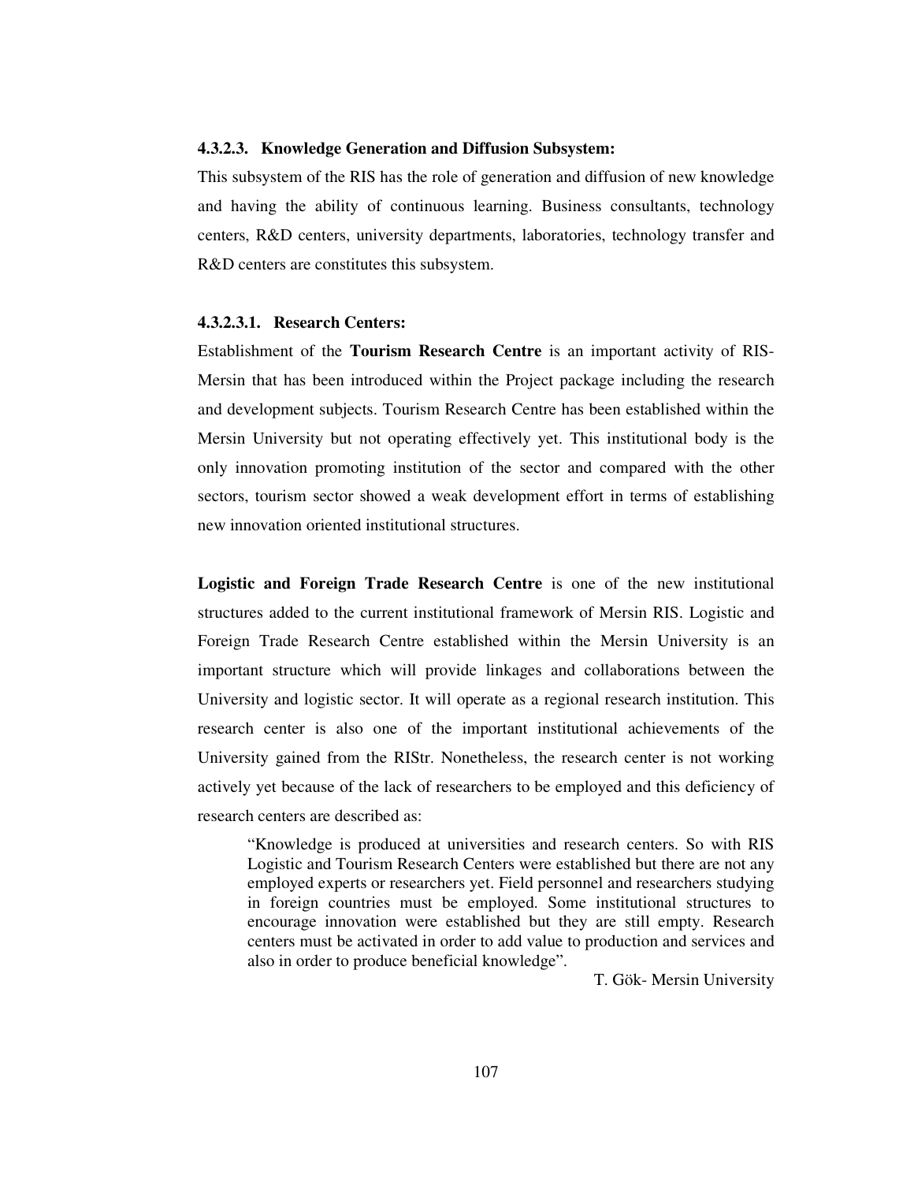#### 4.3.2.3. Knowledge Generation and Diffusion Subsystem:

This subsystem of the RIS has the role of generation and diffusion of new knowledge and having the ability of continuous learning. Business consultants, technology centers, R&D centers, university departments, laboratories, technology transfer and R&D centers are constitutes this subsystem.

##### 4.3.2.3.1. Research Centers:

Establishment of the **Tourism Research Centre** is an important activity of RIS-Mersin that has been introduced within the Project package including the research and development subjects. Tourism Research Centre has been established within the Mersin University but not operating effectively yet. This institutional body is the only innovation promoting institution of the sector and compared with the other sectors, tourism sector showed a weak development effort in terms of establishing new innovation oriented institutional structures.

**Logistic and Foreign Trade Research Centre** is one of the new institutional structures added to the current institutional framework of Mersin RIS. Logistic and Foreign Trade Research Centre established within the Mersin University is an important structure which will provide linkages and collaborations between the University and logistic sector. It will operate as a regional research institution. This research center is also one of the important institutional achievements of the University gained from the RIStr. Nonetheless, the research center is not working actively yet because of the lack of researchers to be employed and this deficiency of research centers are described as:

> "Knowledge is produced at universities and research centers. So with RIS Logistic and Tourism Research Centers were established but there are not any employed experts or researchers yet. Field personnel and researchers studying in foreign countries must be employed. Some institutional structures to encourage innovation were established but they are still empty. Research centers must be activated in order to add value to production and services and also in order to produce beneficial knowledge".
>
> T. Gök- Mersin University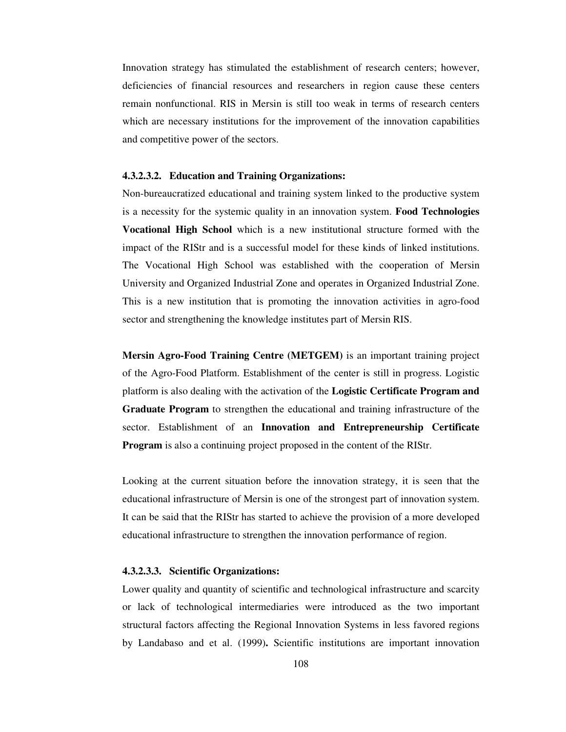Innovation strategy has stimulated the establishment of research centers; however, deficiencies of financial resources and researchers in region cause these centers remain nonfunctional. RIS in Mersin is still too weak in terms of research centers which are necessary institutions for the improvement of the innovation capabilities and competitive power of the sectors.

#### 4.3.2.3.2. Education and Training Organizations:

Non-bureaucratized educational and training system linked to the productive system is a necessity for the systemic quality in an innovation system. **Food Technologies Vocational High School** which is a new institutional structure formed with the impact of the RIStr and is a successful model for these kinds of linked institutions. The Vocational High School was established with the cooperation of Mersin University and Organized Industrial Zone and operates in Organized Industrial Zone. This is a new institution that is promoting the innovation activities in agro-food sector and strengthening the knowledge institutes part of Mersin RIS.

**Mersin Agro-Food Training Centre (METGEM)** is an important training project of the Agro-Food Platform. Establishment of the center is still in progress. Logistic platform is also dealing with the activation of the **Logistic Certificate Program and Graduate Program** to strengthen the educational and training infrastructure of the sector. Establishment of an **Innovation and Entrepreneurship Certificate Program** is also a continuing project proposed in the content of the RIStr.

Looking at the current situation before the innovation strategy, it is seen that the educational infrastructure of Mersin is one of the strongest part of innovation system. It can be said that the RIStr has started to achieve the provision of a more developed educational infrastructure to strengthen the innovation performance of region.

#### 4.3.2.3.3. Scientific Organizations:

Lower quality and quantity of scientific and technological infrastructure and scarcity or lack of technological intermediaries were introduced as the two important structural factors affecting the Regional Innovation Systems in less favored regions by Landabaso and et al. (1999)**.** Scientific institutions are important innovation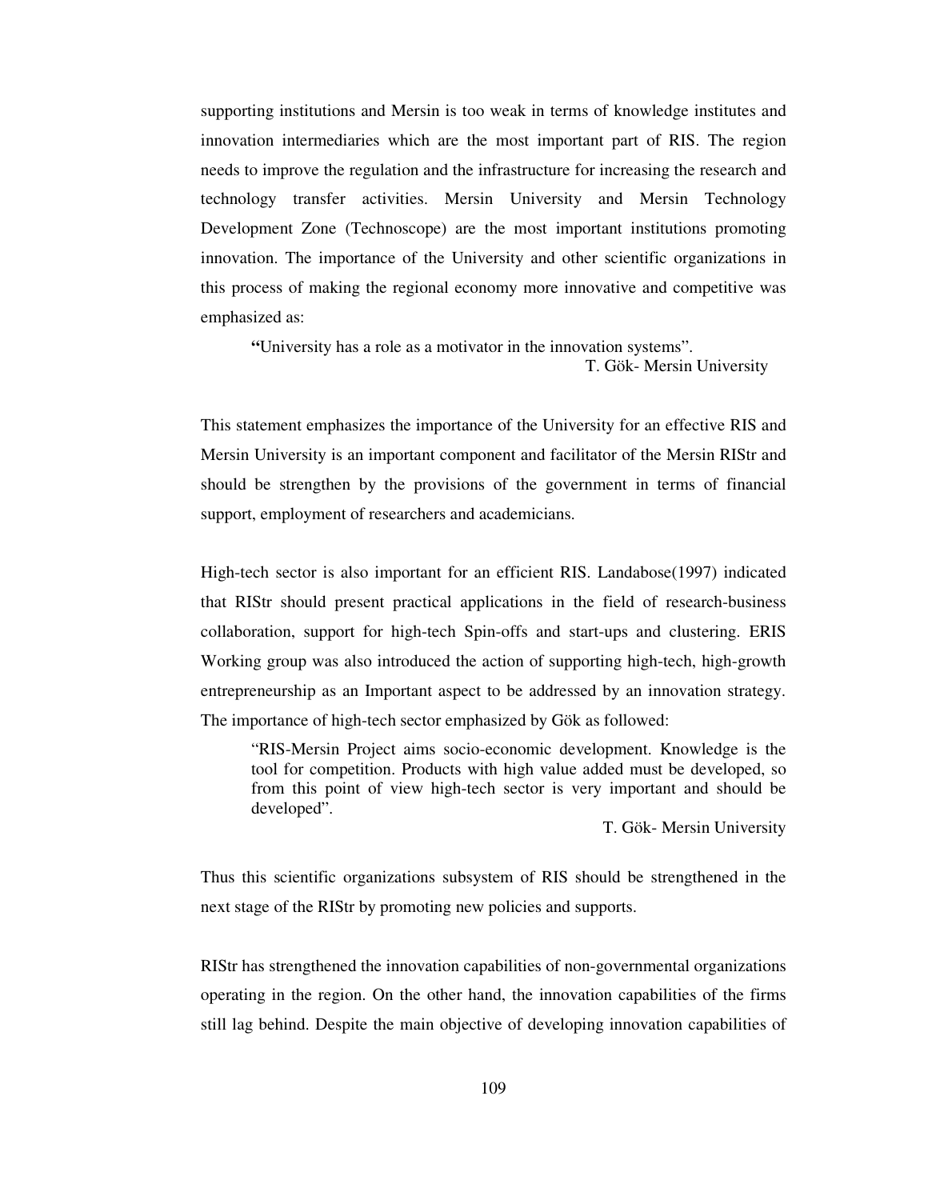supporting institutions and Mersin is too weak in terms of knowledge institutes and innovation intermediaries which are the most important part of RIS. The region needs to improve the regulation and the infrastructure for increasing the research and technology transfer activities. Mersin University and Mersin Technology Development Zone (Technoscope) are the most important institutions promoting innovation. The importance of the University and other scientific organizations in this process of making the regional economy more innovative and competitive was emphasized as:

> **"**University has a role as a motivator in the innovation systems".
>
> T. Gök- Mersin University

This statement emphasizes the importance of the University for an effective RIS and Mersin University is an important component and facilitator of the Mersin RIStr and should be strengthen by the provisions of the government in terms of financial support, employment of researchers and academicians.

High-tech sector is also important for an efficient RIS. Landabose(1997) indicated that RIStr should present practical applications in the field of research-business collaboration, support for high-tech Spin-offs and start-ups and clustering. ERIS Working group was also introduced the action of supporting high-tech, high-growth entrepreneurship as an Important aspect to be addressed by an innovation strategy. The importance of high-tech sector emphasized by Gök as followed:

> "RIS-Mersin Project aims socio-economic development. Knowledge is the tool for competition. Products with high value added must be developed, so from this point of view high-tech sector is very important and should be developed".
>
> T. Gök- Mersin University

Thus this scientific organizations subsystem of RIS should be strengthened in the next stage of the RIStr by promoting new policies and supports.

RIStr has strengthened the innovation capabilities of non-governmental organizations operating in the region. On the other hand, the innovation capabilities of the firms still lag behind. Despite the main objective of developing innovation capabilities of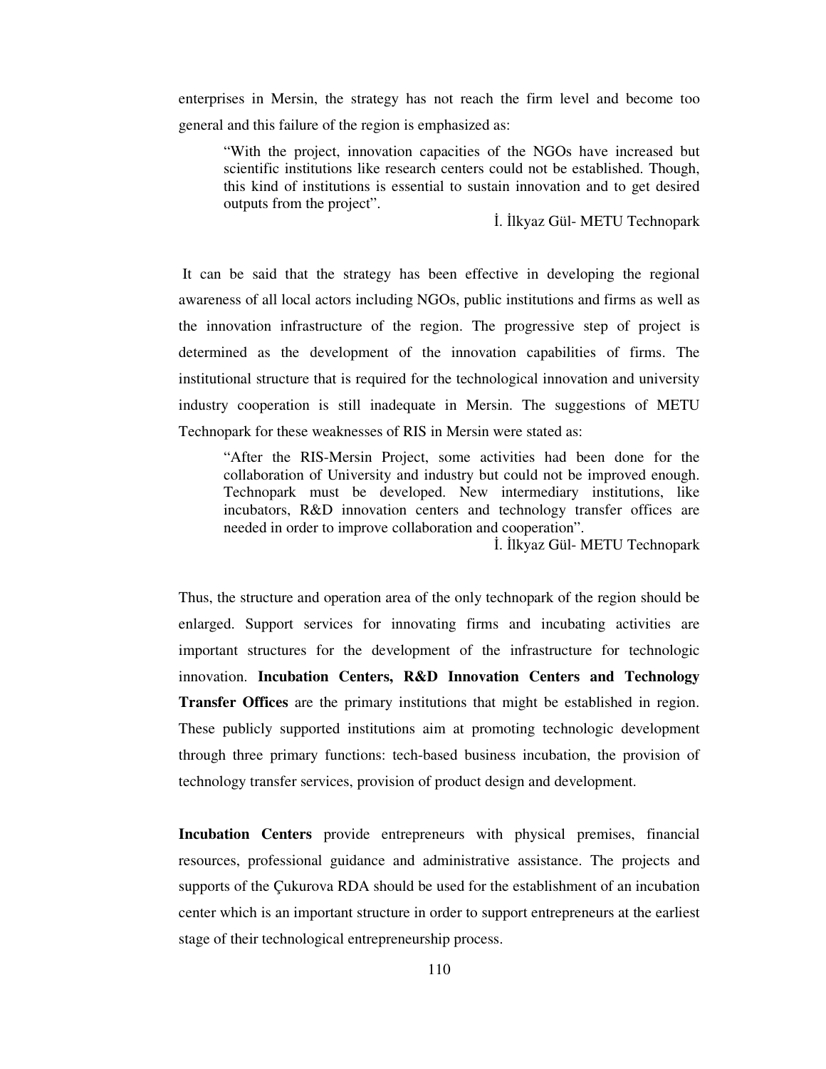enterprises in Mersin, the strategy has not reach the firm level and become too general and this failure of the region is emphasized as:

> "With the project, innovation capacities of the NGOs have increased but scientific institutions like research centers could not be established. Though, this kind of institutions is essential to sustain innovation and to get desired outputs from the project".
>
> İ. İlkyaz Gül- METU Technopark

It can be said that the strategy has been effective in developing the regional awareness of all local actors including NGOs, public institutions and firms as well as the innovation infrastructure of the region. The progressive step of project is determined as the development of the innovation capabilities of firms. The institutional structure that is required for the technological innovation and university industry cooperation is still inadequate in Mersin. The suggestions of METU Technopark for these weaknesses of RIS in Mersin were stated as:

> "After the RIS-Mersin Project, some activities had been done for the collaboration of University and industry but could not be improved enough. Technopark must be developed. New intermediary institutions, like incubators, R&D innovation centers and technology transfer offices are needed in order to improve collaboration and cooperation".
>
> İ. İlkyaz Gül- METU Technopark

Thus, the structure and operation area of the only technopark of the region should be enlarged. Support services for innovating firms and incubating activities are important structures for the development of the infrastructure for technologic innovation. **Incubation Centers, R&D Innovation Centers and Technology Transfer Offices** are the primary institutions that might be established in region. These publicly supported institutions aim at promoting technologic development through three primary functions: tech-based business incubation, the provision of technology transfer services, provision of product design and development.

**Incubation Centers** provide entrepreneurs with physical premises, financial resources, professional guidance and administrative assistance. The projects and supports of the Çukurova RDA should be used for the establishment of an incubation center which is an important structure in order to support entrepreneurs at the earliest stage of their technological entrepreneurship process.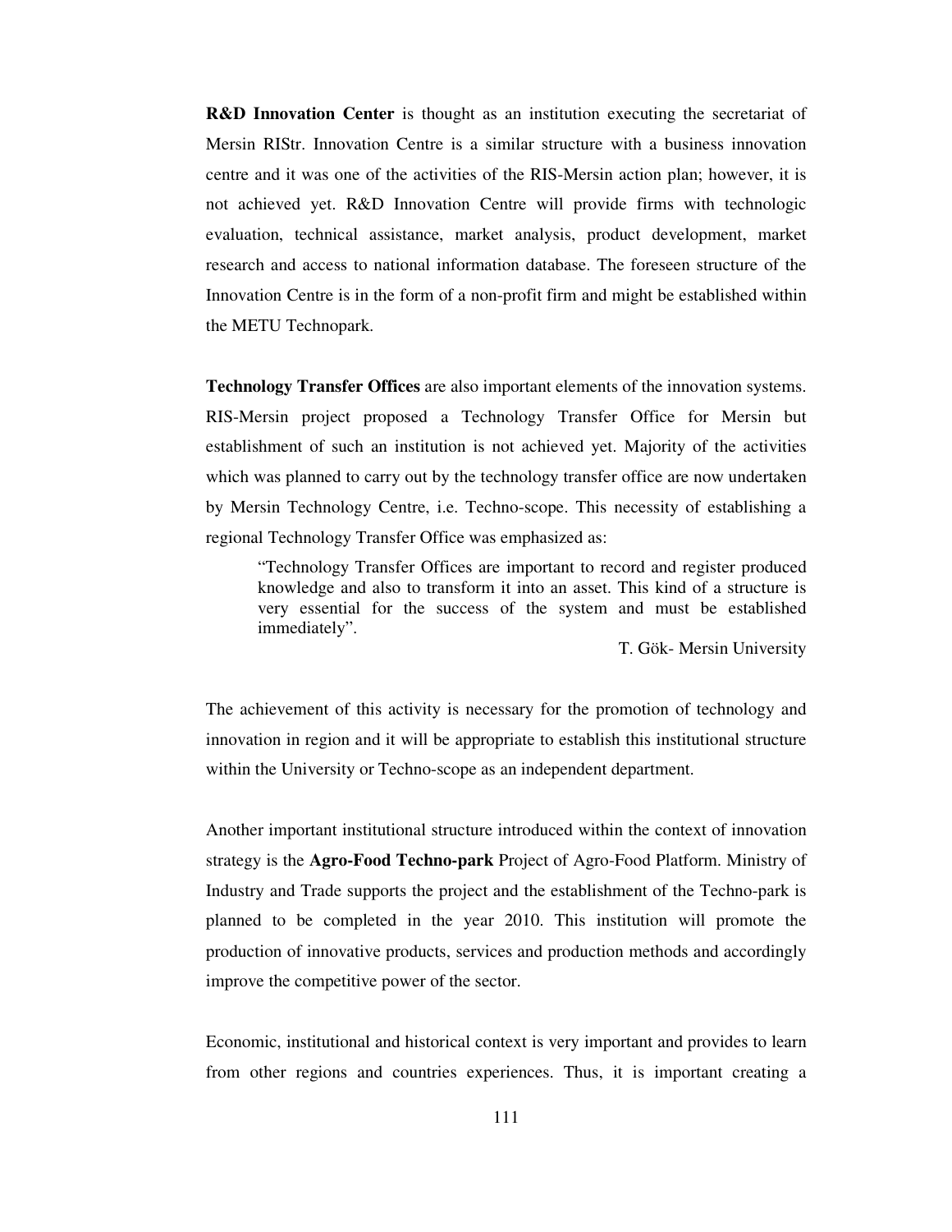**R&D Innovation Center** is thought as an institution executing the secretariat of Mersin RIStr. Innovation Centre is a similar structure with a business innovation centre and it was one of the activities of the RIS-Mersin action plan; however, it is not achieved yet. R&D Innovation Centre will provide firms with technologic evaluation, technical assistance, market analysis, product development, market research and access to national information database. The foreseen structure of the Innovation Centre is in the form of a non-profit firm and might be established within the METU Technopark.

**Technology Transfer Offices** are also important elements of the innovation systems. RIS-Mersin project proposed a Technology Transfer Office for Mersin but establishment of such an institution is not achieved yet. Majority of the activities which was planned to carry out by the technology transfer office are now undertaken by Mersin Technology Centre, i.e. Techno-scope. This necessity of establishing a regional Technology Transfer Office was emphasized as:

> "Technology Transfer Offices are important to record and register produced knowledge and also to transform it into an asset. This kind of a structure is very essential for the success of the system and must be established immediately".
>
> T. Gök- Mersin University

The achievement of this activity is necessary for the promotion of technology and innovation in region and it will be appropriate to establish this institutional structure within the University or Techno-scope as an independent department.

Another important institutional structure introduced within the context of innovation strategy is the **Agro-Food Techno-park** Project of Agro-Food Platform. Ministry of Industry and Trade supports the project and the establishment of the Techno-park is planned to be completed in the year 2010. This institution will promote the production of innovative products, services and production methods and accordingly improve the competitive power of the sector.

Economic, institutional and historical context is very important and provides to learn from other regions and countries experiences. Thus, it is important creating a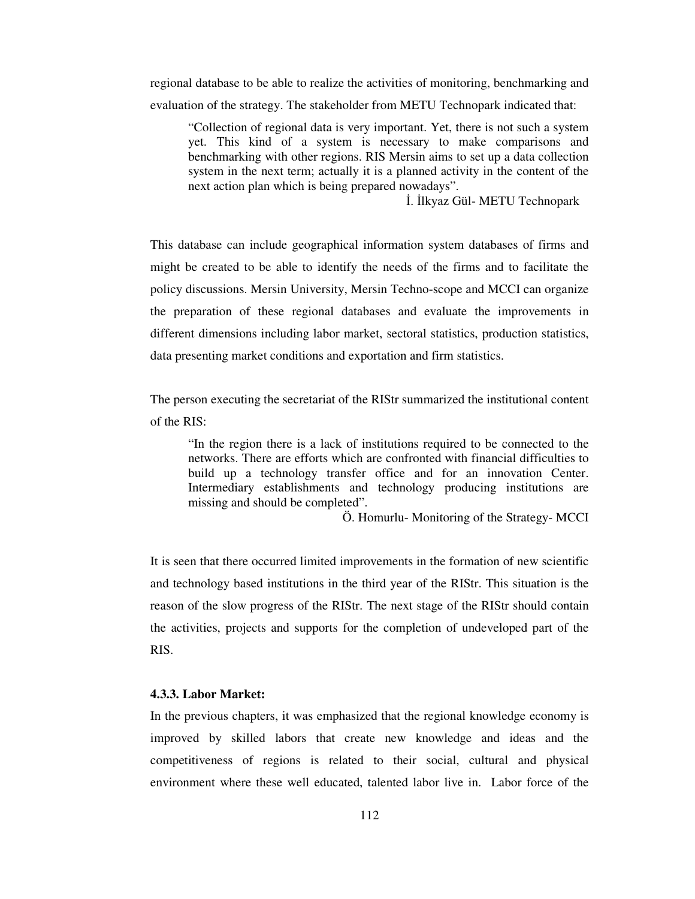regional database to be able to realize the activities of monitoring, benchmarking and evaluation of the strategy. The stakeholder from METU Technopark indicated that:

> "Collection of regional data is very important. Yet, there is not such a system yet. This kind of a system is necessary to make comparisons and benchmarking with other regions. RIS Mersin aims to set up a data collection system in the next term; actually it is a planned activity in the content of the next action plan which is being prepared nowadays".
>
> İ. İlkyaz Gül- METU Technopark

This database can include geographical information system databases of firms and might be created to be able to identify the needs of the firms and to facilitate the policy discussions. Mersin University, Mersin Techno-scope and MCCI can organize the preparation of these regional databases and evaluate the improvements in different dimensions including labor market, sectoral statistics, production statistics, data presenting market conditions and exportation and firm statistics.

The person executing the secretariat of the RIStr summarized the institutional content of the RIS:

> "In the region there is a lack of institutions required to be connected to the networks. There are efforts which are confronted with financial difficulties to build up a technology transfer office and for an innovation Center. Intermediary establishments and technology producing institutions are missing and should be completed".
>
> Ö. Homurlu- Monitoring of the Strategy- MCCI

It is seen that there occurred limited improvements in the formation of new scientific and technology based institutions in the third year of the RIStr. This situation is the reason of the slow progress of the RIStr. The next stage of the RIStr should contain the activities, projects and supports for the completion of undeveloped part of the RIS.

#### 4.3.3. Labor Market:

In the previous chapters, it was emphasized that the regional knowledge economy is improved by skilled labors that create new knowledge and ideas and the competitiveness of regions is related to their social, cultural and physical environment where these well educated, talented labor live in. Labor force of the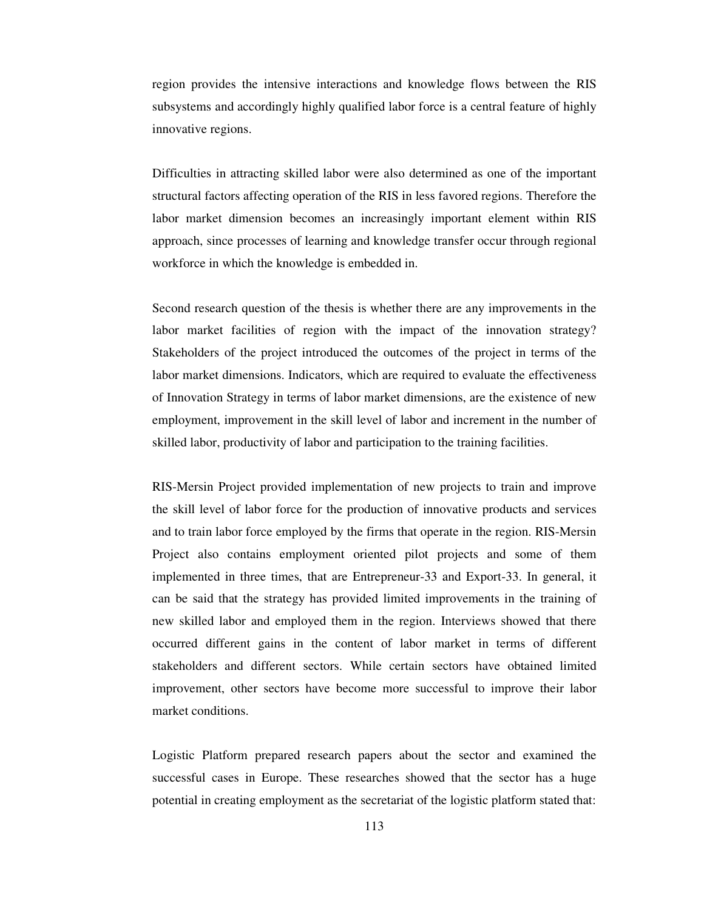region provides the intensive interactions and knowledge flows between the RIS subsystems and accordingly highly qualified labor force is a central feature of highly innovative regions.

Difficulties in attracting skilled labor were also determined as one of the important structural factors affecting operation of the RIS in less favored regions. Therefore the labor market dimension becomes an increasingly important element within RIS approach, since processes of learning and knowledge transfer occur through regional workforce in which the knowledge is embedded in.

Second research question of the thesis is whether there are any improvements in the labor market facilities of region with the impact of the innovation strategy? Stakeholders of the project introduced the outcomes of the project in terms of the labor market dimensions. Indicators, which are required to evaluate the effectiveness of Innovation Strategy in terms of labor market dimensions, are the existence of new employment, improvement in the skill level of labor and increment in the number of skilled labor, productivity of labor and participation to the training facilities.

RIS-Mersin Project provided implementation of new projects to train and improve the skill level of labor force for the production of innovative products and services and to train labor force employed by the firms that operate in the region. RIS-Mersin Project also contains employment oriented pilot projects and some of them implemented in three times, that are Entrepreneur-33 and Export-33. In general, it can be said that the strategy has provided limited improvements in the training of new skilled labor and employed them in the region. Interviews showed that there occurred different gains in the content of labor market in terms of different stakeholders and different sectors. While certain sectors have obtained limited improvement, other sectors have become more successful to improve their labor market conditions.

Logistic Platform prepared research papers about the sector and examined the successful cases in Europe. These researches showed that the sector has a huge potential in creating employment as the secretariat of the logistic platform stated that: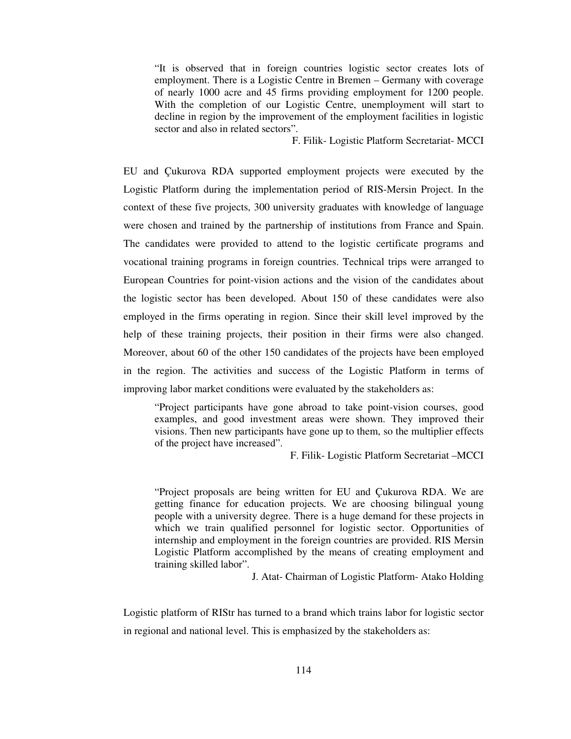> "It is observed that in foreign countries logistic sector creates lots of employment. There is a Logistic Centre in Bremen – Germany with coverage of nearly 1000 acre and 45 firms providing employment for 1200 people. With the completion of our Logistic Centre, unemployment will start to decline in region by the improvement of the employment facilities in logistic sector and also in related sectors".
>
> F. Filik- Logistic Platform Secretariat- MCCI

EU and Çukurova RDA supported employment projects were executed by the Logistic Platform during the implementation period of RIS-Mersin Project. In the context of these five projects, 300 university graduates with knowledge of language were chosen and trained by the partnership of institutions from France and Spain. The candidates were provided to attend to the logistic certificate programs and vocational training programs in foreign countries. Technical trips were arranged to European Countries for point-vision actions and the vision of the candidates about the logistic sector has been developed. About 150 of these candidates were also employed in the firms operating in region. Since their skill level improved by the help of these training projects, their position in their firms were also changed. Moreover, about 60 of the other 150 candidates of the projects have been employed in the region. The activities and success of the Logistic Platform in terms of improving labor market conditions were evaluated by the stakeholders as:

> "Project participants have gone abroad to take point-vision courses, good examples, and good investment areas were shown. They improved their visions. Then new participants have gone up to them, so the multiplier effects of the project have increased".
>
> F. Filik- Logistic Platform Secretariat –MCCI

> "Project proposals are being written for EU and Çukurova RDA. We are getting finance for education projects. We are choosing bilingual young people with a university degree. There is a huge demand for these projects in which we train qualified personnel for logistic sector. Opportunities of internship and employment in the foreign countries are provided. RIS Mersin Logistic Platform accomplished by the means of creating employment and training skilled labor".
>
> J. Atat- Chairman of Logistic Platform- Atako Holding

Logistic platform of RIStr has turned to a brand which trains labor for logistic sector in regional and national level. This is emphasized by the stakeholders as: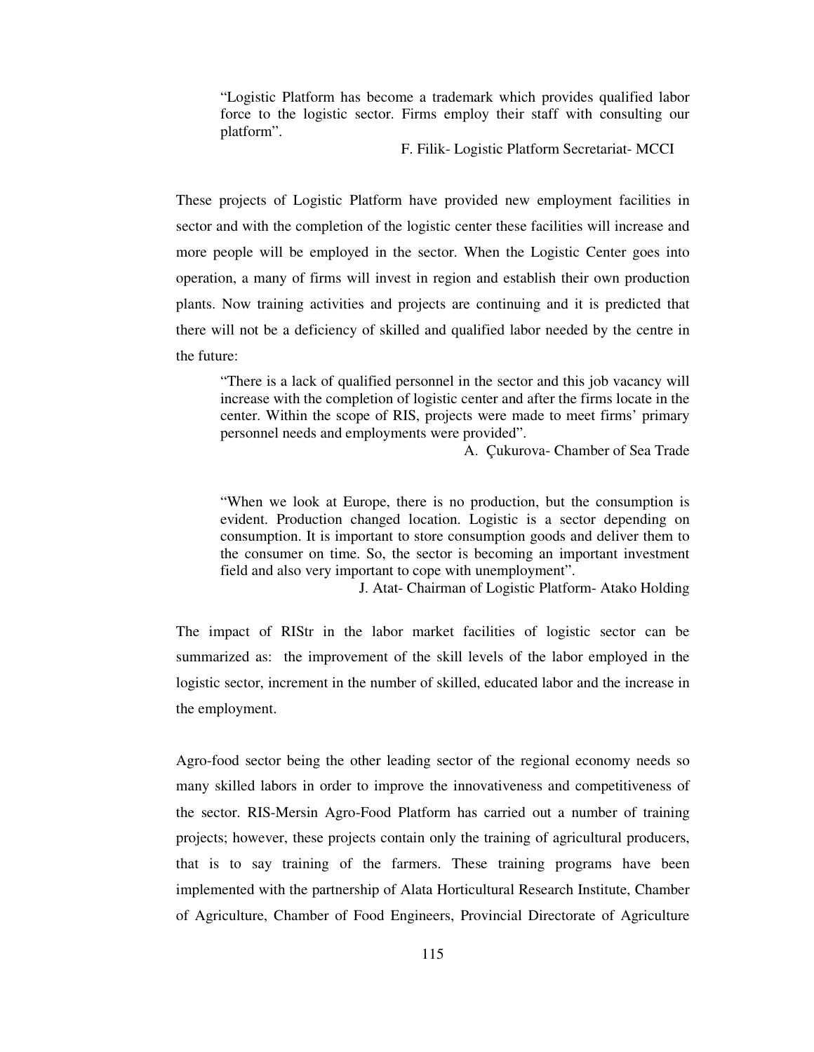> "Logistic Platform has become a trademark which provides qualified labor force to the logistic sector. Firms employ their staff with consulting our platform".
>
> F. Filik- Logistic Platform Secretariat- MCCI

These projects of Logistic Platform have provided new employment facilities in sector and with the completion of the logistic center these facilities will increase and more people will be employed in the sector. When the Logistic Center goes into operation, a many of firms will invest in region and establish their own production plants. Now training activities and projects are continuing and it is predicted that there will not be a deficiency of skilled and qualified labor needed by the centre in the future:

> "There is a lack of qualified personnel in the sector and this job vacancy will increase with the completion of logistic center and after the firms locate in the center. Within the scope of RIS, projects were made to meet firms' primary personnel needs and employments were provided".
>
> A. Çukurova- Chamber of Sea Trade

> "When we look at Europe, there is no production, but the consumption is evident. Production changed location. Logistic is a sector depending on consumption. It is important to store consumption goods and deliver them to the consumer on time. So, the sector is becoming an important investment field and also very important to cope with unemployment".
>
> J. Atat- Chairman of Logistic Platform- Atako Holding

The impact of RIStr in the labor market facilities of logistic sector can be summarized as: the improvement of the skill levels of the labor employed in the logistic sector, increment in the number of skilled, educated labor and the increase in the employment.

Agro-food sector being the other leading sector of the regional economy needs so many skilled labors in order to improve the innovativeness and competitiveness of the sector. RIS-Mersin Agro-Food Platform has carried out a number of training projects; however, these projects contain only the training of agricultural producers, that is to say training of the farmers. These training programs have been implemented with the partnership of Alata Horticultural Research Institute, Chamber of Agriculture, Chamber of Food Engineers, Provincial Directorate of Agriculture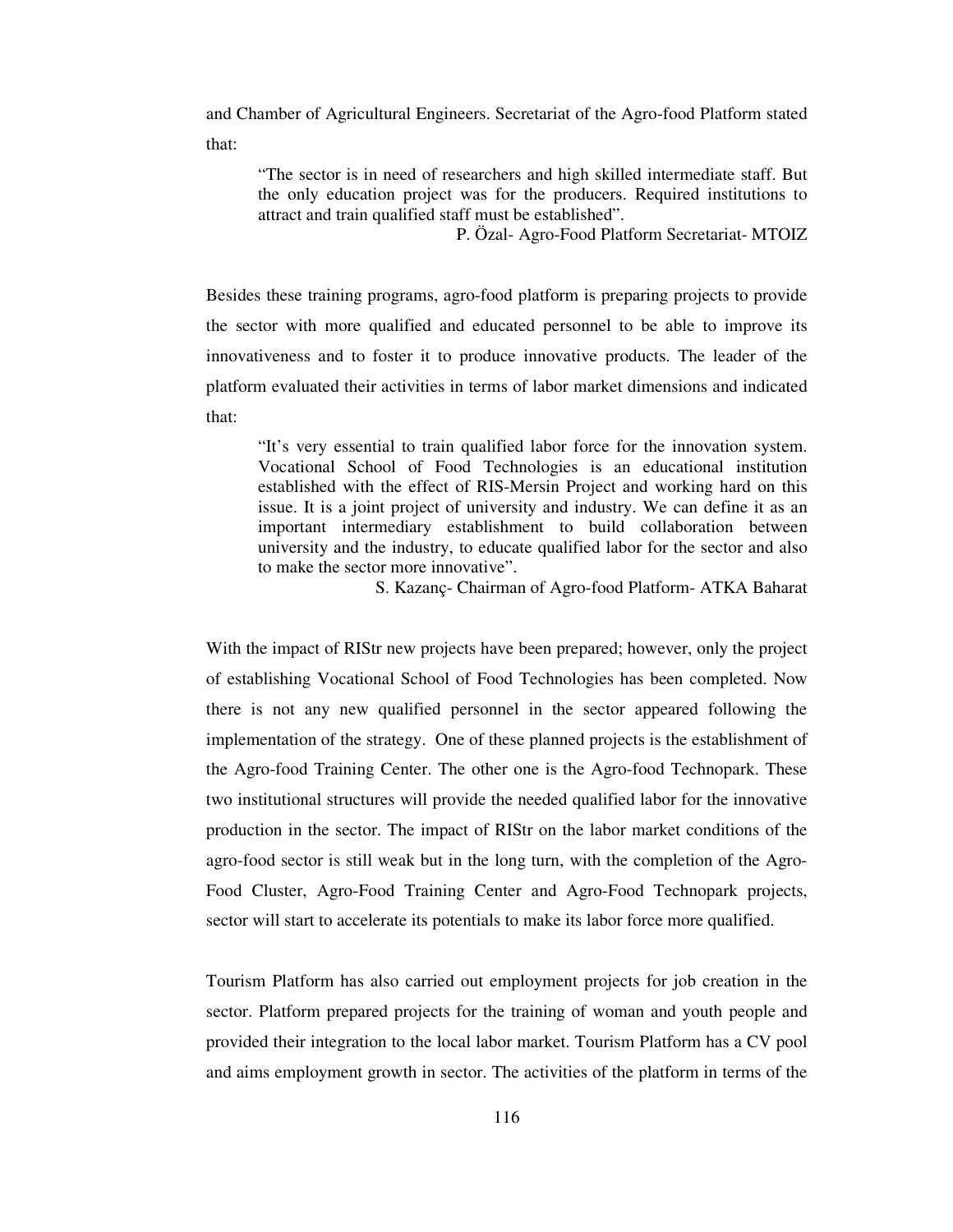and Chamber of Agricultural Engineers. Secretariat of the Agro-food Platform stated that:

> "The sector is in need of researchers and high skilled intermediate staff. But the only education project was for the producers. Required institutions to attract and train qualified staff must be established".
>
> P. Özal- Agro-Food Platform Secretariat- MTOIZ

Besides these training programs, agro-food platform is preparing projects to provide the sector with more qualified and educated personnel to be able to improve its innovativeness and to foster it to produce innovative products. The leader of the platform evaluated their activities in terms of labor market dimensions and indicated that:

> "It's very essential to train qualified labor force for the innovation system. Vocational School of Food Technologies is an educational institution established with the effect of RIS-Mersin Project and working hard on this issue. It is a joint project of university and industry. We can define it as an important intermediary establishment to build collaboration between university and the industry, to educate qualified labor for the sector and also to make the sector more innovative".
>
> S. Kazanç- Chairman of Agro-food Platform- ATKA Baharat

With the impact of RIStr new projects have been prepared; however, only the project of establishing Vocational School of Food Technologies has been completed. Now there is not any new qualified personnel in the sector appeared following the implementation of the strategy. One of these planned projects is the establishment of the Agro-food Training Center. The other one is the Agro-food Technopark. These two institutional structures will provide the needed qualified labor for the innovative production in the sector. The impact of RIStr on the labor market conditions of the agro-food sector is still weak but in the long turn, with the completion of the Agro-Food Cluster, Agro-Food Training Center and Agro-Food Technopark projects, sector will start to accelerate its potentials to make its labor force more qualified.

Tourism Platform has also carried out employment projects for job creation in the sector. Platform prepared projects for the training of woman and youth people and provided their integration to the local labor market. Tourism Platform has a CV pool and aims employment growth in sector. The activities of the platform in terms of the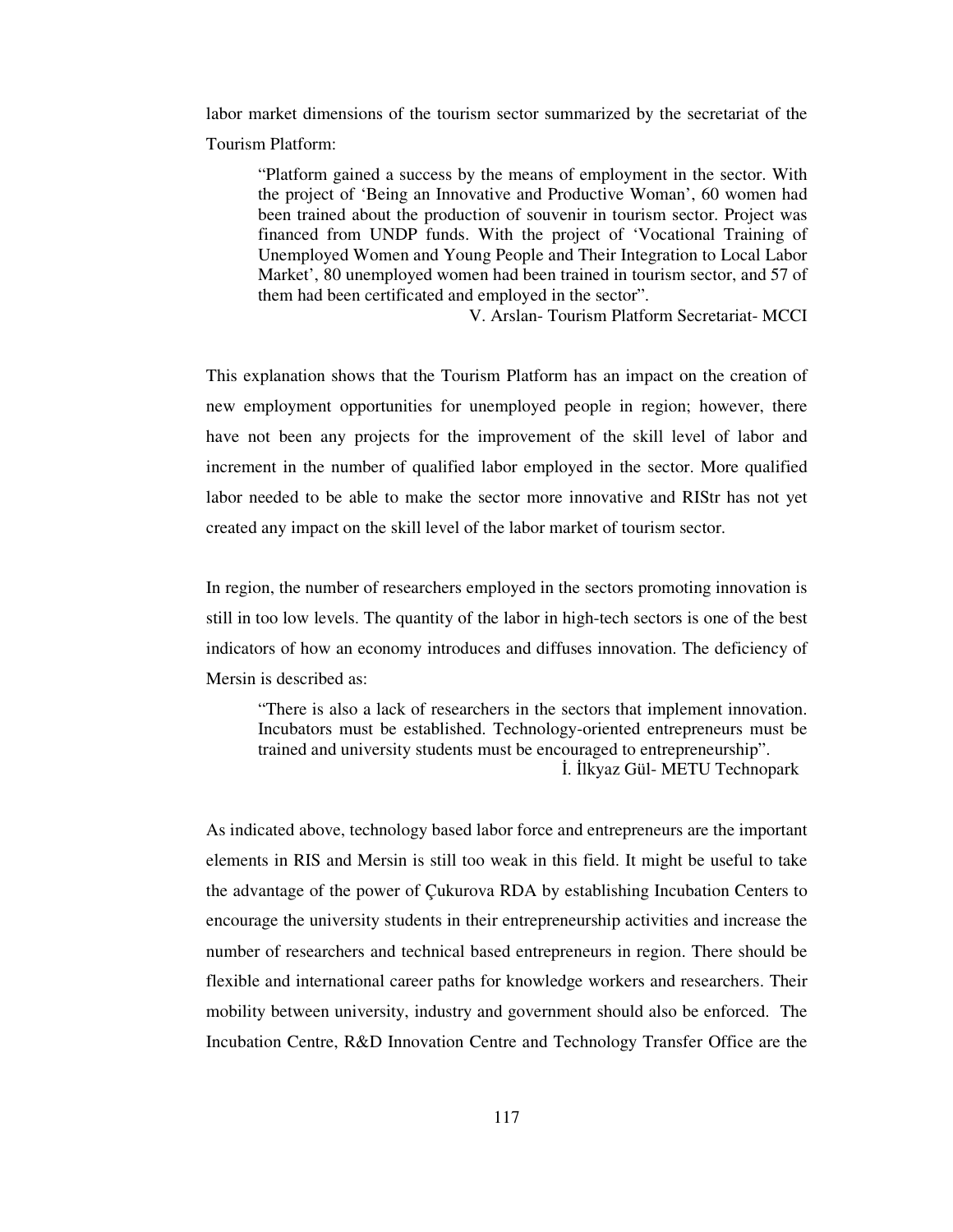labor market dimensions of the tourism sector summarized by the secretariat of the Tourism Platform:

> "Platform gained a success by the means of employment in the sector. With the project of 'Being an Innovative and Productive Woman', 60 women had been trained about the production of souvenir in tourism sector. Project was financed from UNDP funds. With the project of 'Vocational Training of Unemployed Women and Young People and Their Integration to Local Labor Market', 80 unemployed women had been trained in tourism sector, and 57 of them had been certificated and employed in the sector".
>
> V. Arslan- Tourism Platform Secretariat- MCCI

This explanation shows that the Tourism Platform has an impact on the creation of new employment opportunities for unemployed people in region; however, there have not been any projects for the improvement of the skill level of labor and increment in the number of qualified labor employed in the sector. More qualified labor needed to be able to make the sector more innovative and RIStr has not yet created any impact on the skill level of the labor market of tourism sector.

In region, the number of researchers employed in the sectors promoting innovation is still in too low levels. The quantity of the labor in high-tech sectors is one of the best indicators of how an economy introduces and diffuses innovation. The deficiency of Mersin is described as:

> "There is also a lack of researchers in the sectors that implement innovation. Incubators must be established. Technology-oriented entrepreneurs must be trained and university students must be encouraged to entrepreneurship".
>
> İ. İlkyaz Gül- METU Technopark

As indicated above, technology based labor force and entrepreneurs are the important elements in RIS and Mersin is still too weak in this field. It might be useful to take the advantage of the power of Çukurova RDA by establishing Incubation Centers to encourage the university students in their entrepreneurship activities and increase the number of researchers and technical based entrepreneurs in region. There should be flexible and international career paths for knowledge workers and researchers. Their mobility between university, industry and government should also be enforced. The Incubation Centre, R&D Innovation Centre and Technology Transfer Office are the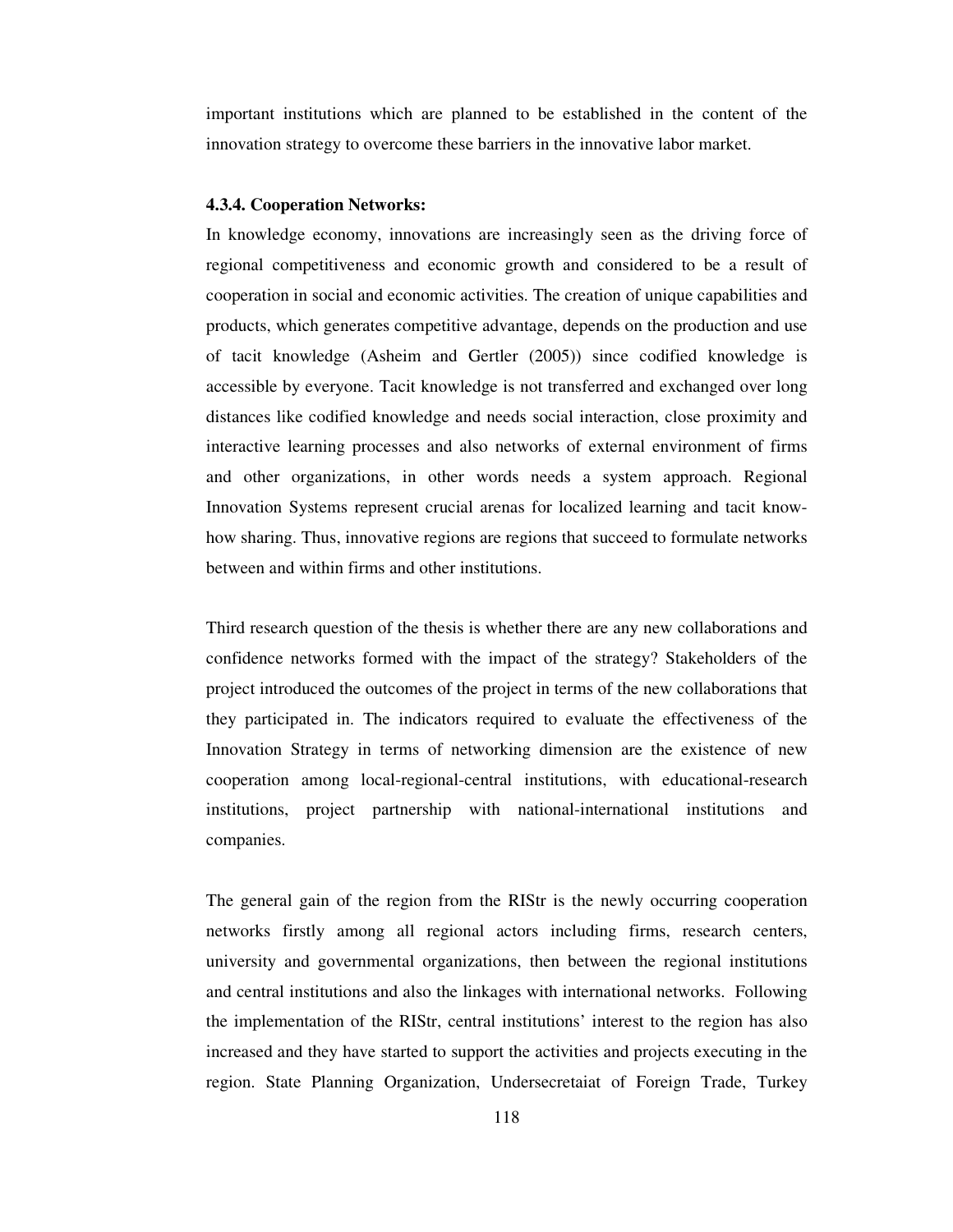important institutions which are planned to be established in the content of the innovation strategy to overcome these barriers in the innovative labor market.

#### 4.3.4. Cooperation Networks:

In knowledge economy, innovations are increasingly seen as the driving force of regional competitiveness and economic growth and considered to be a result of cooperation in social and economic activities. The creation of unique capabilities and products, which generates competitive advantage, depends on the production and use of tacit knowledge (Asheim and Gertler (2005)) since codified knowledge is accessible by everyone. Tacit knowledge is not transferred and exchanged over long distances like codified knowledge and needs social interaction, close proximity and interactive learning processes and also networks of external environment of firms and other organizations, in other words needs a system approach. Regional Innovation Systems represent crucial arenas for localized learning and tacit know-how sharing. Thus, innovative regions are regions that succeed to formulate networks between and within firms and other institutions.

Third research question of the thesis is whether there are any new collaborations and confidence networks formed with the impact of the strategy? Stakeholders of the project introduced the outcomes of the project in terms of the new collaborations that they participated in. The indicators required to evaluate the effectiveness of the Innovation Strategy in terms of networking dimension are the existence of new cooperation among local-regional-central institutions, with educational-research institutions, project partnership with national-international institutions and companies.

The general gain of the region from the RIStr is the newly occurring cooperation networks firstly among all regional actors including firms, research centers, university and governmental organizations, then between the regional institutions and central institutions and also the linkages with international networks. Following the implementation of the RIStr, central institutions' interest to the region has also increased and they have started to support the activities and projects executing in the region. State Planning Organization, Undersecretaiat of Foreign Trade, Turkey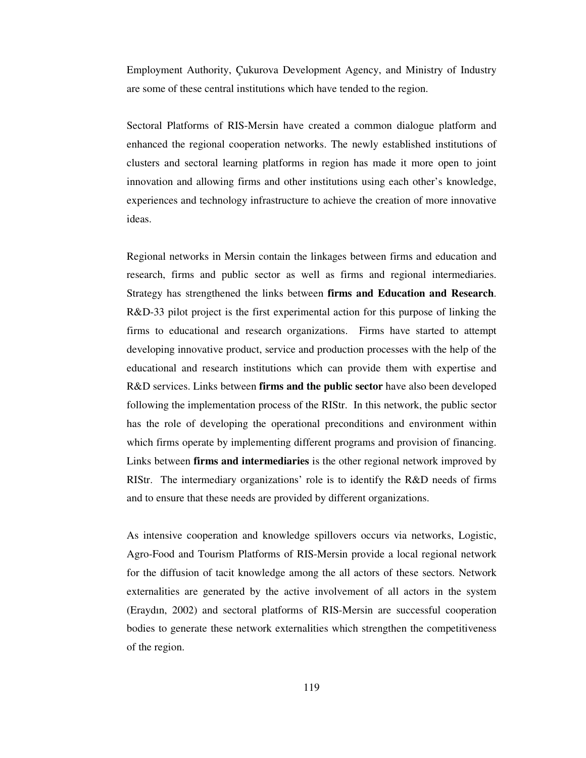Employment Authority, Çukurova Development Agency, and Ministry of Industry are some of these central institutions which have tended to the region.

Sectoral Platforms of RIS-Mersin have created a common dialogue platform and enhanced the regional cooperation networks. The newly established institutions of clusters and sectoral learning platforms in region has made it more open to joint innovation and allowing firms and other institutions using each other's knowledge, experiences and technology infrastructure to achieve the creation of more innovative ideas.

Regional networks in Mersin contain the linkages between firms and education and research, firms and public sector as well as firms and regional intermediaries. Strategy has strengthened the links between **firms and Education and Research**. R&D-33 pilot project is the first experimental action for this purpose of linking the firms to educational and research organizations. Firms have started to attempt developing innovative product, service and production processes with the help of the educational and research institutions which can provide them with expertise and R&D services. Links between **firms and the public sector** have also been developed following the implementation process of the RIStr. In this network, the public sector has the role of developing the operational preconditions and environment within which firms operate by implementing different programs and provision of financing. Links between **firms and intermediaries** is the other regional network improved by RIStr. The intermediary organizations' role is to identify the R&D needs of firms and to ensure that these needs are provided by different organizations.

As intensive cooperation and knowledge spillovers occurs via networks, Logistic, Agro-Food and Tourism Platforms of RIS-Mersin provide a local regional network for the diffusion of tacit knowledge among the all actors of these sectors. Network externalities are generated by the active involvement of all actors in the system (Eraydın, 2002) and sectoral platforms of RIS-Mersin are successful cooperation bodies to generate these network externalities which strengthen the competitiveness of the region.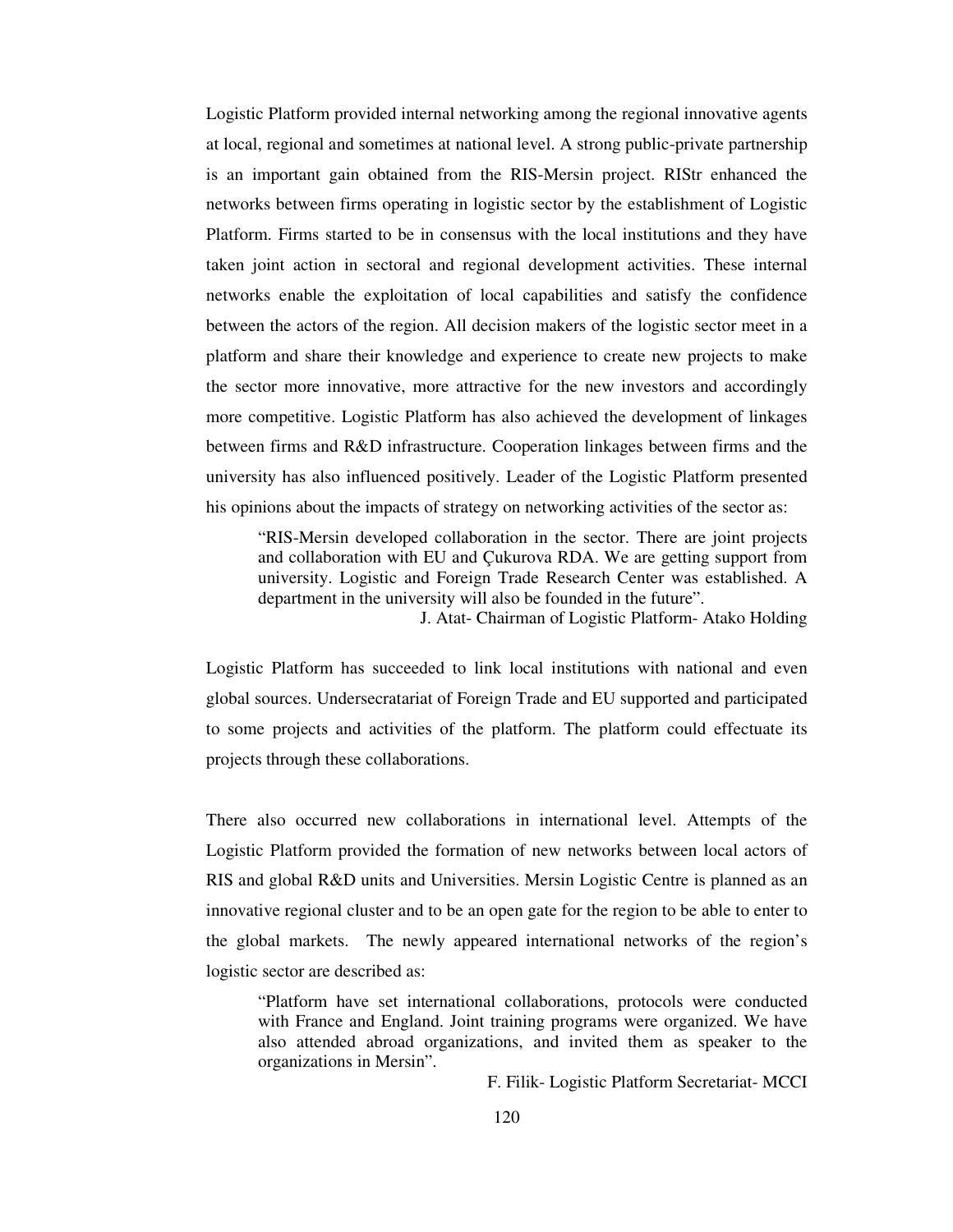Logistic Platform provided internal networking among the regional innovative agents at local, regional and sometimes at national level. A strong public-private partnership is an important gain obtained from the RIS-Mersin project. RIStr enhanced the networks between firms operating in logistic sector by the establishment of Logistic Platform. Firms started to be in consensus with the local institutions and they have taken joint action in sectoral and regional development activities. These internal networks enable the exploitation of local capabilities and satisfy the confidence between the actors of the region. All decision makers of the logistic sector meet in a platform and share their knowledge and experience to create new projects to make the sector more innovative, more attractive for the new investors and accordingly more competitive. Logistic Platform has also achieved the development of linkages between firms and R&D infrastructure. Cooperation linkages between firms and the university has also influenced positively. Leader of the Logistic Platform presented his opinions about the impacts of strategy on networking activities of the sector as:

> "RIS-Mersin developed collaboration in the sector. There are joint projects and collaboration with EU and Çukurova RDA. We are getting support from university. Logistic and Foreign Trade Research Center was established. A department in the university will also be founded in the future".
>
> J. Atat- Chairman of Logistic Platform- Atako Holding

Logistic Platform has succeeded to link local institutions with national and even global sources. Undersecratariat of Foreign Trade and EU supported and participated to some projects and activities of the platform. The platform could effectuate its projects through these collaborations.

There also occurred new collaborations in international level. Attempts of the Logistic Platform provided the formation of new networks between local actors of RIS and global R&D units and Universities. Mersin Logistic Centre is planned as an innovative regional cluster and to be an open gate for the region to be able to enter to the global markets. The newly appeared international networks of the region's logistic sector are described as:

> "Platform have set international collaborations, protocols were conducted with France and England. Joint training programs were organized. We have also attended abroad organizations, and invited them as speaker to the organizations in Mersin".
>
> F. Filik- Logistic Platform Secretariat- MCCI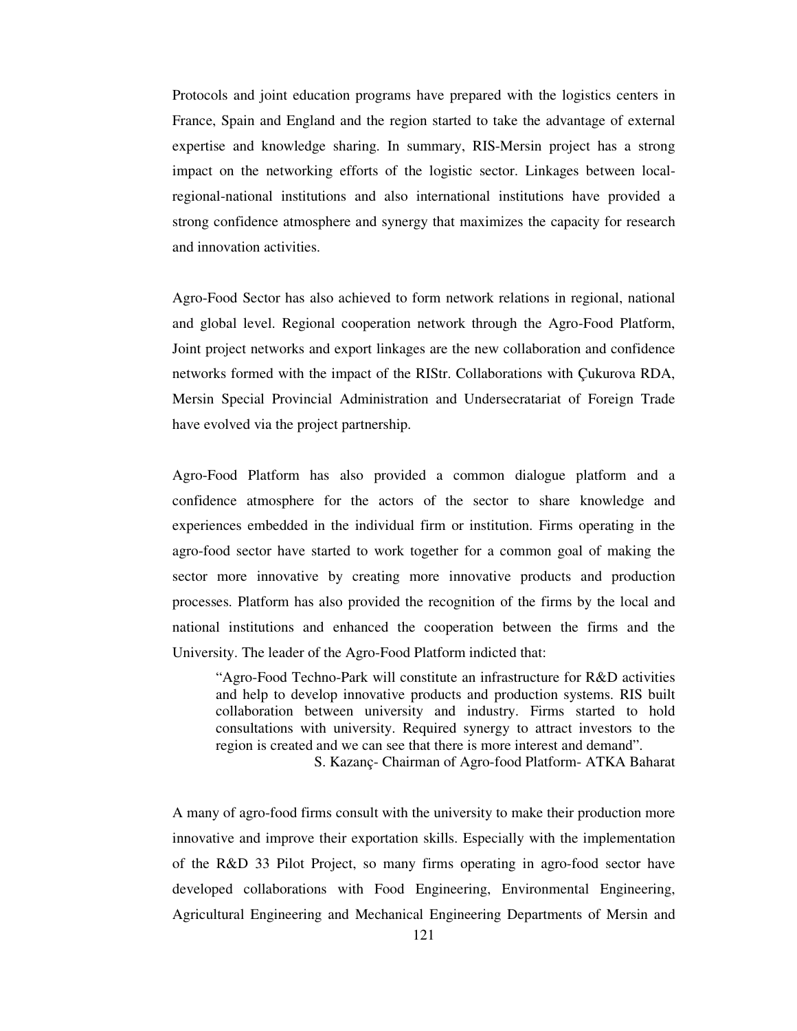Protocols and joint education programs have prepared with the logistics centers in France, Spain and England and the region started to take the advantage of external expertise and knowledge sharing. In summary, RIS-Mersin project has a strong impact on the networking efforts of the logistic sector. Linkages between local-regional-national institutions and also international institutions have provided a strong confidence atmosphere and synergy that maximizes the capacity for research and innovation activities.

Agro-Food Sector has also achieved to form network relations in regional, national and global level. Regional cooperation network through the Agro-Food Platform, Joint project networks and export linkages are the new collaboration and confidence networks formed with the impact of the RIStr. Collaborations with Çukurova RDA, Mersin Special Provincial Administration and Undersecratariat of Foreign Trade have evolved via the project partnership.

Agro-Food Platform has also provided a common dialogue platform and a confidence atmosphere for the actors of the sector to share knowledge and experiences embedded in the individual firm or institution. Firms operating in the agro-food sector have started to work together for a common goal of making the sector more innovative by creating more innovative products and production processes. Platform has also provided the recognition of the firms by the local and national institutions and enhanced the cooperation between the firms and the University. The leader of the Agro-Food Platform indicted that:

> "Agro-Food Techno-Park will constitute an infrastructure for R&D activities and help to develop innovative products and production systems. RIS built collaboration between university and industry. Firms started to hold consultations with university. Required synergy to attract investors to the region is created and we can see that there is more interest and demand".
>
> S. Kazanç- Chairman of Agro-food Platform- ATKA Baharat

A many of agro-food firms consult with the university to make their production more innovative and improve their exportation skills. Especially with the implementation of the R&D 33 Pilot Project, so many firms operating in agro-food sector have developed collaborations with Food Engineering, Environmental Engineering, Agricultural Engineering and Mechanical Engineering Departments of Mersin and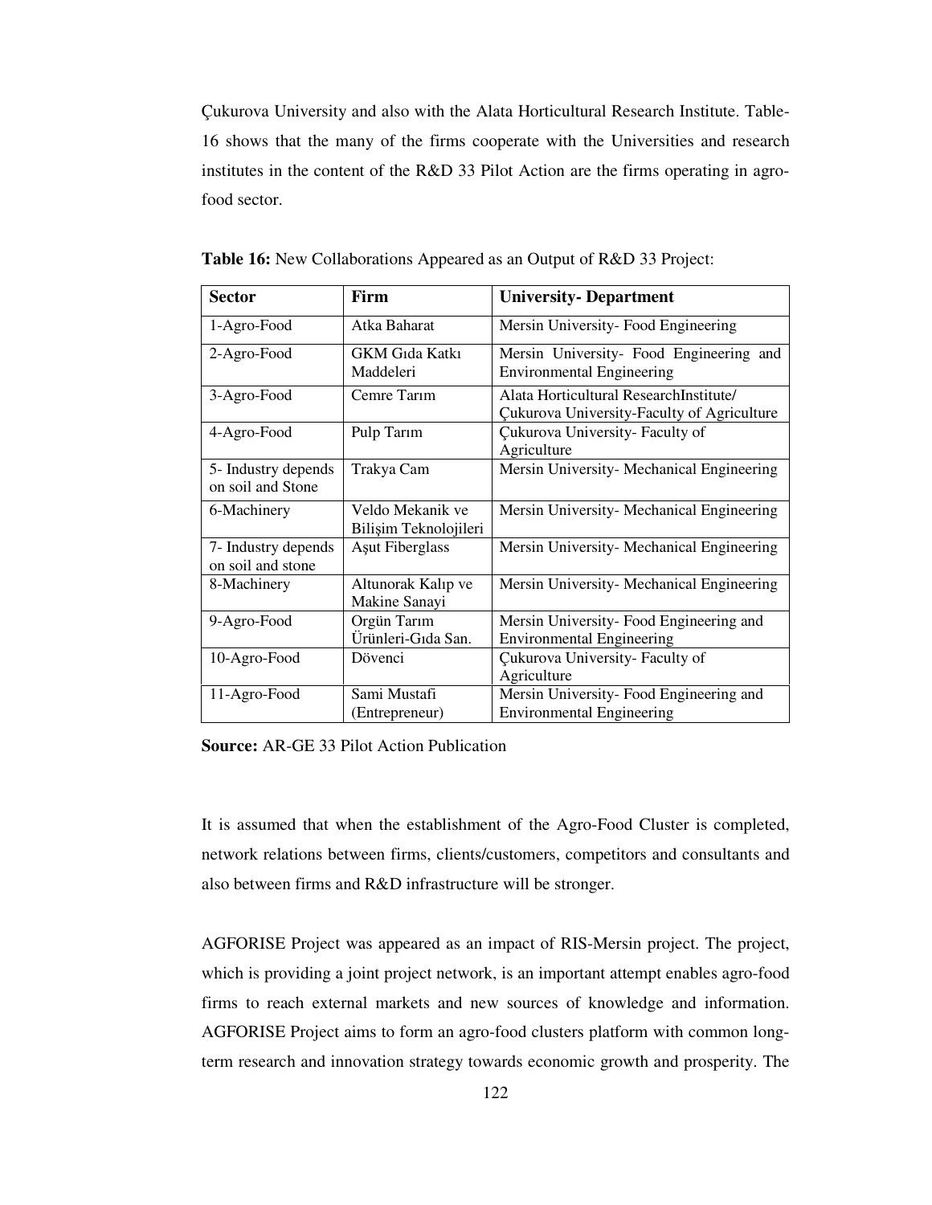Çukurova University and also with the Alata Horticultural Research Institute. Table-16 shows that the many of the firms cooperate with the Universities and research institutes in the content of the R&D 33 Pilot Action are the firms operating in agro-food sector.

**Table 16:** New Collaborations Appeared as an Output of R&D 33 Project:

| **Sector** | **Firm** | **University- Department** |
|---|---|---|
| 1-Agro-Food | Atka Baharat | Mersin University- Food Engineering |
| 2-Agro-Food | GKM Gıda Katkı Maddeleri | Mersin University- Food Engineering and Environmental Engineering |
| 3-Agro-Food | Cemre Tarım | Alata Horticultural ResearchInstitute/ Çukurova University-Faculty of Agriculture |
| 4-Agro-Food | Pulp Tarım | Çukurova University- Faculty of Agriculture |
| 5- Industry depends on soil and Stone | Trakya Cam | Mersin University- Mechanical Engineering |
| 6-Machinery | Veldo Mekanik ve Bilişim Teknolojileri | Mersin University- Mechanical Engineering |
| 7- Industry depends on soil and stone | Aşut Fiberglass | Mersin University- Mechanical Engineering |
| 8-Machinery | Altunorak Kalıp ve Makine Sanayi | Mersin University- Mechanical Engineering |
| 9-Agro-Food | Orgün Tarım Ürünleri-Gıda San. | Mersin University- Food Engineering and Environmental Engineering |
| 10-Agro-Food | Dövenci | Çukurova University- Faculty of Agriculture |
| 11-Agro-Food | Sami Mustafi (Entrepreneur) | Mersin University- Food Engineering and Environmental Engineering |

**Source:** AR-GE 33 Pilot Action Publication

It is assumed that when the establishment of the Agro-Food Cluster is completed, network relations between firms, clients/customers, competitors and consultants and also between firms and R&D infrastructure will be stronger.

AGFORISE Project was appeared as an impact of RIS-Mersin project. The project, which is providing a joint project network, is an important attempt enables agro-food firms to reach external markets and new sources of knowledge and information. AGFORISE Project aims to form an agro-food clusters platform with common long-term research and innovation strategy towards economic growth and prosperity. The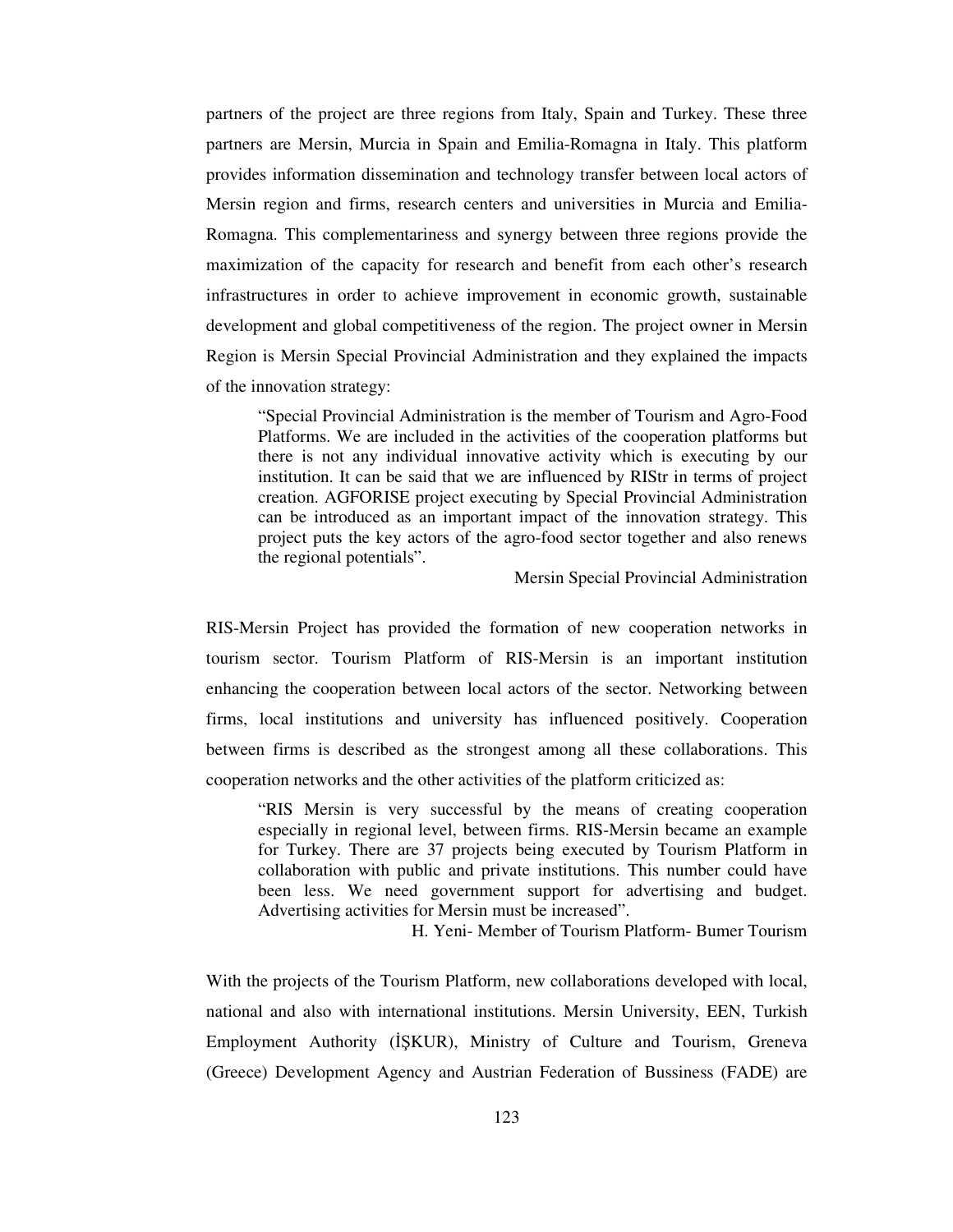partners of the project are three regions from Italy, Spain and Turkey. These three partners are Mersin, Murcia in Spain and Emilia-Romagna in Italy. This platform provides information dissemination and technology transfer between local actors of Mersin region and firms, research centers and universities in Murcia and Emilia-Romagna. This complementariness and synergy between three regions provide the maximization of the capacity for research and benefit from each other's research infrastructures in order to achieve improvement in economic growth, sustainable development and global competitiveness of the region. The project owner in Mersin Region is Mersin Special Provincial Administration and they explained the impacts of the innovation strategy:

> "Special Provincial Administration is the member of Tourism and Agro-Food Platforms. We are included in the activities of the cooperation platforms but there is not any individual innovative activity which is executing by our institution. It can be said that we are influenced by RIStr in terms of project creation. AGFORISE project executing by Special Provincial Administration can be introduced as an important impact of the innovation strategy. This project puts the key actors of the agro-food sector together and also renews the regional potentials".
>
> Mersin Special Provincial Administration

RIS-Mersin Project has provided the formation of new cooperation networks in tourism sector. Tourism Platform of RIS-Mersin is an important institution enhancing the cooperation between local actors of the sector. Networking between firms, local institutions and university has influenced positively. Cooperation between firms is described as the strongest among all these collaborations. This cooperation networks and the other activities of the platform criticized as:

> "RIS Mersin is very successful by the means of creating cooperation especially in regional level, between firms. RIS-Mersin became an example for Turkey. There are 37 projects being executed by Tourism Platform in collaboration with public and private institutions. This number could have been less. We need government support for advertising and budget. Advertising activities for Mersin must be increased".
>
> H. Yeni- Member of Tourism Platform- Bumer Tourism

With the projects of the Tourism Platform, new collaborations developed with local, national and also with international institutions. Mersin University, EEN, Turkish Employment Authority (İŞKUR), Ministry of Culture and Tourism, Greneva (Greece) Development Agency and Austrian Federation of Bussiness (FADE) are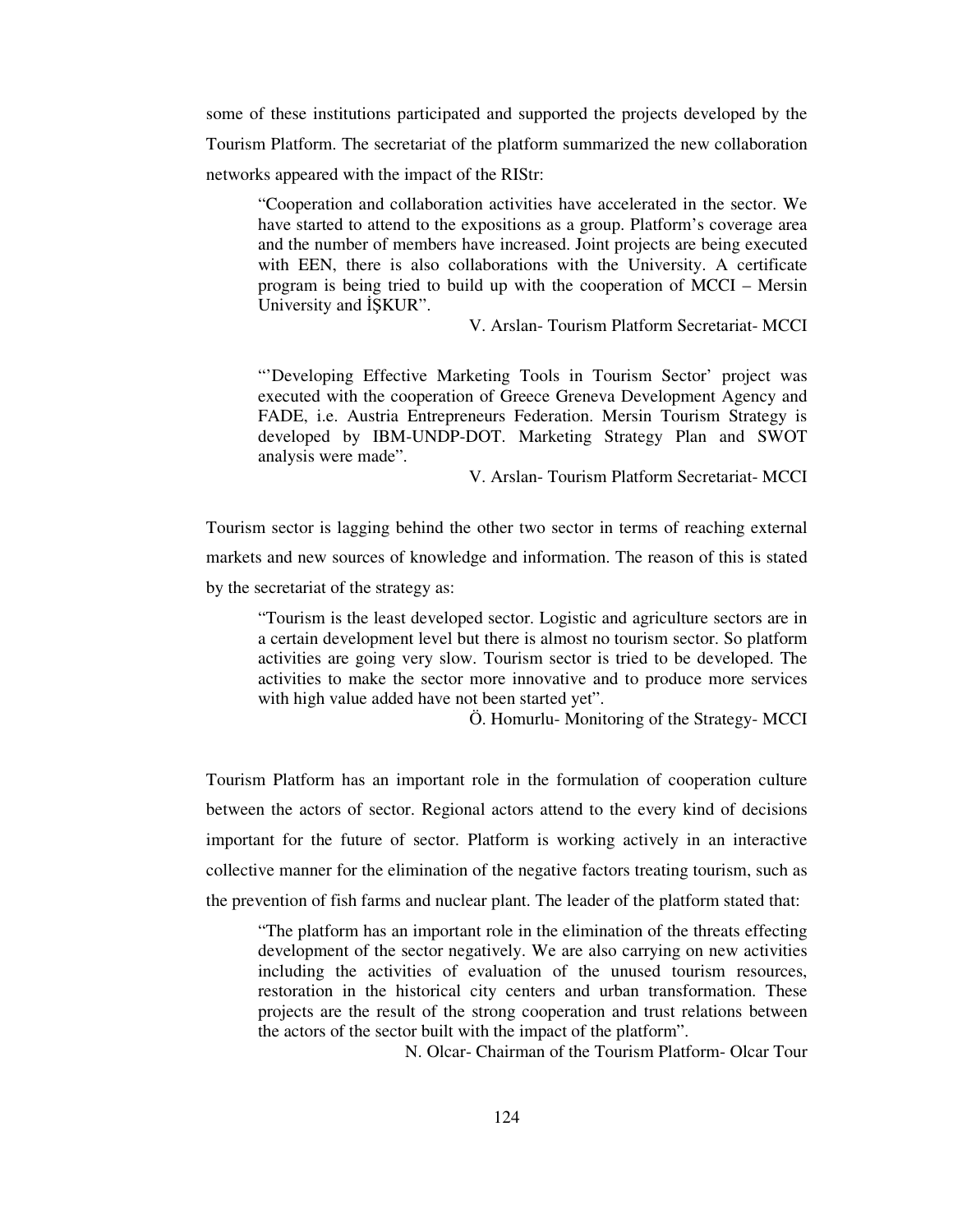some of these institutions participated and supported the projects developed by the Tourism Platform. The secretariat of the platform summarized the new collaboration networks appeared with the impact of the RIStr:

> "Cooperation and collaboration activities have accelerated in the sector. We have started to attend to the expositions as a group. Platform's coverage area and the number of members have increased. Joint projects are being executed with EEN, there is also collaborations with the University. A certificate program is being tried to build up with the cooperation of MCCI – Mersin University and İŞKUR".
>
> V. Arslan- Tourism Platform Secretariat- MCCI

> "'Developing Effective Marketing Tools in Tourism Sector' project was executed with the cooperation of Greece Greneva Development Agency and FADE, i.e. Austria Entrepreneurs Federation. Mersin Tourism Strategy is developed by IBM-UNDP-DOT. Marketing Strategy Plan and SWOT analysis were made".
>
> V. Arslan- Tourism Platform Secretariat- MCCI

Tourism sector is lagging behind the other two sector in terms of reaching external markets and new sources of knowledge and information. The reason of this is stated by the secretariat of the strategy as:

> "Tourism is the least developed sector. Logistic and agriculture sectors are in a certain development level but there is almost no tourism sector. So platform activities are going very slow. Tourism sector is tried to be developed. The activities to make the sector more innovative and to produce more services with high value added have not been started yet".
>
> Ö. Homurlu- Monitoring of the Strategy- MCCI

Tourism Platform has an important role in the formulation of cooperation culture between the actors of sector. Regional actors attend to the every kind of decisions important for the future of sector. Platform is working actively in an interactive collective manner for the elimination of the negative factors treating tourism, such as the prevention of fish farms and nuclear plant. The leader of the platform stated that:

> "The platform has an important role in the elimination of the threats effecting development of the sector negatively. We are also carrying on new activities including the activities of evaluation of the unused tourism resources, restoration in the historical city centers and urban transformation. These projects are the result of the strong cooperation and trust relations between the actors of the sector built with the impact of the platform".
>
> N. Olcar- Chairman of the Tourism Platform- Olcar Tour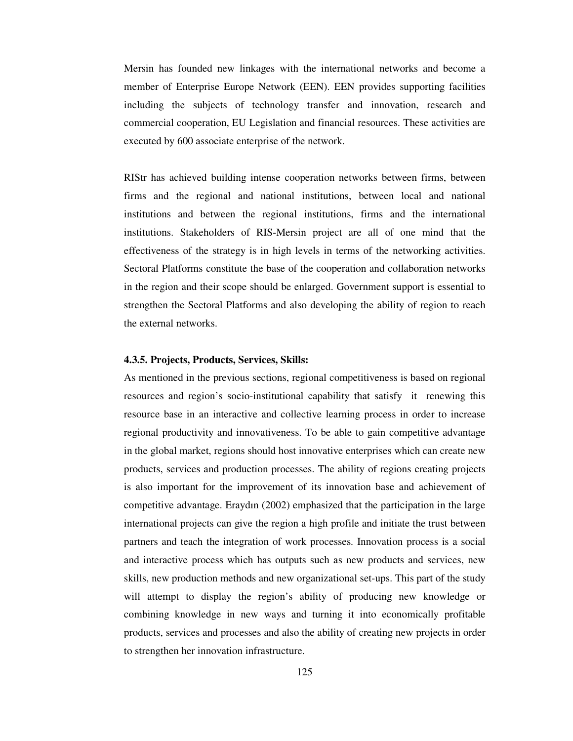Mersin has founded new linkages with the international networks and become a member of Enterprise Europe Network (EEN). EEN provides supporting facilities including the subjects of technology transfer and innovation, research and commercial cooperation, EU Legislation and financial resources. These activities are executed by 600 associate enterprise of the network.

RIStr has achieved building intense cooperation networks between firms, between firms and the regional and national institutions, between local and national institutions and between the regional institutions, firms and the international institutions. Stakeholders of RIS-Mersin project are all of one mind that the effectiveness of the strategy is in high levels in terms of the networking activities. Sectoral Platforms constitute the base of the cooperation and collaboration networks in the region and their scope should be enlarged. Government support is essential to strengthen the Sectoral Platforms and also developing the ability of region to reach the external networks.

#### 4.3.5. Projects, Products, Services, Skills:

As mentioned in the previous sections, regional competitiveness is based on regional resources and region's socio-institutional capability that satisfy it renewing this resource base in an interactive and collective learning process in order to increase regional productivity and innovativeness. To be able to gain competitive advantage in the global market, regions should host innovative enterprises which can create new products, services and production processes. The ability of regions creating projects is also important for the improvement of its innovation base and achievement of competitive advantage. Eraydın (2002) emphasized that the participation in the large international projects can give the region a high profile and initiate the trust between partners and teach the integration of work processes. Innovation process is a social and interactive process which has outputs such as new products and services, new skills, new production methods and new organizational set-ups. This part of the study will attempt to display the region's ability of producing new knowledge or combining knowledge in new ways and turning it into economically profitable products, services and processes and also the ability of creating new projects in order to strengthen her innovation infrastructure.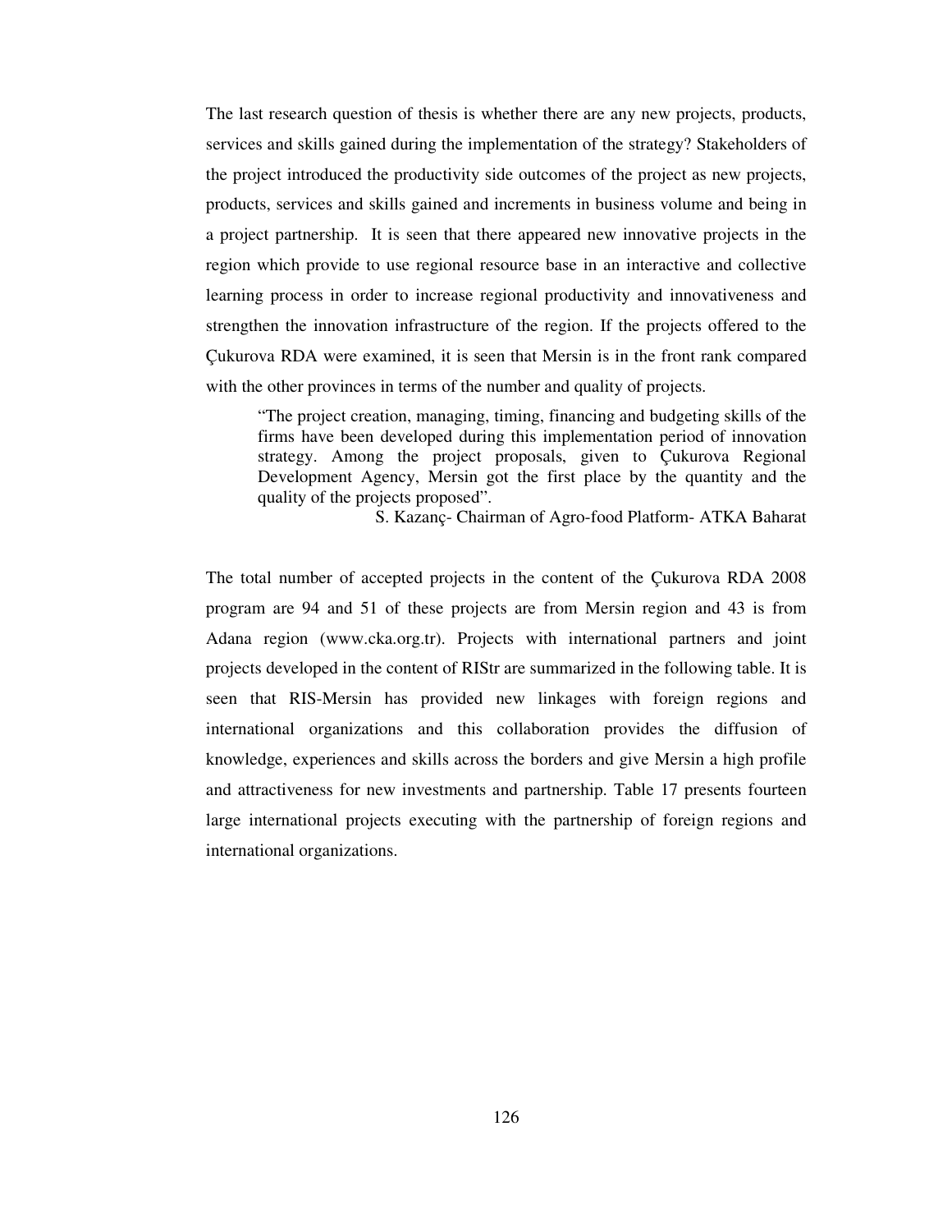The last research question of thesis is whether there are any new projects, products, services and skills gained during the implementation of the strategy? Stakeholders of the project introduced the productivity side outcomes of the project as new projects, products, services and skills gained and increments in business volume and being in a project partnership. It is seen that there appeared new innovative projects in the region which provide to use regional resource base in an interactive and collective learning process in order to increase regional productivity and innovativeness and strengthen the innovation infrastructure of the region. If the projects offered to the Çukurova RDA were examined, it is seen that Mersin is in the front rank compared with the other provinces in terms of the number and quality of projects.

> "The project creation, managing, timing, financing and budgeting skills of the firms have been developed during this implementation period of innovation strategy. Among the project proposals, given to Çukurova Regional Development Agency, Mersin got the first place by the quantity and the quality of the projects proposed".
>
> S. Kazanç- Chairman of Agro-food Platform- ATKA Baharat

The total number of accepted projects in the content of the Çukurova RDA 2008 program are 94 and 51 of these projects are from Mersin region and 43 is from Adana region (www.cka.org.tr). Projects with international partners and joint projects developed in the content of RIStr are summarized in the following table. It is seen that RIS-Mersin has provided new linkages with foreign regions and international organizations and this collaboration provides the diffusion of knowledge, experiences and skills across the borders and give Mersin a high profile and attractiveness for new investments and partnership. Table 17 presents fourteen large international projects executing with the partnership of foreign regions and international organizations.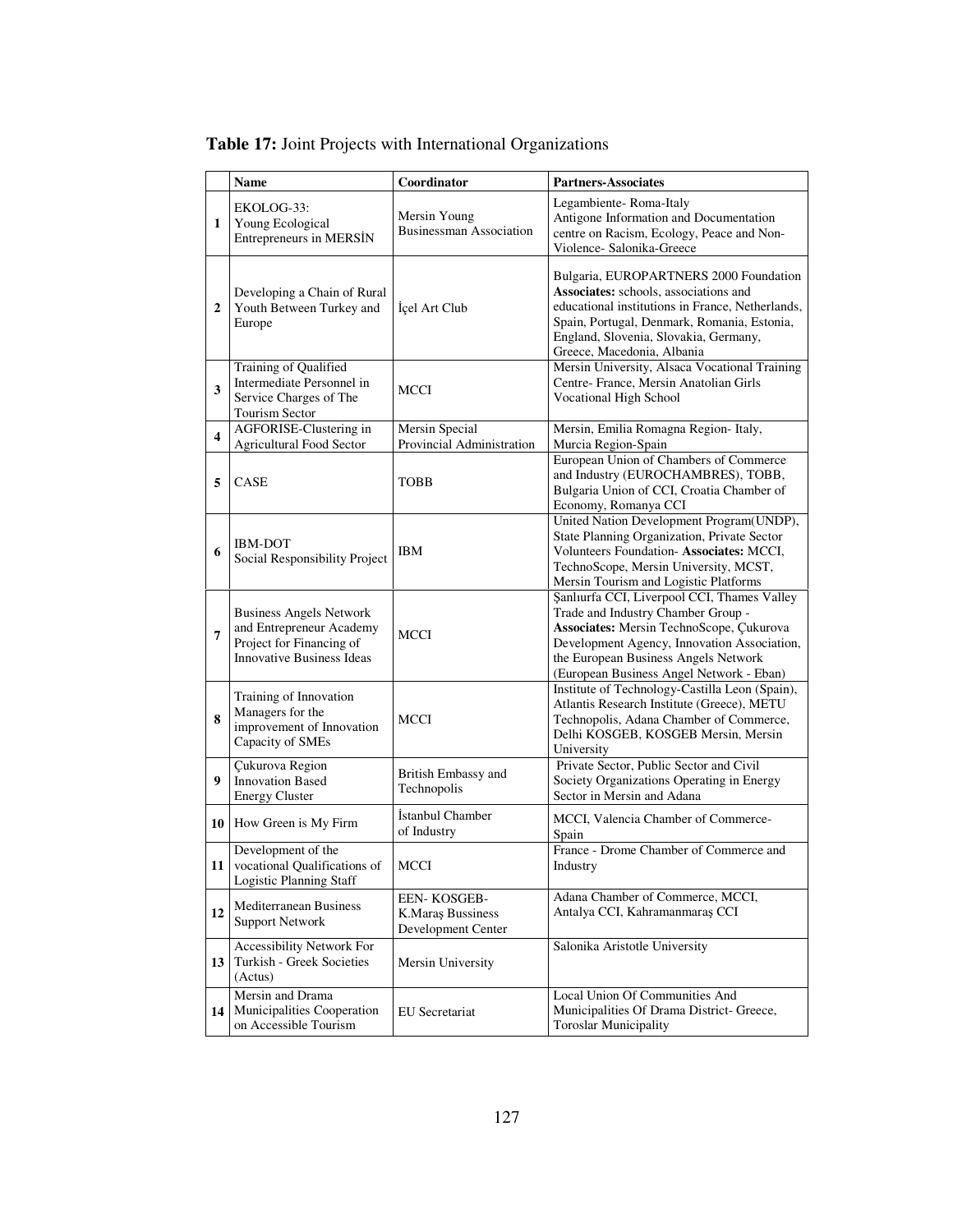**Table 17:** Joint Projects with International Organizations

| | Name | Coordinator | Partners-Associates |
|---|---|---|---|
| 1 | EKOLOG-33: Young Ecological Entrepreneurs in MERSİN | Mersin Young Businessman Association | Legambiente- Roma-Italy Antigone Information and Documentation centre on Racism, Ecology, Peace and Non-Violence- Salonika-Greece |
| 2 | Developing a Chain of Rural Youth Between Turkey and Europe | İçel Art Club | Bulgaria, EUROPARTNERS 2000 Foundation **Associates:** schools, associations and educational institutions in France, Netherlands, Spain, Portugal, Denmark, Romania, Estonia, England, Slovenia, Slovakia, Germany, Greece, Macedonia, Albania |
| 3 | Training of Qualified Intermediate Personnel in Service Charges of The Tourism Sector | MCCI | Mersin University, Alsaca Vocational Training Centre- France, Mersin Anatolian Girls Vocational High School |
| 4 | AGFORISE-Clustering in Agricultural Food Sector | Mersin Special Provincial Administration | Mersin, Emilia Romagna Region- Italy, Murcia Region-Spain |
| 5 | CASE | TOBB | European Union of Chambers of Commerce and Industry (EUROCHAMBRES), TOBB, Bulgaria Union of CCI, Croatia Chamber of Economy, Romanya CCI |
| 6 | IBM-DOT Social Responsibility Project | IBM | United Nation Development Program(UNDP), State Planning Organization, Private Sector Volunteers Foundation- **Associates:** MCCI, TechnoScope, Mersin University, MCST, Mersin Tourism and Logistic Platforms |
| 7 | Business Angels Network and Entrepreneur Academy Project for Financing of Innovative Business Ideas | MCCI | Şanlıurfa CCI, Liverpool CCI, Thames Valley Trade and Industry Chamber Group - **Associates:** Mersin TechnoScope, Çukurova Development Agency, Innovation Association, the European Business Angels Network (European Business Angel Network - Eban) |
| 8 | Training of Innovation Managers for the improvement of Innovation Capacity of SMEs | MCCI | Institute of Technology-Castilla Leon (Spain), Atlantis Research Institute (Greece), METU Technopolis, Adana Chamber of Commerce, Delhi KOSGEB, KOSGEB Mersin, Mersin University |
| 9 | Çukurova Region Innovation Based Energy Cluster | British Embassy and Technopolis | Private Sector, Public Sector and Civil Society Organizations Operating in Energy Sector in Mersin and Adana |
| 10 | How Green is My Firm | İstanbul Chamber of Industry | MCCI, Valencia Chamber of Commerce-Spain |
| 11 | Development of the vocational Qualifications of Logistic Planning Staff | MCCI | France - Drome Chamber of Commerce and Industry |
| 12 | Mediterranean Business Support Network | EEN- KOSGEB-K.Maraş Bussiness Development Center | Adana Chamber of Commerce, MCCI, Antalya CCI, Kahramanmaraş CCI |
| 13 | Accessibility Network For Turkish - Greek Societies (Actus) | Mersin University | Salonika Aristotle University |
| 14 | Mersin and Drama Municipalities Cooperation on Accessible Tourism | EU Secretariat | Local Union Of Communities And Municipalities Of Drama District- Greece, Toroslar Municipality |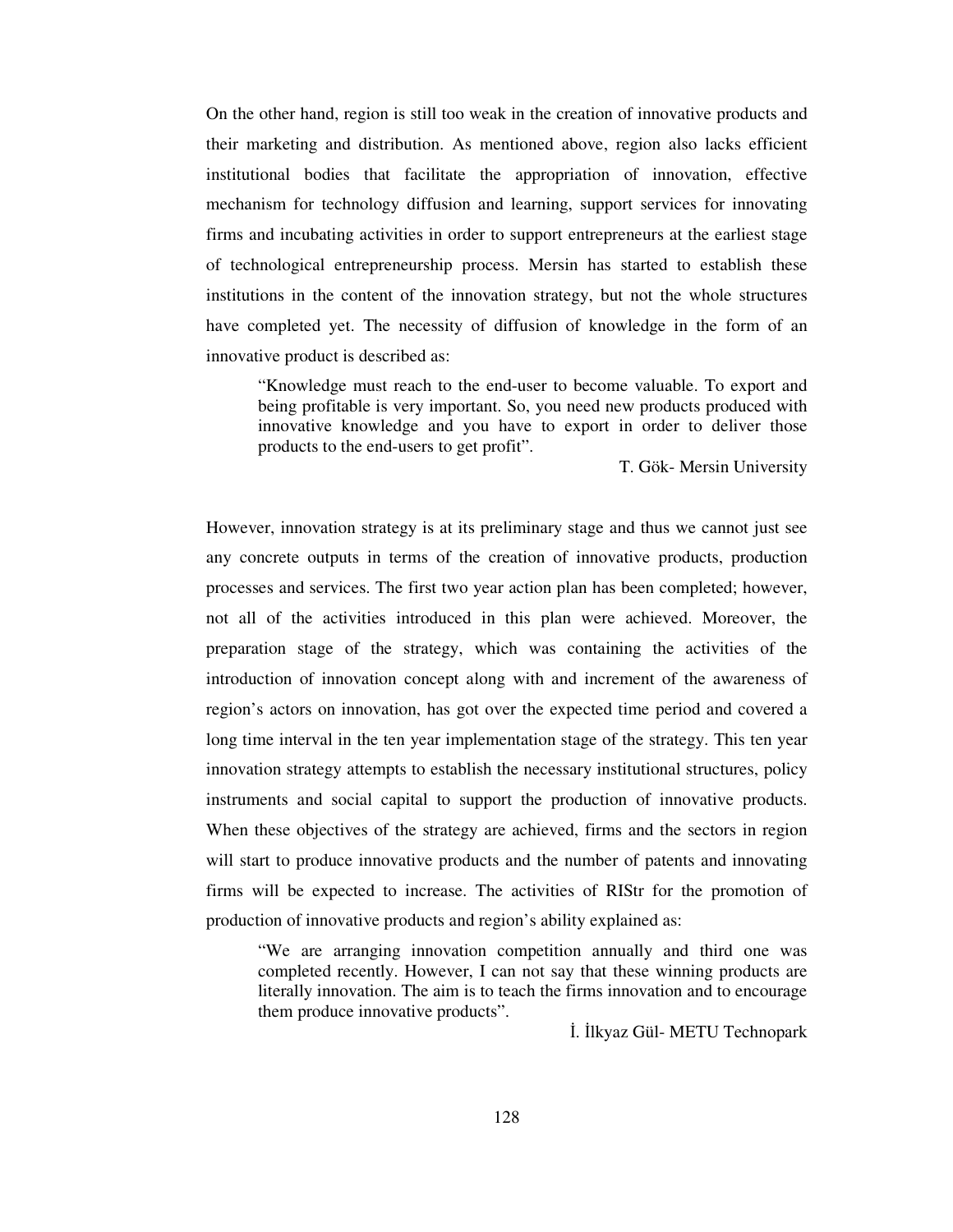On the other hand, region is still too weak in the creation of innovative products and their marketing and distribution. As mentioned above, region also lacks efficient institutional bodies that facilitate the appropriation of innovation, effective mechanism for technology diffusion and learning, support services for innovating firms and incubating activities in order to support entrepreneurs at the earliest stage of technological entrepreneurship process. Mersin has started to establish these institutions in the content of the innovation strategy, but not the whole structures have completed yet. The necessity of diffusion of knowledge in the form of an innovative product is described as:

> "Knowledge must reach to the end-user to become valuable. To export and being profitable is very important. So, you need new products produced with innovative knowledge and you have to export in order to deliver those products to the end-users to get profit".
>
> T. Gök- Mersin University

However, innovation strategy is at its preliminary stage and thus we cannot just see any concrete outputs in terms of the creation of innovative products, production processes and services. The first two year action plan has been completed; however, not all of the activities introduced in this plan were achieved. Moreover, the preparation stage of the strategy, which was containing the activities of the introduction of innovation concept along with and increment of the awareness of region's actors on innovation, has got over the expected time period and covered a long time interval in the ten year implementation stage of the strategy. This ten year innovation strategy attempts to establish the necessary institutional structures, policy instruments and social capital to support the production of innovative products. When these objectives of the strategy are achieved, firms and the sectors in region will start to produce innovative products and the number of patents and innovating firms will be expected to increase. The activities of RIStr for the promotion of production of innovative products and region's ability explained as:

> "We are arranging innovation competition annually and third one was completed recently. However, I can not say that these winning products are literally innovation. The aim is to teach the firms innovation and to encourage them produce innovative products".
>
> İ. İlkyaz Gül- METU Technopark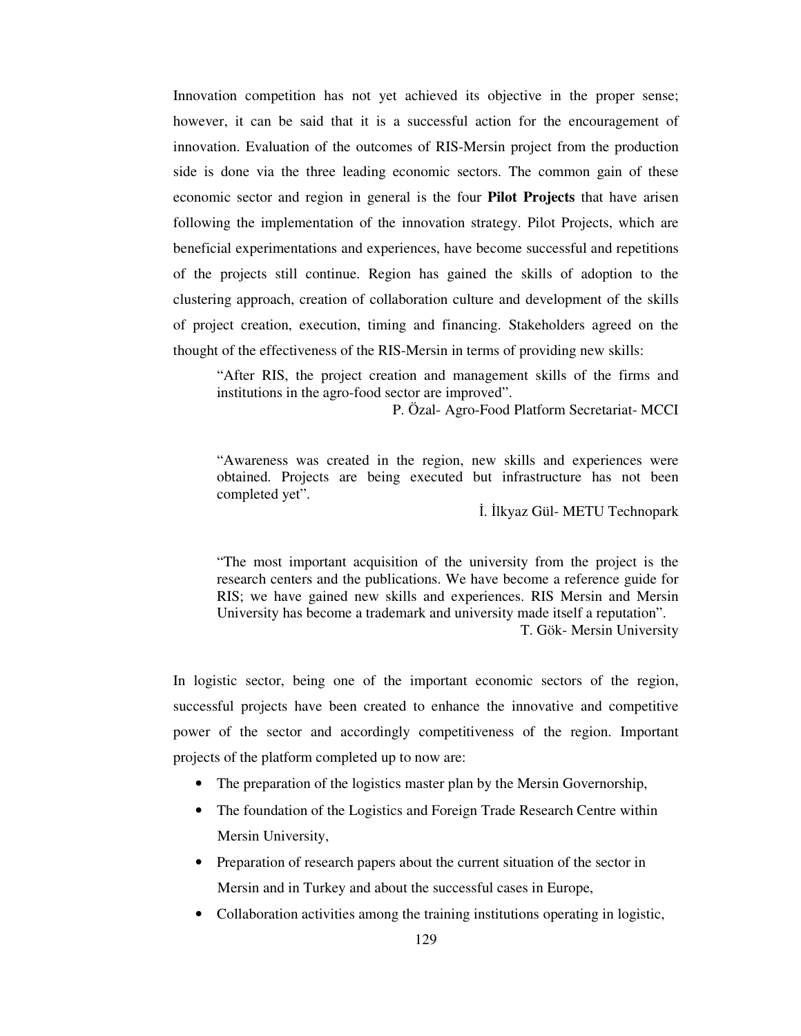Innovation competition has not yet achieved its objective in the proper sense; however, it can be said that it is a successful action for the encouragement of innovation. Evaluation of the outcomes of RIS-Mersin project from the production side is done via the three leading economic sectors. The common gain of these economic sector and region in general is the four **Pilot Projects** that have arisen following the implementation of the innovation strategy. Pilot Projects, which are beneficial experimentations and experiences, have become successful and repetitions of the projects still continue. Region has gained the skills of adoption to the clustering approach, creation of collaboration culture and development of the skills of project creation, execution, timing and financing. Stakeholders agreed on the thought of the effectiveness of the RIS-Mersin in terms of providing new skills:

> "After RIS, the project creation and management skills of the firms and institutions in the agro-food sector are improved".
>
> P. Özal- Agro-Food Platform Secretariat- MCCI

> "Awareness was created in the region, new skills and experiences were obtained. Projects are being executed but infrastructure has not been completed yet".
>
> İ. İlkyaz Gül- METU Technopark

> "The most important acquisition of the university from the project is the research centers and the publications. We have become a reference guide for RIS; we have gained new skills and experiences. RIS Mersin and Mersin University has become a trademark and university made itself a reputation".
>
> T. Gök- Mersin University

In logistic sector, being one of the important economic sectors of the region, successful projects have been created to enhance the innovative and competitive power of the sector and accordingly competitiveness of the region. Important projects of the platform completed up to now are:

- The preparation of the logistics master plan by the Mersin Governorship,
- The foundation of the Logistics and Foreign Trade Research Centre within Mersin University,
- Preparation of research papers about the current situation of the sector in Mersin and in Turkey and about the successful cases in Europe,
- Collaboration activities among the training institutions operating in logistic,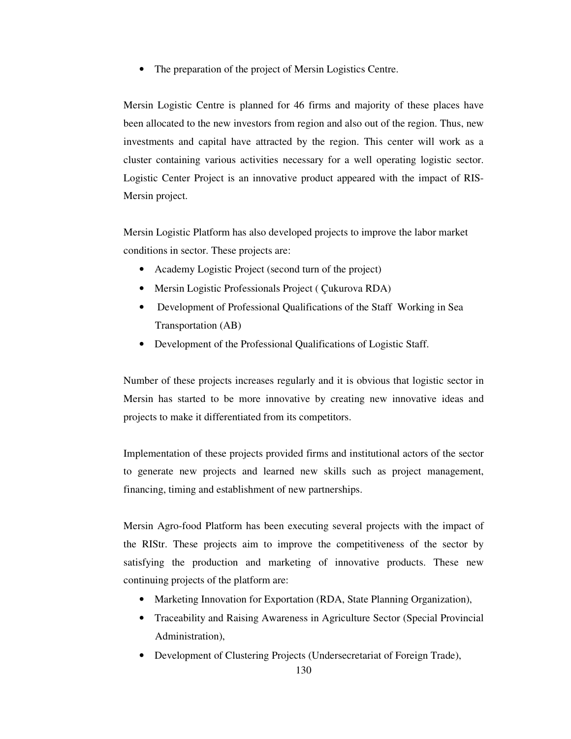- The preparation of the project of Mersin Logistics Centre.

Mersin Logistic Centre is planned for 46 firms and majority of these places have been allocated to the new investors from region and also out of the region. Thus, new investments and capital have attracted by the region. This center will work as a cluster containing various activities necessary for a well operating logistic sector. Logistic Center Project is an innovative product appeared with the impact of RIS-Mersin project.

Mersin Logistic Platform has also developed projects to improve the labor market conditions in sector. These projects are:

- Academy Logistic Project (second turn of the project)
- Mersin Logistic Professionals Project ( Çukurova RDA)
- Development of Professional Qualifications of the Staff Working in Sea Transportation (AB)
- Development of the Professional Qualifications of Logistic Staff.

Number of these projects increases regularly and it is obvious that logistic sector in Mersin has started to be more innovative by creating new innovative ideas and projects to make it differentiated from its competitors.

Implementation of these projects provided firms and institutional actors of the sector to generate new projects and learned new skills such as project management, financing, timing and establishment of new partnerships.

Mersin Agro-food Platform has been executing several projects with the impact of the RIStr. These projects aim to improve the competitiveness of the sector by satisfying the production and marketing of innovative products. These new continuing projects of the platform are:

- Marketing Innovation for Exportation (RDA, State Planning Organization),
- Traceability and Raising Awareness in Agriculture Sector (Special Provincial Administration),
- Development of Clustering Projects (Undersecretariat of Foreign Trade),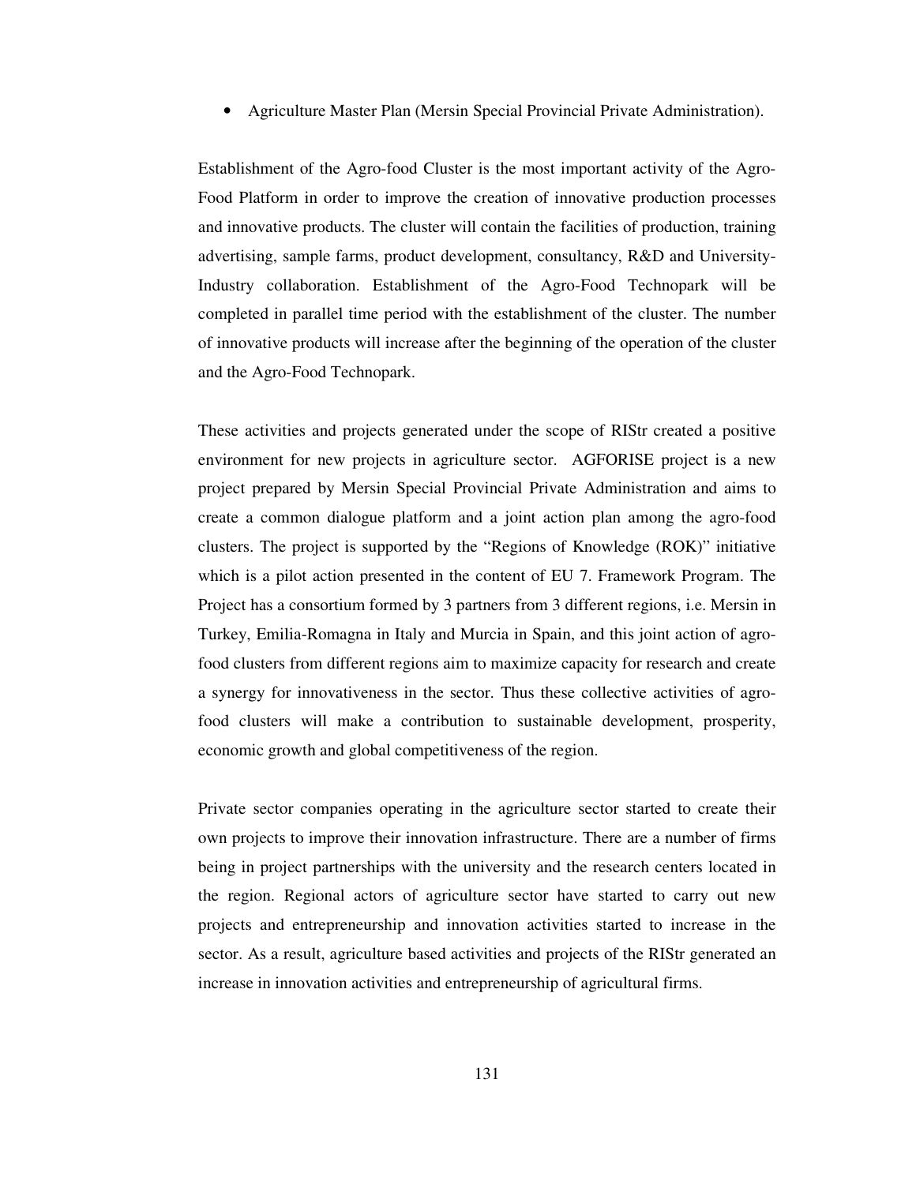- Agriculture Master Plan (Mersin Special Provincial Private Administration).

Establishment of the Agro-food Cluster is the most important activity of the Agro-Food Platform in order to improve the creation of innovative production processes and innovative products. The cluster will contain the facilities of production, training advertising, sample farms, product development, consultancy, R&D and University-Industry collaboration. Establishment of the Agro-Food Technopark will be completed in parallel time period with the establishment of the cluster. The number of innovative products will increase after the beginning of the operation of the cluster and the Agro-Food Technopark.

These activities and projects generated under the scope of RIStr created a positive environment for new projects in agriculture sector. AGFORISE project is a new project prepared by Mersin Special Provincial Private Administration and aims to create a common dialogue platform and a joint action plan among the agro-food clusters. The project is supported by the "Regions of Knowledge (ROK)" initiative which is a pilot action presented in the content of EU 7. Framework Program. The Project has a consortium formed by 3 partners from 3 different regions, i.e. Mersin in Turkey, Emilia-Romagna in Italy and Murcia in Spain, and this joint action of agro-food clusters from different regions aim to maximize capacity for research and create a synergy for innovativeness in the sector. Thus these collective activities of agro-food clusters will make a contribution to sustainable development, prosperity, economic growth and global competitiveness of the region.

Private sector companies operating in the agriculture sector started to create their own projects to improve their innovation infrastructure. There are a number of firms being in project partnerships with the university and the research centers located in the region. Regional actors of agriculture sector have started to carry out new projects and entrepreneurship and innovation activities started to increase in the sector. As a result, agriculture based activities and projects of the RIStr generated an increase in innovation activities and entrepreneurship of agricultural firms.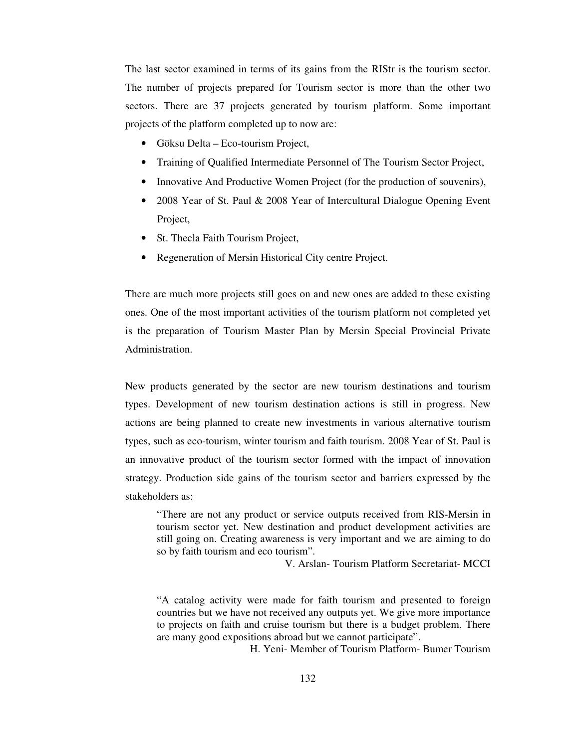The last sector examined in terms of its gains from the RIStr is the tourism sector. The number of projects prepared for Tourism sector is more than the other two sectors. There are 37 projects generated by tourism platform. Some important projects of the platform completed up to now are:

- Göksu Delta – Eco-tourism Project,
- Training of Qualified Intermediate Personnel of The Tourism Sector Project,
- Innovative And Productive Women Project (for the production of souvenirs),
- 2008 Year of St. Paul & 2008 Year of Intercultural Dialogue Opening Event Project,
- St. Thecla Faith Tourism Project,
- Regeneration of Mersin Historical City centre Project.

There are much more projects still goes on and new ones are added to these existing ones. One of the most important activities of the tourism platform not completed yet is the preparation of Tourism Master Plan by Mersin Special Provincial Private Administration.

New products generated by the sector are new tourism destinations and tourism types. Development of new tourism destination actions is still in progress. New actions are being planned to create new investments in various alternative tourism types, such as eco-tourism, winter tourism and faith tourism. 2008 Year of St. Paul is an innovative product of the tourism sector formed with the impact of innovation strategy. Production side gains of the tourism sector and barriers expressed by the stakeholders as:

> "There are not any product or service outputs received from RIS-Mersin in tourism sector yet. New destination and product development activities are still going on. Creating awareness is very important and we are aiming to do so by faith tourism and eco tourism".
>
> V. Arslan- Tourism Platform Secretariat- MCCI

> "A catalog activity were made for faith tourism and presented to foreign countries but we have not received any outputs yet. We give more importance to projects on faith and cruise tourism but there is a budget problem. There are many good expositions abroad but we cannot participate".
>
> H. Yeni- Member of Tourism Platform- Bumer Tourism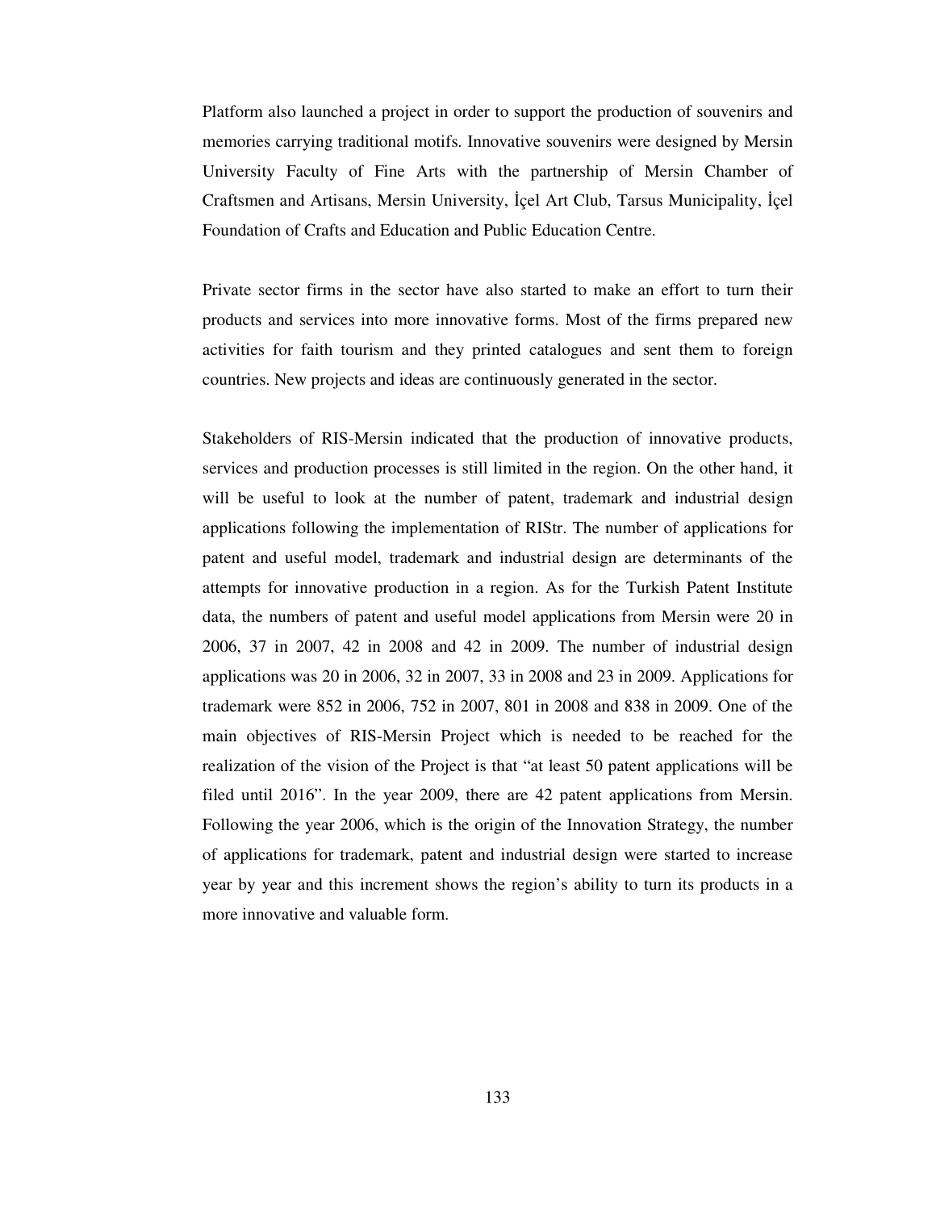Platform also launched a project in order to support the production of souvenirs and memories carrying traditional motifs. Innovative souvenirs were designed by Mersin University Faculty of Fine Arts with the partnership of Mersin Chamber of Craftsmen and Artisans, Mersin University, İçel Art Club, Tarsus Municipality, İçel Foundation of Crafts and Education and Public Education Centre.

Private sector firms in the sector have also started to make an effort to turn their products and services into more innovative forms. Most of the firms prepared new activities for faith tourism and they printed catalogues and sent them to foreign countries. New projects and ideas are continuously generated in the sector.

Stakeholders of RIS-Mersin indicated that the production of innovative products, services and production processes is still limited in the region. On the other hand, it will be useful to look at the number of patent, trademark and industrial design applications following the implementation of RIStr. The number of applications for patent and useful model, trademark and industrial design are determinants of the attempts for innovative production in a region. As for the Turkish Patent Institute data, the numbers of patent and useful model applications from Mersin were 20 in 2006, 37 in 2007, 42 in 2008 and 42 in 2009. The number of industrial design applications was 20 in 2006, 32 in 2007, 33 in 2008 and 23 in 2009. Applications for trademark were 852 in 2006, 752 in 2007, 801 in 2008 and 838 in 2009. One of the main objectives of RIS-Mersin Project which is needed to be reached for the realization of the vision of the Project is that "at least 50 patent applications will be filed until 2016". In the year 2009, there are 42 patent applications from Mersin. Following the year 2006, which is the origin of the Innovation Strategy, the number of applications for trademark, patent and industrial design were started to increase year by year and this increment shows the region's ability to turn its products in a more innovative and valuable form.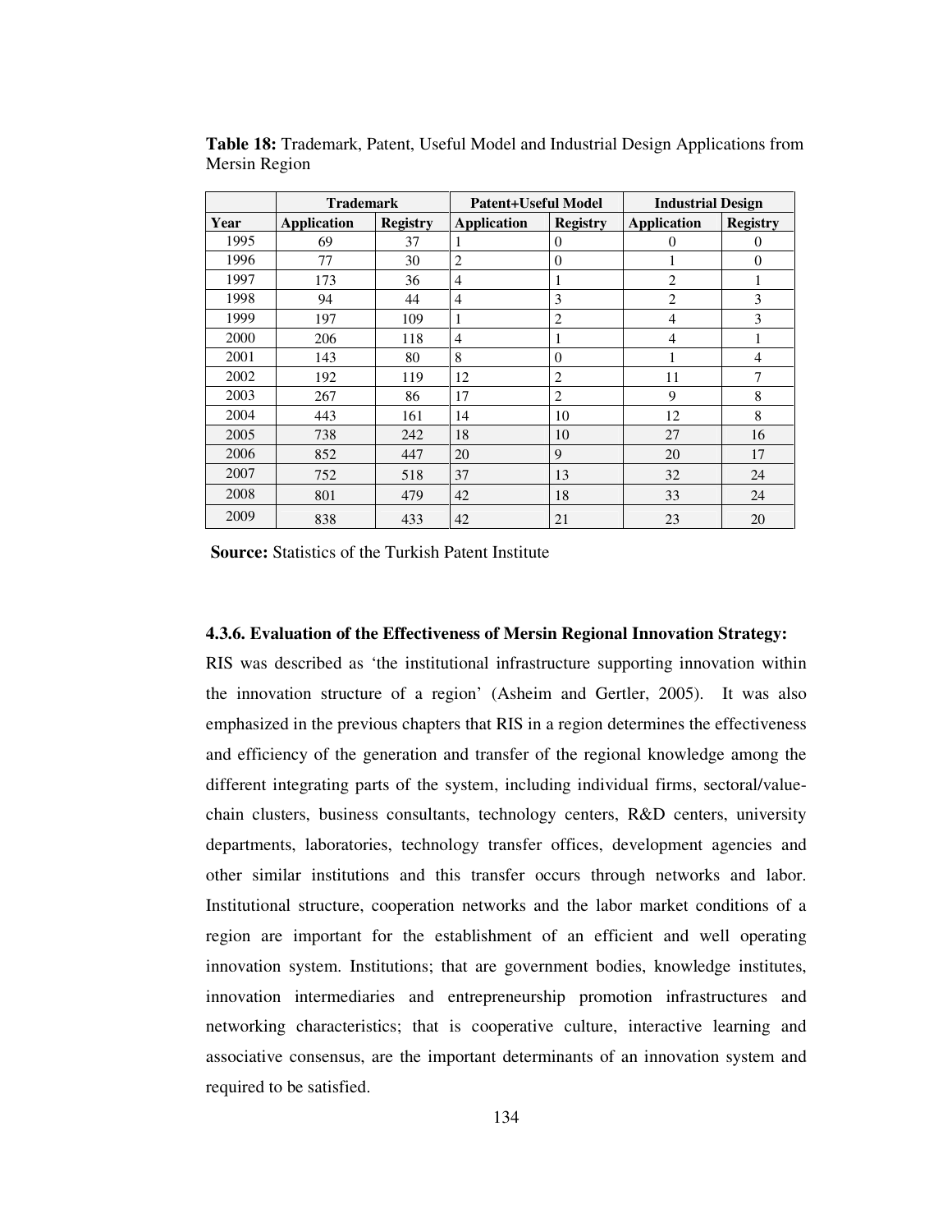**Table 18:** Trademark, Patent, Useful Model and Industrial Design Applications from Mersin Region

| | Trademark | | Patent+Useful Model | | Industrial Design | |
|---|---|---|---|---|---|---|
| **Year** | **Application** | **Registry** | **Application** | **Registry** | **Application** | **Registry** |
| 1995 | 69 | 37 | 1 | 0 | 0 | 0 |
| 1996 | 77 | 30 | 2 | 0 | 1 | 0 |
| 1997 | 173 | 36 | 4 | 1 | 2 | 1 |
| 1998 | 94 | 44 | 4 | 3 | 2 | 3 |
| 1999 | 197 | 109 | 1 | 2 | 4 | 3 |
| 2000 | 206 | 118 | 4 | 1 | 4 | 1 |
| 2001 | 143 | 80 | 8 | 0 | 1 | 4 |
| 2002 | 192 | 119 | 12 | 2 | 11 | 7 |
| 2003 | 267 | 86 | 17 | 2 | 9 | 8 |
| 2004 | 443 | 161 | 14 | 10 | 12 | 8 |
| 2005 | 738 | 242 | 18 | 10 | 27 | 16 |
| 2006 | 852 | 447 | 20 | 9 | 20 | 17 |
| 2007 | 752 | 518 | 37 | 13 | 32 | 24 |
| 2008 | 801 | 479 | 42 | 18 | 33 | 24 |
| 2009 | 838 | 433 | 42 | 21 | 23 | 20 |

**Source:** Statistics of the Turkish Patent Institute

#### 4.3.6. Evaluation of the Effectiveness of Mersin Regional Innovation Strategy:

RIS was described as 'the institutional infrastructure supporting innovation within the innovation structure of a region' (Asheim and Gertler, 2005). It was also emphasized in the previous chapters that RIS in a region determines the effectiveness and efficiency of the generation and transfer of the regional knowledge among the different integrating parts of the system, including individual firms, sectoral/value-chain clusters, business consultants, technology centers, R&D centers, university departments, laboratories, technology transfer offices, development agencies and other similar institutions and this transfer occurs through networks and labor. Institutional structure, cooperation networks and the labor market conditions of a region are important for the establishment of an efficient and well operating innovation system. Institutions; that are government bodies, knowledge institutes, innovation intermediaries and entrepreneurship promotion infrastructures and networking characteristics; that is cooperative culture, interactive learning and associative consensus, are the important determinants of an innovation system and required to be satisfied.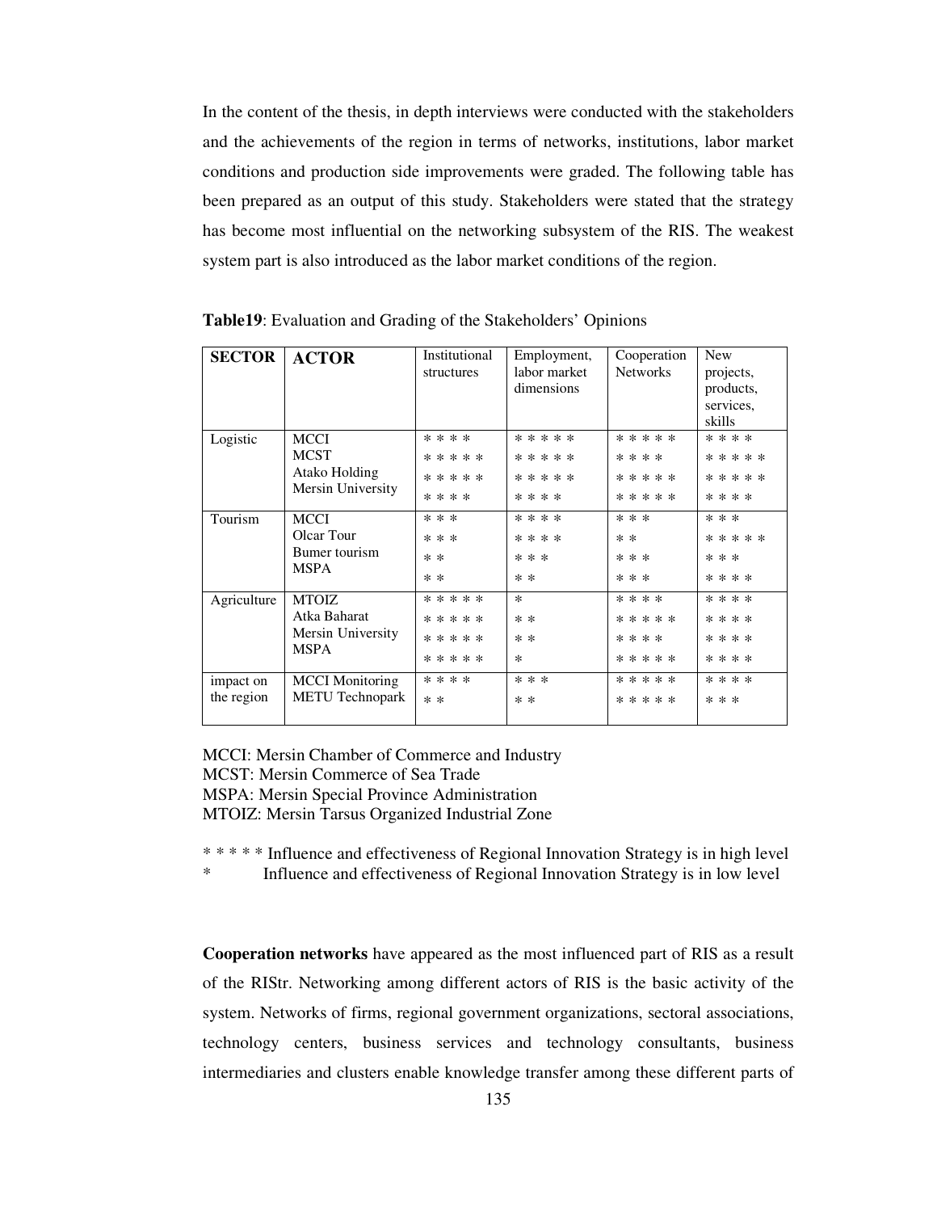In the content of the thesis, in depth interviews were conducted with the stakeholders and the achievements of the region in terms of networks, institutions, labor market conditions and production side improvements were graded. The following table has been prepared as an output of this study. Stakeholders were stated that the strategy has become most influential on the networking subsystem of the RIS. The weakest system part is also introduced as the labor market conditions of the region.

**Table19**: Evaluation and Grading of the Stakeholders' Opinions

| SECTOR | ACTOR | Institutional structures | Employment, labor market dimensions | Cooperation Networks | New projects, products, services, skills |
|---|---|---|---|---|---|
| Logistic | MCCI | * * * * | * * * * * | * * * * * | * * * * |
| | MCST | * * * * * | * * * * * | * * * * | * * * * * |
| | Atako Holding | * * * * * | * * * * * | * * * * * | * * * * * |
| | Mersin University | * * * * | * * * * | * * * * * | * * * * |
| Tourism | MCCI | * * * | * * * * | * * * | * * * |
| | Olcar Tour | * * * | * * * * | * * | * * * * * |
| | Bumer tourism | * * | * * * | * * * | * * * |
| | MSPA | * * | * * | * * * | * * * * |
| Agriculture | MTOIZ | * * * * * | * | * * * * | * * * * |
| | Atka Baharat | * * * * * | * * | * * * * * | * * * * |
| | Mersin University | * * * * * | * * | * * * * | * * * * |
| | MSPA | * * * * * | * | * * * * * | * * * * |
| impact on the region | MCCI Monitoring | * * * * | * * * | * * * * * | * * * * |
| | METU Technopark | * * | * * | * * * * * | * * * |

MCCI: Mersin Chamber of Commerce and Industry
MCST: Mersin Commerce of Sea Trade
MSPA: Mersin Special Province Administration
MTOIZ: Mersin Tarsus Organized Industrial Zone

* * * * * Influence and effectiveness of Regional Innovation Strategy is in high level
* Influence and effectiveness of Regional Innovation Strategy is in low level

**Cooperation networks** have appeared as the most influenced part of RIS as a result of the RIStr. Networking among different actors of RIS is the basic activity of the system. Networks of firms, regional government organizations, sectoral associations, technology centers, business services and technology consultants, business intermediaries and clusters enable knowledge transfer among these different parts of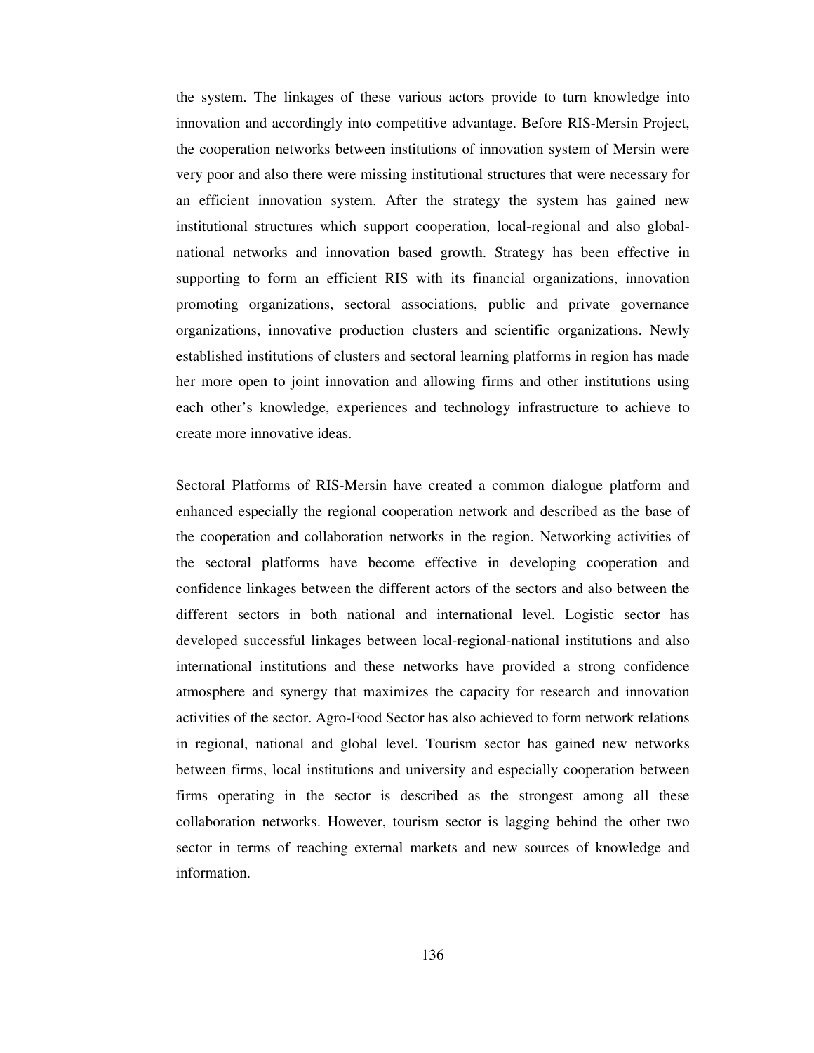the system. The linkages of these various actors provide to turn knowledge into innovation and accordingly into competitive advantage. Before RIS-Mersin Project, the cooperation networks between institutions of innovation system of Mersin were very poor and also there were missing institutional structures that were necessary for an efficient innovation system. After the strategy the system has gained new institutional structures which support cooperation, local-regional and also global-national networks and innovation based growth. Strategy has been effective in supporting to form an efficient RIS with its financial organizations, innovation promoting organizations, sectoral associations, public and private governance organizations, innovative production clusters and scientific organizations. Newly established institutions of clusters and sectoral learning platforms in region has made her more open to joint innovation and allowing firms and other institutions using each other's knowledge, experiences and technology infrastructure to achieve to create more innovative ideas.

Sectoral Platforms of RIS-Mersin have created a common dialogue platform and enhanced especially the regional cooperation network and described as the base of the cooperation and collaboration networks in the region. Networking activities of the sectoral platforms have become effective in developing cooperation and confidence linkages between the different actors of the sectors and also between the different sectors in both national and international level. Logistic sector has developed successful linkages between local-regional-national institutions and also international institutions and these networks have provided a strong confidence atmosphere and synergy that maximizes the capacity for research and innovation activities of the sector. Agro-Food Sector has also achieved to form network relations in regional, national and global level. Tourism sector has gained new networks between firms, local institutions and university and especially cooperation between firms operating in the sector is described as the strongest among all these collaboration networks. However, tourism sector is lagging behind the other two sector in terms of reaching external markets and new sources of knowledge and information.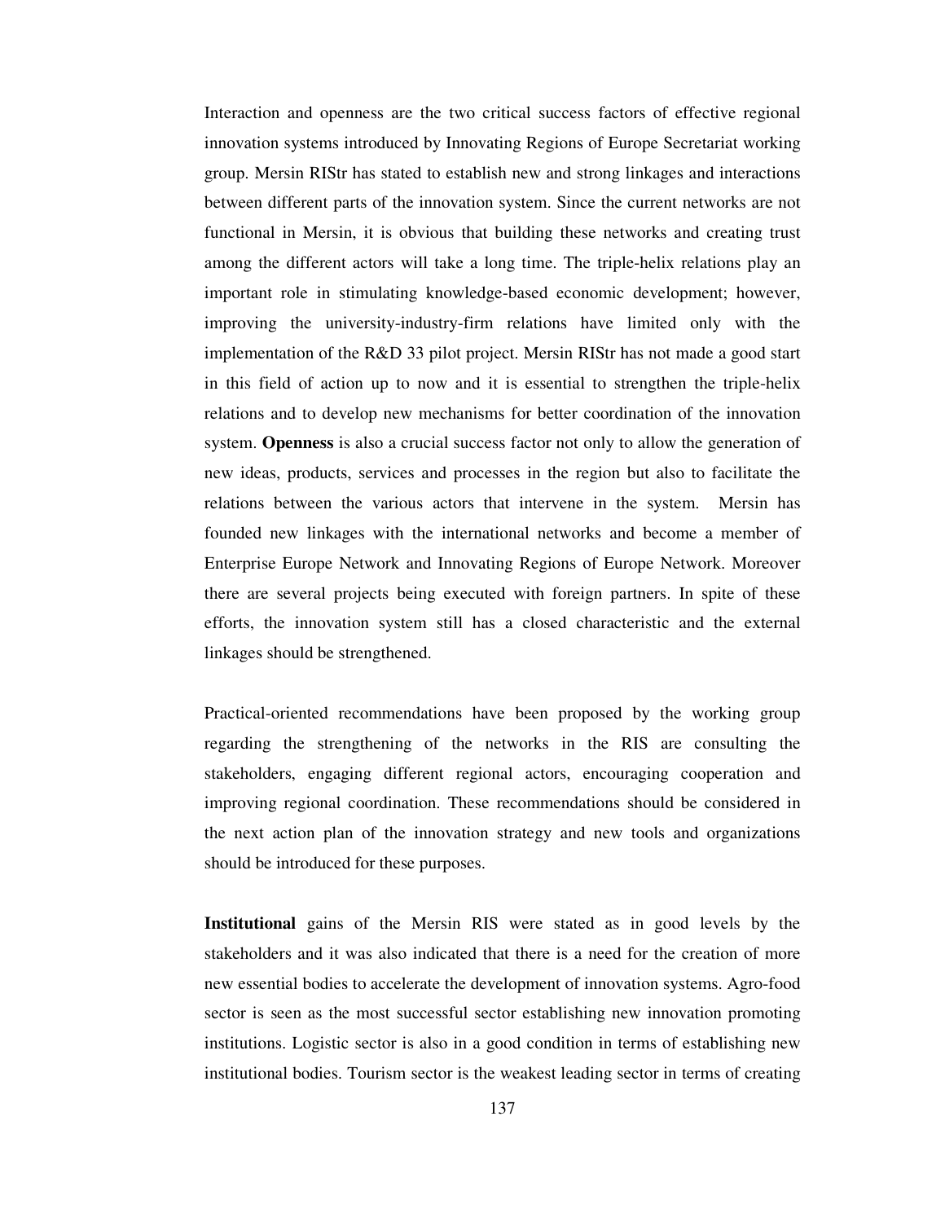Interaction and openness are the two critical success factors of effective regional innovation systems introduced by Innovating Regions of Europe Secretariat working group. Mersin RIStr has stated to establish new and strong linkages and interactions between different parts of the innovation system. Since the current networks are not functional in Mersin, it is obvious that building these networks and creating trust among the different actors will take a long time. The triple-helix relations play an important role in stimulating knowledge-based economic development; however, improving the university-industry-firm relations have limited only with the implementation of the R&D 33 pilot project. Mersin RIStr has not made a good start in this field of action up to now and it is essential to strengthen the triple-helix relations and to develop new mechanisms for better coordination of the innovation system. **Openness** is also a crucial success factor not only to allow the generation of new ideas, products, services and processes in the region but also to facilitate the relations between the various actors that intervene in the system. Mersin has founded new linkages with the international networks and become a member of Enterprise Europe Network and Innovating Regions of Europe Network. Moreover there are several projects being executed with foreign partners. In spite of these efforts, the innovation system still has a closed characteristic and the external linkages should be strengthened.

Practical-oriented recommendations have been proposed by the working group regarding the strengthening of the networks in the RIS are consulting the stakeholders, engaging different regional actors, encouraging cooperation and improving regional coordination. These recommendations should be considered in the next action plan of the innovation strategy and new tools and organizations should be introduced for these purposes.

**Institutional** gains of the Mersin RIS were stated as in good levels by the stakeholders and it was also indicated that there is a need for the creation of more new essential bodies to accelerate the development of innovation systems. Agro-food sector is seen as the most successful sector establishing new innovation promoting institutions. Logistic sector is also in a good condition in terms of establishing new institutional bodies. Tourism sector is the weakest leading sector in terms of creating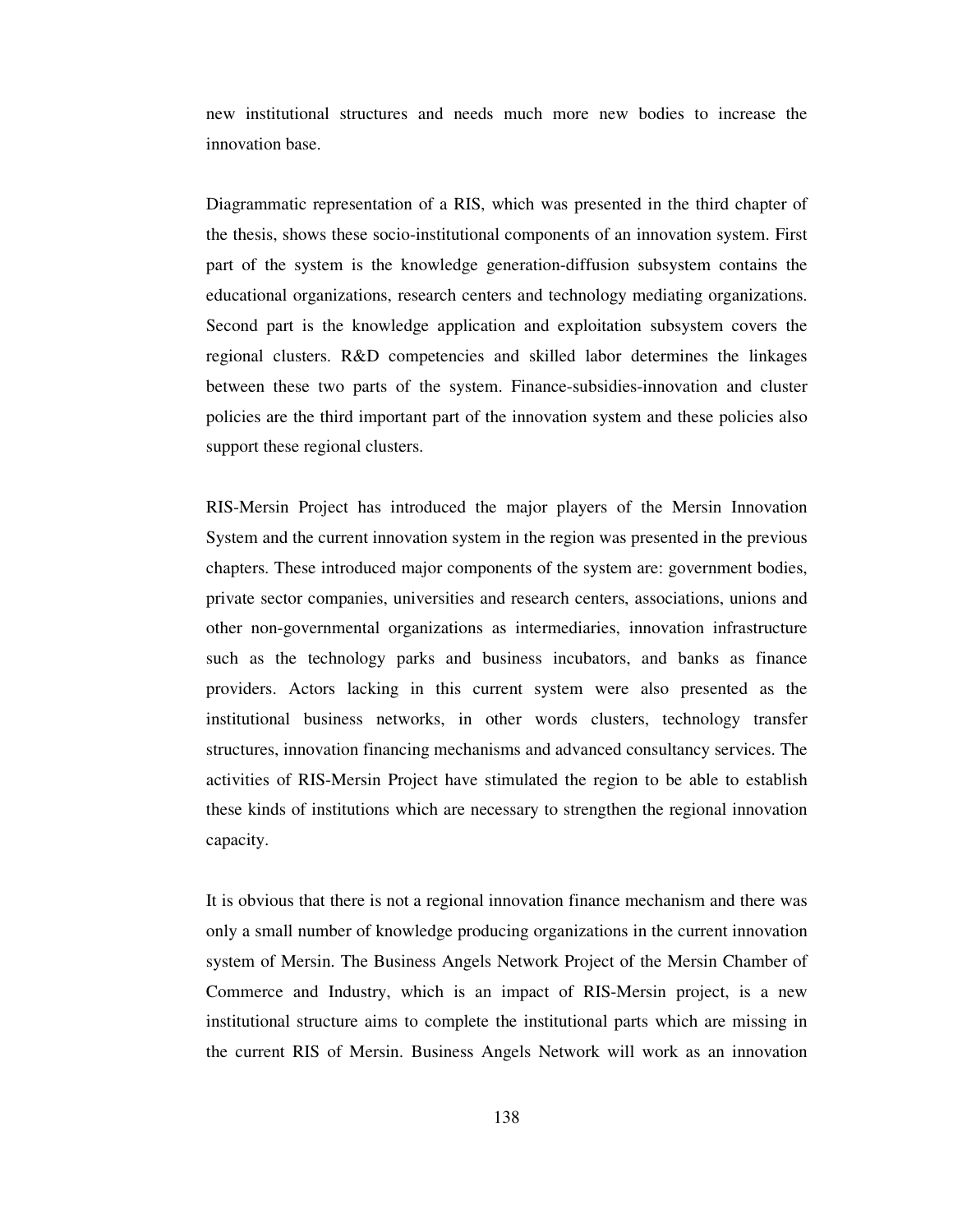new institutional structures and needs much more new bodies to increase the innovation base.

Diagrammatic representation of a RIS, which was presented in the third chapter of the thesis, shows these socio-institutional components of an innovation system. First part of the system is the knowledge generation-diffusion subsystem contains the educational organizations, research centers and technology mediating organizations. Second part is the knowledge application and exploitation subsystem covers the regional clusters. R&D competencies and skilled labor determines the linkages between these two parts of the system. Finance-subsidies-innovation and cluster policies are the third important part of the innovation system and these policies also support these regional clusters.

RIS-Mersin Project has introduced the major players of the Mersin Innovation System and the current innovation system in the region was presented in the previous chapters. These introduced major components of the system are: government bodies, private sector companies, universities and research centers, associations, unions and other non-governmental organizations as intermediaries, innovation infrastructure such as the technology parks and business incubators, and banks as finance providers. Actors lacking in this current system were also presented as the institutional business networks, in other words clusters, technology transfer structures, innovation financing mechanisms and advanced consultancy services. The activities of RIS-Mersin Project have stimulated the region to be able to establish these kinds of institutions which are necessary to strengthen the regional innovation capacity.

It is obvious that there is not a regional innovation finance mechanism and there was only a small number of knowledge producing organizations in the current innovation system of Mersin. The Business Angels Network Project of the Mersin Chamber of Commerce and Industry, which is an impact of RIS-Mersin project, is a new institutional structure aims to complete the institutional parts which are missing in the current RIS of Mersin. Business Angels Network will work as an innovation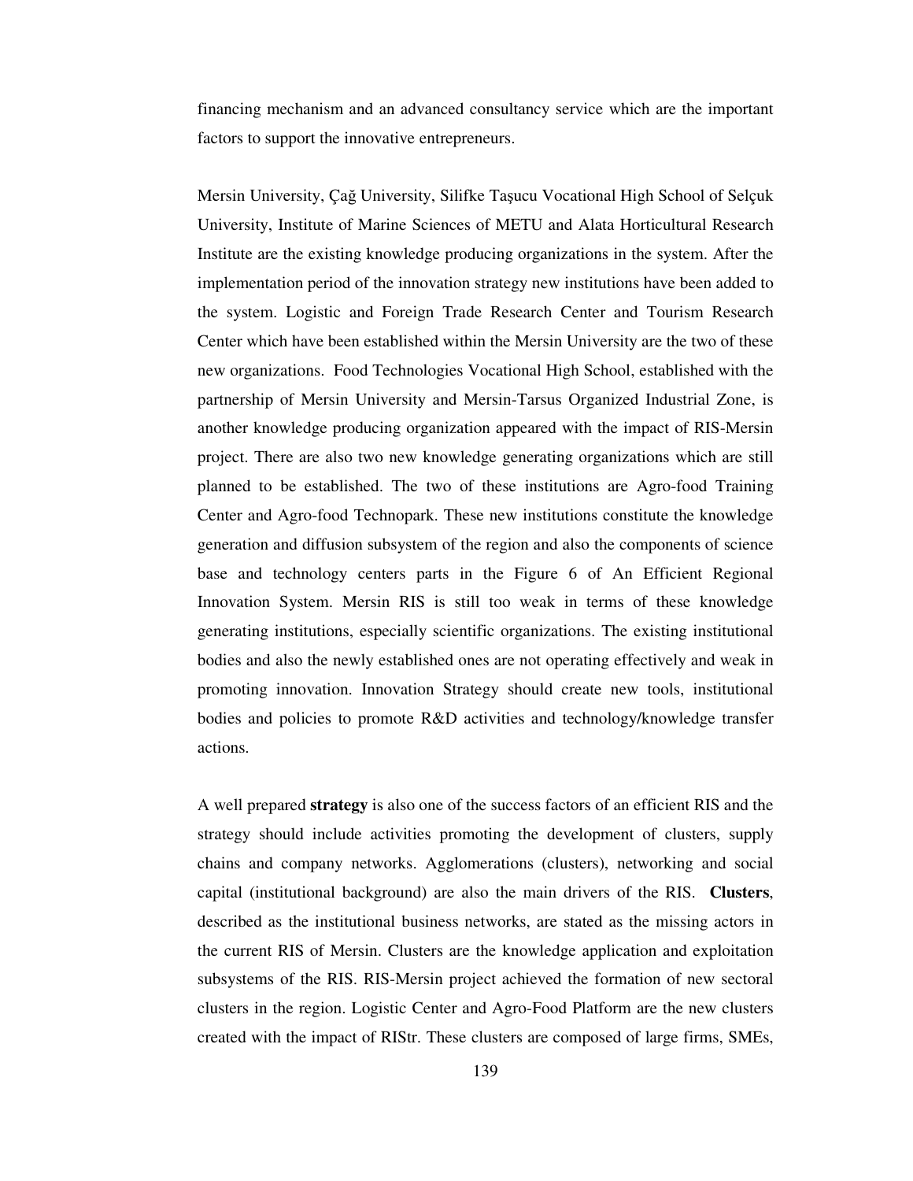financing mechanism and an advanced consultancy service which are the important factors to support the innovative entrepreneurs.

Mersin University, Çağ University, Silifke Taşucu Vocational High School of Selçuk University, Institute of Marine Sciences of METU and Alata Horticultural Research Institute are the existing knowledge producing organizations in the system. After the implementation period of the innovation strategy new institutions have been added to the system. Logistic and Foreign Trade Research Center and Tourism Research Center which have been established within the Mersin University are the two of these new organizations. Food Technologies Vocational High School, established with the partnership of Mersin University and Mersin-Tarsus Organized Industrial Zone, is another knowledge producing organization appeared with the impact of RIS-Mersin project. There are also two new knowledge generating organizations which are still planned to be established. The two of these institutions are Agro-food Training Center and Agro-food Technopark. These new institutions constitute the knowledge generation and diffusion subsystem of the region and also the components of science base and technology centers parts in the Figure 6 of An Efficient Regional Innovation System. Mersin RIS is still too weak in terms of these knowledge generating institutions, especially scientific organizations. The existing institutional bodies and also the newly established ones are not operating effectively and weak in promoting innovation. Innovation Strategy should create new tools, institutional bodies and policies to promote R&D activities and technology/knowledge transfer actions.

A well prepared **strategy** is also one of the success factors of an efficient RIS and the strategy should include activities promoting the development of clusters, supply chains and company networks. Agglomerations (clusters), networking and social capital (institutional background) are also the main drivers of the RIS. **Clusters**, described as the institutional business networks, are stated as the missing actors in the current RIS of Mersin. Clusters are the knowledge application and exploitation subsystems of the RIS. RIS-Mersin project achieved the formation of new sectoral clusters in the region. Logistic Center and Agro-Food Platform are the new clusters created with the impact of RIStr. These clusters are composed of large firms, SMEs,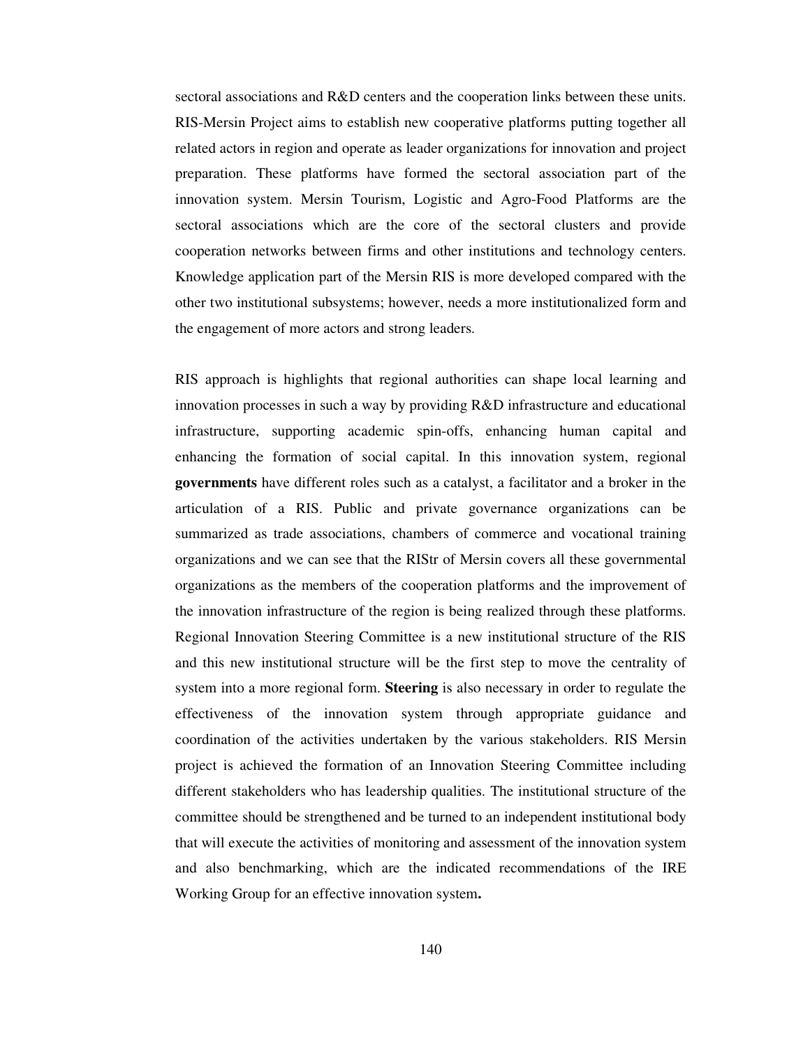sectoral associations and R&D centers and the cooperation links between these units. RIS-Mersin Project aims to establish new cooperative platforms putting together all related actors in region and operate as leader organizations for innovation and project preparation. These platforms have formed the sectoral association part of the innovation system. Mersin Tourism, Logistic and Agro-Food Platforms are the sectoral associations which are the core of the sectoral clusters and provide cooperation networks between firms and other institutions and technology centers. Knowledge application part of the Mersin RIS is more developed compared with the other two institutional subsystems; however, needs a more institutionalized form and the engagement of more actors and strong leaders.

RIS approach is highlights that regional authorities can shape local learning and innovation processes in such a way by providing R&D infrastructure and educational infrastructure, supporting academic spin-offs, enhancing human capital and enhancing the formation of social capital. In this innovation system, regional **governments** have different roles such as a catalyst, a facilitator and a broker in the articulation of a RIS. Public and private governance organizations can be summarized as trade associations, chambers of commerce and vocational training organizations and we can see that the RIStr of Mersin covers all these governmental organizations as the members of the cooperation platforms and the improvement of the innovation infrastructure of the region is being realized through these platforms. Regional Innovation Steering Committee is a new institutional structure of the RIS and this new institutional structure will be the first step to move the centrality of system into a more regional form. **Steering** is also necessary in order to regulate the effectiveness of the innovation system through appropriate guidance and coordination of the activities undertaken by the various stakeholders. RIS Mersin project is achieved the formation of an Innovation Steering Committee including different stakeholders who has leadership qualities. The institutional structure of the committee should be strengthened and be turned to an independent institutional body that will execute the activities of monitoring and assessment of the innovation system and also benchmarking, which are the indicated recommendations of the IRE Working Group for an effective innovation system**.**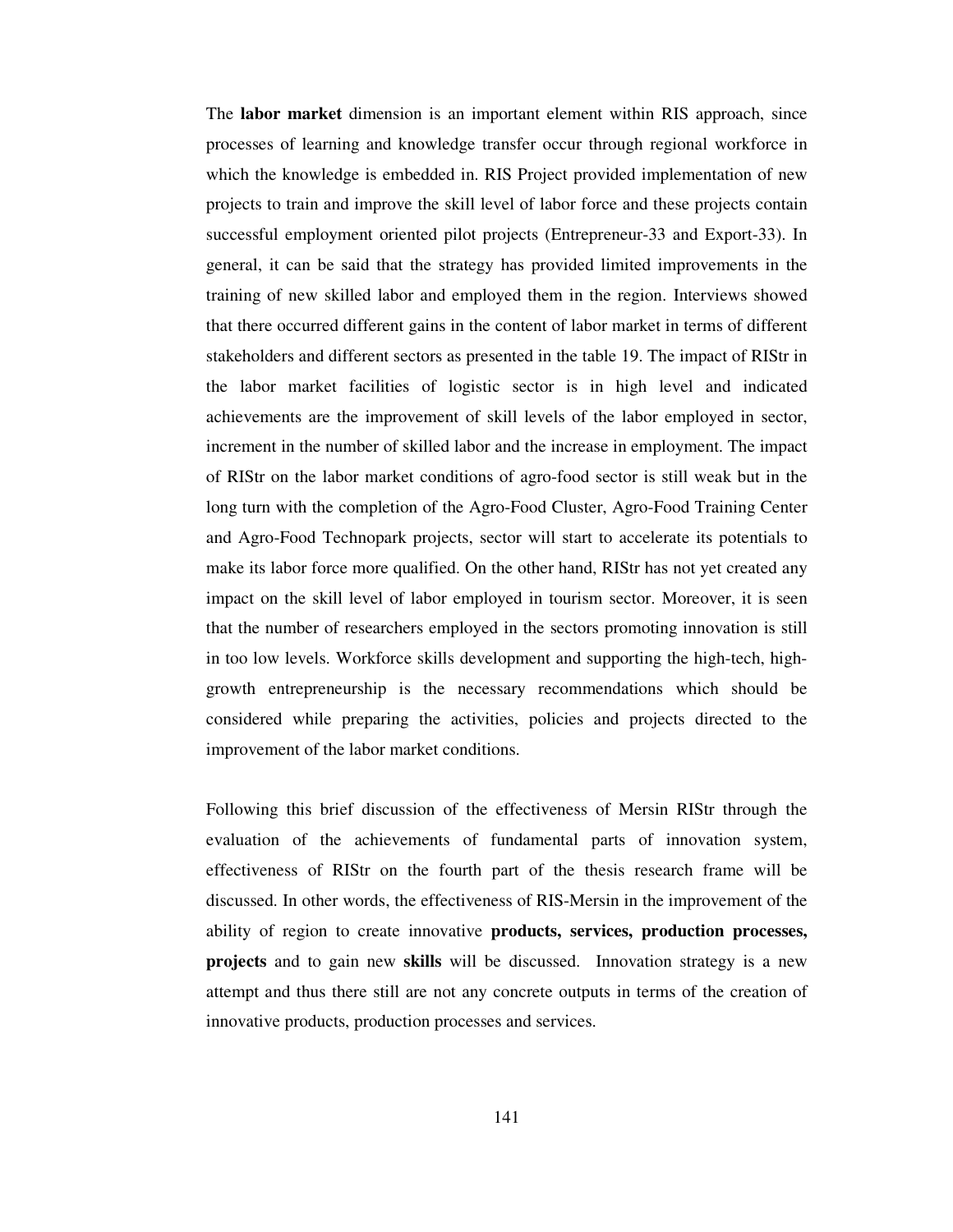The **labor market** dimension is an important element within RIS approach, since processes of learning and knowledge transfer occur through regional workforce in which the knowledge is embedded in. RIS Project provided implementation of new projects to train and improve the skill level of labor force and these projects contain successful employment oriented pilot projects (Entrepreneur-33 and Export-33). In general, it can be said that the strategy has provided limited improvements in the training of new skilled labor and employed them in the region. Interviews showed that there occurred different gains in the content of labor market in terms of different stakeholders and different sectors as presented in the table 19. The impact of RIStr in the labor market facilities of logistic sector is in high level and indicated achievements are the improvement of skill levels of the labor employed in sector, increment in the number of skilled labor and the increase in employment. The impact of RIStr on the labor market conditions of agro-food sector is still weak but in the long turn with the completion of the Agro-Food Cluster, Agro-Food Training Center and Agro-Food Technopark projects, sector will start to accelerate its potentials to make its labor force more qualified. On the other hand, RIStr has not yet created any impact on the skill level of labor employed in tourism sector. Moreover, it is seen that the number of researchers employed in the sectors promoting innovation is still in too low levels. Workforce skills development and supporting the high-tech, high-growth entrepreneurship is the necessary recommendations which should be considered while preparing the activities, policies and projects directed to the improvement of the labor market conditions.

Following this brief discussion of the effectiveness of Mersin RIStr through the evaluation of the achievements of fundamental parts of innovation system, effectiveness of RIStr on the fourth part of the thesis research frame will be discussed. In other words, the effectiveness of RIS-Mersin in the improvement of the ability of region to create innovative **products, services, production processes, projects** and to gain new **skills** will be discussed. Innovation strategy is a new attempt and thus there still are not any concrete outputs in terms of the creation of innovative products, production processes and services.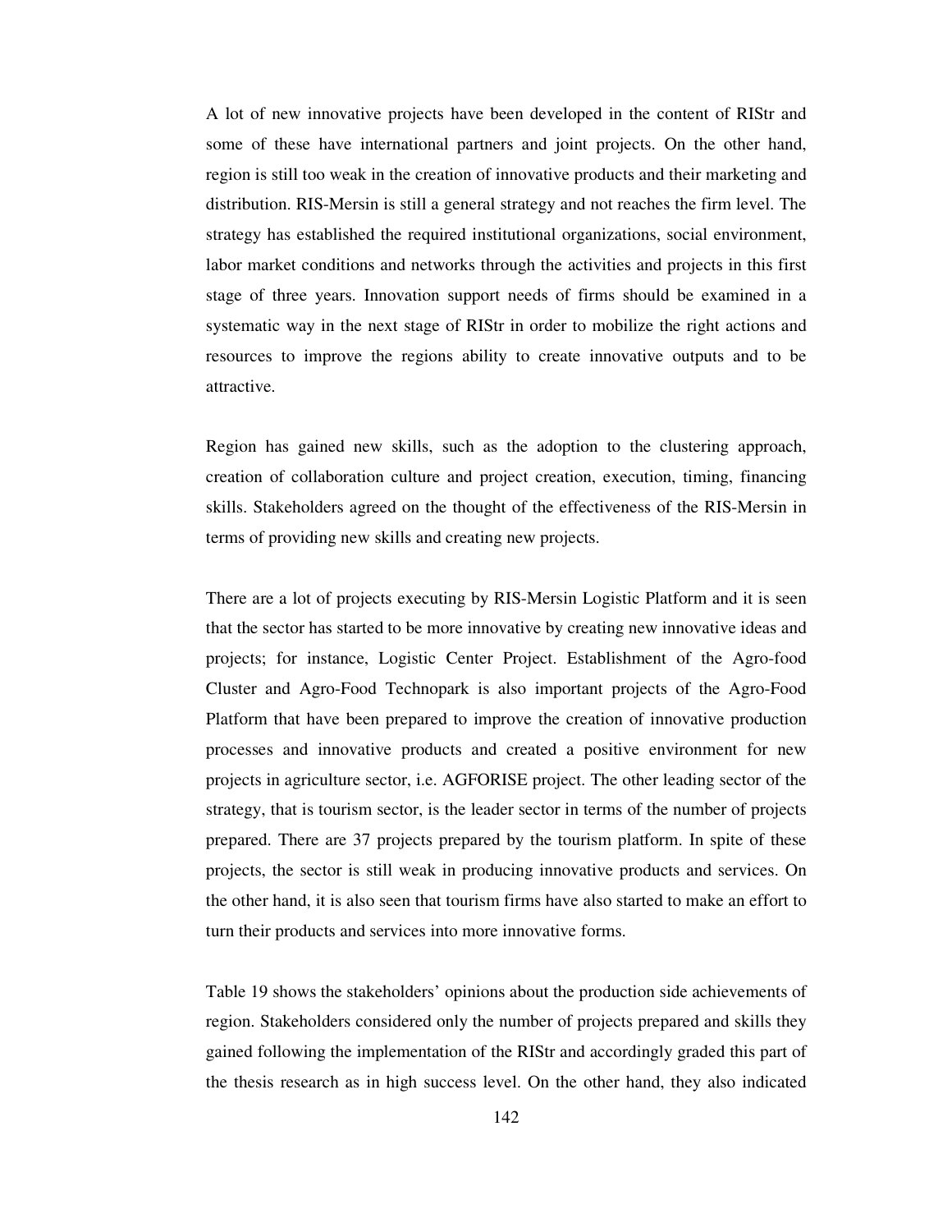A lot of new innovative projects have been developed in the content of RIStr and some of these have international partners and joint projects. On the other hand, region is still too weak in the creation of innovative products and their marketing and distribution. RIS-Mersin is still a general strategy and not reaches the firm level. The strategy has established the required institutional organizations, social environment, labor market conditions and networks through the activities and projects in this first stage of three years. Innovation support needs of firms should be examined in a systematic way in the next stage of RIStr in order to mobilize the right actions and resources to improve the regions ability to create innovative outputs and to be attractive.

Region has gained new skills, such as the adoption to the clustering approach, creation of collaboration culture and project creation, execution, timing, financing skills. Stakeholders agreed on the thought of the effectiveness of the RIS-Mersin in terms of providing new skills and creating new projects.

There are a lot of projects executing by RIS-Mersin Logistic Platform and it is seen that the sector has started to be more innovative by creating new innovative ideas and projects; for instance, Logistic Center Project. Establishment of the Agro-food Cluster and Agro-Food Technopark is also important projects of the Agro-Food Platform that have been prepared to improve the creation of innovative production processes and innovative products and created a positive environment for new projects in agriculture sector, i.e. AGFORISE project. The other leading sector of the strategy, that is tourism sector, is the leader sector in terms of the number of projects prepared. There are 37 projects prepared by the tourism platform. In spite of these projects, the sector is still weak in producing innovative products and services. On the other hand, it is also seen that tourism firms have also started to make an effort to turn their products and services into more innovative forms.

Table 19 shows the stakeholders' opinions about the production side achievements of region. Stakeholders considered only the number of projects prepared and skills they gained following the implementation of the RIStr and accordingly graded this part of the thesis research as in high success level. On the other hand, they also indicated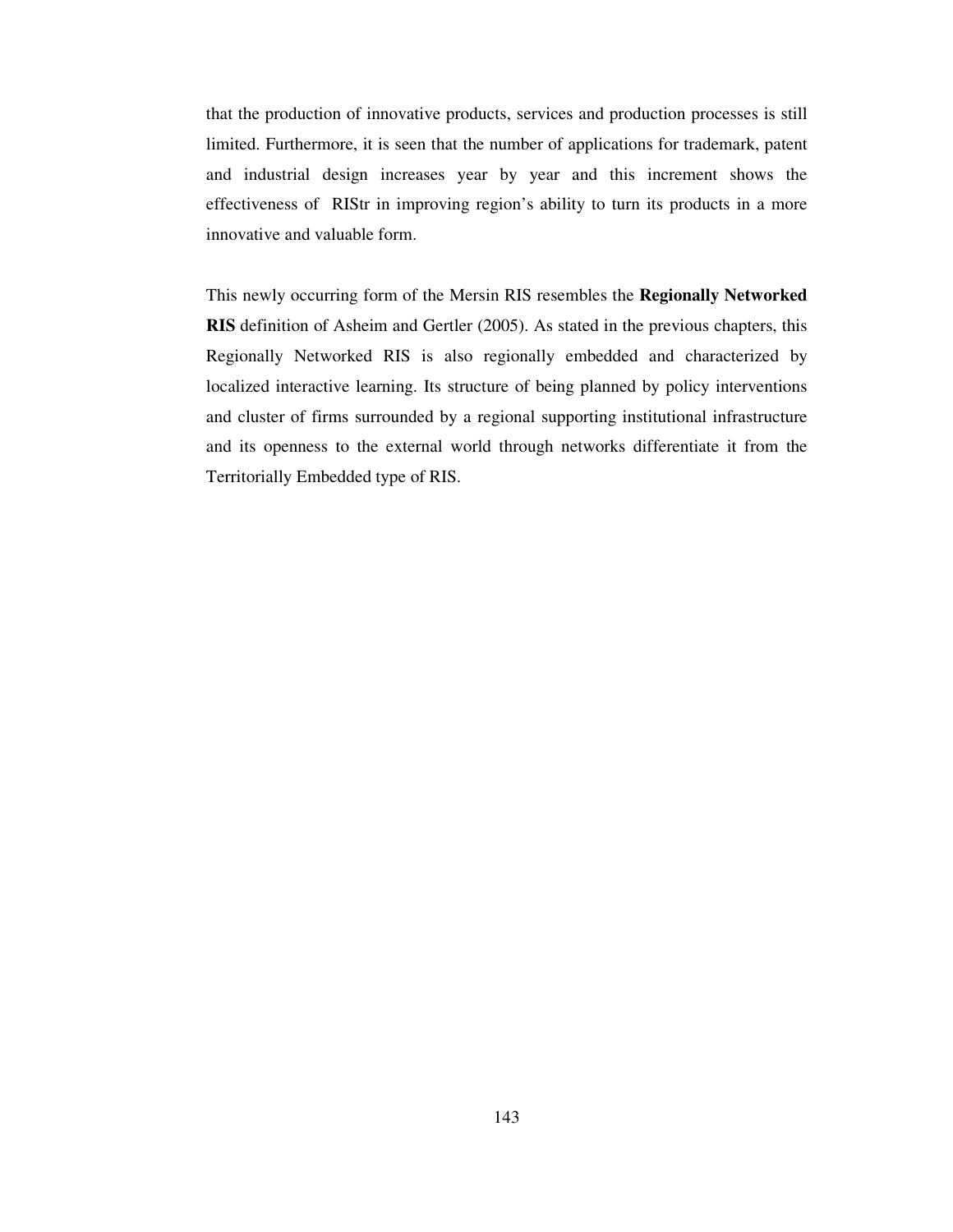that the production of innovative products, services and production processes is still limited. Furthermore, it is seen that the number of applications for trademark, patent and industrial design increases year by year and this increment shows the effectiveness of RIStr in improving region's ability to turn its products in a more innovative and valuable form.

This newly occurring form of the Mersin RIS resembles the **Regionally Networked RIS** definition of Asheim and Gertler (2005). As stated in the previous chapters, this Regionally Networked RIS is also regionally embedded and characterized by localized interactive learning. Its structure of being planned by policy interventions and cluster of firms surrounded by a regional supporting institutional infrastructure and its openness to the external world through networks differentiate it from the Territorially Embedded type of RIS.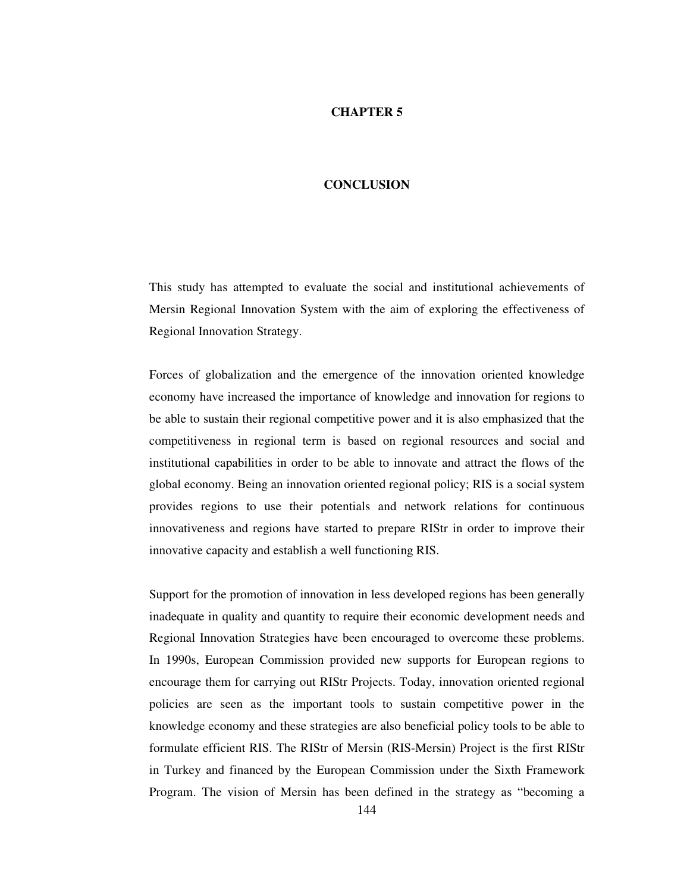# CHAPTER 5

# CONCLUSION

This study has attempted to evaluate the social and institutional achievements of Mersin Regional Innovation System with the aim of exploring the effectiveness of Regional Innovation Strategy.

Forces of globalization and the emergence of the innovation oriented knowledge economy have increased the importance of knowledge and innovation for regions to be able to sustain their regional competitive power and it is also emphasized that the competitiveness in regional term is based on regional resources and social and institutional capabilities in order to be able to innovate and attract the flows of the global economy. Being an innovation oriented regional policy; RIS is a social system provides regions to use their potentials and network relations for continuous innovativeness and regions have started to prepare RIStr in order to improve their innovative capacity and establish a well functioning RIS.

Support for the promotion of innovation in less developed regions has been generally inadequate in quality and quantity to require their economic development needs and Regional Innovation Strategies have been encouraged to overcome these problems. In 1990s, European Commission provided new supports for European regions to encourage them for carrying out RIStr Projects. Today, innovation oriented regional policies are seen as the important tools to sustain competitive power in the knowledge economy and these strategies are also beneficial policy tools to be able to formulate efficient RIS. The RIStr of Mersin (RIS-Mersin) Project is the first RIStr in Turkey and financed by the European Commission under the Sixth Framework Program. The vision of Mersin has been defined in the strategy as "becoming a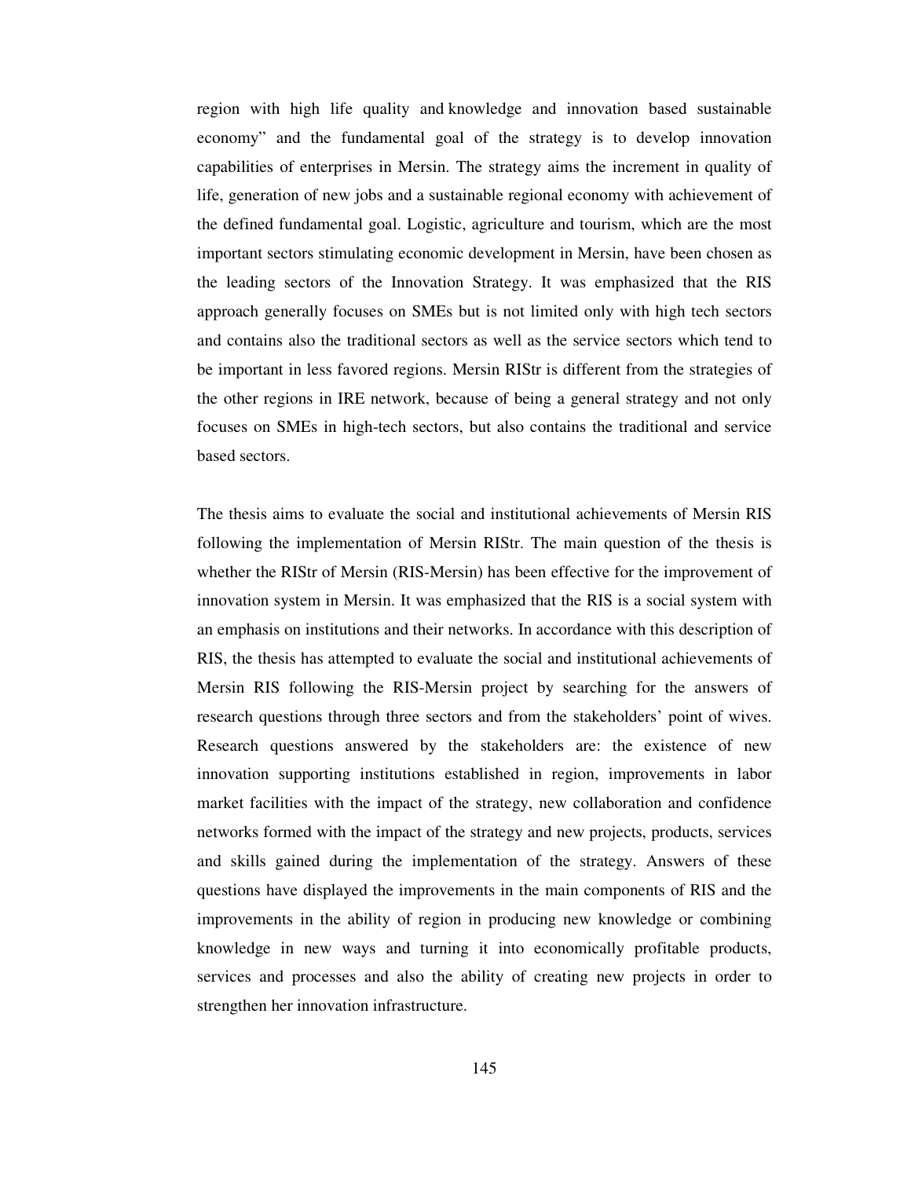region with high life quality and knowledge and innovation based sustainable economy" and the fundamental goal of the strategy is to develop innovation capabilities of enterprises in Mersin. The strategy aims the increment in quality of life, generation of new jobs and a sustainable regional economy with achievement of the defined fundamental goal. Logistic, agriculture and tourism, which are the most important sectors stimulating economic development in Mersin, have been chosen as the leading sectors of the Innovation Strategy. It was emphasized that the RIS approach generally focuses on SMEs but is not limited only with high tech sectors and contains also the traditional sectors as well as the service sectors which tend to be important in less favored regions. Mersin RIStr is different from the strategies of the other regions in IRE network, because of being a general strategy and not only focuses on SMEs in high-tech sectors, but also contains the traditional and service based sectors.

The thesis aims to evaluate the social and institutional achievements of Mersin RIS following the implementation of Mersin RIStr. The main question of the thesis is whether the RIStr of Mersin (RIS-Mersin) has been effective for the improvement of innovation system in Mersin. It was emphasized that the RIS is a social system with an emphasis on institutions and their networks. In accordance with this description of RIS, the thesis has attempted to evaluate the social and institutional achievements of Mersin RIS following the RIS-Mersin project by searching for the answers of research questions through three sectors and from the stakeholders' point of wives. Research questions answered by the stakeholders are: the existence of new innovation supporting institutions established in region, improvements in labor market facilities with the impact of the strategy, new collaboration and confidence networks formed with the impact of the strategy and new projects, products, services and skills gained during the implementation of the strategy. Answers of these questions have displayed the improvements in the main components of RIS and the improvements in the ability of region in producing new knowledge or combining knowledge in new ways and turning it into economically profitable products, services and processes and also the ability of creating new projects in order to strengthen her innovation infrastructure.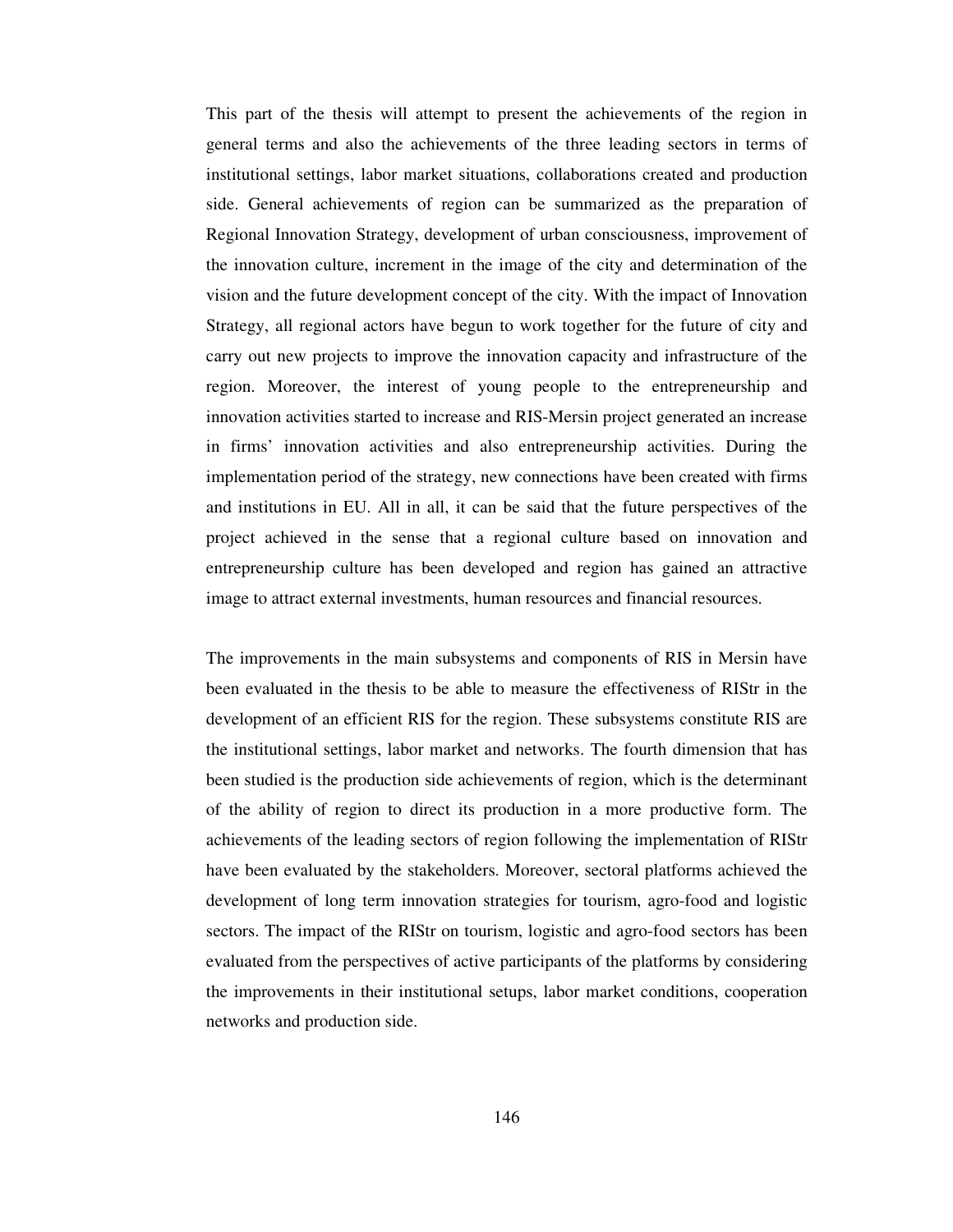This part of the thesis will attempt to present the achievements of the region in general terms and also the achievements of the three leading sectors in terms of institutional settings, labor market situations, collaborations created and production side. General achievements of region can be summarized as the preparation of Regional Innovation Strategy, development of urban consciousness, improvement of the innovation culture, increment in the image of the city and determination of the vision and the future development concept of the city. With the impact of Innovation Strategy, all regional actors have begun to work together for the future of city and carry out new projects to improve the innovation capacity and infrastructure of the region. Moreover, the interest of young people to the entrepreneurship and innovation activities started to increase and RIS-Mersin project generated an increase in firms' innovation activities and also entrepreneurship activities. During the implementation period of the strategy, new connections have been created with firms and institutions in EU. All in all, it can be said that the future perspectives of the project achieved in the sense that a regional culture based on innovation and entrepreneurship culture has been developed and region has gained an attractive image to attract external investments, human resources and financial resources.

The improvements in the main subsystems and components of RIS in Mersin have been evaluated in the thesis to be able to measure the effectiveness of RIStr in the development of an efficient RIS for the region. These subsystems constitute RIS are the institutional settings, labor market and networks. The fourth dimension that has been studied is the production side achievements of region, which is the determinant of the ability of region to direct its production in a more productive form. The achievements of the leading sectors of region following the implementation of RIStr have been evaluated by the stakeholders. Moreover, sectoral platforms achieved the development of long term innovation strategies for tourism, agro-food and logistic sectors. The impact of the RIStr on tourism, logistic and agro-food sectors has been evaluated from the perspectives of active participants of the platforms by considering the improvements in their institutional setups, labor market conditions, cooperation networks and production side.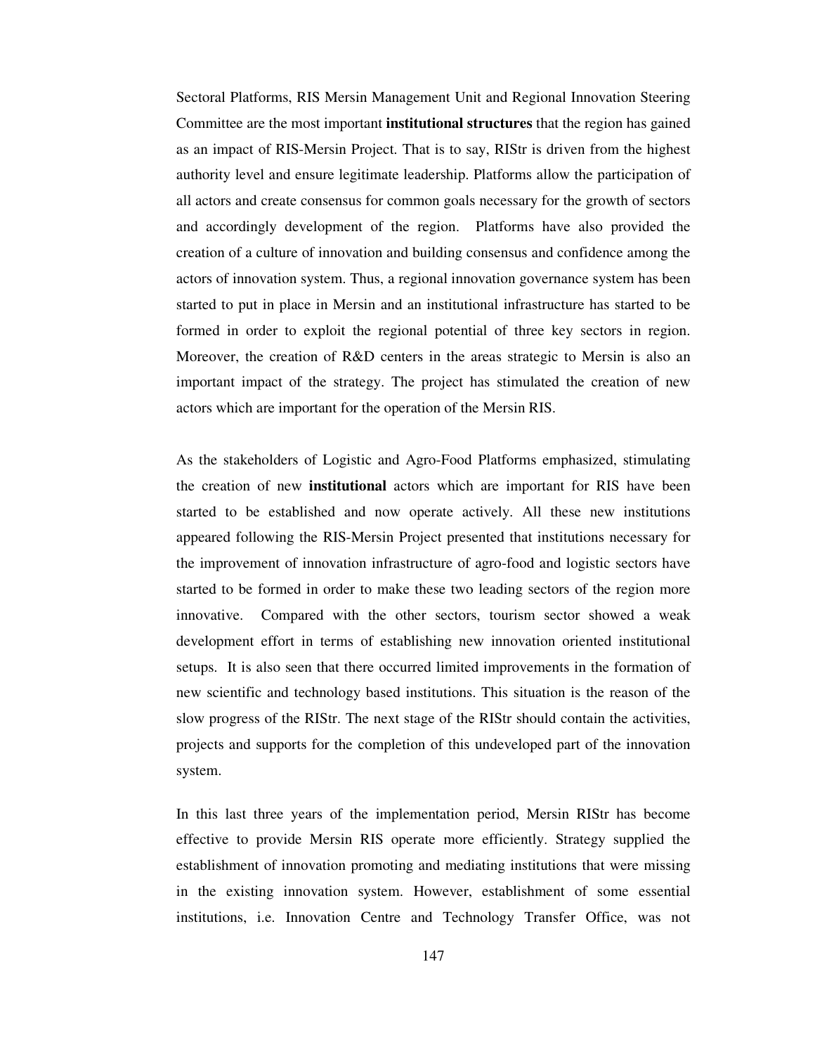Sectoral Platforms, RIS Mersin Management Unit and Regional Innovation Steering Committee are the most important **institutional structures** that the region has gained as an impact of RIS-Mersin Project. That is to say, RIStr is driven from the highest authority level and ensure legitimate leadership. Platforms allow the participation of all actors and create consensus for common goals necessary for the growth of sectors and accordingly development of the region. Platforms have also provided the creation of a culture of innovation and building consensus and confidence among the actors of innovation system. Thus, a regional innovation governance system has been started to put in place in Mersin and an institutional infrastructure has started to be formed in order to exploit the regional potential of three key sectors in region. Moreover, the creation of R&D centers in the areas strategic to Mersin is also an important impact of the strategy. The project has stimulated the creation of new actors which are important for the operation of the Mersin RIS.

As the stakeholders of Logistic and Agro-Food Platforms emphasized, stimulating the creation of new **institutional** actors which are important for RIS have been started to be established and now operate actively. All these new institutions appeared following the RIS-Mersin Project presented that institutions necessary for the improvement of innovation infrastructure of agro-food and logistic sectors have started to be formed in order to make these two leading sectors of the region more innovative. Compared with the other sectors, tourism sector showed a weak development effort in terms of establishing new innovation oriented institutional setups. It is also seen that there occurred limited improvements in the formation of new scientific and technology based institutions. This situation is the reason of the slow progress of the RIStr. The next stage of the RIStr should contain the activities, projects and supports for the completion of this undeveloped part of the innovation system.

In this last three years of the implementation period, Mersin RIStr has become effective to provide Mersin RIS operate more efficiently. Strategy supplied the establishment of innovation promoting and mediating institutions that were missing in the existing innovation system. However, establishment of some essential institutions, i.e. Innovation Centre and Technology Transfer Office, was not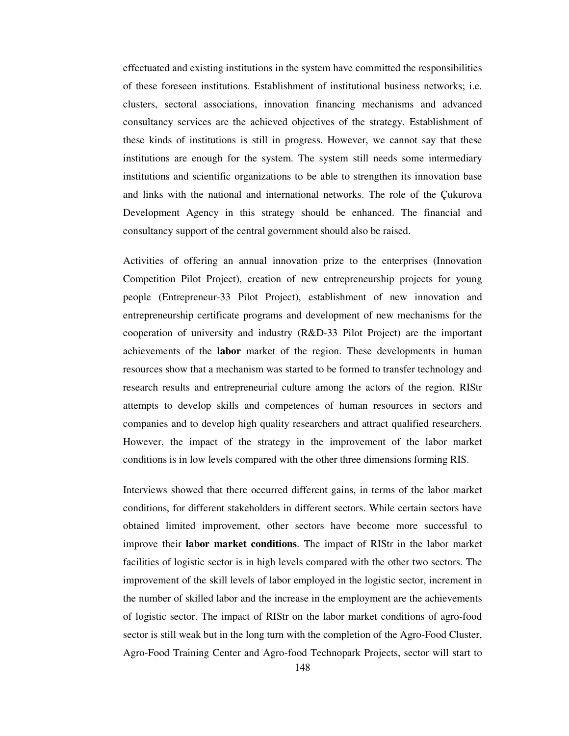effectuated and existing institutions in the system have committed the responsibilities of these foreseen institutions. Establishment of institutional business networks; i.e. clusters, sectoral associations, innovation financing mechanisms and advanced consultancy services are the achieved objectives of the strategy. Establishment of these kinds of institutions is still in progress. However, we cannot say that these institutions are enough for the system. The system still needs some intermediary institutions and scientific organizations to be able to strengthen its innovation base and links with the national and international networks. The role of the Çukurova Development Agency in this strategy should be enhanced. The financial and consultancy support of the central government should also be raised.

Activities of offering an annual innovation prize to the enterprises (Innovation Competition Pilot Project), creation of new entrepreneurship projects for young people (Entrepreneur-33 Pilot Project), establishment of new innovation and entrepreneurship certificate programs and development of new mechanisms for the cooperation of university and industry (R&D-33 Pilot Project) are the important achievements of the **labor** market of the region. These developments in human resources show that a mechanism was started to be formed to transfer technology and research results and entrepreneurial culture among the actors of the region. RIStr attempts to develop skills and competences of human resources in sectors and companies and to develop high quality researchers and attract qualified researchers. However, the impact of the strategy in the improvement of the labor market conditions is in low levels compared with the other three dimensions forming RIS.

Interviews showed that there occurred different gains, in terms of the labor market conditions, for different stakeholders in different sectors. While certain sectors have obtained limited improvement, other sectors have become more successful to improve their **labor market conditions**. The impact of RIStr in the labor market facilities of logistic sector is in high levels compared with the other two sectors. The improvement of the skill levels of labor employed in the logistic sector, increment in the number of skilled labor and the increase in the employment are the achievements of logistic sector. The impact of RIStr on the labor market conditions of agro-food sector is still weak but in the long turn with the completion of the Agro-Food Cluster, Agro-Food Training Center and Agro-food Technopark Projects, sector will start to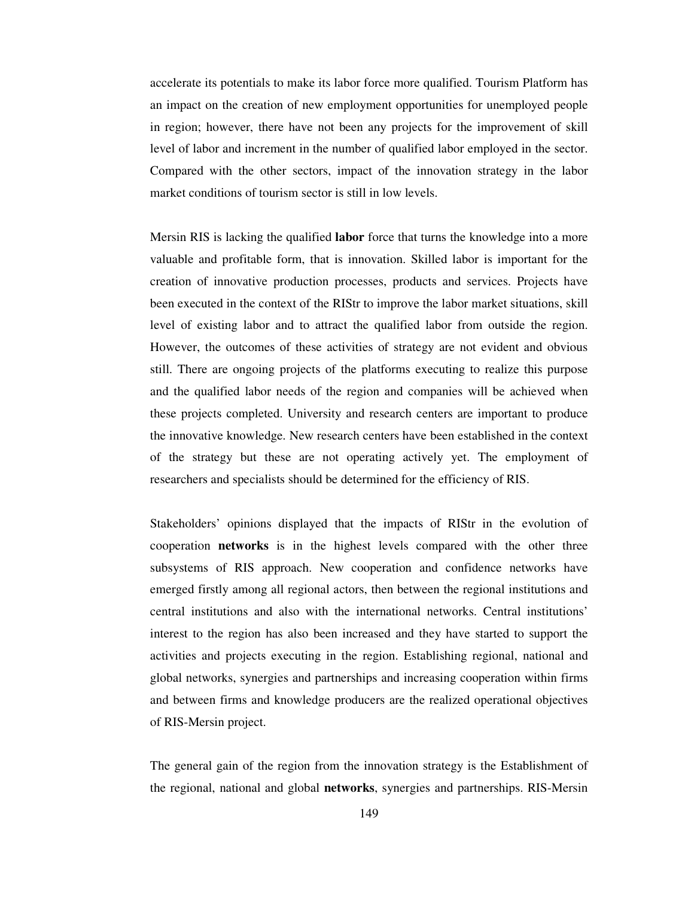accelerate its potentials to make its labor force more qualified. Tourism Platform has an impact on the creation of new employment opportunities for unemployed people in region; however, there have not been any projects for the improvement of skill level of labor and increment in the number of qualified labor employed in the sector. Compared with the other sectors, impact of the innovation strategy in the labor market conditions of tourism sector is still in low levels.

Mersin RIS is lacking the qualified **labor** force that turns the knowledge into a more valuable and profitable form, that is innovation. Skilled labor is important for the creation of innovative production processes, products and services. Projects have been executed in the context of the RIStr to improve the labor market situations, skill level of existing labor and to attract the qualified labor from outside the region. However, the outcomes of these activities of strategy are not evident and obvious still. There are ongoing projects of the platforms executing to realize this purpose and the qualified labor needs of the region and companies will be achieved when these projects completed. University and research centers are important to produce the innovative knowledge. New research centers have been established in the context of the strategy but these are not operating actively yet. The employment of researchers and specialists should be determined for the efficiency of RIS.

Stakeholders' opinions displayed that the impacts of RIStr in the evolution of cooperation **networks** is in the highest levels compared with the other three subsystems of RIS approach. New cooperation and confidence networks have emerged firstly among all regional actors, then between the regional institutions and central institutions and also with the international networks. Central institutions' interest to the region has also been increased and they have started to support the activities and projects executing in the region. Establishing regional, national and global networks, synergies and partnerships and increasing cooperation within firms and between firms and knowledge producers are the realized operational objectives of RIS-Mersin project.

The general gain of the region from the innovation strategy is the Establishment of the regional, national and global **networks**, synergies and partnerships. RIS-Mersin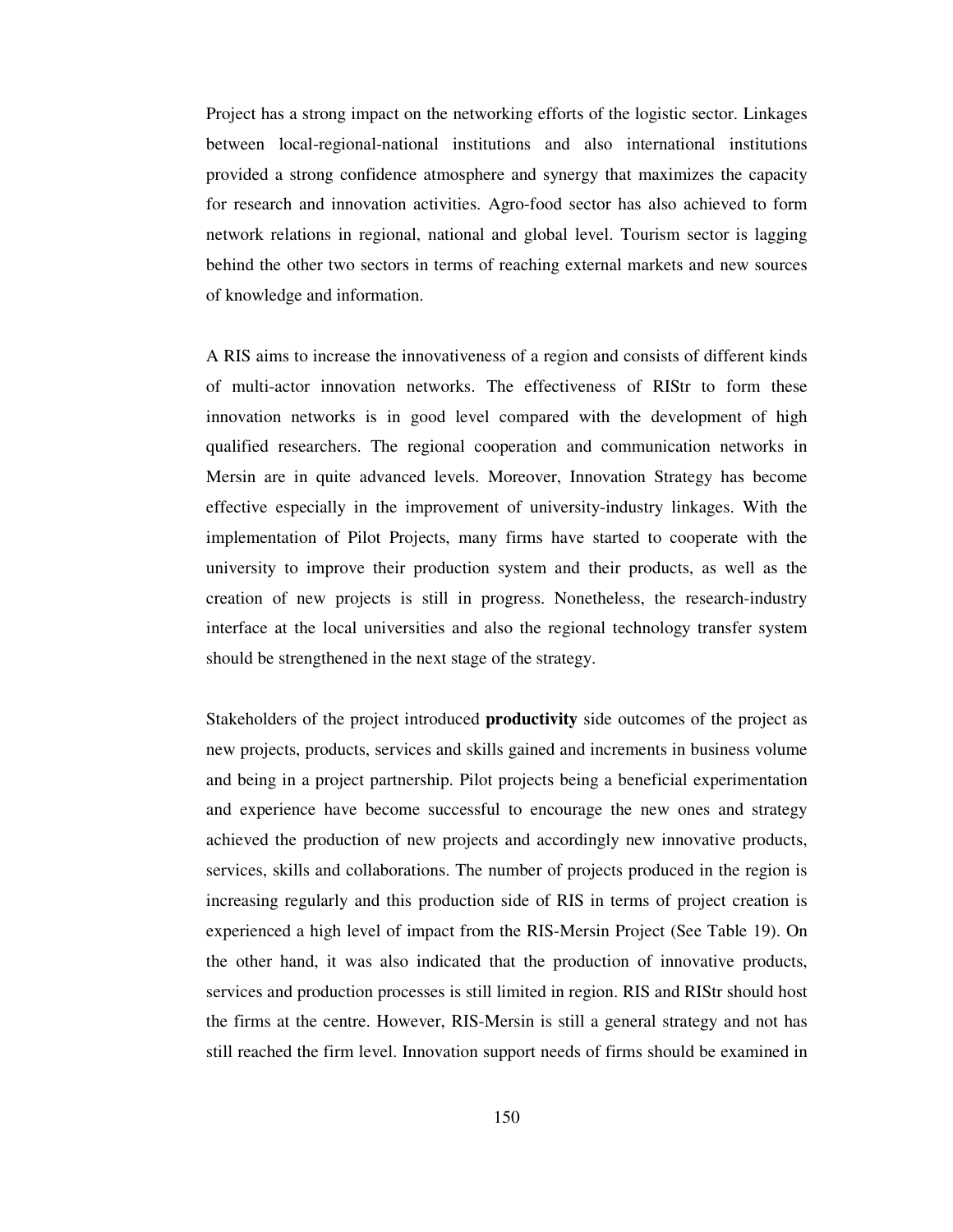Project has a strong impact on the networking efforts of the logistic sector. Linkages between local-regional-national institutions and also international institutions provided a strong confidence atmosphere and synergy that maximizes the capacity for research and innovation activities. Agro-food sector has also achieved to form network relations in regional, national and global level. Tourism sector is lagging behind the other two sectors in terms of reaching external markets and new sources of knowledge and information.

A RIS aims to increase the innovativeness of a region and consists of different kinds of multi-actor innovation networks. The effectiveness of RIStr to form these innovation networks is in good level compared with the development of high qualified researchers. The regional cooperation and communication networks in Mersin are in quite advanced levels. Moreover, Innovation Strategy has become effective especially in the improvement of university-industry linkages. With the implementation of Pilot Projects, many firms have started to cooperate with the university to improve their production system and their products, as well as the creation of new projects is still in progress. Nonetheless, the research-industry interface at the local universities and also the regional technology transfer system should be strengthened in the next stage of the strategy.

Stakeholders of the project introduced **productivity** side outcomes of the project as new projects, products, services and skills gained and increments in business volume and being in a project partnership. Pilot projects being a beneficial experimentation and experience have become successful to encourage the new ones and strategy achieved the production of new projects and accordingly new innovative products, services, skills and collaborations. The number of projects produced in the region is increasing regularly and this production side of RIS in terms of project creation is experienced a high level of impact from the RIS-Mersin Project (See Table 19). On the other hand, it was also indicated that the production of innovative products, services and production processes is still limited in region. RIS and RIStr should host the firms at the centre. However, RIS-Mersin is still a general strategy and not has still reached the firm level. Innovation support needs of firms should be examined in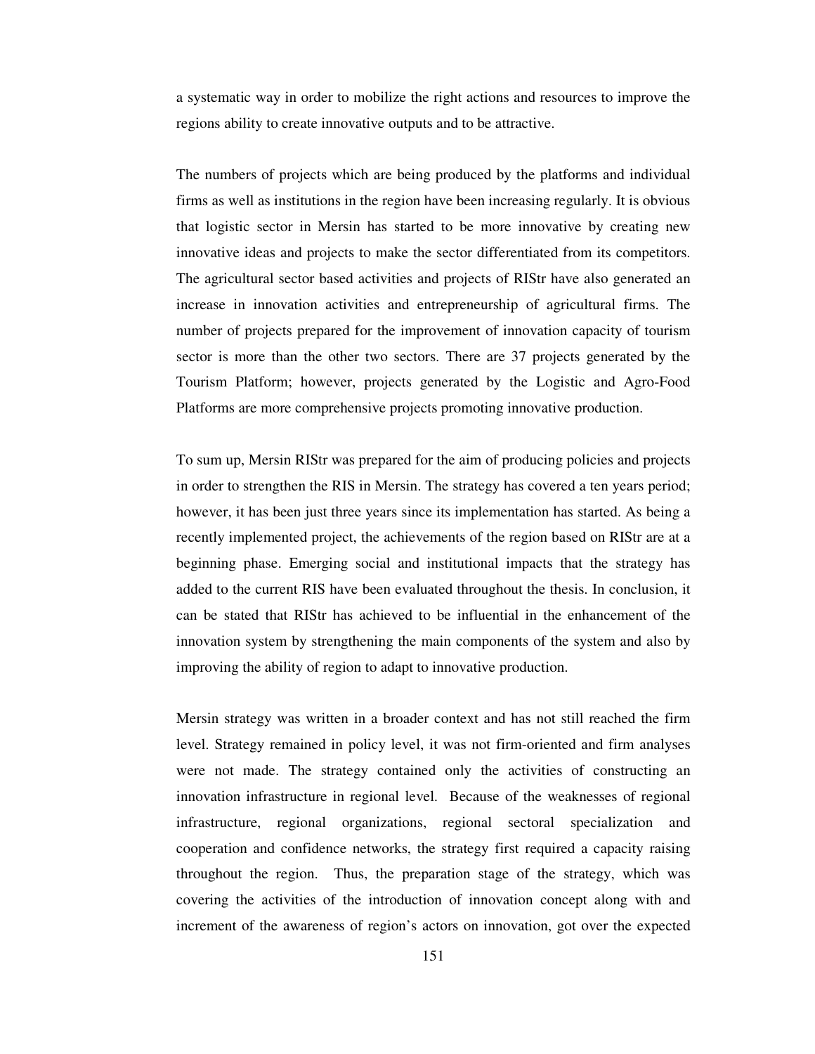a systematic way in order to mobilize the right actions and resources to improve the regions ability to create innovative outputs and to be attractive.

The numbers of projects which are being produced by the platforms and individual firms as well as institutions in the region have been increasing regularly. It is obvious that logistic sector in Mersin has started to be more innovative by creating new innovative ideas and projects to make the sector differentiated from its competitors. The agricultural sector based activities and projects of RIStr have also generated an increase in innovation activities and entrepreneurship of agricultural firms. The number of projects prepared for the improvement of innovation capacity of tourism sector is more than the other two sectors. There are 37 projects generated by the Tourism Platform; however, projects generated by the Logistic and Agro-Food Platforms are more comprehensive projects promoting innovative production.

To sum up, Mersin RIStr was prepared for the aim of producing policies and projects in order to strengthen the RIS in Mersin. The strategy has covered a ten years period; however, it has been just three years since its implementation has started. As being a recently implemented project, the achievements of the region based on RIStr are at a beginning phase. Emerging social and institutional impacts that the strategy has added to the current RIS have been evaluated throughout the thesis. In conclusion, it can be stated that RIStr has achieved to be influential in the enhancement of the innovation system by strengthening the main components of the system and also by improving the ability of region to adapt to innovative production.

Mersin strategy was written in a broader context and has not still reached the firm level. Strategy remained in policy level, it was not firm-oriented and firm analyses were not made. The strategy contained only the activities of constructing an innovation infrastructure in regional level. Because of the weaknesses of regional infrastructure, regional organizations, regional sectoral specialization and cooperation and confidence networks, the strategy first required a capacity raising throughout the region. Thus, the preparation stage of the strategy, which was covering the activities of the introduction of innovation concept along with and increment of the awareness of region's actors on innovation, got over the expected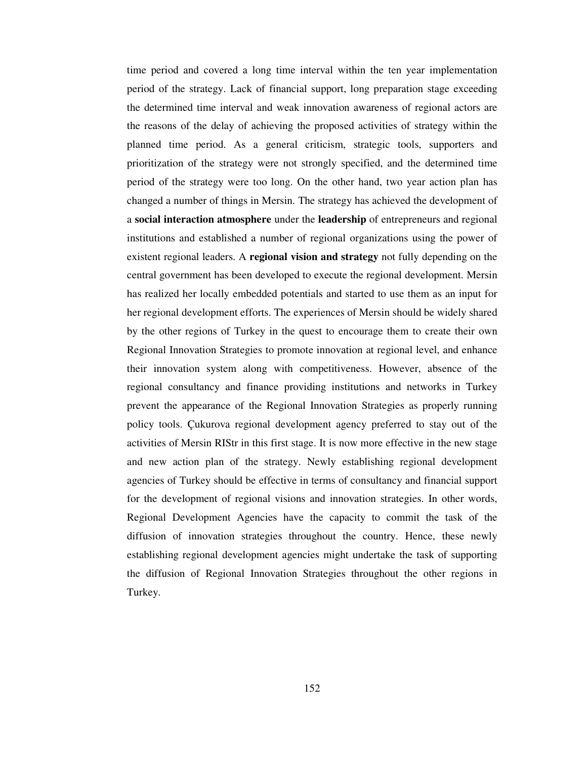time period and covered a long time interval within the ten year implementation period of the strategy. Lack of financial support, long preparation stage exceeding the determined time interval and weak innovation awareness of regional actors are the reasons of the delay of achieving the proposed activities of strategy within the planned time period. As a general criticism, strategic tools, supporters and prioritization of the strategy were not strongly specified, and the determined time period of the strategy were too long. On the other hand, two year action plan has changed a number of things in Mersin. The strategy has achieved the development of a **social interaction atmosphere** under the **leadership** of entrepreneurs and regional institutions and established a number of regional organizations using the power of existent regional leaders. A **regional vision and strategy** not fully depending on the central government has been developed to execute the regional development. Mersin has realized her locally embedded potentials and started to use them as an input for her regional development efforts. The experiences of Mersin should be widely shared by the other regions of Turkey in the quest to encourage them to create their own Regional Innovation Strategies to promote innovation at regional level, and enhance their innovation system along with competitiveness. However, absence of the regional consultancy and finance providing institutions and networks in Turkey prevent the appearance of the Regional Innovation Strategies as properly running policy tools. Çukurova regional development agency preferred to stay out of the activities of Mersin RIStr in this first stage. It is now more effective in the new stage and new action plan of the strategy. Newly establishing regional development agencies of Turkey should be effective in terms of consultancy and financial support for the development of regional visions and innovation strategies. In other words, Regional Development Agencies have the capacity to commit the task of the diffusion of innovation strategies throughout the country. Hence, these newly establishing regional development agencies might undertake the task of supporting the diffusion of Regional Innovation Strategies throughout the other regions in Turkey.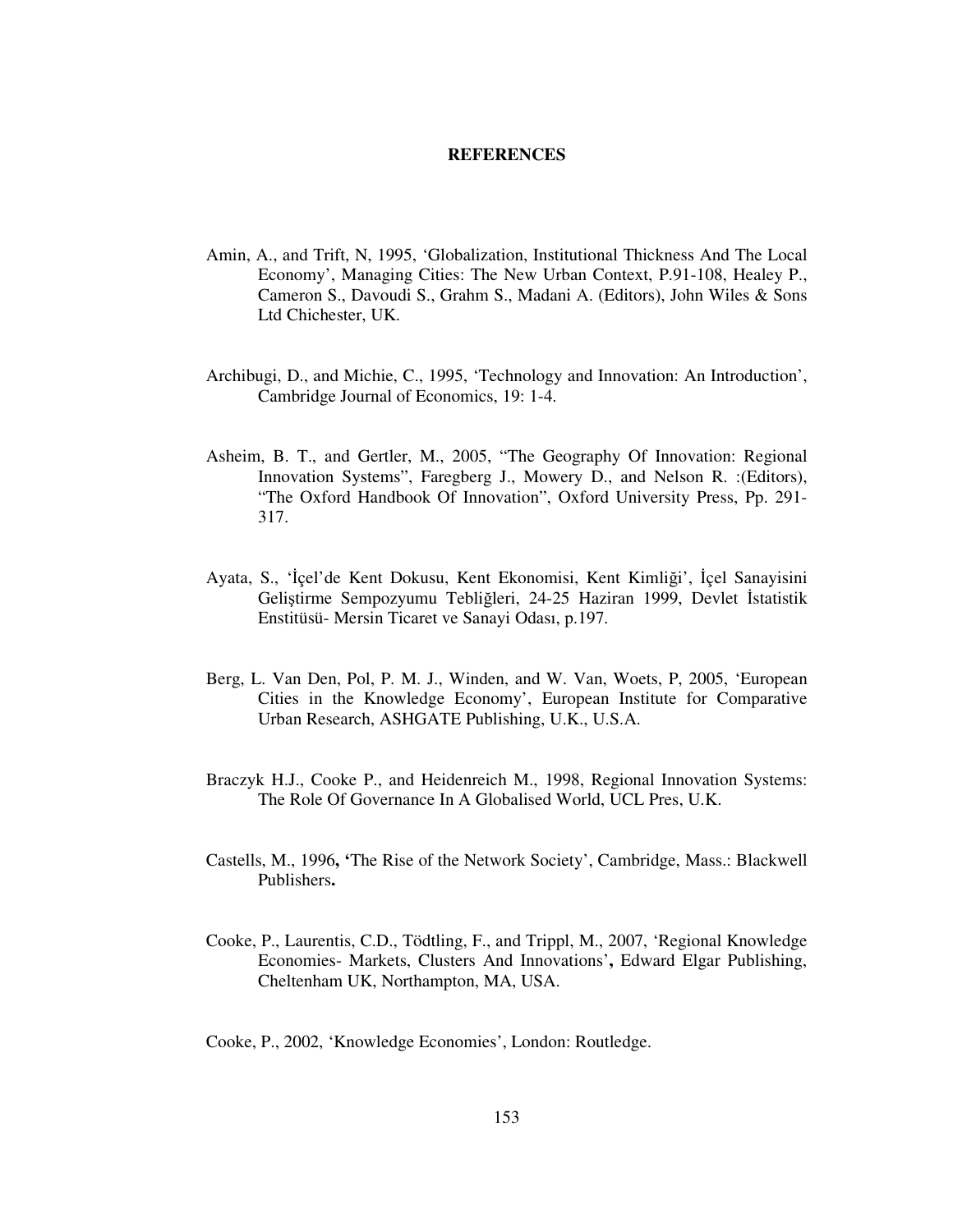# REFERENCES

Amin, A., and Trift, N, 1995, 'Globalization, Institutional Thickness And The Local Economy', Managing Cities: The New Urban Context, P.91-108, Healey P., Cameron S., Davoudi S., Grahm S., Madani A. (Editors), John Wiles & Sons Ltd Chichester, UK.

Archibugi, D., and Michie, C., 1995, 'Technology and Innovation: An Introduction', Cambridge Journal of Economics, 19: 1-4.

Asheim, B. T., and Gertler, M., 2005, "The Geography Of Innovation: Regional Innovation Systems", Faregberg J., Mowery D., and Nelson R. :(Editors), "The Oxford Handbook Of Innovation", Oxford University Press, Pp. 291-317.

Ayata, S., 'İçel'de Kent Dokusu, Kent Ekonomisi, Kent Kimliği', İçel Sanayisini Geliştirme Sempozyumu Tebliğleri, 24-25 Haziran 1999, Devlet İstatistik Enstitüsü- Mersin Ticaret ve Sanayi Odası, p.197.

Berg, L. Van Den, Pol, P. M. J., Winden, and W. Van, Woets, P, 2005, 'European Cities in the Knowledge Economy', European Institute for Comparative Urban Research, ASHGATE Publishing, U.K., U.S.A.

Braczyk H.J., Cooke P., and Heidenreich M., 1998, Regional Innovation Systems: The Role Of Governance In A Globalised World, UCL Pres, U.K.

Castells, M., 1996**, '**The Rise of the Network Society', Cambridge, Mass.: Blackwell Publishers**.**

Cooke, P., Laurentis, C.D., Tödtling, F., and Trippl, M., 2007, 'Regional Knowledge Economies- Markets, Clusters And Innovations'**,** Edward Elgar Publishing, Cheltenham UK, Northampton, MA, USA.

Cooke, P., 2002, 'Knowledge Economies', London: Routledge.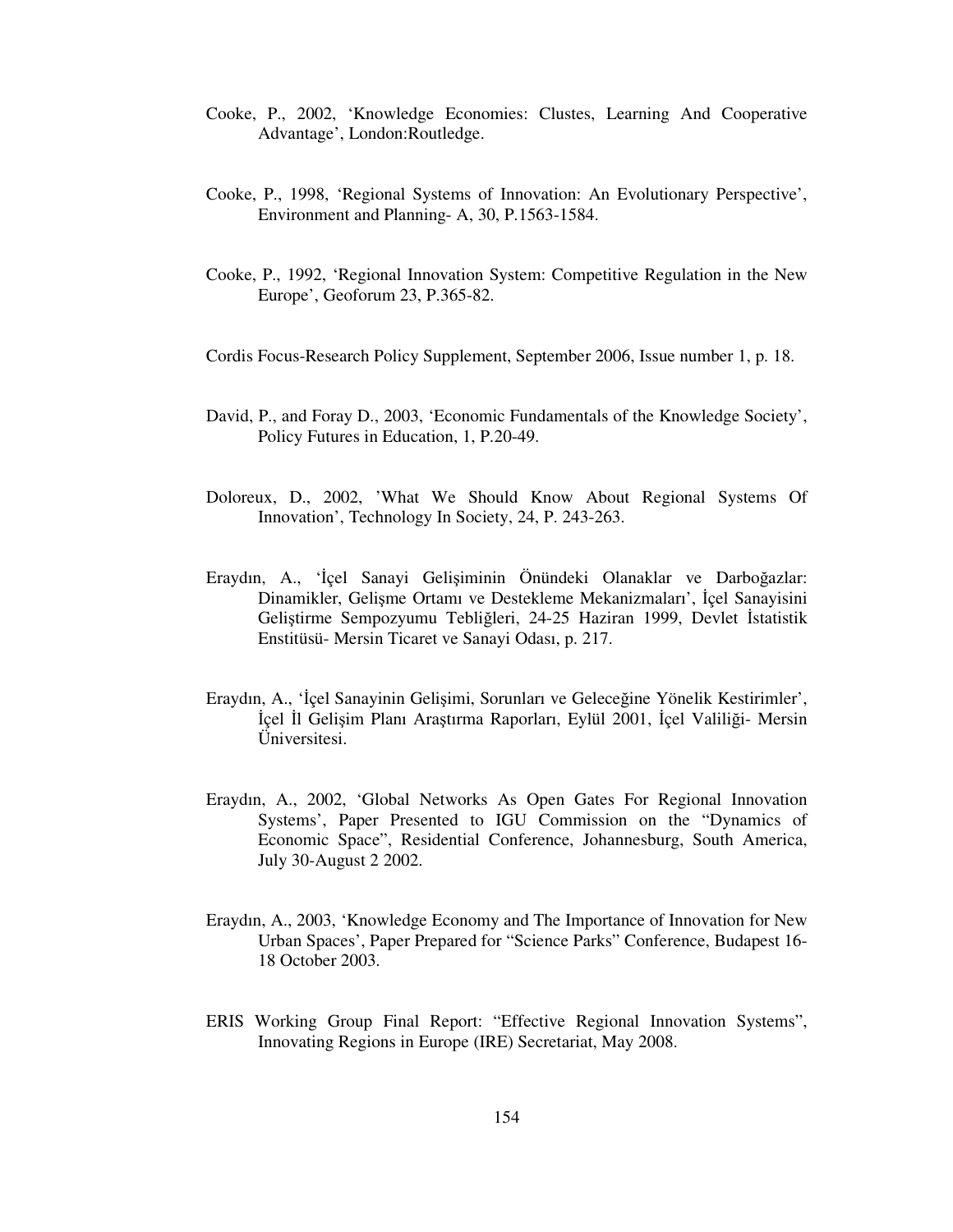Cooke, P., 2002, ‘Knowledge Economies: Clustes, Learning And Cooperative Advantage’, London:Routledge.

Cooke, P., 1998, ‘Regional Systems of Innovation: An Evolutionary Perspective’, Environment and Planning- A, 30, P.1563-1584.

Cooke, P., 1992, ‘Regional Innovation System: Competitive Regulation in the New Europe’, Geoforum 23, P.365-82.

Cordis Focus-Research Policy Supplement, September 2006, Issue number 1, p. 18.

David, P., and Foray D., 2003, ‘Economic Fundamentals of the Knowledge Society’, Policy Futures in Education, 1, P.20-49.

Doloreux, D., 2002, ’What We Should Know About Regional Systems Of Innovation’, Technology In Society, 24, P. 243-263.

Eraydın, A., ‘İçel Sanayi Gelişiminin Önündeki Olanaklar ve Darboğazlar: Dinamikler, Gelişme Ortamı ve Destekleme Mekanizmaları’, İçel Sanayisini Geliştirme Sempozyumu Tebliğleri, 24-25 Haziran 1999, Devlet İstatistik Enstitüsü- Mersin Ticaret ve Sanayi Odası, p. 217.

Eraydın, A., ‘İçel Sanayinin Gelişimi, Sorunları ve Geleceğine Yönelik Kestirimler’, İçel İl Gelişim Planı Araştırma Raporları, Eylül 2001, İçel Valiliği- Mersin Üniversitesi.

Eraydın, A., 2002, ‘Global Networks As Open Gates For Regional Innovation Systems’, Paper Presented to IGU Commission on the “Dynamics of Economic Space”, Residential Conference, Johannesburg, South America, July 30-August 2 2002.

Eraydın, A., 2003, ‘Knowledge Economy and The Importance of Innovation for New Urban Spaces’, Paper Prepared for “Science Parks” Conference, Budapest 16-18 October 2003.

ERIS Working Group Final Report: “Effective Regional Innovation Systems”, Innovating Regions in Europe (IRE) Secretariat, May 2008.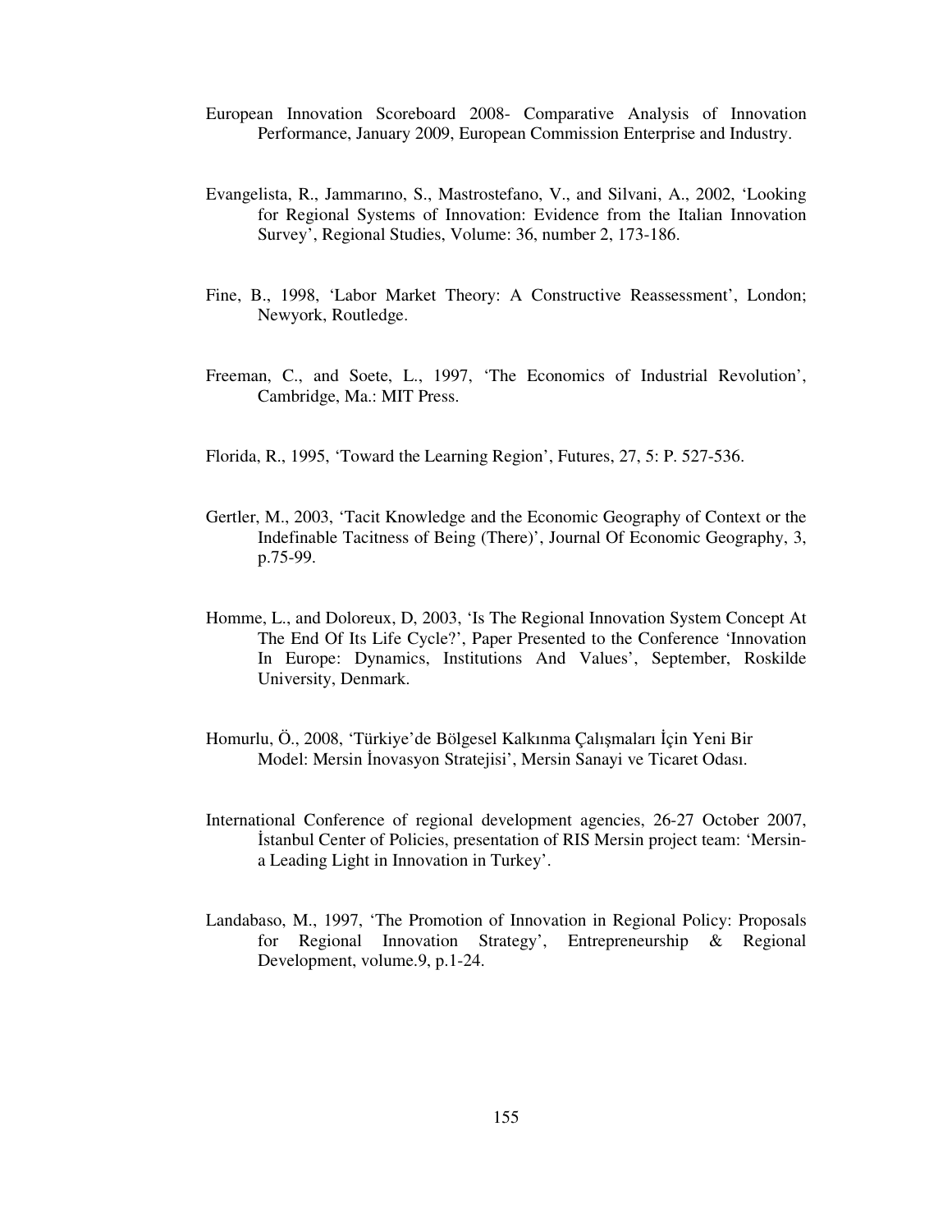European Innovation Scoreboard 2008- Comparative Analysis of Innovation Performance, January 2009, European Commission Enterprise and Industry.

Evangelista, R., Jammarıno, S., Mastrostefano, V., and Silvani, A., 2002, 'Looking for Regional Systems of Innovation: Evidence from the Italian Innovation Survey', Regional Studies, Volume: 36, number 2, 173-186.

Fine, B., 1998, 'Labor Market Theory: A Constructive Reassessment', London; Newyork, Routledge.

Freeman, C., and Soete, L., 1997, 'The Economics of Industrial Revolution', Cambridge, Ma.: MIT Press.

Florida, R., 1995, 'Toward the Learning Region', Futures, 27, 5: P. 527-536.

Gertler, M., 2003, 'Tacit Knowledge and the Economic Geography of Context or the Indefinable Tacitness of Being (There)', Journal Of Economic Geography, 3, p.75-99.

Homme, L., and Doloreux, D, 2003, 'Is The Regional Innovation System Concept At The End Of Its Life Cycle?', Paper Presented to the Conference 'Innovation In Europe: Dynamics, Institutions And Values', September, Roskilde University, Denmark.

Homurlu, Ö., 2008, 'Türkiye'de Bölgesel Kalkınma Çalışmaları İçin Yeni Bir Model: Mersin İnovasyon Stratejisi', Mersin Sanayi ve Ticaret Odası.

International Conference of regional development agencies, 26-27 October 2007, İstanbul Center of Policies, presentation of RIS Mersin project team: 'Mersin-a Leading Light in Innovation in Turkey'.

Landabaso, M., 1997, 'The Promotion of Innovation in Regional Policy: Proposals for Regional Innovation Strategy', Entrepreneurship & Regional Development, volume.9, p.1-24.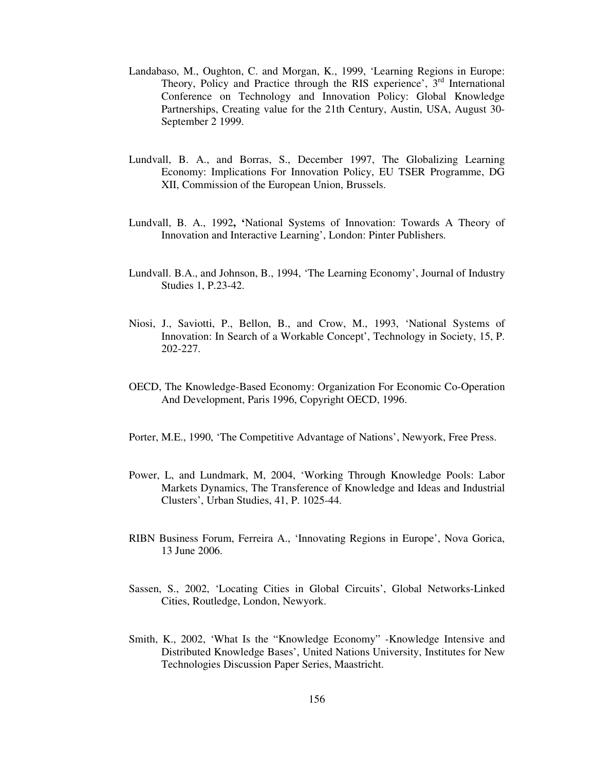Landabaso, M., Oughton, C. and Morgan, K., 1999, 'Learning Regions in Europe: Theory, Policy and Practice through the RIS experience', 3rd International Conference on Technology and Innovation Policy: Global Knowledge Partnerships, Creating value for the 21th Century, Austin, USA, August 30-September 2 1999.

Lundvall, B. A., and Borras, S., December 1997, The Globalizing Learning Economy: Implications For Innovation Policy, EU TSER Programme, DG XII, Commission of the European Union, Brussels.

Lundvall, B. A., 1992**, '**National Systems of Innovation: Towards A Theory of Innovation and Interactive Learning', London: Pinter Publishers.

Lundvall. B.A., and Johnson, B., 1994, 'The Learning Economy', Journal of Industry Studies 1, P.23-42.

Niosi, J., Saviotti, P., Bellon, B., and Crow, M., 1993, 'National Systems of Innovation: In Search of a Workable Concept', Technology in Society, 15, P. 202-227.

OECD, The Knowledge-Based Economy: Organization For Economic Co-Operation And Development, Paris 1996, Copyright OECD, 1996.

Porter, M.E., 1990, 'The Competitive Advantage of Nations', Newyork, Free Press.

Power, L, and Lundmark, M, 2004, 'Working Through Knowledge Pools: Labor Markets Dynamics, The Transference of Knowledge and Ideas and Industrial Clusters', Urban Studies, 41, P. 1025-44.

RIBN Business Forum, Ferreira A., 'Innovating Regions in Europe', Nova Gorica, 13 June 2006.

Sassen, S., 2002, 'Locating Cities in Global Circuits', Global Networks-Linked Cities, Routledge, London, Newyork.

Smith, K., 2002, 'What Is the "Knowledge Economy" -Knowledge Intensive and Distributed Knowledge Bases', United Nations University, Institutes for New Technologies Discussion Paper Series, Maastricht.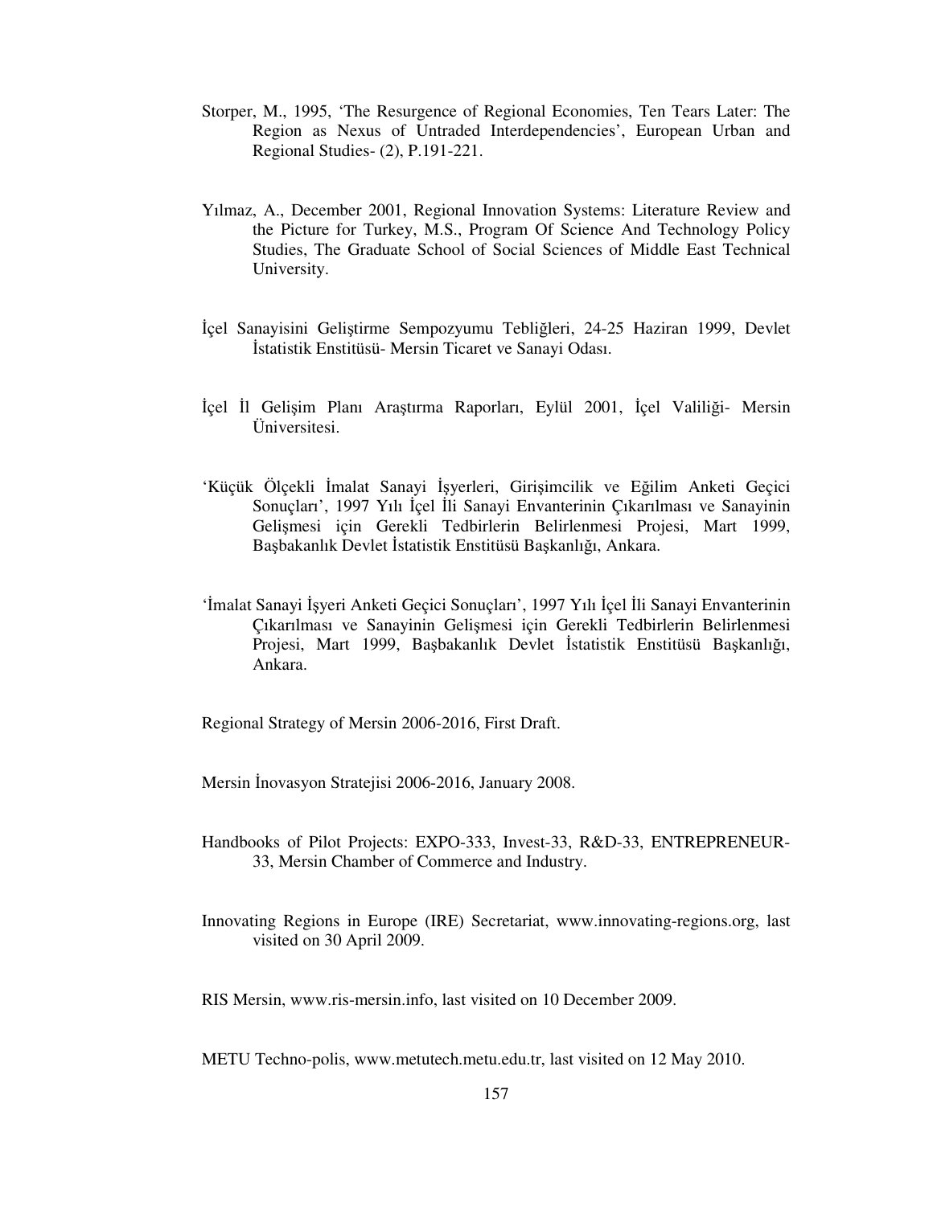Storper, M., 1995, 'The Resurgence of Regional Economies, Ten Tears Later: The Region as Nexus of Untraded Interdependencies', European Urban and Regional Studies- (2), P.191-221.

Yılmaz, A., December 2001, Regional Innovation Systems: Literature Review and the Picture for Turkey, M.S., Program Of Science And Technology Policy Studies, The Graduate School of Social Sciences of Middle East Technical University.

İçel Sanayisini Geliştirme Sempozyumu Tebliğleri, 24-25 Haziran 1999, Devlet İstatistik Enstitüsü- Mersin Ticaret ve Sanayi Odası.

İçel İl Gelişim Planı Araştırma Raporları, Eylül 2001, İçel Valiliği- Mersin Üniversitesi.

'Küçük Ölçekli İmalat Sanayi İşyerleri, Girişimcilik ve Eğilim Anketi Geçici Sonuçları', 1997 Yılı İçel İli Sanayi Envanterinin Çıkarılması ve Sanayinin Gelişmesi için Gerekli Tedbirlerin Belirlenmesi Projesi, Mart 1999, Başbakanlık Devlet İstatistik Enstitüsü Başkanlığı, Ankara.

'İmalat Sanayi İşyeri Anketi Geçici Sonuçları', 1997 Yılı İçel İli Sanayi Envanterinin Çıkarılması ve Sanayinin Gelişmesi için Gerekli Tedbirlerin Belirlenmesi Projesi, Mart 1999, Başbakanlık Devlet İstatistik Enstitüsü Başkanlığı, Ankara.

Regional Strategy of Mersin 2006-2016, First Draft.

Mersin İnovasyon Stratejisi 2006-2016, January 2008.

Handbooks of Pilot Projects: EXPO-333, Invest-33, R&D-33, ENTREPRENEUR-33, Mersin Chamber of Commerce and Industry.

Innovating Regions in Europe (IRE) Secretariat, www.innovating-regions.org, last visited on 30 April 2009.

RIS Mersin, www.ris-mersin.info, last visited on 10 December 2009.

METU Techno-polis, www.metutech.metu.edu.tr, last visited on 12 May 2010.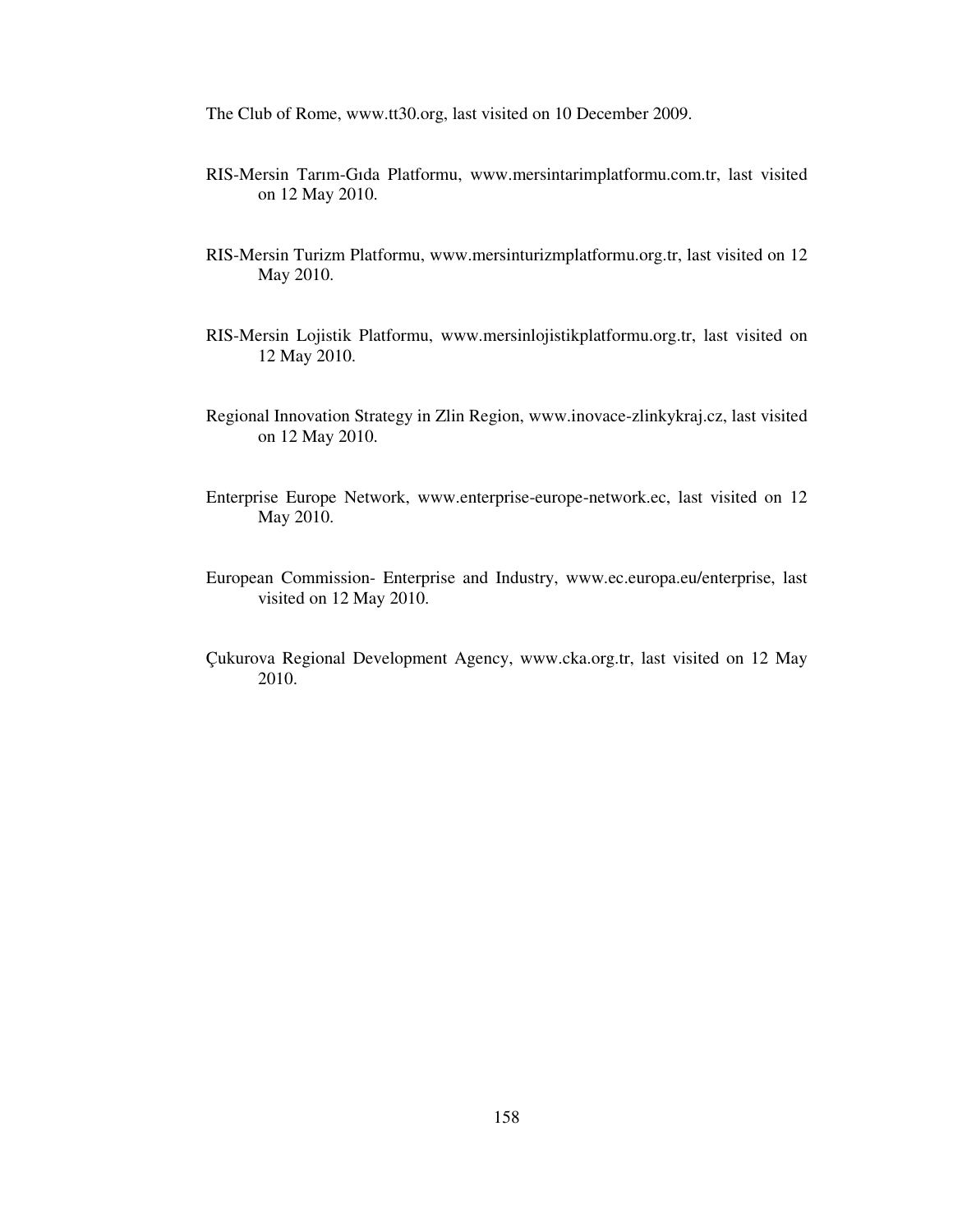The Club of Rome, www.tt30.org, last visited on 10 December 2009.

RIS-Mersin Tarım-Gıda Platformu, www.mersintarimplatformu.com.tr, last visited on 12 May 2010.

RIS-Mersin Turizm Platformu, www.mersinturizmplatformu.org.tr, last visited on 12 May 2010.

RIS-Mersin Lojistik Platformu, www.mersinlojistikplatformu.org.tr, last visited on 12 May 2010.

Regional Innovation Strategy in Zlin Region, www.inovace-zlinkykraj.cz, last visited on 12 May 2010.

Enterprise Europe Network, www.enterprise-europe-network.ec, last visited on 12 May 2010.

European Commission- Enterprise and Industry, www.ec.europa.eu/enterprise, last visited on 12 May 2010.

Çukurova Regional Development Agency, www.cka.org.tr, last visited on 12 May 2010.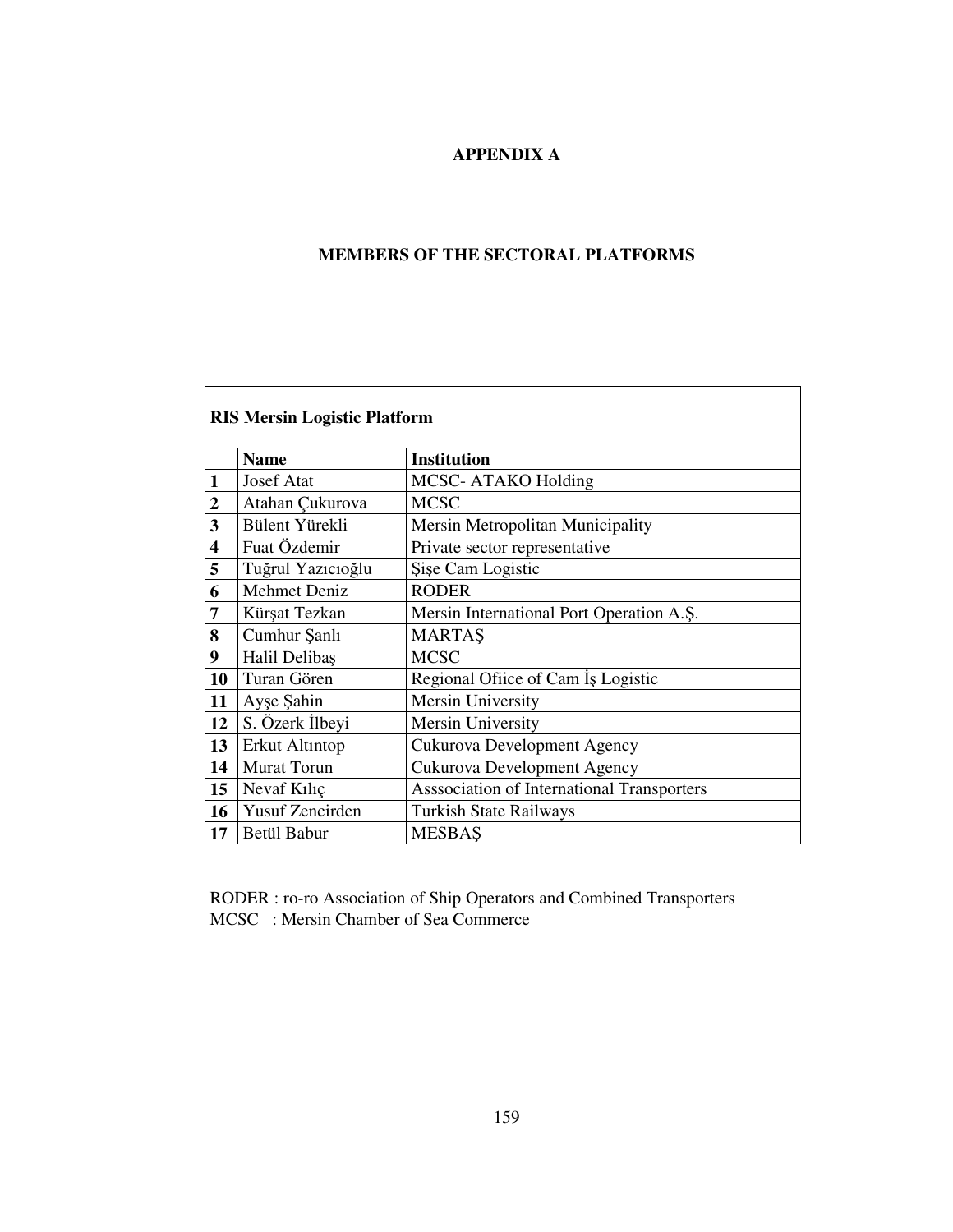# APPENDIX A

## MEMBERS OF THE SECTORAL PLATFORMS

| **RIS Mersin Logistic Platform** | | |
|---|---|---|
| | **Name** | **Institution** |
| **1** | Josef Atat | MCSC- ATAKO Holding |
| **2** | Atahan Çukurova | MCSC |
| **3** | Bülent Yürekli | Mersin Metropolitan Municipality |
| **4** | Fuat Özdemir | Private sector representative |
| **5** | Tuğrul Yazıcıoğlu | Şişe Cam Logistic |
| **6** | Mehmet Deniz | RODER |
| **7** | Kürşat Tezkan | Mersin International Port Operation A.Ş. |
| **8** | Cumhur Şanlı | MARTAŞ |
| **9** | Halil Delibaş | MCSC |
| **10** | Turan Gören | Regional Ofiice of Cam İş Logistic |
| **11** | Ayşe Şahin | Mersin University |
| **12** | S. Özerk İlbeyi | Mersin University |
| **13** | Erkut Altıntop | Cukurova Development Agency |
| **14** | Murat Torun | Cukurova Development Agency |
| **15** | Nevaf Kılıç | Asssociation of International Transporters |
| **16** | Yusuf Zencirden | Turkish State Railways |
| **17** | Betül Babur | MESBAŞ |

RODER : ro-ro Association of Ship Operators and Combined Transporters
MCSC : Mersin Chamber of Sea Commerce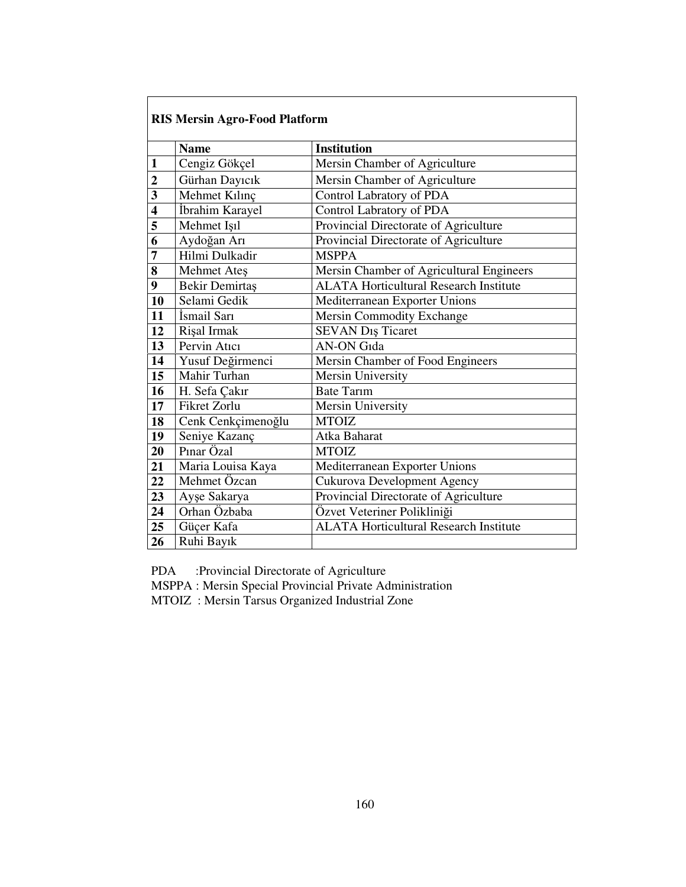| RIS Mersin Agro-Food Platform | | |
|---|---|---|
| | **Name** | **Institution** |
| **1** | Cengiz Gökçel | Mersin Chamber of Agriculture |
| **2** | Gürhan Dayıcık | Mersin Chamber of Agriculture |
| **3** | Mehmet Kılınç | Control Labratory of PDA |
| **4** | İbrahim Karayel | Control Labratory of PDA |
| **5** | Mehmet Işıl | Provincial Directorate of Agriculture |
| **6** | Aydoğan Arı | Provincial Directorate of Agriculture |
| **7** | Hilmi Dulkadir | MSPPA |
| **8** | Mehmet Ateş | Mersin Chamber of Agricultural Engineers |
| **9** | Bekir Demirtaş | ALATA Horticultural Research Institute |
| **10** | Selami Gedik | Mediterranean Exporter Unions |
| **11** | İsmail Sarı | Mersin Commodity Exchange |
| **12** | Rişal Irmak | SEVAN Dış Ticaret |
| **13** | Pervin Atıcı | AN-ON Gıda |
| **14** | Yusuf Değirmenci | Mersin Chamber of Food Engineers |
| **15** | Mahir Turhan | Mersin University |
| **16** | H. Sefa Çakır | Bate Tarım |
| **17** | Fikret Zorlu | Mersin University |
| **18** | Cenk Cenkçimenoğlu | MTOIZ |
| **19** | Seniye Kazanç | Atka Baharat |
| **20** | Pınar Özal | MTOIZ |
| **21** | Maria Louisa Kaya | Mediterranean Exporter Unions |
| **22** | Mehmet Özcan | Cukurova Development Agency |
| **23** | Ayşe Sakarya | Provincial Directorate of Agriculture |
| **24** | Orhan Özbaba | Özvet Veteriner Polikliniği |
| **25** | Güçer Kafa | ALATA Horticultural Research Institute |
| **26** | Ruhi Bayık | |

PDA :Provincial Directorate of Agriculture

MSPPA : Mersin Special Provincial Private Administration

MTOIZ : Mersin Tarsus Organized Industrial Zone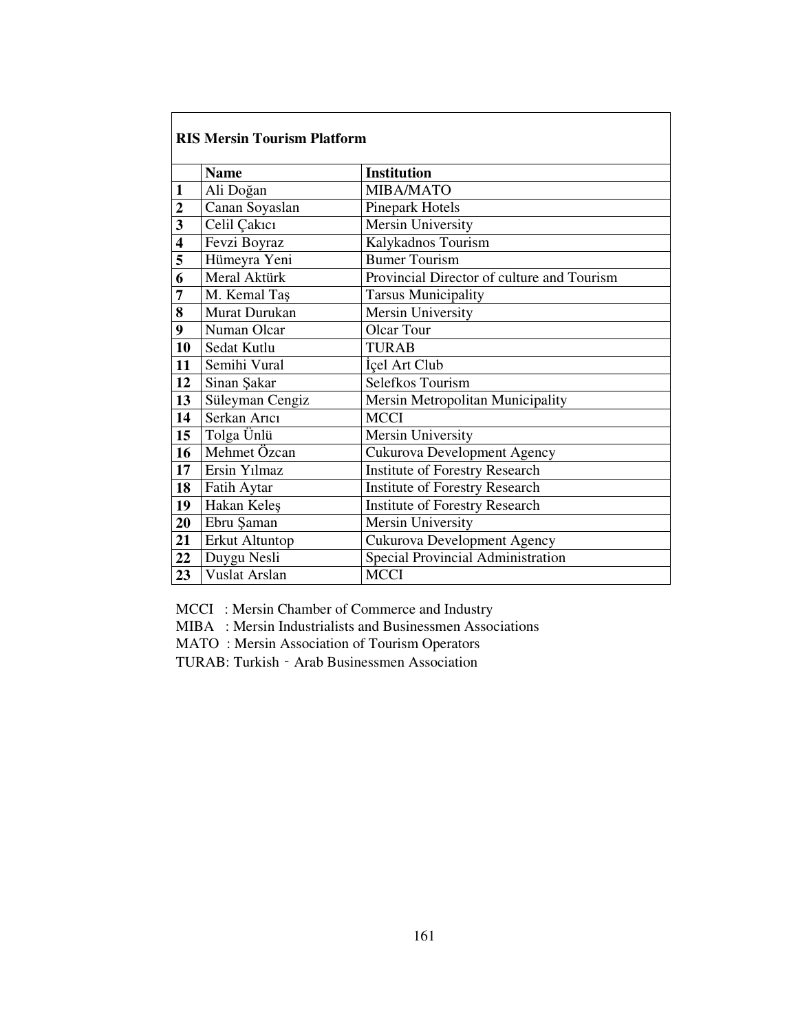**RIS Mersin Tourism Platform**

| | Name | Institution |
|---|---|---|
| 1 | Ali Doğan | MIBA/MATO |
| 2 | Canan Soyaslan | Pinepark Hotels |
| 3 | Celil Çakıcı | Mersin University |
| 4 | Fevzi Boyraz | Kalykadnos Tourism |
| 5 | Hümeyra Yeni | Bumer Tourism |
| 6 | Meral Aktürk | Provincial Director of culture and Tourism |
| 7 | M. Kemal Taş | Tarsus Municipality |
| 8 | Murat Durukan | Mersin University |
| 9 | Numan Olcar | Olcar Tour |
| 10 | Sedat Kutlu | TURAB |
| 11 | Semihi Vural | İçel Art Club |
| 12 | Sinan Şakar | Selefkos Tourism |
| 13 | Süleyman Cengiz | Mersin Metropolitan Municipality |
| 14 | Serkan Arıcı | MCCI |
| 15 | Tolga Ünlü | Mersin University |
| 16 | Mehmet Özcan | Cukurova Development Agency |
| 17 | Ersin Yılmaz | Institute of Forestry Research |
| 18 | Fatih Aytar | Institute of Forestry Research |
| 19 | Hakan Keleş | Institute of Forestry Research |
| 20 | Ebru Şaman | Mersin University |
| 21 | Erkut Altuntop | Cukurova Development Agency |
| 22 | Duygu Nesli | Special Provincial Administration |
| 23 | Vuslat Arslan | MCCI |

MCCI : Mersin Chamber of Commerce and Industry

MIBA : Mersin Industrialists and Businessmen Associations

MATO : Mersin Association of Tourism Operators

TURAB: Turkish – Arab Businessmen Association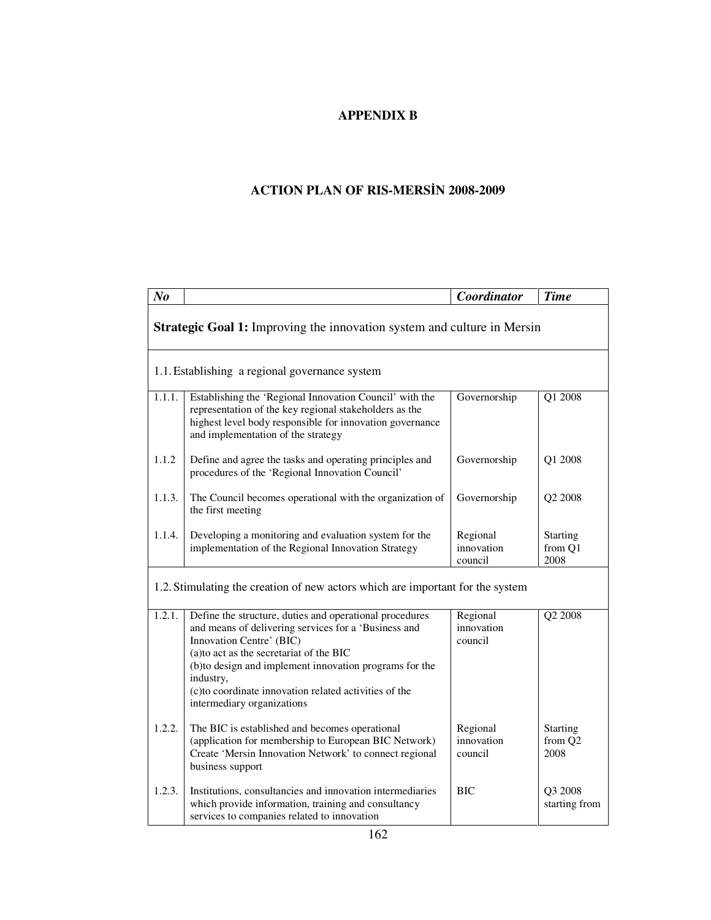# APPENDIX B

## ACTION PLAN OF RIS-MERSİN 2008-2009

| *No* | | *Coordinator* | *Time* |
|---|---|---|---|
| **Strategic Goal 1:** Improving the innovation system and culture in Mersin | | | |
| 1.1. Establishing a regional governance system | | | |
| 1.1.1. | Establishing the 'Regional Innovation Council' with the representation of the key regional stakeholders as the highest level body responsible for innovation governance and implementation of the strategy | Governorship | Q1 2008 |
| 1.1.2 | Define and agree the tasks and operating principles and procedures of the 'Regional Innovation Council' | Governorship | Q1 2008 |
| 1.1.3. | The Council becomes operational with the organization of the first meeting | Governorship | Q2 2008 |
| 1.1.4. | Developing a monitoring and evaluation system for the implementation of the Regional Innovation Strategy | Regional innovation council | Starting from Q1 2008 |
| 1.2. Stimulating the creation of new actors which are important for the system | | | |
| 1.2.1. | Define the structure, duties and operational procedures and means of delivering services for a 'Business and Innovation Centre' (BIC) (a)to act as the secretariat of the BIC (b)to design and implement innovation programs for the industry, (c)to coordinate innovation related activities of the intermediary organizations | Regional innovation council | Q2 2008 |
| 1.2.2. | The BIC is established and becomes operational (application for membership to European BIC Network) Create 'Mersin Innovation Network' to connect regional business support | Regional innovation council | Starting from Q2 2008 |
| 1.2.3. | Institutions, consultancies and innovation intermediaries which provide information, training and consultancy services to companies related to innovation | BIC | Q3 2008 starting from |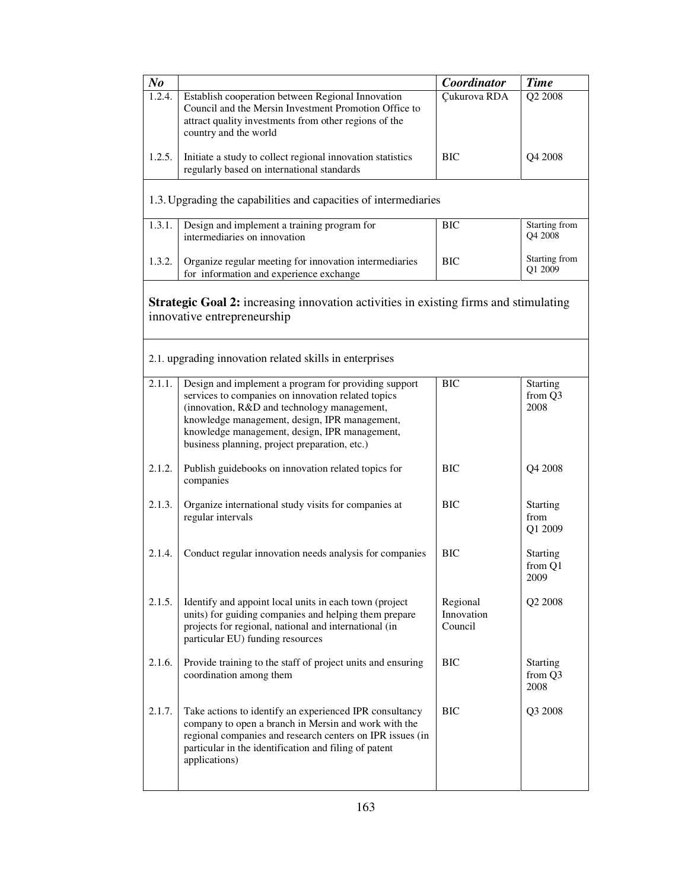| No | | Coordinator | Time |
|---|---|---|---|
| 1.2.4. | Establish cooperation between Regional Innovation Council and the Mersin Investment Promotion Office to attract quality investments from other regions of the country and the world | Çukurova RDA | Q2 2008 |
| 1.2.5. | Initiate a study to collect regional innovation statistics regularly based on international standards | BIC | Q4 2008 |
| 1.3. Upgrading the capabilities and capacities of intermediaries | | | |
| 1.3.1. | Design and implement a training program for intermediaries on innovation | BIC | Starting from Q4 2008 |
| 1.3.2. | Organize regular meeting for innovation intermediaries for information and experience exchange | BIC | Starting from Q1 2009 |
| **Strategic Goal 2:** increasing innovation activities in existing firms and stimulating innovative entrepreneurship | | | |
| 2.1. upgrading innovation related skills in enterprises | | | |
| 2.1.1. | Design and implement a program for providing support services to companies on innovation related topics (innovation, R&D and technology management, knowledge management, design, IPR management, knowledge management, design, IPR management, business planning, project preparation, etc.) | BIC | Starting from Q3 2008 |
| 2.1.2. | Publish guidebooks on innovation related topics for companies | BIC | Q4 2008 |
| 2.1.3. | Organize international study visits for companies at regular intervals | BIC | Starting from Q1 2009 |
| 2.1.4. | Conduct regular innovation needs analysis for companies | BIC | Starting from Q1 2009 |
| 2.1.5. | Identify and appoint local units in each town (project units) for guiding companies and helping them prepare projects for regional, national and international (in particular EU) funding resources | Regional Innovation Council | Q2 2008 |
| 2.1.6. | Provide training to the staff of project units and ensuring coordination among them | BIC | Starting from Q3 2008 |
| 2.1.7. | Take actions to identify an experienced IPR consultancy company to open a branch in Mersin and work with the regional companies and research centers on IPR issues (in particular in the identification and filing of patent applications) | BIC | Q3 2008 |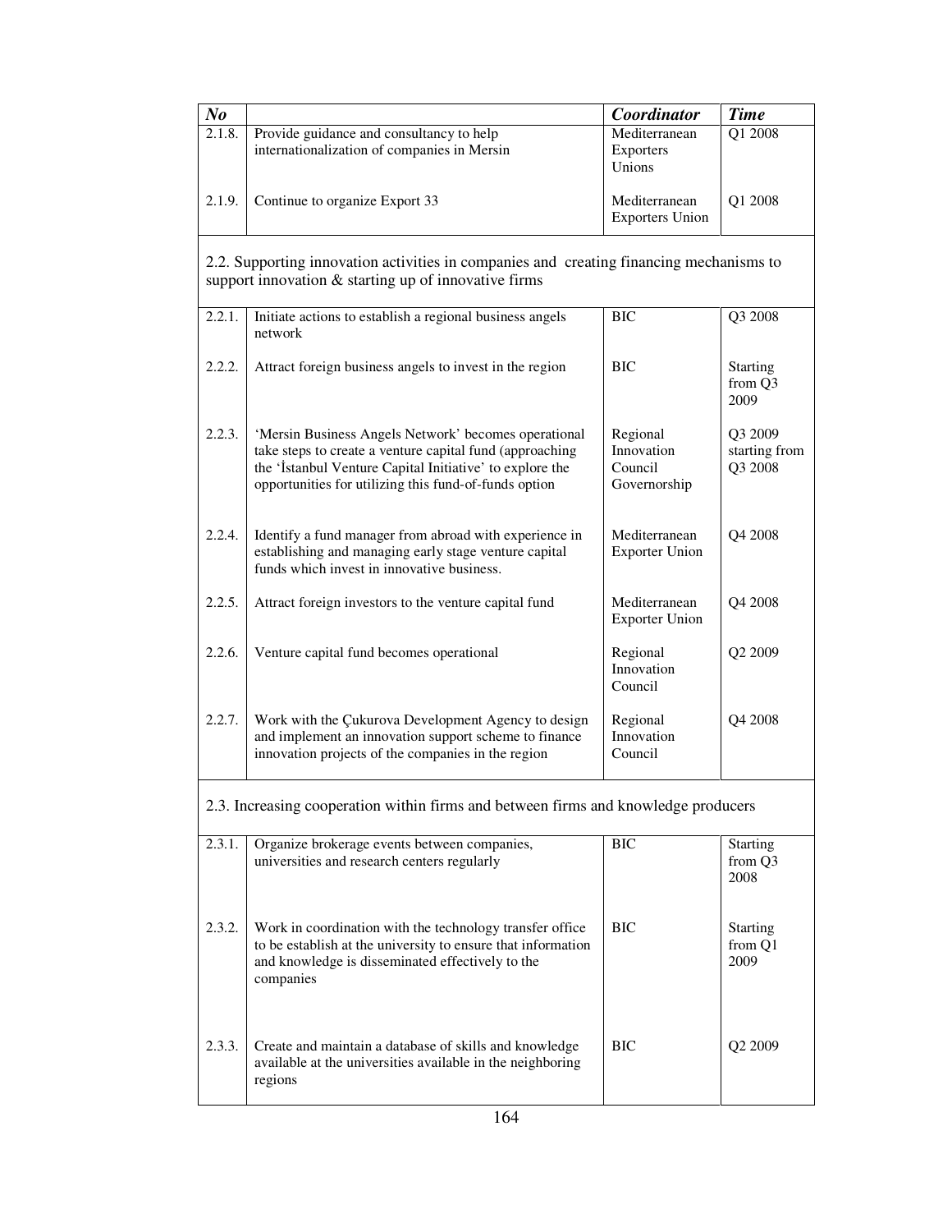| *No* | | *Coordinator* | *Time* |
|---|---|---|---|
| 2.1.8. | Provide guidance and consultancy to help internationalization of companies in Mersin | Mediterranean Exporters Unions | Q1 2008 |
| 2.1.9. | Continue to organize Export 33 | Mediterranean Exporters Union | Q1 2008 |
| 2.2. Supporting innovation activities in companies and creating financing mechanisms to support innovation & starting up of innovative firms | | | |
| 2.2.1. | Initiate actions to establish a regional business angels network | BIC | Q3 2008 |
| 2.2.2. | Attract foreign business angels to invest in the region | BIC | Starting from Q3 2009 |
| 2.2.3. | 'Mersin Business Angels Network' becomes operational take steps to create a venture capital fund (approaching the 'İstanbul Venture Capital Initiative' to explore the opportunities for utilizing this fund-of-funds option | Regional Innovation Council Governorship | Q3 2009 starting from Q3 2008 |
| 2.2.4. | Identify a fund manager from abroad with experience in establishing and managing early stage venture capital funds which invest in innovative business. | Mediterranean Exporter Union | Q4 2008 |
| 2.2.5. | Attract foreign investors to the venture capital fund | Mediterranean Exporter Union | Q4 2008 |
| 2.2.6. | Venture capital fund becomes operational | Regional Innovation Council | Q2 2009 |
| 2.2.7. | Work with the Çukurova Development Agency to design and implement an innovation support scheme to finance innovation projects of the companies in the region | Regional Innovation Council | Q4 2008 |
| 2.3. Increasing cooperation within firms and between firms and knowledge producers | | | |
| 2.3.1. | Organize brokerage events between companies, universities and research centers regularly | BIC | Starting from Q3 2008 |
| 2.3.2. | Work in coordination with the technology transfer office to be establish at the university to ensure that information and knowledge is disseminated effectively to the companies | BIC | Starting from Q1 2009 |
| 2.3.3. | Create and maintain a database of skills and knowledge available at the universities available in the neighboring regions | BIC | Q2 2009 |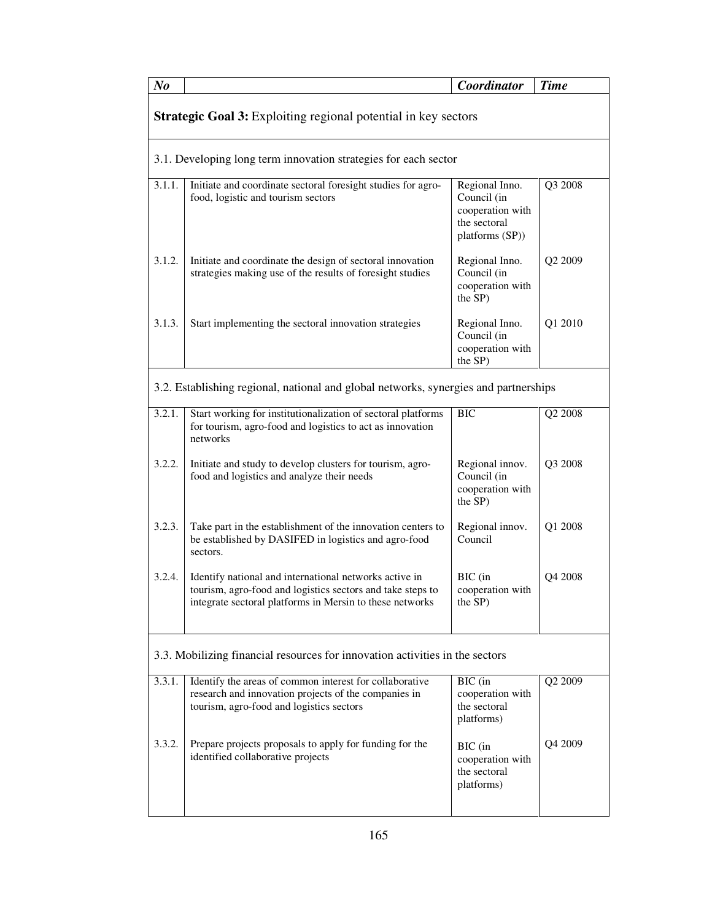| *No* | | *Coordinator* | *Time* |
|---|---|---|---|
| **Strategic Goal 3:** Exploiting regional potential in key sectors | | | |
| 3.1. Developing long term innovation strategies for each sector | | | |
| 3.1.1. | Initiate and coordinate sectoral foresight studies for agro-food, logistic and tourism sectors | Regional Inno. Council (in cooperation with the sectoral platforms (SP)) | Q3 2008 |
| 3.1.2. | Initiate and coordinate the design of sectoral innovation strategies making use of the results of foresight studies | Regional Inno. Council (in cooperation with the SP) | Q2 2009 |
| 3.1.3. | Start implementing the sectoral innovation strategies | Regional Inno. Council (in cooperation with the SP) | Q1 2010 |
| 3.2. Establishing regional, national and global networks, synergies and partnerships | | | |
| 3.2.1. | Start working for institutionalization of sectoral platforms for tourism, agro-food and logistics to act as innovation networks | BIC | Q2 2008 |
| 3.2.2. | Initiate and study to develop clusters for tourism, agro-food and logistics and analyze their needs | Regional innov. Council (in cooperation with the SP) | Q3 2008 |
| 3.2.3. | Take part in the establishment of the innovation centers to be established by DASIFED in logistics and agro-food sectors. | Regional innov. Council | Q1 2008 |
| 3.2.4. | Identify national and international networks active in tourism, agro-food and logistics sectors and take steps to integrate sectoral platforms in Mersin to these networks | BIC (in cooperation with the SP) | Q4 2008 |
| 3.3. Mobilizing financial resources for innovation activities in the sectors | | | |
| 3.3.1. | Identify the areas of common interest for collaborative research and innovation projects of the companies in tourism, agro-food and logistics sectors | BIC (in cooperation with the sectoral platforms) | Q2 2009 |
| 3.3.2. | Prepare projects proposals to apply for funding for the identified collaborative projects | BIC (in cooperation with the sectoral platforms) | Q4 2009 |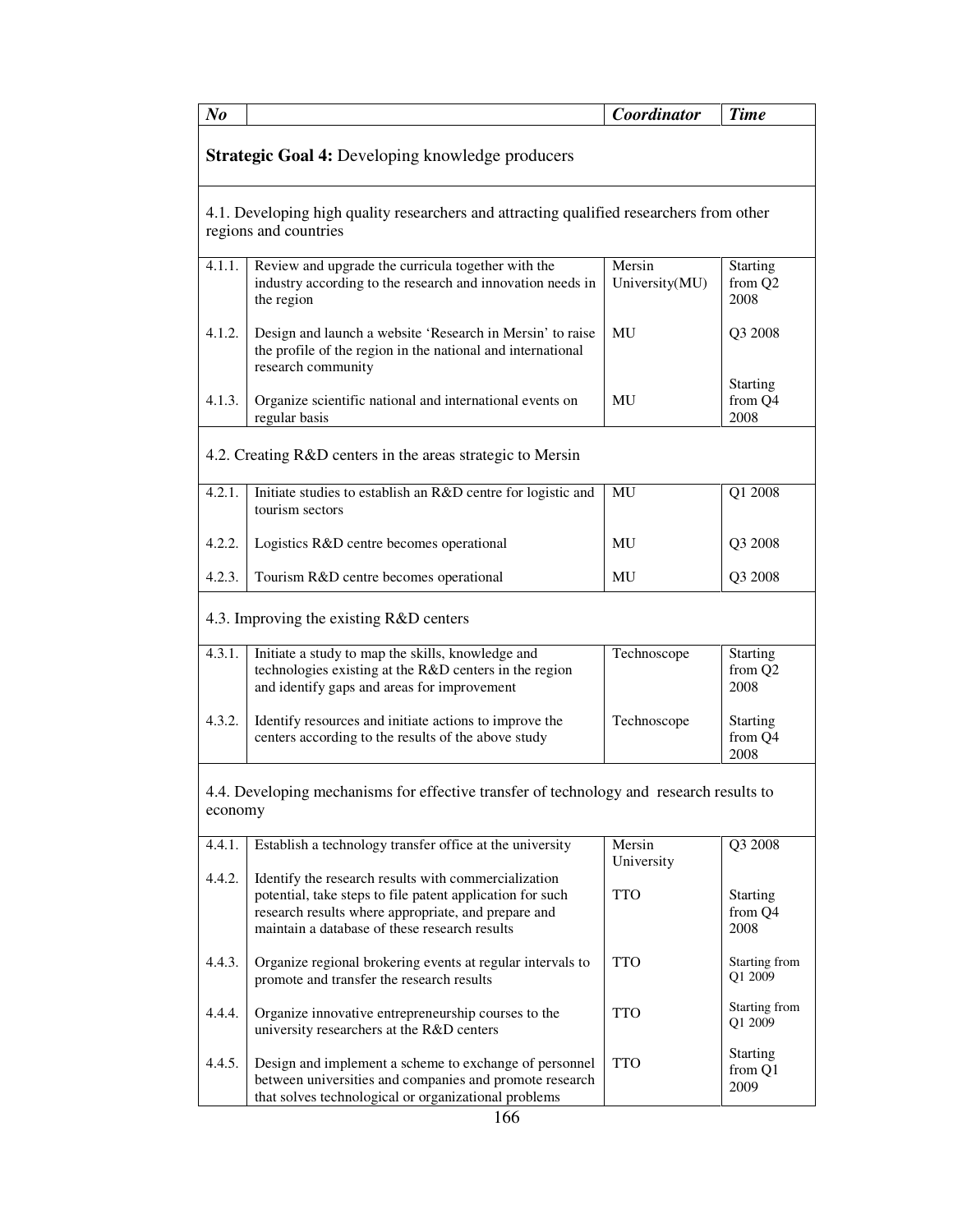| *No* | | *Coordinator* | *Time* |
|---|---|---|---|
| **Strategic Goal 4:** Developing knowledge producers | | | |
| 4.1. Developing high quality researchers and attracting qualified researchers from other regions and countries | | | |
| 4.1.1. | Review and upgrade the curricula together with the industry according to the research and innovation needs in the region | Mersin University(MU) | Starting from Q2 2008 |
| 4.1.2. | Design and launch a website 'Research in Mersin' to raise the profile of the region in the national and international research community | MU | Q3 2008 |
| 4.1.3. | Organize scientific national and international events on regular basis | MU | Starting from Q4 2008 |
| 4.2. Creating R&D centers in the areas strategic to Mersin | | | |
| 4.2.1. | Initiate studies to establish an R&D centre for logistic and tourism sectors | MU | Q1 2008 |
| 4.2.2. | Logistics R&D centre becomes operational | MU | Q3 2008 |
| 4.2.3. | Tourism R&D centre becomes operational | MU | Q3 2008 |
| 4.3. Improving the existing R&D centers | | | |
| 4.3.1. | Initiate a study to map the skills, knowledge and technologies existing at the R&D centers in the region and identify gaps and areas for improvement | Technoscope | Starting from Q2 2008 |
| 4.3.2. | Identify resources and initiate actions to improve the centers according to the results of the above study | Technoscope | Starting from Q4 2008 |
| 4.4. Developing mechanisms for effective transfer of technology and research results to economy | | | |
| 4.4.1. | Establish a technology transfer office at the university | Mersin University | Q3 2008 |
| 4.4.2. | Identify the research results with commercialization potential, take steps to file patent application for such research results where appropriate, and prepare and maintain a database of these research results | TTO | Starting from Q4 2008 |
| 4.4.3. | Organize regional brokering events at regular intervals to promote and transfer the research results | TTO | Starting from Q1 2009 |
| 4.4.4. | Organize innovative entrepreneurship courses to the university researchers at the R&D centers | TTO | Starting from Q1 2009 |
| 4.4.5. | Design and implement a scheme to exchange of personnel between universities and companies and promote research that solves technological or organizational problems | TTO | Starting from Q1 2009 |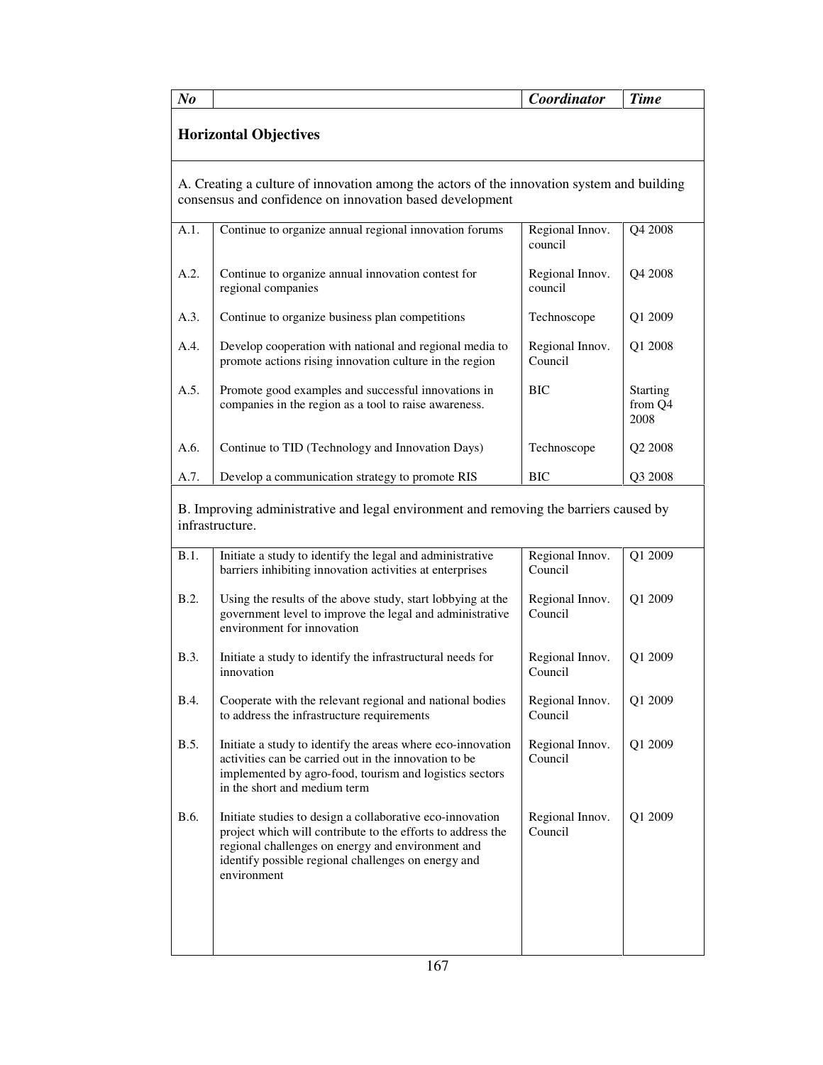| *No* | | *Coordinator* | *Time* |
|---|---|---|---|
| **Horizontal Objectives** | | | |
| A. Creating a culture of innovation among the actors of the innovation system and building consensus and confidence on innovation based development | | | |
| A.1. | Continue to organize annual regional innovation forums | Regional Innov. council | Q4 2008 |
| A.2. | Continue to organize annual innovation contest for regional companies | Regional Innov. council | Q4 2008 |
| A.3. | Continue to organize business plan competitions | Technoscope | Q1 2009 |
| A.4. | Develop cooperation with national and regional media to promote actions rising innovation culture in the region | Regional Innov. Council | Q1 2008 |
| A.5. | Promote good examples and successful innovations in companies in the region as a tool to raise awareness. | BIC | Starting from Q4 2008 |
| A.6. | Continue to TID (Technology and Innovation Days) | Technoscope | Q2 2008 |
| A.7. | Develop a communication strategy to promote RIS | BIC | Q3 2008 |
| B. Improving administrative and legal environment and removing the barriers caused by infrastructure. | | | |
| B.1. | Initiate a study to identify the legal and administrative barriers inhibiting innovation activities at enterprises | Regional Innov. Council | Q1 2009 |
| B.2. | Using the results of the above study, start lobbying at the government level to improve the legal and administrative environment for innovation | Regional Innov. Council | Q1 2009 |
| B.3. | Initiate a study to identify the infrastructural needs for innovation | Regional Innov. Council | Q1 2009 |
| B.4. | Cooperate with the relevant regional and national bodies to address the infrastructure requirements | Regional Innov. Council | Q1 2009 |
| B.5. | Initiate a study to identify the areas where eco-innovation activities can be carried out in the innovation to be implemented by agro-food, tourism and logistics sectors in the short and medium term | Regional Innov. Council | Q1 2009 |
| B.6. | Initiate studies to design a collaborative eco-innovation project which will contribute to the efforts to address the regional challenges on energy and environment and identify possible regional challenges on energy and environment | Regional Innov. Council | Q1 2009 |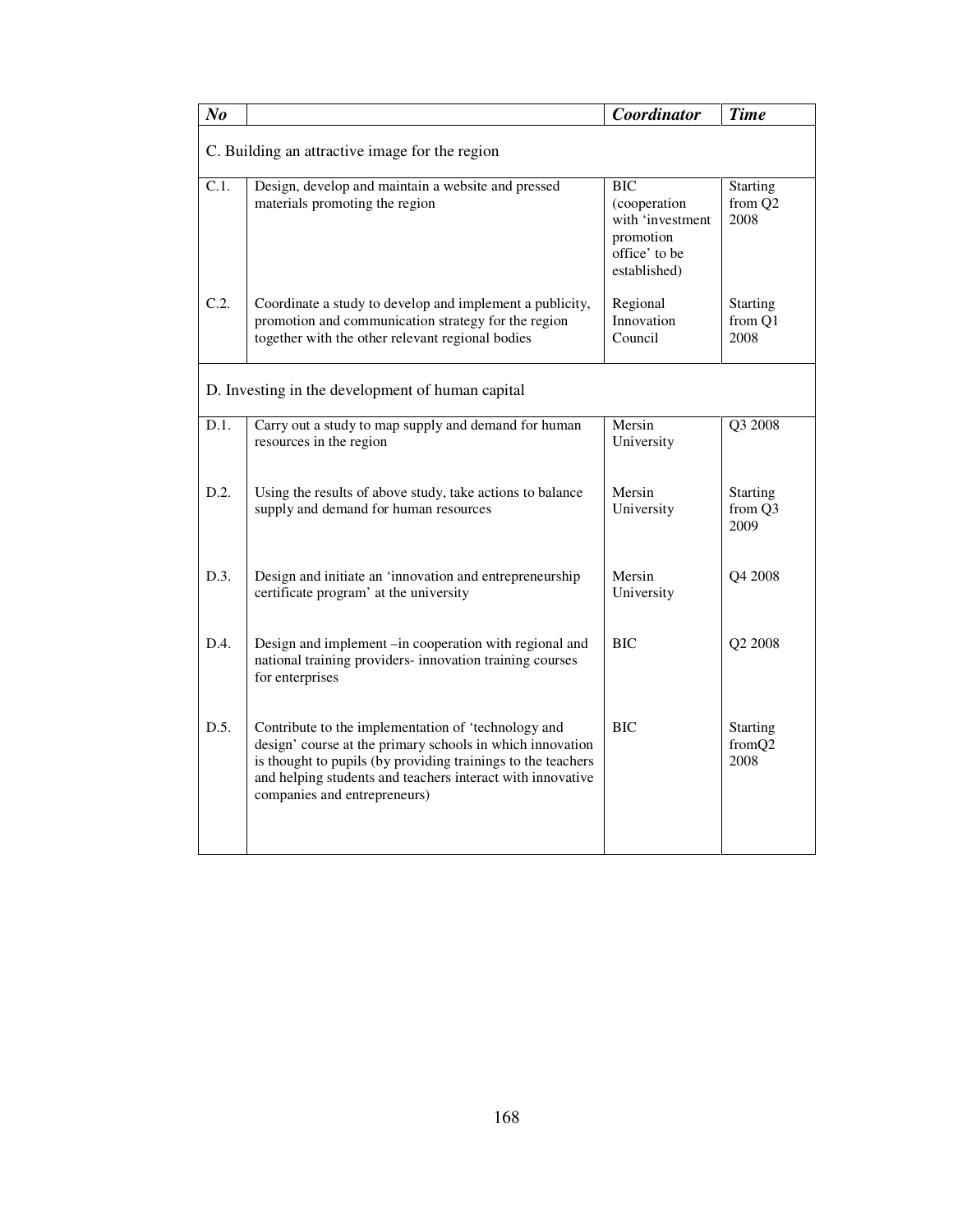| *No* | | *Coordinator* | *Time* |
|---|---|---|---|
| C. Building an attractive image for the region | | | |
| C.1. | Design, develop and maintain a website and pressed materials promoting the region | BIC (cooperation with 'investment promotion office' to be established) | Starting from Q2 2008 |
| C.2. | Coordinate a study to develop and implement a publicity, promotion and communication strategy for the region together with the other relevant regional bodies | Regional Innovation Council | Starting from Q1 2008 |
| D. Investing in the development of human capital | | | |
| D.1. | Carry out a study to map supply and demand for human resources in the region | Mersin University | Q3 2008 |
| D.2. | Using the results of above study, take actions to balance supply and demand for human resources | Mersin University | Starting from Q3 2009 |
| D.3. | Design and initiate an 'innovation and entrepreneurship certificate program' at the university | Mersin University | Q4 2008 |
| D.4. | Design and implement –in cooperation with regional and national training providers- innovation training courses for enterprises | BIC | Q2 2008 |
| D.5. | Contribute to the implementation of 'technology and design' course at the primary schools in which innovation is thought to pupils (by providing trainings to the teachers and helping students and teachers interact with innovative companies and entrepreneurs) | BIC | Starting fromQ2 2008 |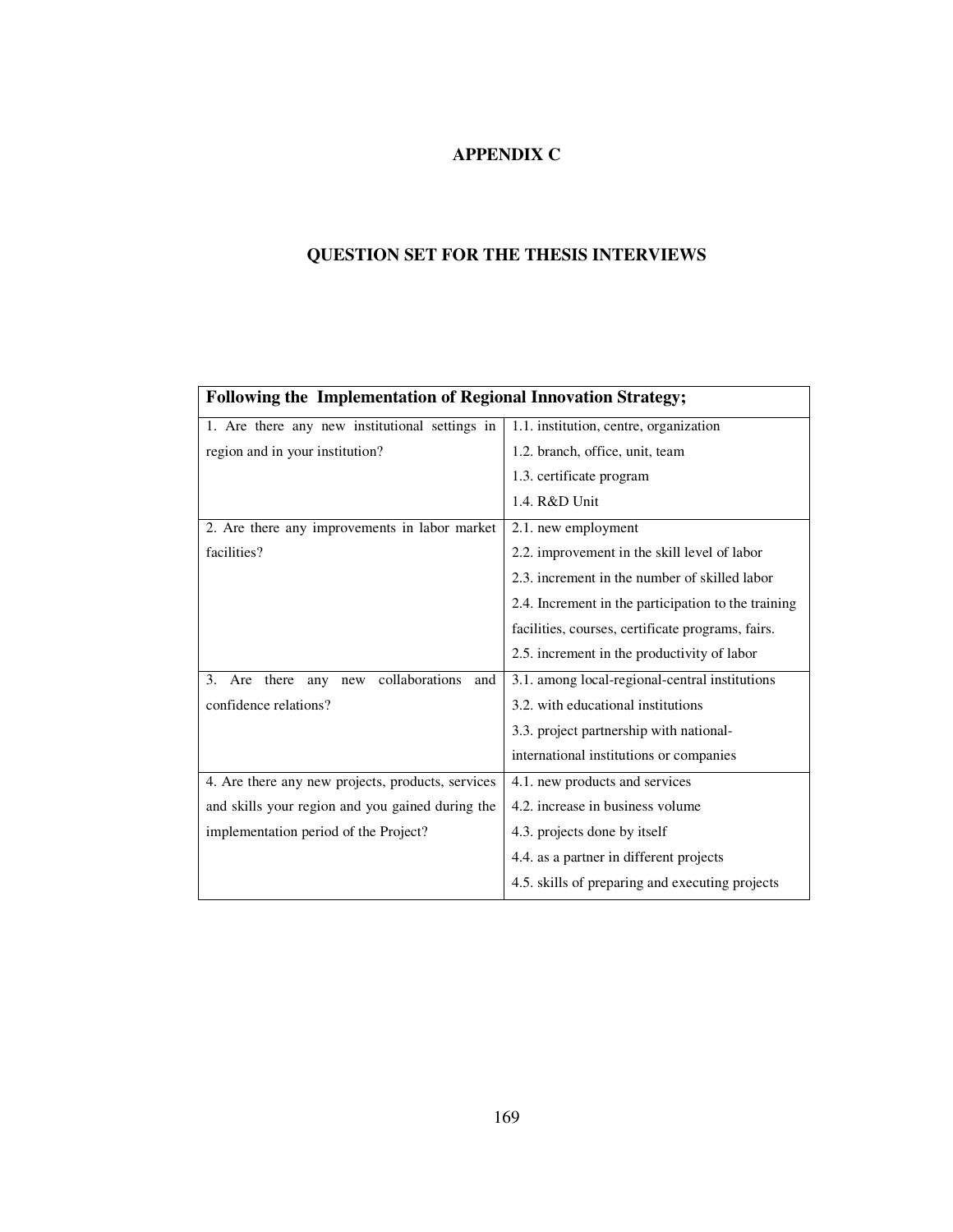# APPENDIX C

## QUESTION SET FOR THE THESIS INTERVIEWS

| Following the Implementation of Regional Innovation Strategy; | |
|---|---|
| 1. Are there any new institutional settings in region and in your institution? | 1.1. institution, centre, organization<br>1.2. branch, office, unit, team<br>1.3. certificate program<br>1.4. R&D Unit |
| 2. Are there any improvements in labor market facilities? | 2.1. new employment<br>2.2. improvement in the skill level of labor<br>2.3. increment in the number of skilled labor<br>2.4. Increment in the participation to the training facilities, courses, certificate programs, fairs.<br>2.5. increment in the productivity of labor |
| 3. Are there any new collaborations and confidence relations? | 3.1. among local-regional-central institutions<br>3.2. with educational institutions<br>3.3. project partnership with national-international institutions or companies |
| 4. Are there any new projects, products, services and skills your region and you gained during the implementation period of the Project? | 4.1. new products and services<br>4.2. increase in business volume<br>4.3. projects done by itself<br>4.4. as a partner in different projects<br>4.5. skills of preparing and executing projects |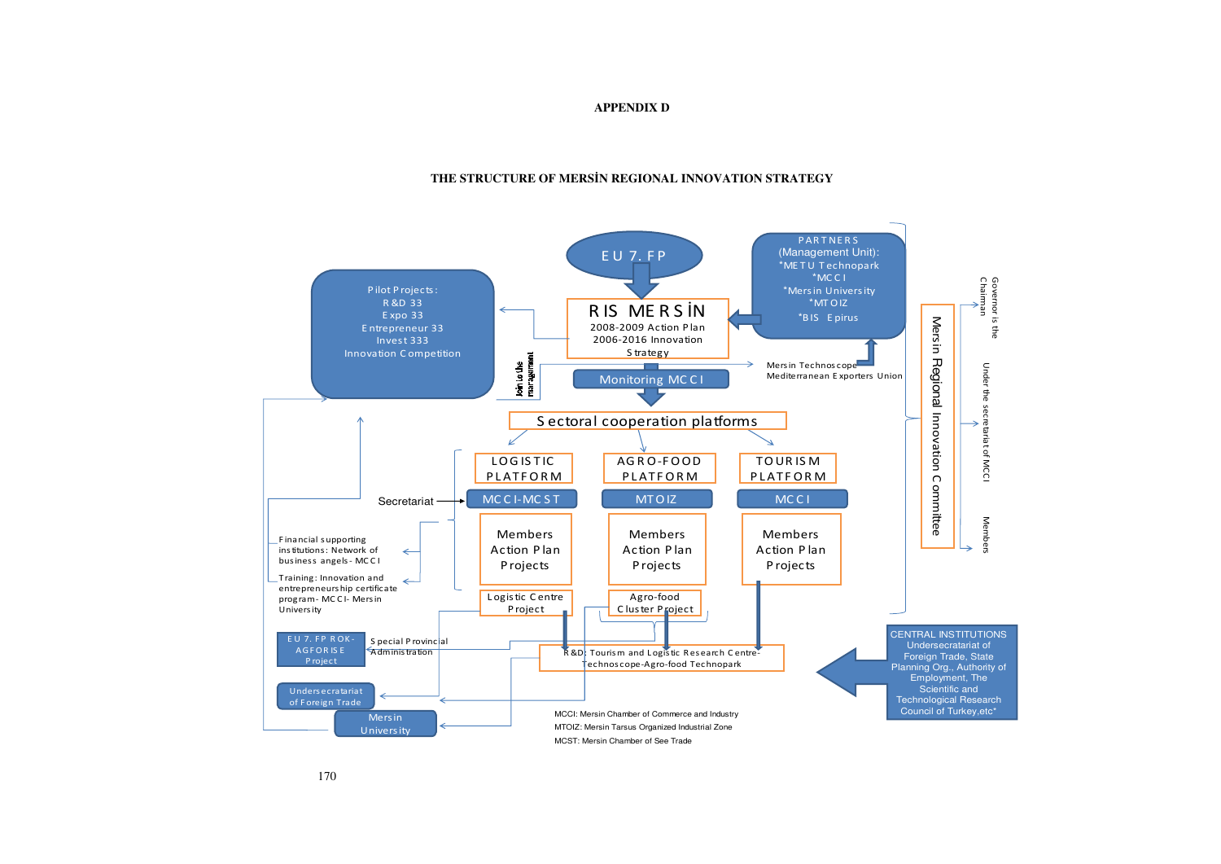# APPENDIX D

## THE STRUCTURE OF MERSİN REGIONAL INNOVATION STRATEGY

EU 7. FP

RIS MERSİN
2008-2009 Action Plan
2006-2016 Innovation Strategy

PARTNERS
(Management Unit):
*METU Technopark
*MCCI
*Mersin University
*MTOIZ
*BIS Epirus

Pilot Projects:
R&D 33
Expo 33
Entrepreneur 33
Invest 333
Innovation Competition

Join to the management

Monitoring MCCI

Mersin Technoscope
Mediterranean Exporters Union

Sectoral cooperation platforms

LOGISTIC PLATFORM
MCCI-MCST
Members
Action Plan
Projects
Logistic Centre Project

AGRO-FOOD PLATFORM
MTOIZ
Members
Action Plan
Projects
Agro-food Cluster Project

TOURISM PLATFORM
MCCI
Members
Action Plan
Projects

Secretariat

Mersin Regional Innovation Committee

Governor is the Chairman

Under the secretariat of MCCI

Members

Financial supporting institutions: Network of business angels - MCCI

Training: Innovation and entrepreneurship certificate program - MCCI- Mersin University

EU 7. FP ROK-AGFORISE Project

Special Provincial Administration

R&D: Tourism and Logistic Research Centre-Technoscope-Agro-food Technopark

Undersecratariat of Foreign Trade

Mersin University

CENTRAL INSTITUTIONS
Undersecratariat of Foreign Trade, State Planning Org., Authority of Employment, The Scientific and Technological Research Council of Turkey,etc*

MCCI: Mersin Chamber of Commerce and Industry
MTOIZ: Mersin Tarsus Organized Industrial Zone
MCST: Mersin Chamber of See Trade